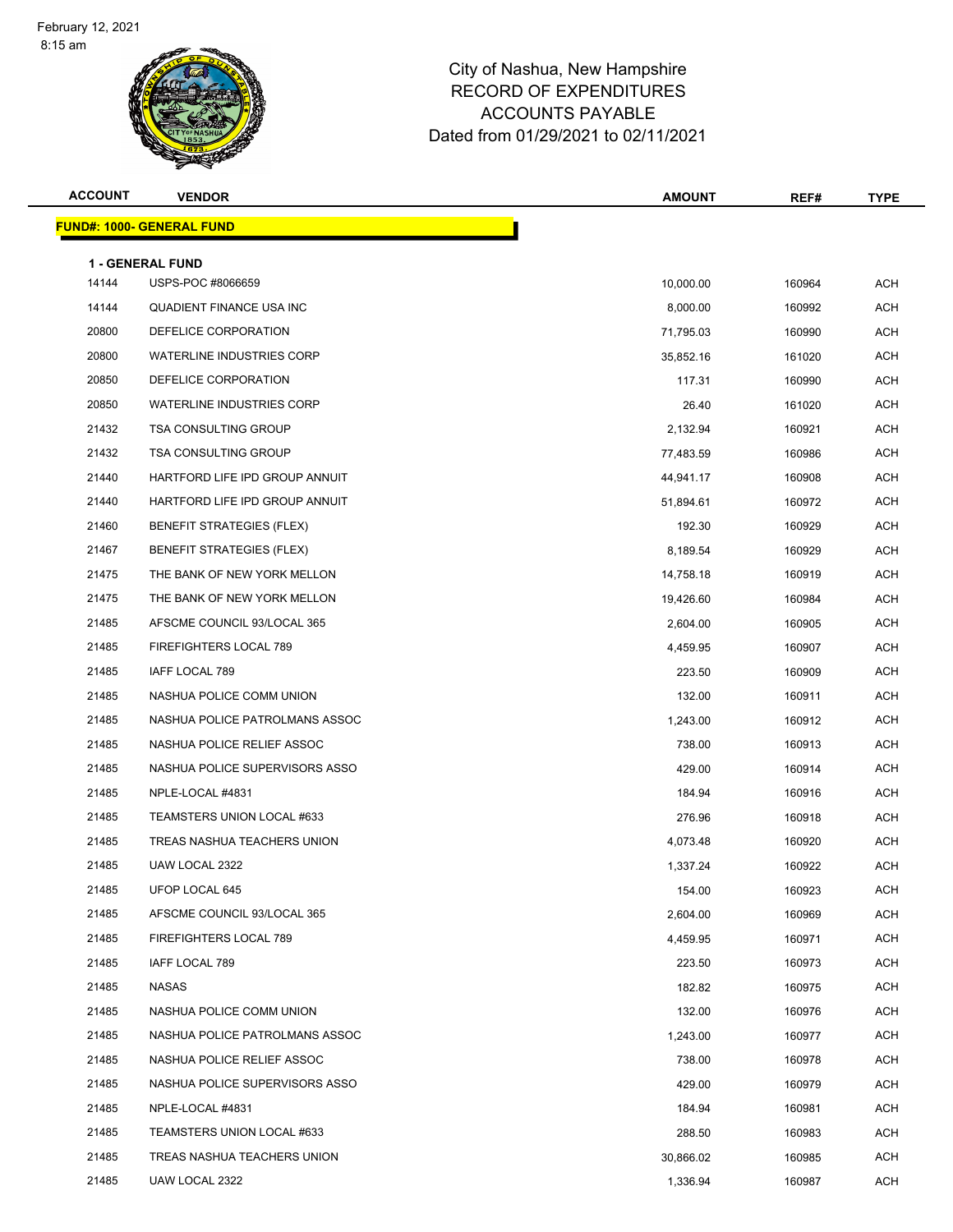February 12, 2021
8:15 am

# City of Nashua, New Hampshire
## RECORD OF EXPENDITURES
## ACCOUNTS PAYABLE
## Dated from 01/29/2021 to 02/11/2021

| ACCOUNT | VENDOR | AMOUNT | REF# | TYPE |
|---|---|---|---|---|

**FUND#: 1000- GENERAL FUND**

**1 - GENERAL FUND**

| ACCOUNT | VENDOR | AMOUNT | REF# | TYPE |
|---|---|---|---|---|
| 14144 | USPS-POC #8066659 | 10,000.00 | 160964 | ACH |
| 14144 | QUADIENT FINANCE USA INC | 8,000.00 | 160992 | ACH |
| 20800 | DEFELICE CORPORATION | 71,795.03 | 160990 | ACH |
| 20800 | WATERLINE INDUSTRIES CORP | 35,852.16 | 161020 | ACH |
| 20850 | DEFELICE CORPORATION | 117.31 | 160990 | ACH |
| 20850 | WATERLINE INDUSTRIES CORP | 26.40 | 161020 | ACH |
| 21432 | TSA CONSULTING GROUP | 2,132.94 | 160921 | ACH |
| 21432 | TSA CONSULTING GROUP | 77,483.59 | 160986 | ACH |
| 21440 | HARTFORD LIFE IPD GROUP ANNUIT | 44,941.17 | 160908 | ACH |
| 21440 | HARTFORD LIFE IPD GROUP ANNUIT | 51,894.61 | 160972 | ACH |
| 21460 | BENEFIT STRATEGIES (FLEX) | 192.30 | 160929 | ACH |
| 21467 | BENEFIT STRATEGIES (FLEX) | 8,189.54 | 160929 | ACH |
| 21475 | THE BANK OF NEW YORK MELLON | 14,758.18 | 160919 | ACH |
| 21475 | THE BANK OF NEW YORK MELLON | 19,426.60 | 160984 | ACH |
| 21485 | AFSCME COUNCIL 93/LOCAL 365 | 2,604.00 | 160905 | ACH |
| 21485 | FIREFIGHTERS LOCAL 789 | 4,459.95 | 160907 | ACH |
| 21485 | IAFF LOCAL 789 | 223.50 | 160909 | ACH |
| 21485 | NASHUA POLICE COMM UNION | 132.00 | 160911 | ACH |
| 21485 | NASHUA POLICE PATROLMANS ASSOC | 1,243.00 | 160912 | ACH |
| 21485 | NASHUA POLICE RELIEF ASSOC | 738.00 | 160913 | ACH |
| 21485 | NASHUA POLICE SUPERVISORS ASSO | 429.00 | 160914 | ACH |
| 21485 | NPLE-LOCAL #4831 | 184.94 | 160916 | ACH |
| 21485 | TEAMSTERS UNION LOCAL #633 | 276.96 | 160918 | ACH |
| 21485 | TREAS NASHUA TEACHERS UNION | 4,073.48 | 160920 | ACH |
| 21485 | UAW LOCAL 2322 | 1,337.24 | 160922 | ACH |
| 21485 | UFOP LOCAL 645 | 154.00 | 160923 | ACH |
| 21485 | AFSCME COUNCIL 93/LOCAL 365 | 2,604.00 | 160969 | ACH |
| 21485 | FIREFIGHTERS LOCAL 789 | 4,459.95 | 160971 | ACH |
| 21485 | IAFF LOCAL 789 | 223.50 | 160973 | ACH |
| 21485 | NASAS | 182.82 | 160975 | ACH |
| 21485 | NASHUA POLICE COMM UNION | 132.00 | 160976 | ACH |
| 21485 | NASHUA POLICE PATROLMANS ASSOC | 1,243.00 | 160977 | ACH |
| 21485 | NASHUA POLICE RELIEF ASSOC | 738.00 | 160978 | ACH |
| 21485 | NASHUA POLICE SUPERVISORS ASSO | 429.00 | 160979 | ACH |
| 21485 | NPLE-LOCAL #4831 | 184.94 | 160981 | ACH |
| 21485 | TEAMSTERS UNION LOCAL #633 | 288.50 | 160983 | ACH |
| 21485 | TREAS NASHUA TEACHERS UNION | 30,866.02 | 160985 | ACH |
| 21485 | UAW LOCAL 2322 | 1,336.94 | 160987 | ACH |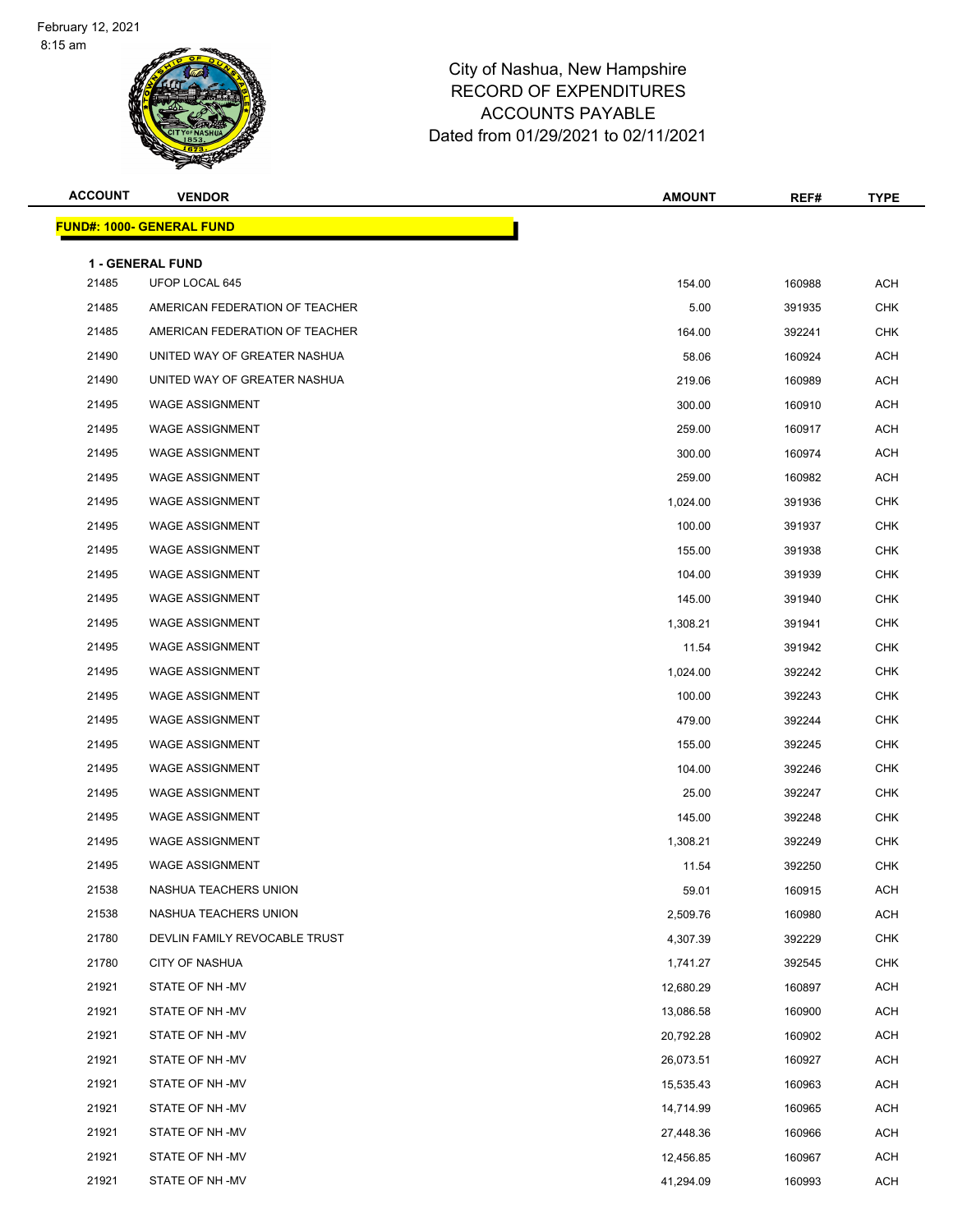February 12, 2021
8:15 am

# City of Nashua, New Hampshire
## RECORD OF EXPENDITURES
## ACCOUNTS PAYABLE
### Dated from 01/29/2021 to 02/11/2021

| ACCOUNT | VENDOR | AMOUNT | REF# | TYPE |
|---|---|---|---|---|
| **FUND#: 1000- GENERAL FUND** | | | | |
| **1 - GENERAL FUND** | | | | |
| 21485 | UFOP LOCAL 645 | 154.00 | 160988 | ACH |
| 21485 | AMERICAN FEDERATION OF TEACHER | 5.00 | 391935 | CHK |
| 21485 | AMERICAN FEDERATION OF TEACHER | 164.00 | 392241 | CHK |
| 21490 | UNITED WAY OF GREATER NASHUA | 58.06 | 160924 | ACH |
| 21490 | UNITED WAY OF GREATER NASHUA | 219.06 | 160989 | ACH |
| 21495 | WAGE ASSIGNMENT | 300.00 | 160910 | ACH |
| 21495 | WAGE ASSIGNMENT | 259.00 | 160917 | ACH |
| 21495 | WAGE ASSIGNMENT | 300.00 | 160974 | ACH |
| 21495 | WAGE ASSIGNMENT | 259.00 | 160982 | ACH |
| 21495 | WAGE ASSIGNMENT | 1,024.00 | 391936 | CHK |
| 21495 | WAGE ASSIGNMENT | 100.00 | 391937 | CHK |
| 21495 | WAGE ASSIGNMENT | 155.00 | 391938 | CHK |
| 21495 | WAGE ASSIGNMENT | 104.00 | 391939 | CHK |
| 21495 | WAGE ASSIGNMENT | 145.00 | 391940 | CHK |
| 21495 | WAGE ASSIGNMENT | 1,308.21 | 391941 | CHK |
| 21495 | WAGE ASSIGNMENT | 11.54 | 391942 | CHK |
| 21495 | WAGE ASSIGNMENT | 1,024.00 | 392242 | CHK |
| 21495 | WAGE ASSIGNMENT | 100.00 | 392243 | CHK |
| 21495 | WAGE ASSIGNMENT | 479.00 | 392244 | CHK |
| 21495 | WAGE ASSIGNMENT | 155.00 | 392245 | CHK |
| 21495 | WAGE ASSIGNMENT | 104.00 | 392246 | CHK |
| 21495 | WAGE ASSIGNMENT | 25.00 | 392247 | CHK |
| 21495 | WAGE ASSIGNMENT | 145.00 | 392248 | CHK |
| 21495 | WAGE ASSIGNMENT | 1,308.21 | 392249 | CHK |
| 21495 | WAGE ASSIGNMENT | 11.54 | 392250 | CHK |
| 21538 | NASHUA TEACHERS UNION | 59.01 | 160915 | ACH |
| 21538 | NASHUA TEACHERS UNION | 2,509.76 | 160980 | ACH |
| 21780 | DEVLIN FAMILY REVOCABLE TRUST | 4,307.39 | 392229 | CHK |
| 21780 | CITY OF NASHUA | 1,741.27 | 392545 | CHK |
| 21921 | STATE OF NH -MV | 12,680.29 | 160897 | ACH |
| 21921 | STATE OF NH -MV | 13,086.58 | 160900 | ACH |
| 21921 | STATE OF NH -MV | 20,792.28 | 160902 | ACH |
| 21921 | STATE OF NH -MV | 26,073.51 | 160927 | ACH |
| 21921 | STATE OF NH -MV | 15,535.43 | 160963 | ACH |
| 21921 | STATE OF NH -MV | 14,714.99 | 160965 | ACH |
| 21921 | STATE OF NH -MV | 27,448.36 | 160966 | ACH |
| 21921 | STATE OF NH -MV | 12,456.85 | 160967 | ACH |
| 21921 | STATE OF NH -MV | 41,294.09 | 160993 | ACH |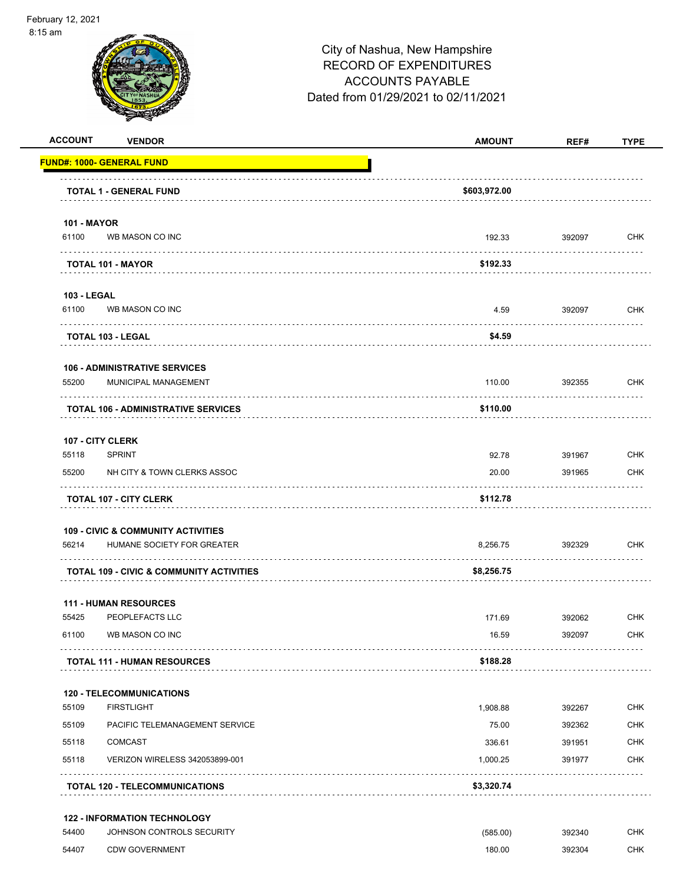City of Nashua, New Hampshire
RECORD OF EXPENDITURES
ACCOUNTS PAYABLE
Dated from 01/29/2021 to 02/11/2021

| ACCOUNT | VENDOR | AMOUNT | REF# | TYPE |
|---|---|---|---|---|
| **FUND#: 1000- GENERAL FUND** | | | | |
| | **TOTAL 1 - GENERAL FUND** | **$603,972.00** | | |
| **101 - MAYOR** | | | | |
| 61100 | WB MASON CO INC | 192.33 | 392097 | CHK |
| | **TOTAL 101 - MAYOR** | **$192.33** | | |
| **103 - LEGAL** | | | | |
| 61100 | WB MASON CO INC | 4.59 | 392097 | CHK |
| | **TOTAL 103 - LEGAL** | **$4.59** | | |
| **106 - ADMINISTRATIVE SERVICES** | | | | |
| 55200 | MUNICIPAL MANAGEMENT | 110.00 | 392355 | CHK |
| | **TOTAL 106 - ADMINISTRATIVE SERVICES** | **$110.00** | | |
| **107 - CITY CLERK** | | | | |
| 55118 | SPRINT | 92.78 | 391967 | CHK |
| 55200 | NH CITY & TOWN CLERKS ASSOC | 20.00 | 391965 | CHK |
| | **TOTAL 107 - CITY CLERK** | **$112.78** | | |
| **109 - CIVIC & COMMUNITY ACTIVITIES** | | | | |
| 56214 | HUMANE SOCIETY FOR GREATER | 8,256.75 | 392329 | CHK |
| | **TOTAL 109 - CIVIC & COMMUNITY ACTIVITIES** | **$8,256.75** | | |
| **111 - HUMAN RESOURCES** | | | | |
| 55425 | PEOPLEFACTS LLC | 171.69 | 392062 | CHK |
| 61100 | WB MASON CO INC | 16.59 | 392097 | CHK |
| | **TOTAL 111 - HUMAN RESOURCES** | **$188.28** | | |
| **120 - TELECOMMUNICATIONS** | | | | |
| 55109 | FIRSTLIGHT | 1,908.88 | 392267 | CHK |
| 55109 | PACIFIC TELEMANAGEMENT SERVICE | 75.00 | 392362 | CHK |
| 55118 | COMCAST | 336.61 | 391951 | CHK |
| 55118 | VERIZON WIRELESS 342053899-001 | 1,000.25 | 391977 | CHK |
| | **TOTAL 120 - TELECOMMUNICATIONS** | **$3,320.74** | | |
| **122 - INFORMATION TECHNOLOGY** | | | | |
| 54400 | JOHNSON CONTROLS SECURITY | (585.00) | 392340 | CHK |
| 54407 | CDW GOVERNMENT | 180.00 | 392304 | CHK |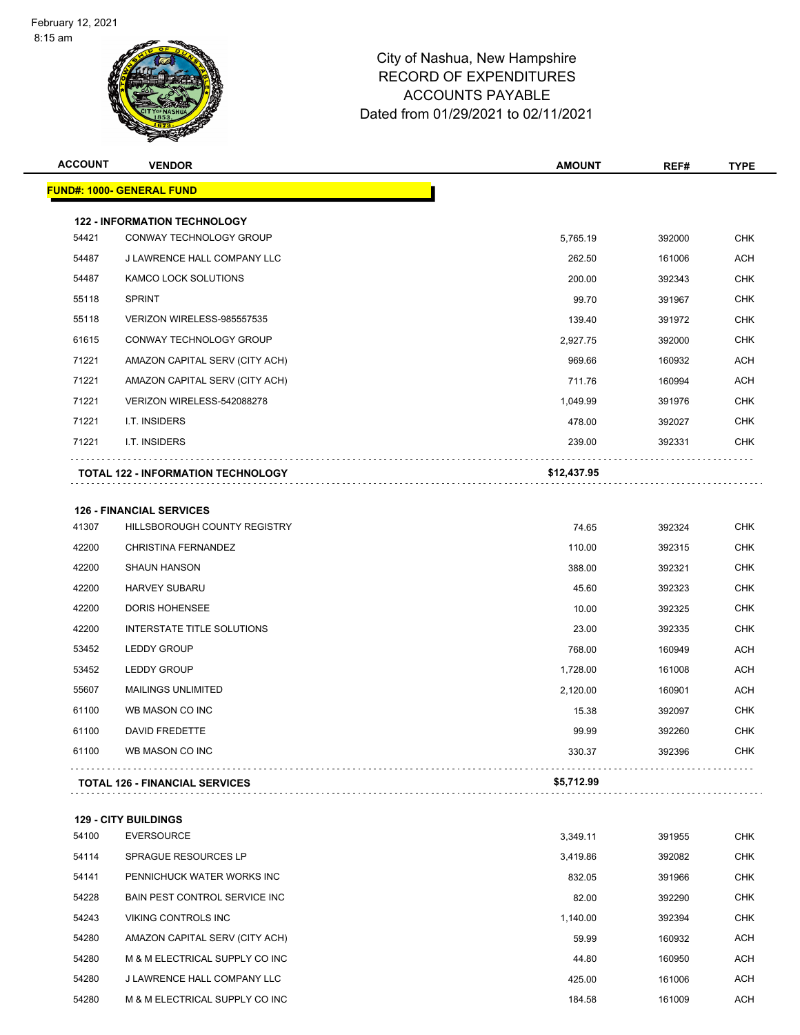# City of Nashua, New Hampshire
# RECORD OF EXPENDITURES
# ACCOUNTS PAYABLE
# Dated from 01/29/2021 to 02/11/2021

| ACCOUNT | VENDOR | AMOUNT | REF# | TYPE |
|---|---|---|---|---|
| **FUND#: 1000- GENERAL FUND** | | | | |
| **122 - INFORMATION TECHNOLOGY** | | | | |
| 54421 | CONWAY TECHNOLOGY GROUP | 5,765.19 | 392000 | CHK |
| 54487 | J LAWRENCE HALL COMPANY LLC | 262.50 | 161006 | ACH |
| 54487 | KAMCO LOCK SOLUTIONS | 200.00 | 392343 | CHK |
| 55118 | SPRINT | 99.70 | 391967 | CHK |
| 55118 | VERIZON WIRELESS-985557535 | 139.40 | 391972 | CHK |
| 61615 | CONWAY TECHNOLOGY GROUP | 2,927.75 | 392000 | CHK |
| 71221 | AMAZON CAPITAL SERV (CITY ACH) | 969.66 | 160932 | ACH |
| 71221 | AMAZON CAPITAL SERV (CITY ACH) | 711.76 | 160994 | ACH |
| 71221 | VERIZON WIRELESS-542088278 | 1,049.99 | 391976 | CHK |
| 71221 | I.T. INSIDERS | 478.00 | 392027 | CHK |
| 71221 | I.T. INSIDERS | 239.00 | 392331 | CHK |
| | **TOTAL 122 - INFORMATION TECHNOLOGY** | **$12,437.95** | | |
| **126 - FINANCIAL SERVICES** | | | | |
| 41307 | HILLSBOROUGH COUNTY REGISTRY | 74.65 | 392324 | CHK |
| 42200 | CHRISTINA FERNANDEZ | 110.00 | 392315 | CHK |
| 42200 | SHAUN HANSON | 388.00 | 392321 | CHK |
| 42200 | HARVEY SUBARU | 45.60 | 392323 | CHK |
| 42200 | DORIS HOHENSEE | 10.00 | 392325 | CHK |
| 42200 | INTERSTATE TITLE SOLUTIONS | 23.00 | 392335 | CHK |
| 53452 | LEDDY GROUP | 768.00 | 160949 | ACH |
| 53452 | LEDDY GROUP | 1,728.00 | 161008 | ACH |
| 55607 | MAILINGS UNLIMITED | 2,120.00 | 160901 | ACH |
| 61100 | WB MASON CO INC | 15.38 | 392097 | CHK |
| 61100 | DAVID FREDETTE | 99.99 | 392260 | CHK |
| 61100 | WB MASON CO INC | 330.37 | 392396 | CHK |
| | **TOTAL 126 - FINANCIAL SERVICES** | **$5,712.99** | | |
| **129 - CITY BUILDINGS** | | | | |
| 54100 | EVERSOURCE | 3,349.11 | 391955 | CHK |
| 54114 | SPRAGUE RESOURCES LP | 3,419.86 | 392082 | CHK |
| 54141 | PENNICHUCK WATER WORKS INC | 832.05 | 391966 | CHK |
| 54228 | BAIN PEST CONTROL SERVICE INC | 82.00 | 392290 | CHK |
| 54243 | VIKING CONTROLS INC | 1,140.00 | 392394 | CHK |
| 54280 | AMAZON CAPITAL SERV (CITY ACH) | 59.99 | 160932 | ACH |
| 54280 | M & M ELECTRICAL SUPPLY CO INC | 44.80 | 160950 | ACH |
| 54280 | J LAWRENCE HALL COMPANY LLC | 425.00 | 161006 | ACH |
| 54280 | M & M ELECTRICAL SUPPLY CO INC | 184.58 | 161009 | ACH |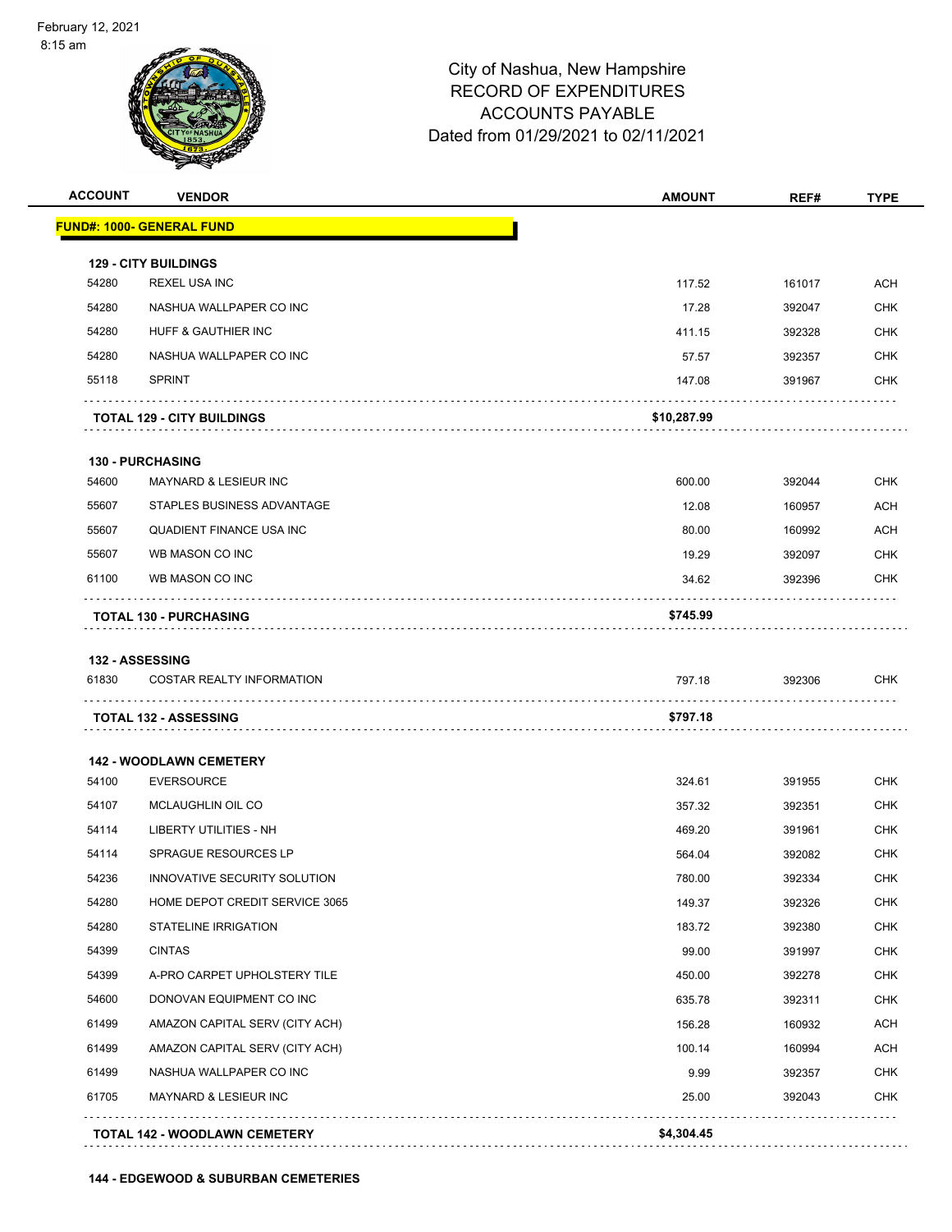February 12, 2021
8:15 am

# City of Nashua, New Hampshire
# RECORD OF EXPENDITURES
# ACCOUNTS PAYABLE
# Dated from 01/29/2021 to 02/11/2021

| ACCOUNT | VENDOR | AMOUNT | REF# | TYPE |
|---|---|---|---|---|
| **FUND#: 1000- GENERAL FUND** | | | | |
| **129 - CITY BUILDINGS** | | | | |
| 54280 | REXEL USA INC | 117.52 | 161017 | ACH |
| 54280 | NASHUA WALLPAPER CO INC | 17.28 | 392047 | CHK |
| 54280 | HUFF & GAUTHIER INC | 411.15 | 392328 | CHK |
| 54280 | NASHUA WALLPAPER CO INC | 57.57 | 392357 | CHK |
| 55118 | SPRINT | 147.08 | 391967 | CHK |
| | **TOTAL 129 - CITY BUILDINGS** | **$10,287.99** | | |
| **130 - PURCHASING** | | | | |
| 54600 | MAYNARD & LESIEUR INC | 600.00 | 392044 | CHK |
| 55607 | STAPLES BUSINESS ADVANTAGE | 12.08 | 160957 | ACH |
| 55607 | QUADIENT FINANCE USA INC | 80.00 | 160992 | ACH |
| 55607 | WB MASON CO INC | 19.29 | 392097 | CHK |
| 61100 | WB MASON CO INC | 34.62 | 392396 | CHK |
| | **TOTAL 130 - PURCHASING** | **$745.99** | | |
| **132 - ASSESSING** | | | | |
| 61830 | COSTAR REALTY INFORMATION | 797.18 | 392306 | CHK |
| | **TOTAL 132 - ASSESSING** | **$797.18** | | |
| **142 - WOODLAWN CEMETERY** | | | | |
| 54100 | EVERSOURCE | 324.61 | 391955 | CHK |
| 54107 | MCLAUGHLIN OIL CO | 357.32 | 392351 | CHK |
| 54114 | LIBERTY UTILITIES - NH | 469.20 | 391961 | CHK |
| 54114 | SPRAGUE RESOURCES LP | 564.04 | 392082 | CHK |
| 54236 | INNOVATIVE SECURITY SOLUTION | 780.00 | 392334 | CHK |
| 54280 | HOME DEPOT CREDIT SERVICE 3065 | 149.37 | 392326 | CHK |
| 54280 | STATELINE IRRIGATION | 183.72 | 392380 | CHK |
| 54399 | CINTAS | 99.00 | 391997 | CHK |
| 54399 | A-PRO CARPET UPHOLSTERY TILE | 450.00 | 392278 | CHK |
| 54600 | DONOVAN EQUIPMENT CO INC | 635.78 | 392311 | CHK |
| 61499 | AMAZON CAPITAL SERV (CITY ACH) | 156.28 | 160932 | ACH |
| 61499 | AMAZON CAPITAL SERV (CITY ACH) | 100.14 | 160994 | ACH |
| 61499 | NASHUA WALLPAPER CO INC | 9.99 | 392357 | CHK |
| 61705 | MAYNARD & LESIEUR INC | 25.00 | 392043 | CHK |
| | **TOTAL 142 - WOODLAWN CEMETERY** | **$4,304.45** | | |
| **144 - EDGEWOOD & SUBURBAN CEMETERIES** | | | | |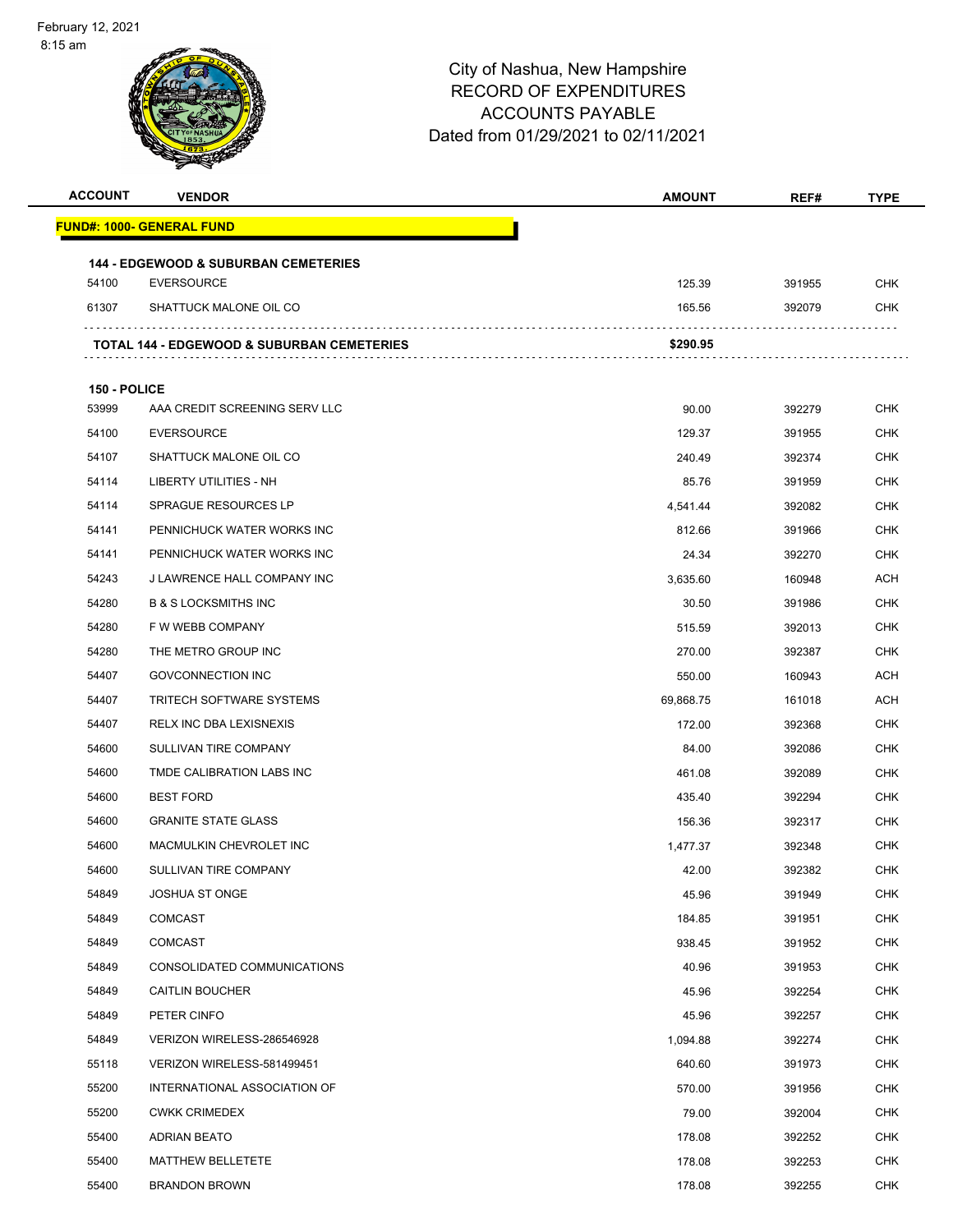City of Nashua, New Hampshire
RECORD OF EXPENDITURES
ACCOUNTS PAYABLE
Dated from 01/29/2021 to 02/11/2021

| ACCOUNT | VENDOR | AMOUNT | REF# | TYPE |
|---|---|---|---|---|
| **FUND#: 1000- GENERAL FUND** | | | | |
| **144 - EDGEWOOD & SUBURBAN CEMETERIES** | | | | |
| 54100 | EVERSOURCE | 125.39 | 391955 | CHK |
| 61307 | SHATTUCK MALONE OIL CO | 165.56 | 392079 | CHK |
| **TOTAL 144 - EDGEWOOD & SUBURBAN CEMETERIES** | | **$290.95** | | |
| **150 - POLICE** | | | | |
| 53999 | AAA CREDIT SCREENING SERV LLC | 90.00 | 392279 | CHK |
| 54100 | EVERSOURCE | 129.37 | 391955 | CHK |
| 54107 | SHATTUCK MALONE OIL CO | 240.49 | 392374 | CHK |
| 54114 | LIBERTY UTILITIES - NH | 85.76 | 391959 | CHK |
| 54114 | SPRAGUE RESOURCES LP | 4,541.44 | 392082 | CHK |
| 54141 | PENNICHUCK WATER WORKS INC | 812.66 | 391966 | CHK |
| 54141 | PENNICHUCK WATER WORKS INC | 24.34 | 392270 | CHK |
| 54243 | J LAWRENCE HALL COMPANY INC | 3,635.60 | 160948 | ACH |
| 54280 | B & S LOCKSMITHS INC | 30.50 | 391986 | CHK |
| 54280 | F W WEBB COMPANY | 515.59 | 392013 | CHK |
| 54280 | THE METRO GROUP INC | 270.00 | 392387 | CHK |
| 54407 | GOVCONNECTION INC | 550.00 | 160943 | ACH |
| 54407 | TRITECH SOFTWARE SYSTEMS | 69,868.75 | 161018 | ACH |
| 54407 | RELX INC DBA LEXISNEXIS | 172.00 | 392368 | CHK |
| 54600 | SULLIVAN TIRE COMPANY | 84.00 | 392086 | CHK |
| 54600 | TMDE CALIBRATION LABS INC | 461.08 | 392089 | CHK |
| 54600 | BEST FORD | 435.40 | 392294 | CHK |
| 54600 | GRANITE STATE GLASS | 156.36 | 392317 | CHK |
| 54600 | MACMULKIN CHEVROLET INC | 1,477.37 | 392348 | CHK |
| 54600 | SULLIVAN TIRE COMPANY | 42.00 | 392382 | CHK |
| 54849 | JOSHUA ST ONGE | 45.96 | 391949 | CHK |
| 54849 | COMCAST | 184.85 | 391951 | CHK |
| 54849 | COMCAST | 938.45 | 391952 | CHK |
| 54849 | CONSOLIDATED COMMUNICATIONS | 40.96 | 391953 | CHK |
| 54849 | CAITLIN BOUCHER | 45.96 | 392254 | CHK |
| 54849 | PETER CINFO | 45.96 | 392257 | CHK |
| 54849 | VERIZON WIRELESS-286546928 | 1,094.88 | 392274 | CHK |
| 55118 | VERIZON WIRELESS-581499451 | 640.60 | 391973 | CHK |
| 55200 | INTERNATIONAL ASSOCIATION OF | 570.00 | 391956 | CHK |
| 55200 | CWKK CRIMEDEX | 79.00 | 392004 | CHK |
| 55400 | ADRIAN BEATO | 178.08 | 392252 | CHK |
| 55400 | MATTHEW BELLETETE | 178.08 | 392253 | CHK |
| 55400 | BRANDON BROWN | 178.08 | 392255 | CHK |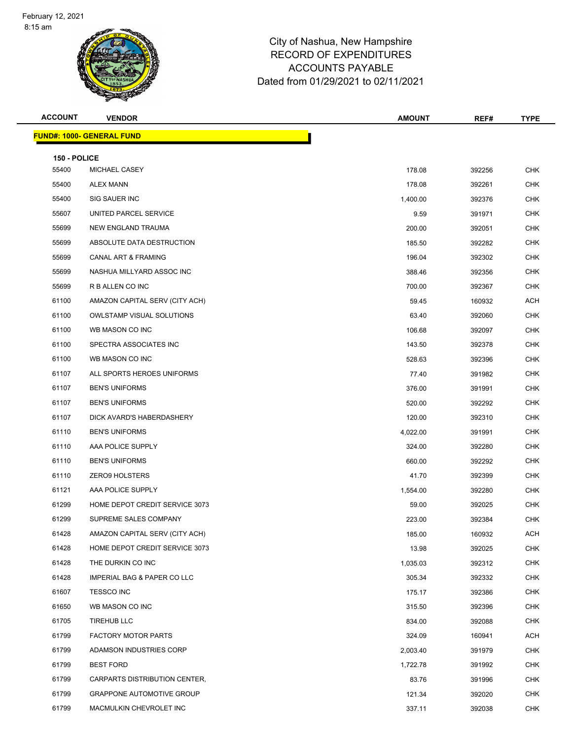February 12, 2021
8:15 am

# City of Nashua, New Hampshire
## RECORD OF EXPENDITURES
## ACCOUNTS PAYABLE
## Dated from 01/29/2021 to 02/11/2021

**FUND#: 1000- GENERAL FUND**

**150 - POLICE**

| ACCOUNT | VENDOR | AMOUNT | REF# | TYPE |
|---|---|---|---|---|
| 55400 | MICHAEL CASEY | 178.08 | 392256 | CHK |
| 55400 | ALEX MANN | 178.08 | 392261 | CHK |
| 55400 | SIG SAUER INC | 1,400.00 | 392376 | CHK |
| 55607 | UNITED PARCEL SERVICE | 9.59 | 391971 | CHK |
| 55699 | NEW ENGLAND TRAUMA | 200.00 | 392051 | CHK |
| 55699 | ABSOLUTE DATA DESTRUCTION | 185.50 | 392282 | CHK |
| 55699 | CANAL ART & FRAMING | 196.04 | 392302 | CHK |
| 55699 | NASHUA MILLYARD ASSOC INC | 388.46 | 392356 | CHK |
| 55699 | R B ALLEN CO INC | 700.00 | 392367 | CHK |
| 61100 | AMAZON CAPITAL SERV (CITY ACH) | 59.45 | 160932 | ACH |
| 61100 | OWLSTAMP VISUAL SOLUTIONS | 63.40 | 392060 | CHK |
| 61100 | WB MASON CO INC | 106.68 | 392097 | CHK |
| 61100 | SPECTRA ASSOCIATES INC | 143.50 | 392378 | CHK |
| 61100 | WB MASON CO INC | 528.63 | 392396 | CHK |
| 61107 | ALL SPORTS HEROES UNIFORMS | 77.40 | 391982 | CHK |
| 61107 | BEN'S UNIFORMS | 376.00 | 391991 | CHK |
| 61107 | BEN'S UNIFORMS | 520.00 | 392292 | CHK |
| 61107 | DICK AVARD'S HABERDASHERY | 120.00 | 392310 | CHK |
| 61110 | BEN'S UNIFORMS | 4,022.00 | 391991 | CHK |
| 61110 | AAA POLICE SUPPLY | 324.00 | 392280 | CHK |
| 61110 | BEN'S UNIFORMS | 660.00 | 392292 | CHK |
| 61110 | ZERO9 HOLSTERS | 41.70 | 392399 | CHK |
| 61121 | AAA POLICE SUPPLY | 1,554.00 | 392280 | CHK |
| 61299 | HOME DEPOT CREDIT SERVICE 3073 | 59.00 | 392025 | CHK |
| 61299 | SUPREME SALES COMPANY | 223.00 | 392384 | CHK |
| 61428 | AMAZON CAPITAL SERV (CITY ACH) | 185.00 | 160932 | ACH |
| 61428 | HOME DEPOT CREDIT SERVICE 3073 | 13.98 | 392025 | CHK |
| 61428 | THE DURKIN CO INC | 1,035.03 | 392312 | CHK |
| 61428 | IMPERIAL BAG & PAPER CO LLC | 305.34 | 392332 | CHK |
| 61607 | TESSCO INC | 175.17 | 392386 | CHK |
| 61650 | WB MASON CO INC | 315.50 | 392396 | CHK |
| 61705 | TIREHUB LLC | 834.00 | 392088 | CHK |
| 61799 | FACTORY MOTOR PARTS | 324.09 | 160941 | ACH |
| 61799 | ADAMSON INDUSTRIES CORP | 2,003.40 | 391979 | CHK |
| 61799 | BEST FORD | 1,722.78 | 391992 | CHK |
| 61799 | CARPARTS DISTRIBUTION CENTER, | 83.76 | 391996 | CHK |
| 61799 | GRAPPONE AUTOMOTIVE GROUP | 121.34 | 392020 | CHK |
| 61799 | MACMULKIN CHEVROLET INC | 337.11 | 392038 | CHK |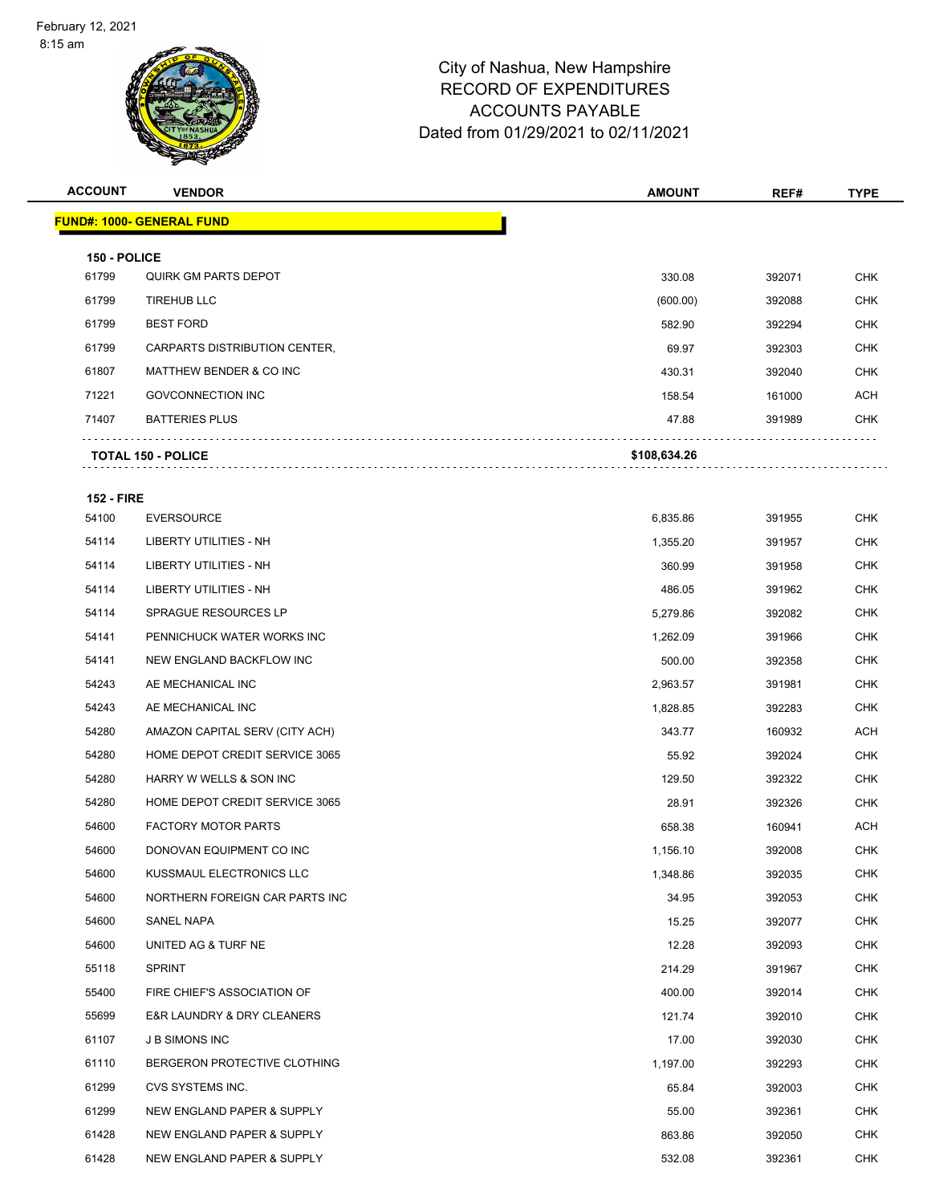# City of Nashua, New Hampshire
## RECORD OF EXPENDITURES
## ACCOUNTS PAYABLE
## Dated from 01/29/2021 to 02/11/2021

| ACCOUNT | VENDOR | AMOUNT | REF# | TYPE |
|---|---|---|---|---|
| **FUND#: 1000- GENERAL FUND** | | | | |
| **150 - POLICE** | | | | |
| 61799 | QUIRK GM PARTS DEPOT | 330.08 | 392071 | CHK |
| 61799 | TIREHUB LLC | (600.00) | 392088 | CHK |
| 61799 | BEST FORD | 582.90 | 392294 | CHK |
| 61799 | CARPARTS DISTRIBUTION CENTER, | 69.97 | 392303 | CHK |
| 61807 | MATTHEW BENDER & CO INC | 430.31 | 392040 | CHK |
| 71221 | GOVCONNECTION INC | 158.54 | 161000 | ACH |
| 71407 | BATTERIES PLUS | 47.88 | 391989 | CHK |
| **TOTAL 150 - POLICE** | | **$108,634.26** | | |
| **152 - FIRE** | | | | |
| 54100 | EVERSOURCE | 6,835.86 | 391955 | CHK |
| 54114 | LIBERTY UTILITIES - NH | 1,355.20 | 391957 | CHK |
| 54114 | LIBERTY UTILITIES - NH | 360.99 | 391958 | CHK |
| 54114 | LIBERTY UTILITIES - NH | 486.05 | 391962 | CHK |
| 54114 | SPRAGUE RESOURCES LP | 5,279.86 | 392082 | CHK |
| 54141 | PENNICHUCK WATER WORKS INC | 1,262.09 | 391966 | CHK |
| 54141 | NEW ENGLAND BACKFLOW INC | 500.00 | 392358 | CHK |
| 54243 | AE MECHANICAL INC | 2,963.57 | 391981 | CHK |
| 54243 | AE MECHANICAL INC | 1,828.85 | 392283 | CHK |
| 54280 | AMAZON CAPITAL SERV (CITY ACH) | 343.77 | 160932 | ACH |
| 54280 | HOME DEPOT CREDIT SERVICE 3065 | 55.92 | 392024 | CHK |
| 54280 | HARRY W WELLS & SON INC | 129.50 | 392322 | CHK |
| 54280 | HOME DEPOT CREDIT SERVICE 3065 | 28.91 | 392326 | CHK |
| 54600 | FACTORY MOTOR PARTS | 658.38 | 160941 | ACH |
| 54600 | DONOVAN EQUIPMENT CO INC | 1,156.10 | 392008 | CHK |
| 54600 | KUSSMAUL ELECTRONICS LLC | 1,348.86 | 392035 | CHK |
| 54600 | NORTHERN FOREIGN CAR PARTS INC | 34.95 | 392053 | CHK |
| 54600 | SANEL NAPA | 15.25 | 392077 | CHK |
| 54600 | UNITED AG & TURF NE | 12.28 | 392093 | CHK |
| 55118 | SPRINT | 214.29 | 391967 | CHK |
| 55400 | FIRE CHIEF'S ASSOCIATION OF | 400.00 | 392014 | CHK |
| 55699 | E&R LAUNDRY & DRY CLEANERS | 121.74 | 392010 | CHK |
| 61107 | J B SIMONS INC | 17.00 | 392030 | CHK |
| 61110 | BERGERON PROTECTIVE CLOTHING | 1,197.00 | 392293 | CHK |
| 61299 | CVS SYSTEMS INC. | 65.84 | 392003 | CHK |
| 61299 | NEW ENGLAND PAPER & SUPPLY | 55.00 | 392361 | CHK |
| 61428 | NEW ENGLAND PAPER & SUPPLY | 863.86 | 392050 | CHK |
| 61428 | NEW ENGLAND PAPER & SUPPLY | 532.08 | 392361 | CHK |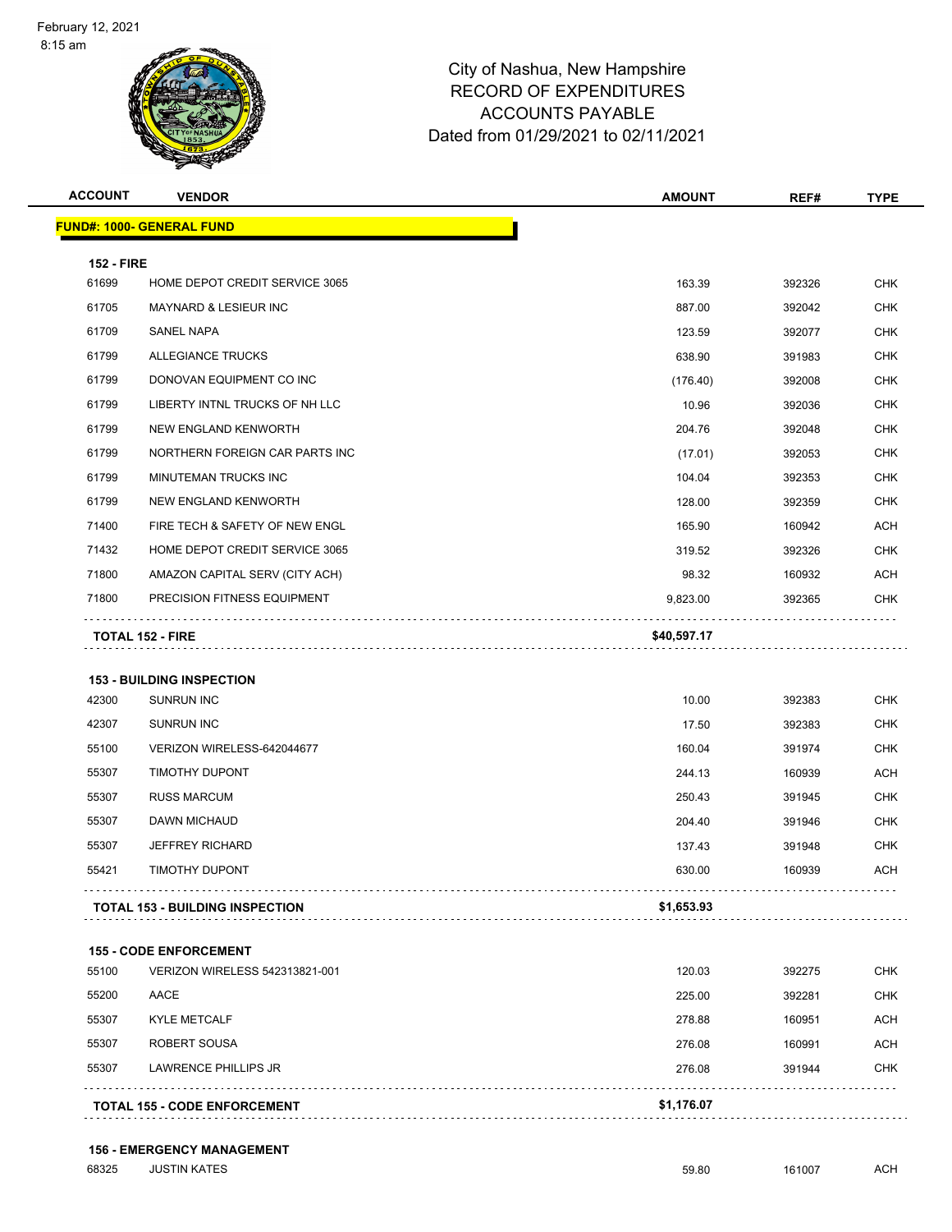# City of Nashua, New Hampshire
## RECORD OF EXPENDITURES
## ACCOUNTS PAYABLE
### Dated from 01/29/2021 to 02/11/2021

| ACCOUNT | VENDOR | AMOUNT | REF# | TYPE |
|---|---|---|---|---|
| **FUND#: 1000- GENERAL FUND** | | | | |
| **152 - FIRE** | | | | |
| 61699 | HOME DEPOT CREDIT SERVICE 3065 | 163.39 | 392326 | CHK |
| 61705 | MAYNARD & LESIEUR INC | 887.00 | 392042 | CHK |
| 61709 | SANEL NAPA | 123.59 | 392077 | CHK |
| 61799 | ALLEGIANCE TRUCKS | 638.90 | 391983 | CHK |
| 61799 | DONOVAN EQUIPMENT CO INC | (176.40) | 392008 | CHK |
| 61799 | LIBERTY INTNL TRUCKS OF NH LLC | 10.96 | 392036 | CHK |
| 61799 | NEW ENGLAND KENWORTH | 204.76 | 392048 | CHK |
| 61799 | NORTHERN FOREIGN CAR PARTS INC | (17.01) | 392053 | CHK |
| 61799 | MINUTEMAN TRUCKS INC | 104.04 | 392353 | CHK |
| 61799 | NEW ENGLAND KENWORTH | 128.00 | 392359 | CHK |
| 71400 | FIRE TECH & SAFETY OF NEW ENGL | 165.90 | 160942 | ACH |
| 71432 | HOME DEPOT CREDIT SERVICE 3065 | 319.52 | 392326 | CHK |
| 71800 | AMAZON CAPITAL SERV (CITY ACH) | 98.32 | 160932 | ACH |
| 71800 | PRECISION FITNESS EQUIPMENT | 9,823.00 | 392365 | CHK |
| **TOTAL 152 - FIRE** | | **$40,597.17** | | |
| **153 - BUILDING INSPECTION** | | | | |
| 42300 | SUNRUN INC | 10.00 | 392383 | CHK |
| 42307 | SUNRUN INC | 17.50 | 392383 | CHK |
| 55100 | VERIZON WIRELESS-642044677 | 160.04 | 391974 | CHK |
| 55307 | TIMOTHY DUPONT | 244.13 | 160939 | ACH |
| 55307 | RUSS MARCUM | 250.43 | 391945 | CHK |
| 55307 | DAWN MICHAUD | 204.40 | 391946 | CHK |
| 55307 | JEFFREY RICHARD | 137.43 | 391948 | CHK |
| 55421 | TIMOTHY DUPONT | 630.00 | 160939 | ACH |
| **TOTAL 153 - BUILDING INSPECTION** | | **$1,653.93** | | |
| **155 - CODE ENFORCEMENT** | | | | |
| 55100 | VERIZON WIRELESS 542313821-001 | 120.03 | 392275 | CHK |
| 55200 | AACE | 225.00 | 392281 | CHK |
| 55307 | KYLE METCALF | 278.88 | 160951 | ACH |
| 55307 | ROBERT SOUSA | 276.08 | 160991 | ACH |
| 55307 | LAWRENCE PHILLIPS JR | 276.08 | 391944 | CHK |
| **TOTAL 155 - CODE ENFORCEMENT** | | **$1,176.07** | | |
| **156 - EMERGENCY MANAGEMENT** | | | | |
| 68325 | JUSTIN KATES | 59.80 | 161007 | ACH |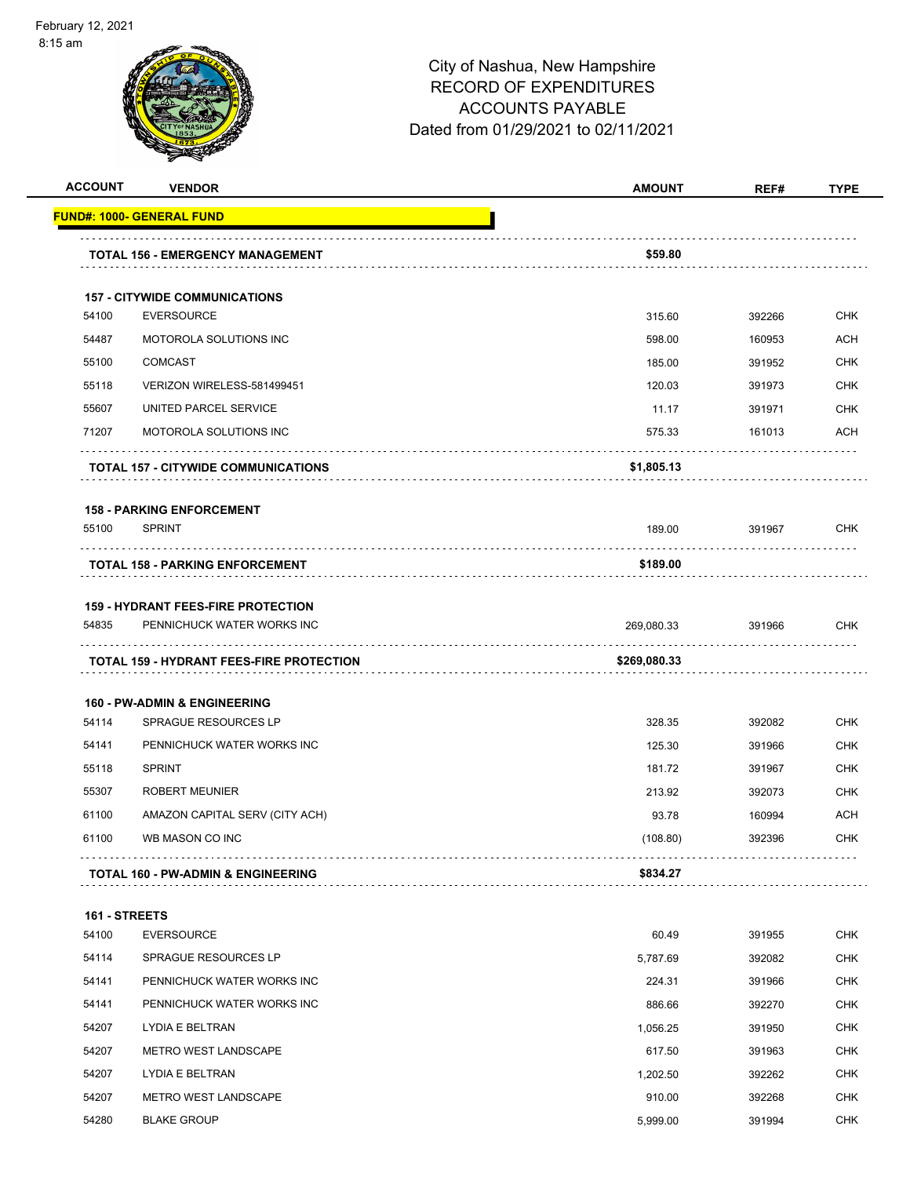City of Nashua, New Hampshire
RECORD OF EXPENDITURES
ACCOUNTS PAYABLE
Dated from 01/29/2021 to 02/11/2021

| ACCOUNT | VENDOR | AMOUNT | REF# | TYPE |
|---|---|---|---|---|
| **FUND#: 1000- GENERAL FUND** | | | | |
| | **TOTAL 156 - EMERGENCY MANAGEMENT** | **$59.80** | | |
| | **157 - CITYWIDE COMMUNICATIONS** | | | |
| 54100 | EVERSOURCE | 315.60 | 392266 | CHK |
| 54487 | MOTOROLA SOLUTIONS INC | 598.00 | 160953 | ACH |
| 55100 | COMCAST | 185.00 | 391952 | CHK |
| 55118 | VERIZON WIRELESS-581499451 | 120.03 | 391973 | CHK |
| 55607 | UNITED PARCEL SERVICE | 11.17 | 391971 | CHK |
| 71207 | MOTOROLA SOLUTIONS INC | 575.33 | 161013 | ACH |
| | **TOTAL 157 - CITYWIDE COMMUNICATIONS** | **$1,805.13** | | |
| | **158 - PARKING ENFORCEMENT** | | | |
| 55100 | SPRINT | 189.00 | 391967 | CHK |
| | **TOTAL 158 - PARKING ENFORCEMENT** | **$189.00** | | |
| | **159 - HYDRANT FEES-FIRE PROTECTION** | | | |
| 54835 | PENNICHUCK WATER WORKS INC | 269,080.33 | 391966 | CHK |
| | **TOTAL 159 - HYDRANT FEES-FIRE PROTECTION** | **$269,080.33** | | |
| | **160 - PW-ADMIN & ENGINEERING** | | | |
| 54114 | SPRAGUE RESOURCES LP | 328.35 | 392082 | CHK |
| 54141 | PENNICHUCK WATER WORKS INC | 125.30 | 391966 | CHK |
| 55118 | SPRINT | 181.72 | 391967 | CHK |
| 55307 | ROBERT MEUNIER | 213.92 | 392073 | CHK |
| 61100 | AMAZON CAPITAL SERV (CITY ACH) | 93.78 | 160994 | ACH |
| 61100 | WB MASON CO INC | (108.80) | 392396 | CHK |
| | **TOTAL 160 - PW-ADMIN & ENGINEERING** | **$834.27** | | |
| | **161 - STREETS** | | | |
| 54100 | EVERSOURCE | 60.49 | 391955 | CHK |
| 54114 | SPRAGUE RESOURCES LP | 5,787.69 | 392082 | CHK |
| 54141 | PENNICHUCK WATER WORKS INC | 224.31 | 391966 | CHK |
| 54141 | PENNICHUCK WATER WORKS INC | 886.66 | 392270 | CHK |
| 54207 | LYDIA E BELTRAN | 1,056.25 | 391950 | CHK |
| 54207 | METRO WEST LANDSCAPE | 617.50 | 391963 | CHK |
| 54207 | LYDIA E BELTRAN | 1,202.50 | 392262 | CHK |
| 54207 | METRO WEST LANDSCAPE | 910.00 | 392268 | CHK |
| 54280 | BLAKE GROUP | 5,999.00 | 391994 | CHK |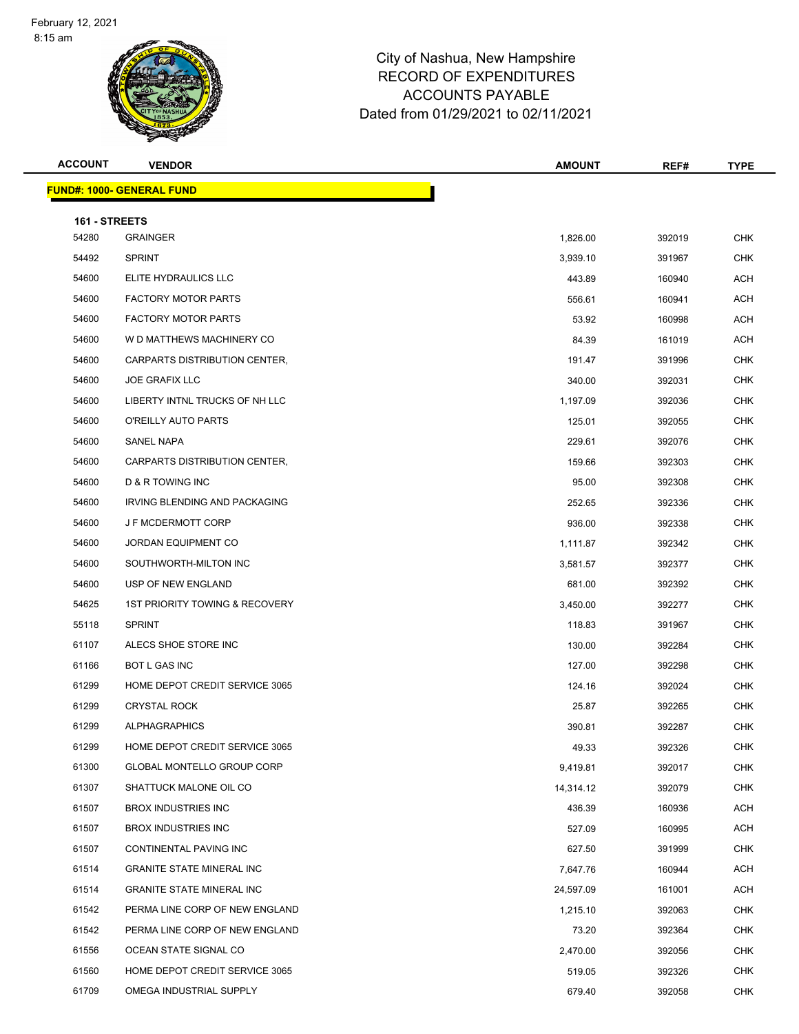February 12, 2021
8:15 am

# City of Nashua, New Hampshire
## RECORD OF EXPENDITURES
## ACCOUNTS PAYABLE
## Dated from 01/29/2021 to 02/11/2021

| ACCOUNT | VENDOR | AMOUNT | REF# | TYPE |
|---|---|---|---|---|
| **FUND#: 1000- GENERAL FUND** | | | | |
| **161 - STREETS** | | | | |
| 54280 | GRAINGER | 1,826.00 | 392019 | CHK |
| 54492 | SPRINT | 3,939.10 | 391967 | CHK |
| 54600 | ELITE HYDRAULICS LLC | 443.89 | 160940 | ACH |
| 54600 | FACTORY MOTOR PARTS | 556.61 | 160941 | ACH |
| 54600 | FACTORY MOTOR PARTS | 53.92 | 160998 | ACH |
| 54600 | W D MATTHEWS MACHINERY CO | 84.39 | 161019 | ACH |
| 54600 | CARPARTS DISTRIBUTION CENTER, | 191.47 | 391996 | CHK |
| 54600 | JOE GRAFIX LLC | 340.00 | 392031 | CHK |
| 54600 | LIBERTY INTNL TRUCKS OF NH LLC | 1,197.09 | 392036 | CHK |
| 54600 | O'REILLY AUTO PARTS | 125.01 | 392055 | CHK |
| 54600 | SANEL NAPA | 229.61 | 392076 | CHK |
| 54600 | CARPARTS DISTRIBUTION CENTER, | 159.66 | 392303 | CHK |
| 54600 | D & R TOWING INC | 95.00 | 392308 | CHK |
| 54600 | IRVING BLENDING AND PACKAGING | 252.65 | 392336 | CHK |
| 54600 | J F MCDERMOTT CORP | 936.00 | 392338 | CHK |
| 54600 | JORDAN EQUIPMENT CO | 1,111.87 | 392342 | CHK |
| 54600 | SOUTHWORTH-MILTON INC | 3,581.57 | 392377 | CHK |
| 54600 | USP OF NEW ENGLAND | 681.00 | 392392 | CHK |
| 54625 | 1ST PRIORITY TOWING & RECOVERY | 3,450.00 | 392277 | CHK |
| 55118 | SPRINT | 118.83 | 391967 | CHK |
| 61107 | ALECS SHOE STORE INC | 130.00 | 392284 | CHK |
| 61166 | BOT L GAS INC | 127.00 | 392298 | CHK |
| 61299 | HOME DEPOT CREDIT SERVICE 3065 | 124.16 | 392024 | CHK |
| 61299 | CRYSTAL ROCK | 25.87 | 392265 | CHK |
| 61299 | ALPHAGRAPHICS | 390.81 | 392287 | CHK |
| 61299 | HOME DEPOT CREDIT SERVICE 3065 | 49.33 | 392326 | CHK |
| 61300 | GLOBAL MONTELLO GROUP CORP | 9,419.81 | 392017 | CHK |
| 61307 | SHATTUCK MALONE OIL CO | 14,314.12 | 392079 | CHK |
| 61507 | BROX INDUSTRIES INC | 436.39 | 160936 | ACH |
| 61507 | BROX INDUSTRIES INC | 527.09 | 160995 | ACH |
| 61507 | CONTINENTAL PAVING INC | 627.50 | 391999 | CHK |
| 61514 | GRANITE STATE MINERAL INC | 7,647.76 | 160944 | ACH |
| 61514 | GRANITE STATE MINERAL INC | 24,597.09 | 161001 | ACH |
| 61542 | PERMA LINE CORP OF NEW ENGLAND | 1,215.10 | 392063 | CHK |
| 61542 | PERMA LINE CORP OF NEW ENGLAND | 73.20 | 392364 | CHK |
| 61556 | OCEAN STATE SIGNAL CO | 2,470.00 | 392056 | CHK |
| 61560 | HOME DEPOT CREDIT SERVICE 3065 | 519.05 | 392326 | CHK |
| 61709 | OMEGA INDUSTRIAL SUPPLY | 679.40 | 392058 | CHK |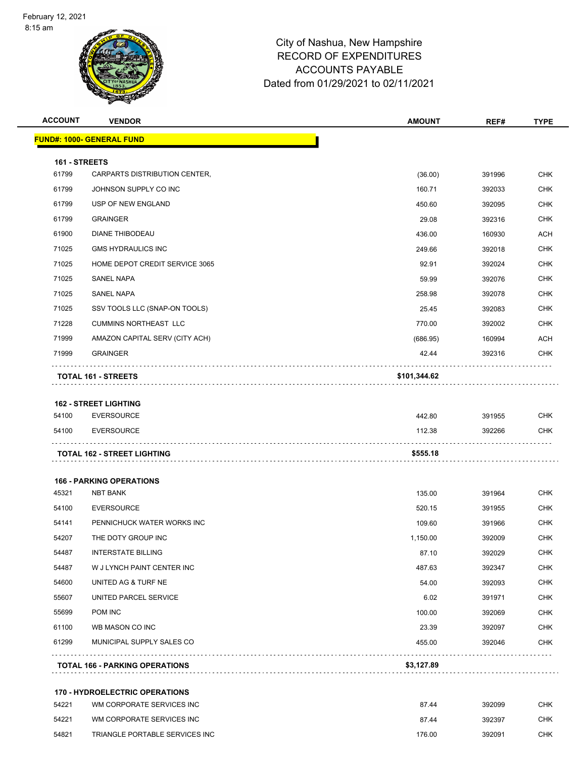City of Nashua, New Hampshire
RECORD OF EXPENDITURES
ACCOUNTS PAYABLE
Dated from 01/29/2021 to 02/11/2021

| ACCOUNT | VENDOR | AMOUNT | REF# | TYPE |
|---|---|---|---|---|
| **FUND#: 1000- GENERAL FUND** | | | | |
| **161 - STREETS** | | | | |
| 61799 | CARPARTS DISTRIBUTION CENTER, | (36.00) | 391996 | CHK |
| 61799 | JOHNSON SUPPLY CO INC | 160.71 | 392033 | CHK |
| 61799 | USP OF NEW ENGLAND | 450.60 | 392095 | CHK |
| 61799 | GRAINGER | 29.08 | 392316 | CHK |
| 61900 | DIANE THIBODEAU | 436.00 | 160930 | ACH |
| 71025 | GMS HYDRAULICS INC | 249.66 | 392018 | CHK |
| 71025 | HOME DEPOT CREDIT SERVICE 3065 | 92.91 | 392024 | CHK |
| 71025 | SANEL NAPA | 59.99 | 392076 | CHK |
| 71025 | SANEL NAPA | 258.98 | 392078 | CHK |
| 71025 | SSV TOOLS LLC (SNAP-ON TOOLS) | 25.45 | 392083 | CHK |
| 71228 | CUMMINS NORTHEAST LLC | 770.00 | 392002 | CHK |
| 71999 | AMAZON CAPITAL SERV (CITY ACH) | (686.95) | 160994 | ACH |
| 71999 | GRAINGER | 42.44 | 392316 | CHK |
| **TOTAL 161 - STREETS** | | **$101,344.62** | | |
| **162 - STREET LIGHTING** | | | | |
| 54100 | EVERSOURCE | 442.80 | 391955 | CHK |
| 54100 | EVERSOURCE | 112.38 | 392266 | CHK |
| **TOTAL 162 - STREET LIGHTING** | | **$555.18** | | |
| **166 - PARKING OPERATIONS** | | | | |
| 45321 | NBT BANK | 135.00 | 391964 | CHK |
| 54100 | EVERSOURCE | 520.15 | 391955 | CHK |
| 54141 | PENNICHUCK WATER WORKS INC | 109.60 | 391966 | CHK |
| 54207 | THE DOTY GROUP INC | 1,150.00 | 392009 | CHK |
| 54487 | INTERSTATE BILLING | 87.10 | 392029 | CHK |
| 54487 | W J LYNCH PAINT CENTER INC | 487.63 | 392347 | CHK |
| 54600 | UNITED AG & TURF NE | 54.00 | 392093 | CHK |
| 55607 | UNITED PARCEL SERVICE | 6.02 | 391971 | CHK |
| 55699 | POM INC | 100.00 | 392069 | CHK |
| 61100 | WB MASON CO INC | 23.39 | 392097 | CHK |
| 61299 | MUNICIPAL SUPPLY SALES CO | 455.00 | 392046 | CHK |
| **TOTAL 166 - PARKING OPERATIONS** | | **$3,127.89** | | |
| **170 - HYDROELECTRIC OPERATIONS** | | | | |
| 54221 | WM CORPORATE SERVICES INC | 87.44 | 392099 | CHK |
| 54221 | WM CORPORATE SERVICES INC | 87.44 | 392397 | CHK |
| 54821 | TRIANGLE PORTABLE SERVICES INC | 176.00 | 392091 | CHK |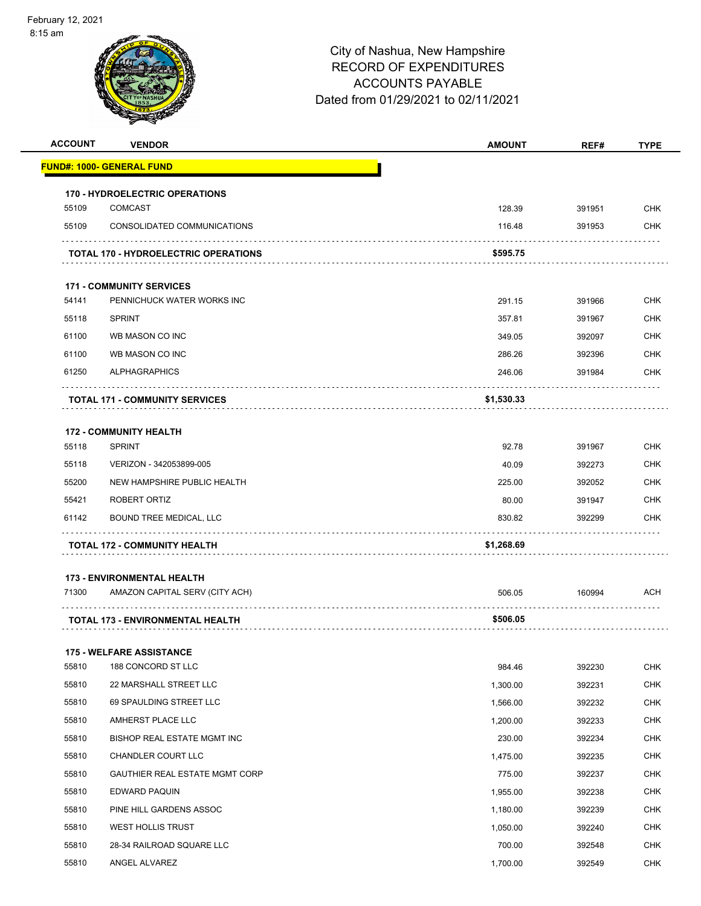City of Nashua, New Hampshire
RECORD OF EXPENDITURES
ACCOUNTS PAYABLE
Dated from 01/29/2021 to 02/11/2021

| ACCOUNT | VENDOR | AMOUNT | REF# | TYPE |
|---|---|---|---|---|
| **FUND#: 1000- GENERAL FUND** | | | | |
| **170 - HYDROELECTRIC OPERATIONS** | | | | |
| 55109 | COMCAST | 128.39 | 391951 | CHK |
| 55109 | CONSOLIDATED COMMUNICATIONS | 116.48 | 391953 | CHK |
| | **TOTAL 170 - HYDROELECTRIC OPERATIONS** | **$595.75** | | |
| **171 - COMMUNITY SERVICES** | | | | |
| 54141 | PENNICHUCK WATER WORKS INC | 291.15 | 391966 | CHK |
| 55118 | SPRINT | 357.81 | 391967 | CHK |
| 61100 | WB MASON CO INC | 349.05 | 392097 | CHK |
| 61100 | WB MASON CO INC | 286.26 | 392396 | CHK |
| 61250 | ALPHAGRAPHICS | 246.06 | 391984 | CHK |
| | **TOTAL 171 - COMMUNITY SERVICES** | **$1,530.33** | | |
| **172 - COMMUNITY HEALTH** | | | | |
| 55118 | SPRINT | 92.78 | 391967 | CHK |
| 55118 | VERIZON - 342053899-005 | 40.09 | 392273 | CHK |
| 55200 | NEW HAMPSHIRE PUBLIC HEALTH | 225.00 | 392052 | CHK |
| 55421 | ROBERT ORTIZ | 80.00 | 391947 | CHK |
| 61142 | BOUND TREE MEDICAL, LLC | 830.82 | 392299 | CHK |
| | **TOTAL 172 - COMMUNITY HEALTH** | **$1,268.69** | | |
| **173 - ENVIRONMENTAL HEALTH** | | | | |
| 71300 | AMAZON CAPITAL SERV (CITY ACH) | 506.05 | 160994 | ACH |
| | **TOTAL 173 - ENVIRONMENTAL HEALTH** | **$506.05** | | |
| **175 - WELFARE ASSISTANCE** | | | | |
| 55810 | 188 CONCORD ST LLC | 984.46 | 392230 | CHK |
| 55810 | 22 MARSHALL STREET LLC | 1,300.00 | 392231 | CHK |
| 55810 | 69 SPAULDING STREET LLC | 1,566.00 | 392232 | CHK |
| 55810 | AMHERST PLACE LLC | 1,200.00 | 392233 | CHK |
| 55810 | BISHOP REAL ESTATE MGMT INC | 230.00 | 392234 | CHK |
| 55810 | CHANDLER COURT LLC | 1,475.00 | 392235 | CHK |
| 55810 | GAUTHIER REAL ESTATE MGMT CORP | 775.00 | 392237 | CHK |
| 55810 | EDWARD PAQUIN | 1,955.00 | 392238 | CHK |
| 55810 | PINE HILL GARDENS ASSOC | 1,180.00 | 392239 | CHK |
| 55810 | WEST HOLLIS TRUST | 1,050.00 | 392240 | CHK |
| 55810 | 28-34 RAILROAD SQUARE LLC | 700.00 | 392548 | CHK |
| 55810 | ANGEL ALVAREZ | 1,700.00 | 392549 | CHK |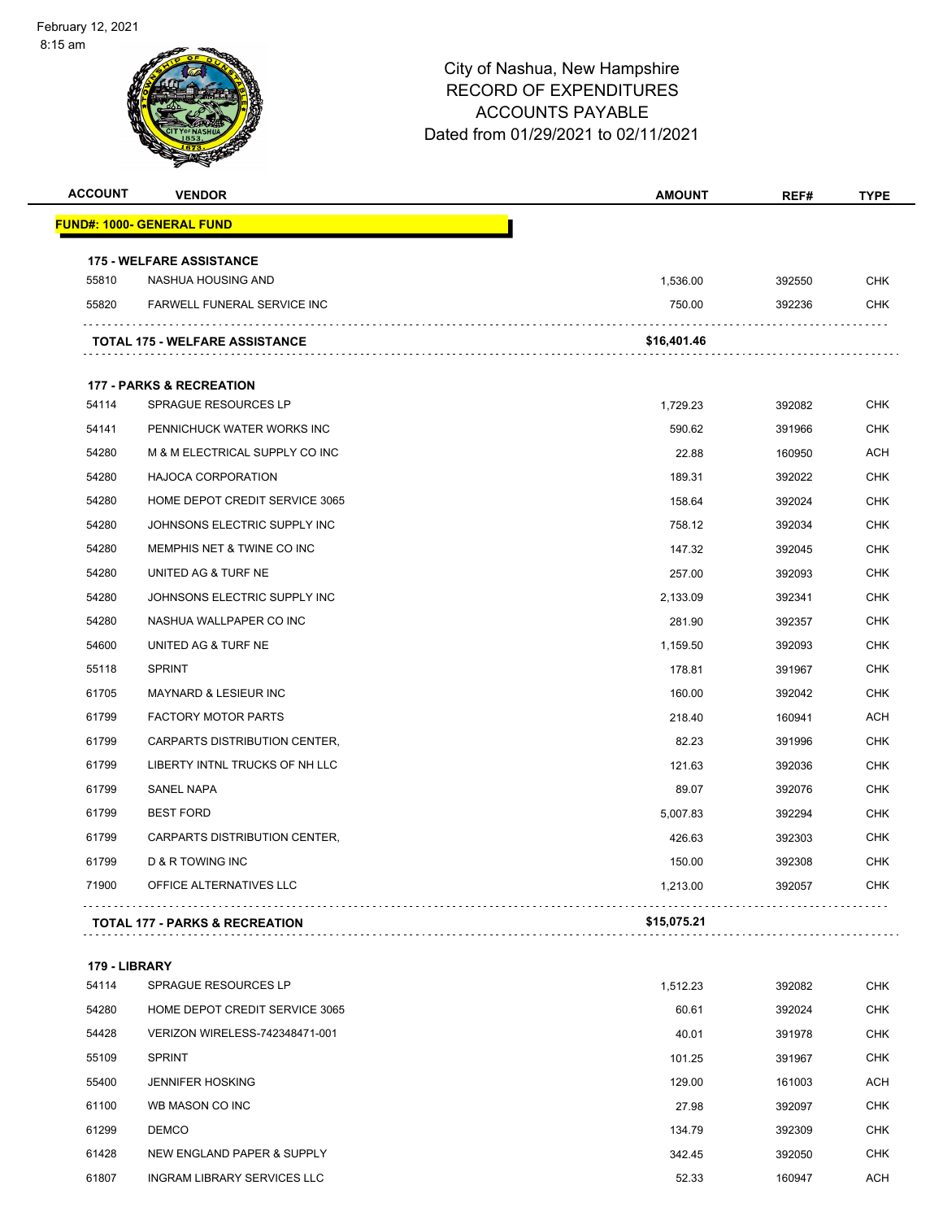# City of Nashua, New Hampshire
## RECORD OF EXPENDITURES
## ACCOUNTS PAYABLE
### Dated from 01/29/2021 to 02/11/2021

| ACCOUNT | VENDOR | AMOUNT | REF# | TYPE |
|---|---|---|---|---|
| **FUND#: 1000- GENERAL FUND** | | | | |
| **175 - WELFARE ASSISTANCE** | | | | |
| 55810 | NASHUA HOUSING AND | 1,536.00 | 392550 | CHK |
| 55820 | FARWELL FUNERAL SERVICE INC | 750.00 | 392236 | CHK |
| | **TOTAL 175 - WELFARE ASSISTANCE** | **$16,401.46** | | |
| **177 - PARKS & RECREATION** | | | | |
| 54114 | SPRAGUE RESOURCES LP | 1,729.23 | 392082 | CHK |
| 54141 | PENNICHUCK WATER WORKS INC | 590.62 | 391966 | CHK |
| 54280 | M & M ELECTRICAL SUPPLY CO INC | 22.88 | 160950 | ACH |
| 54280 | HAJOCA CORPORATION | 189.31 | 392022 | CHK |
| 54280 | HOME DEPOT CREDIT SERVICE 3065 | 158.64 | 392024 | CHK |
| 54280 | JOHNSONS ELECTRIC SUPPLY INC | 758.12 | 392034 | CHK |
| 54280 | MEMPHIS NET & TWINE CO INC | 147.32 | 392045 | CHK |
| 54280 | UNITED AG & TURF NE | 257.00 | 392093 | CHK |
| 54280 | JOHNSONS ELECTRIC SUPPLY INC | 2,133.09 | 392341 | CHK |
| 54280 | NASHUA WALLPAPER CO INC | 281.90 | 392357 | CHK |
| 54600 | UNITED AG & TURF NE | 1,159.50 | 392093 | CHK |
| 55118 | SPRINT | 178.81 | 391967 | CHK |
| 61705 | MAYNARD & LESIEUR INC | 160.00 | 392042 | CHK |
| 61799 | FACTORY MOTOR PARTS | 218.40 | 160941 | ACH |
| 61799 | CARPARTS DISTRIBUTION CENTER, | 82.23 | 391996 | CHK |
| 61799 | LIBERTY INTNL TRUCKS OF NH LLC | 121.63 | 392036 | CHK |
| 61799 | SANEL NAPA | 89.07 | 392076 | CHK |
| 61799 | BEST FORD | 5,007.83 | 392294 | CHK |
| 61799 | CARPARTS DISTRIBUTION CENTER, | 426.63 | 392303 | CHK |
| 61799 | D & R TOWING INC | 150.00 | 392308 | CHK |
| 71900 | OFFICE ALTERNATIVES LLC | 1,213.00 | 392057 | CHK |
| | **TOTAL 177 - PARKS & RECREATION** | **$15,075.21** | | |
| **179 - LIBRARY** | | | | |
| 54114 | SPRAGUE RESOURCES LP | 1,512.23 | 392082 | CHK |
| 54280 | HOME DEPOT CREDIT SERVICE 3065 | 60.61 | 392024 | CHK |
| 54428 | VERIZON WIRELESS-742348471-001 | 40.01 | 391978 | CHK |
| 55109 | SPRINT | 101.25 | 391967 | CHK |
| 55400 | JENNIFER HOSKING | 129.00 | 161003 | ACH |
| 61100 | WB MASON CO INC | 27.98 | 392097 | CHK |
| 61299 | DEMCO | 134.79 | 392309 | CHK |
| 61428 | NEW ENGLAND PAPER & SUPPLY | 342.45 | 392050 | CHK |
| 61807 | INGRAM LIBRARY SERVICES LLC | 52.33 | 160947 | ACH |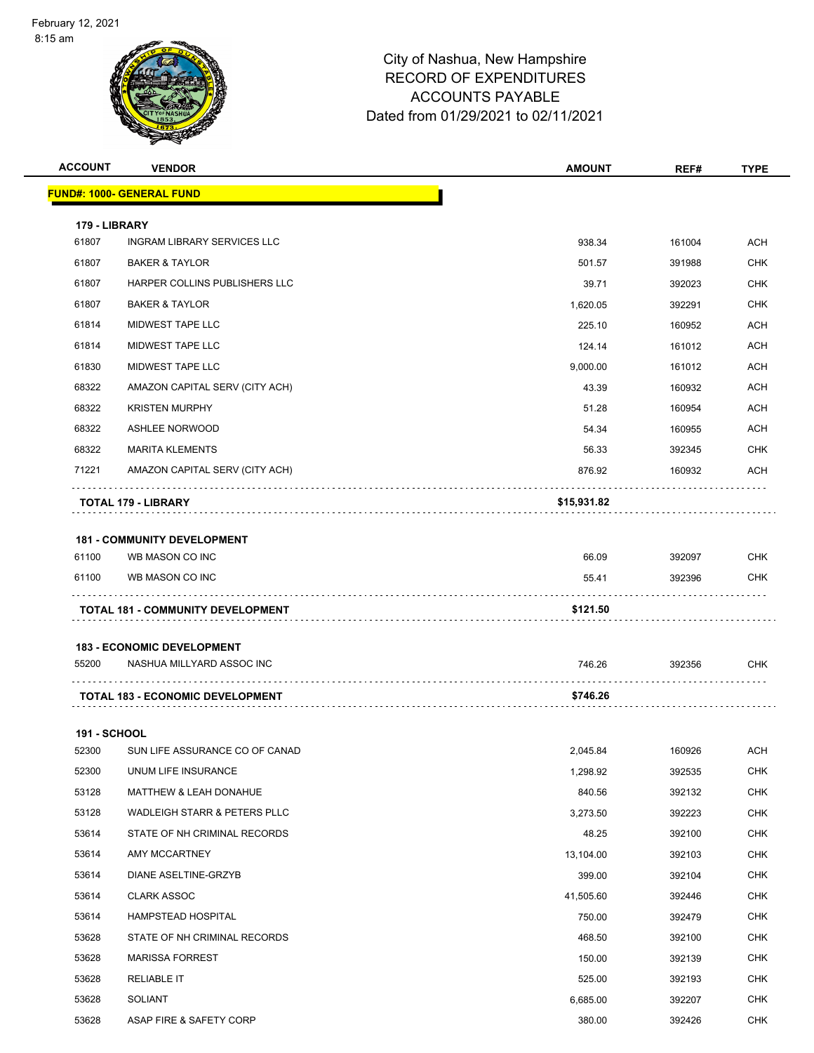# City of Nashua, New Hampshire
## RECORD OF EXPENDITURES
## ACCOUNTS PAYABLE
## Dated from 01/29/2021 to 02/11/2021

| ACCOUNT | VENDOR | AMOUNT | REF# | TYPE |
|---|---|---|---|---|
| **FUND#: 1000- GENERAL FUND** | | | | |
| **179 - LIBRARY** | | | | |
| 61807 | INGRAM LIBRARY SERVICES LLC | 938.34 | 161004 | ACH |
| 61807 | BAKER & TAYLOR | 501.57 | 391988 | CHK |
| 61807 | HARPER COLLINS PUBLISHERS LLC | 39.71 | 392023 | CHK |
| 61807 | BAKER & TAYLOR | 1,620.05 | 392291 | CHK |
| 61814 | MIDWEST TAPE LLC | 225.10 | 160952 | ACH |
| 61814 | MIDWEST TAPE LLC | 124.14 | 161012 | ACH |
| 61830 | MIDWEST TAPE LLC | 9,000.00 | 161012 | ACH |
| 68322 | AMAZON CAPITAL SERV (CITY ACH) | 43.39 | 160932 | ACH |
| 68322 | KRISTEN MURPHY | 51.28 | 160954 | ACH |
| 68322 | ASHLEE NORWOOD | 54.34 | 160955 | ACH |
| 68322 | MARITA KLEMENTS | 56.33 | 392345 | CHK |
| 71221 | AMAZON CAPITAL SERV (CITY ACH) | 876.92 | 160932 | ACH |
| | **TOTAL 179 - LIBRARY** | **$15,931.82** | | |
| **181 - COMMUNITY DEVELOPMENT** | | | | |
| 61100 | WB MASON CO INC | 66.09 | 392097 | CHK |
| 61100 | WB MASON CO INC | 55.41 | 392396 | CHK |
| | **TOTAL 181 - COMMUNITY DEVELOPMENT** | **$121.50** | | |
| **183 - ECONOMIC DEVELOPMENT** | | | | |
| 55200 | NASHUA MILLYARD ASSOC INC | 746.26 | 392356 | CHK |
| | **TOTAL 183 - ECONOMIC DEVELOPMENT** | **$746.26** | | |
| **191 - SCHOOL** | | | | |
| 52300 | SUN LIFE ASSURANCE CO OF CANAD | 2,045.84 | 160926 | ACH |
| 52300 | UNUM LIFE INSURANCE | 1,298.92 | 392535 | CHK |
| 53128 | MATTHEW & LEAH DONAHUE | 840.56 | 392132 | CHK |
| 53128 | WADLEIGH STARR & PETERS PLLC | 3,273.50 | 392223 | CHK |
| 53614 | STATE OF NH CRIMINAL RECORDS | 48.25 | 392100 | CHK |
| 53614 | AMY MCCARTNEY | 13,104.00 | 392103 | CHK |
| 53614 | DIANE ASELTINE-GRZYB | 399.00 | 392104 | CHK |
| 53614 | CLARK ASSOC | 41,505.60 | 392446 | CHK |
| 53614 | HAMPSTEAD HOSPITAL | 750.00 | 392479 | CHK |
| 53628 | STATE OF NH CRIMINAL RECORDS | 468.50 | 392100 | CHK |
| 53628 | MARISSA FORREST | 150.00 | 392139 | CHK |
| 53628 | RELIABLE IT | 525.00 | 392193 | CHK |
| 53628 | SOLIANT | 6,685.00 | 392207 | CHK |
| 53628 | ASAP FIRE & SAFETY CORP | 380.00 | 392426 | CHK |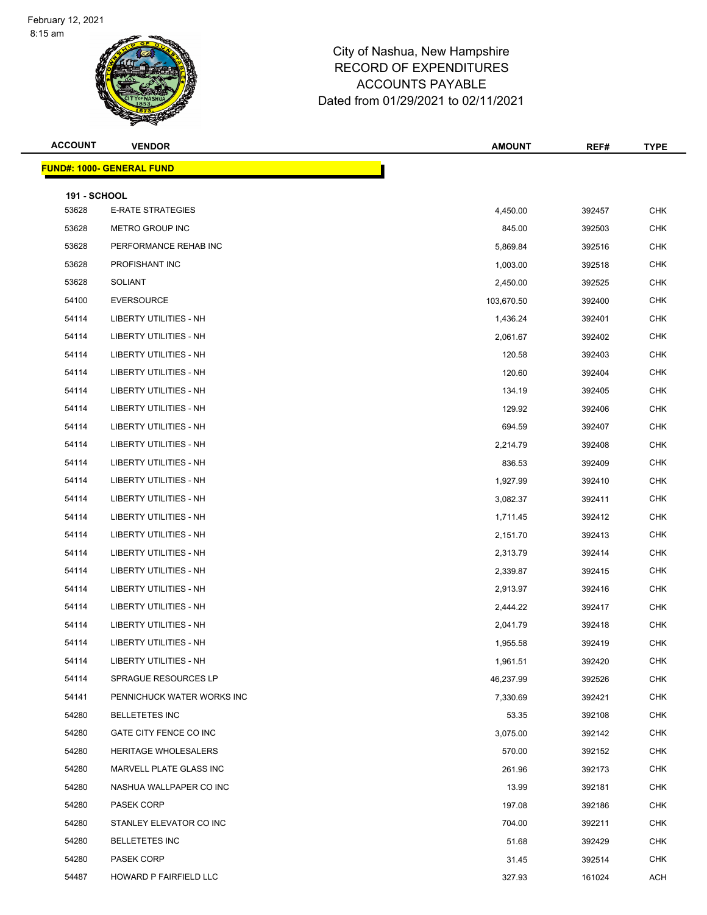February 12, 2021
8:15 am

# City of Nashua, New Hampshire
# RECORD OF EXPENDITURES
# ACCOUNTS PAYABLE
# Dated from 01/29/2021 to 02/11/2021

**FUND#: 1000- GENERAL FUND**

**191 - SCHOOL**

| ACCOUNT | VENDOR | AMOUNT | REF# | TYPE |
|---|---|---|---|---|
| 53628 | E-RATE STRATEGIES | 4,450.00 | 392457 | CHK |
| 53628 | METRO GROUP INC | 845.00 | 392503 | CHK |
| 53628 | PERFORMANCE REHAB INC | 5,869.84 | 392516 | CHK |
| 53628 | PROFISHANT INC | 1,003.00 | 392518 | CHK |
| 53628 | SOLIANT | 2,450.00 | 392525 | CHK |
| 54100 | EVERSOURCE | 103,670.50 | 392400 | CHK |
| 54114 | LIBERTY UTILITIES - NH | 1,436.24 | 392401 | CHK |
| 54114 | LIBERTY UTILITIES - NH | 2,061.67 | 392402 | CHK |
| 54114 | LIBERTY UTILITIES - NH | 120.58 | 392403 | CHK |
| 54114 | LIBERTY UTILITIES - NH | 120.60 | 392404 | CHK |
| 54114 | LIBERTY UTILITIES - NH | 134.19 | 392405 | CHK |
| 54114 | LIBERTY UTILITIES - NH | 129.92 | 392406 | CHK |
| 54114 | LIBERTY UTILITIES - NH | 694.59 | 392407 | CHK |
| 54114 | LIBERTY UTILITIES - NH | 2,214.79 | 392408 | CHK |
| 54114 | LIBERTY UTILITIES - NH | 836.53 | 392409 | CHK |
| 54114 | LIBERTY UTILITIES - NH | 1,927.99 | 392410 | CHK |
| 54114 | LIBERTY UTILITIES - NH | 3,082.37 | 392411 | CHK |
| 54114 | LIBERTY UTILITIES - NH | 1,711.45 | 392412 | CHK |
| 54114 | LIBERTY UTILITIES - NH | 2,151.70 | 392413 | CHK |
| 54114 | LIBERTY UTILITIES - NH | 2,313.79 | 392414 | CHK |
| 54114 | LIBERTY UTILITIES - NH | 2,339.87 | 392415 | CHK |
| 54114 | LIBERTY UTILITIES - NH | 2,913.97 | 392416 | CHK |
| 54114 | LIBERTY UTILITIES - NH | 2,444.22 | 392417 | CHK |
| 54114 | LIBERTY UTILITIES - NH | 2,041.79 | 392418 | CHK |
| 54114 | LIBERTY UTILITIES - NH | 1,955.58 | 392419 | CHK |
| 54114 | LIBERTY UTILITIES - NH | 1,961.51 | 392420 | CHK |
| 54114 | SPRAGUE RESOURCES LP | 46,237.99 | 392526 | CHK |
| 54141 | PENNICHUCK WATER WORKS INC | 7,330.69 | 392421 | CHK |
| 54280 | BELLETETES INC | 53.35 | 392108 | CHK |
| 54280 | GATE CITY FENCE CO INC | 3,075.00 | 392142 | CHK |
| 54280 | HERITAGE WHOLESALERS | 570.00 | 392152 | CHK |
| 54280 | MARVELL PLATE GLASS INC | 261.96 | 392173 | CHK |
| 54280 | NASHUA WALLPAPER CO INC | 13.99 | 392181 | CHK |
| 54280 | PASEK CORP | 197.08 | 392186 | CHK |
| 54280 | STANLEY ELEVATOR CO INC | 704.00 | 392211 | CHK |
| 54280 | BELLETETES INC | 51.68 | 392429 | CHK |
| 54280 | PASEK CORP | 31.45 | 392514 | CHK |
| 54487 | HOWARD P FAIRFIELD LLC | 327.93 | 161024 | ACH |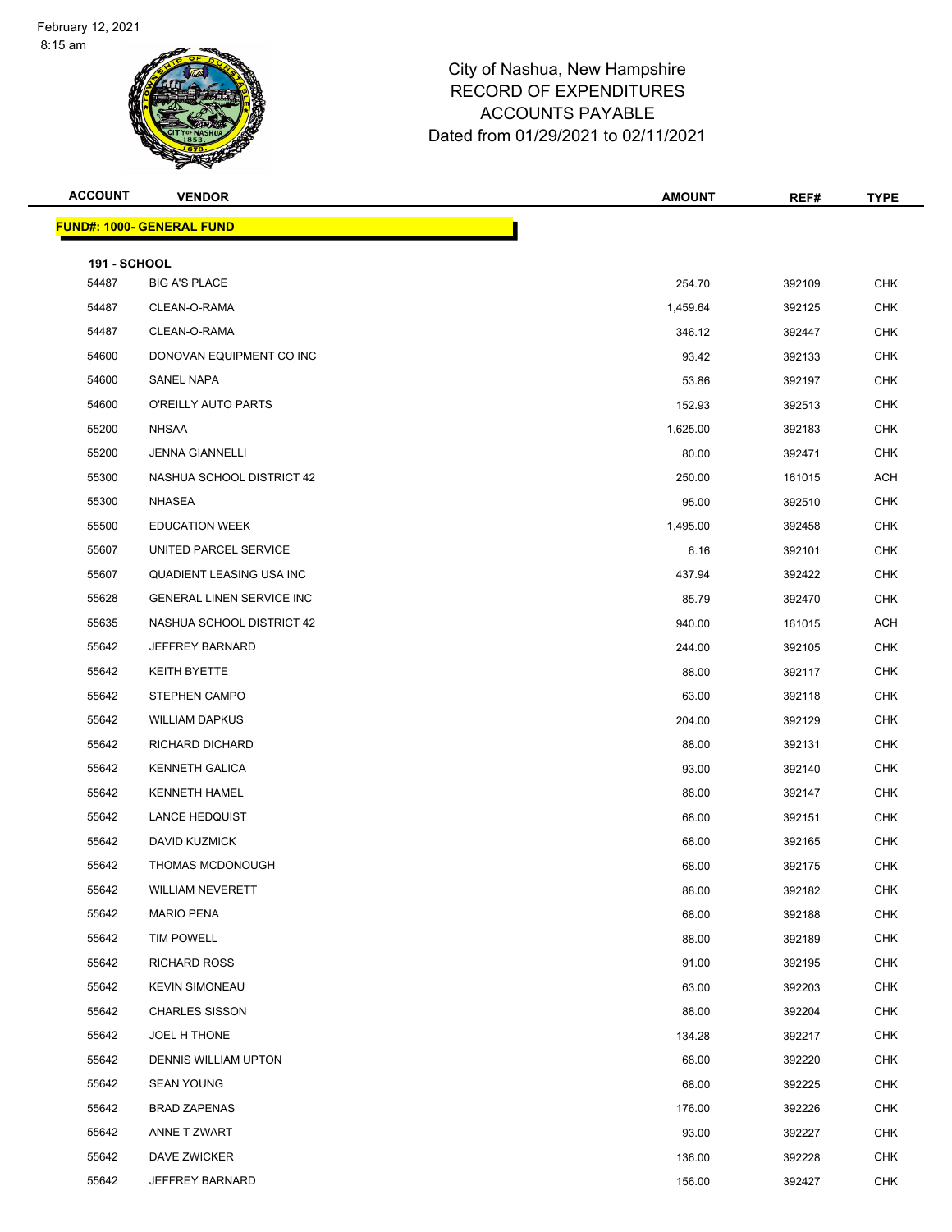City of Nashua, New Hampshire
RECORD OF EXPENDITURES
ACCOUNTS PAYABLE
Dated from 01/29/2021 to 02/11/2021

| ACCOUNT | VENDOR | AMOUNT | REF# | TYPE |
|---|---|---|---|---|

**FUND#: 1000- GENERAL FUND**

**191 - SCHOOL**

| ACCOUNT | VENDOR | AMOUNT | REF# | TYPE |
|---|---|---|---|---|
| 54487 | BIG A'S PLACE | 254.70 | 392109 | CHK |
| 54487 | CLEAN-O-RAMA | 1,459.64 | 392125 | CHK |
| 54487 | CLEAN-O-RAMA | 346.12 | 392447 | CHK |
| 54600 | DONOVAN EQUIPMENT CO INC | 93.42 | 392133 | CHK |
| 54600 | SANEL NAPA | 53.86 | 392197 | CHK |
| 54600 | O'REILLY AUTO PARTS | 152.93 | 392513 | CHK |
| 55200 | NHSAA | 1,625.00 | 392183 | CHK |
| 55200 | JENNA GIANNELLI | 80.00 | 392471 | CHK |
| 55300 | NASHUA SCHOOL DISTRICT 42 | 250.00 | 161015 | ACH |
| 55300 | NHASEA | 95.00 | 392510 | CHK |
| 55500 | EDUCATION WEEK | 1,495.00 | 392458 | CHK |
| 55607 | UNITED PARCEL SERVICE | 6.16 | 392101 | CHK |
| 55607 | QUADIENT LEASING USA INC | 437.94 | 392422 | CHK |
| 55628 | GENERAL LINEN SERVICE INC | 85.79 | 392470 | CHK |
| 55635 | NASHUA SCHOOL DISTRICT 42 | 940.00 | 161015 | ACH |
| 55642 | JEFFREY BARNARD | 244.00 | 392105 | CHK |
| 55642 | KEITH BYETTE | 88.00 | 392117 | CHK |
| 55642 | STEPHEN CAMPO | 63.00 | 392118 | CHK |
| 55642 | WILLIAM DAPKUS | 204.00 | 392129 | CHK |
| 55642 | RICHARD DICHARD | 88.00 | 392131 | CHK |
| 55642 | KENNETH GALICA | 93.00 | 392140 | CHK |
| 55642 | KENNETH HAMEL | 88.00 | 392147 | CHK |
| 55642 | LANCE HEDQUIST | 68.00 | 392151 | CHK |
| 55642 | DAVID KUZMICK | 68.00 | 392165 | CHK |
| 55642 | THOMAS MCDONOUGH | 68.00 | 392175 | CHK |
| 55642 | WILLIAM NEVERETT | 88.00 | 392182 | CHK |
| 55642 | MARIO PENA | 68.00 | 392188 | CHK |
| 55642 | TIM POWELL | 88.00 | 392189 | CHK |
| 55642 | RICHARD ROSS | 91.00 | 392195 | CHK |
| 55642 | KEVIN SIMONEAU | 63.00 | 392203 | CHK |
| 55642 | CHARLES SISSON | 88.00 | 392204 | CHK |
| 55642 | JOEL H THONE | 134.28 | 392217 | CHK |
| 55642 | DENNIS WILLIAM UPTON | 68.00 | 392220 | CHK |
| 55642 | SEAN YOUNG | 68.00 | 392225 | CHK |
| 55642 | BRAD ZAPENAS | 176.00 | 392226 | CHK |
| 55642 | ANNE T ZWART | 93.00 | 392227 | CHK |
| 55642 | DAVE ZWICKER | 136.00 | 392228 | CHK |
| 55642 | JEFFREY BARNARD | 156.00 | 392427 | CHK |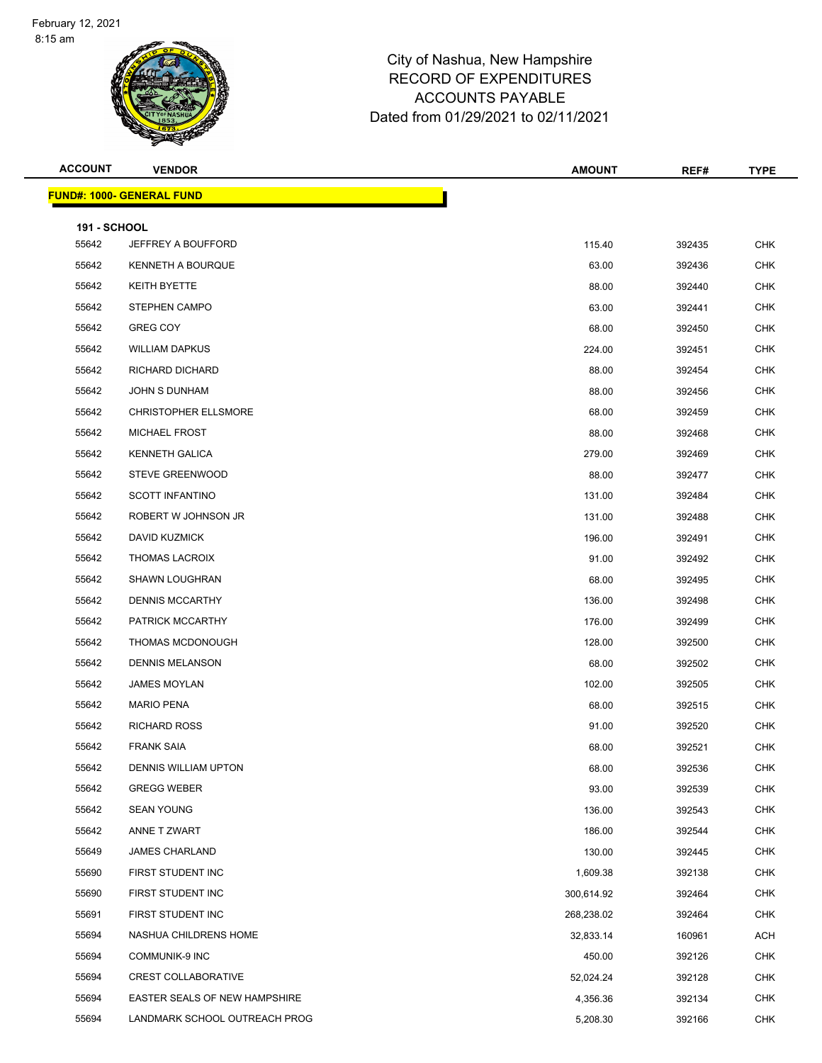# City of Nashua, New Hampshire
## RECORD OF EXPENDITURES
## ACCOUNTS PAYABLE
## Dated from 01/29/2021 to 02/11/2021

| ACCOUNT | VENDOR | AMOUNT | REF# | TYPE |
|---|---|---|---|---|
| **FUND#: 1000- GENERAL FUND** | | | | |
| **191 - SCHOOL** | | | | |
| 55642 | JEFFREY A BOUFFORD | 115.40 | 392435 | CHK |
| 55642 | KENNETH A BOURQUE | 63.00 | 392436 | CHK |
| 55642 | KEITH BYETTE | 88.00 | 392440 | CHK |
| 55642 | STEPHEN CAMPO | 63.00 | 392441 | CHK |
| 55642 | GREG COY | 68.00 | 392450 | CHK |
| 55642 | WILLIAM DAPKUS | 224.00 | 392451 | CHK |
| 55642 | RICHARD DICHARD | 88.00 | 392454 | CHK |
| 55642 | JOHN S DUNHAM | 88.00 | 392456 | CHK |
| 55642 | CHRISTOPHER ELLSMORE | 68.00 | 392459 | CHK |
| 55642 | MICHAEL FROST | 88.00 | 392468 | CHK |
| 55642 | KENNETH GALICA | 279.00 | 392469 | CHK |
| 55642 | STEVE GREENWOOD | 88.00 | 392477 | CHK |
| 55642 | SCOTT INFANTINO | 131.00 | 392484 | CHK |
| 55642 | ROBERT W JOHNSON JR | 131.00 | 392488 | CHK |
| 55642 | DAVID KUZMICK | 196.00 | 392491 | CHK |
| 55642 | THOMAS LACROIX | 91.00 | 392492 | CHK |
| 55642 | SHAWN LOUGHRAN | 68.00 | 392495 | CHK |
| 55642 | DENNIS MCCARTHY | 136.00 | 392498 | CHK |
| 55642 | PATRICK MCCARTHY | 176.00 | 392499 | CHK |
| 55642 | THOMAS MCDONOUGH | 128.00 | 392500 | CHK |
| 55642 | DENNIS MELANSON | 68.00 | 392502 | CHK |
| 55642 | JAMES MOYLAN | 102.00 | 392505 | CHK |
| 55642 | MARIO PENA | 68.00 | 392515 | CHK |
| 55642 | RICHARD ROSS | 91.00 | 392520 | CHK |
| 55642 | FRANK SAIA | 68.00 | 392521 | CHK |
| 55642 | DENNIS WILLIAM UPTON | 68.00 | 392536 | CHK |
| 55642 | GREGG WEBER | 93.00 | 392539 | CHK |
| 55642 | SEAN YOUNG | 136.00 | 392543 | CHK |
| 55642 | ANNE T ZWART | 186.00 | 392544 | CHK |
| 55649 | JAMES CHARLAND | 130.00 | 392445 | CHK |
| 55690 | FIRST STUDENT INC | 1,609.38 | 392138 | CHK |
| 55690 | FIRST STUDENT INC | 300,614.92 | 392464 | CHK |
| 55691 | FIRST STUDENT INC | 268,238.02 | 392464 | CHK |
| 55694 | NASHUA CHILDRENS HOME | 32,833.14 | 160961 | ACH |
| 55694 | COMMUNIK-9 INC | 450.00 | 392126 | CHK |
| 55694 | CREST COLLABORATIVE | 52,024.24 | 392128 | CHK |
| 55694 | EASTER SEALS OF NEW HAMPSHIRE | 4,356.36 | 392134 | CHK |
| 55694 | LANDMARK SCHOOL OUTREACH PROG | 5,208.30 | 392166 | CHK |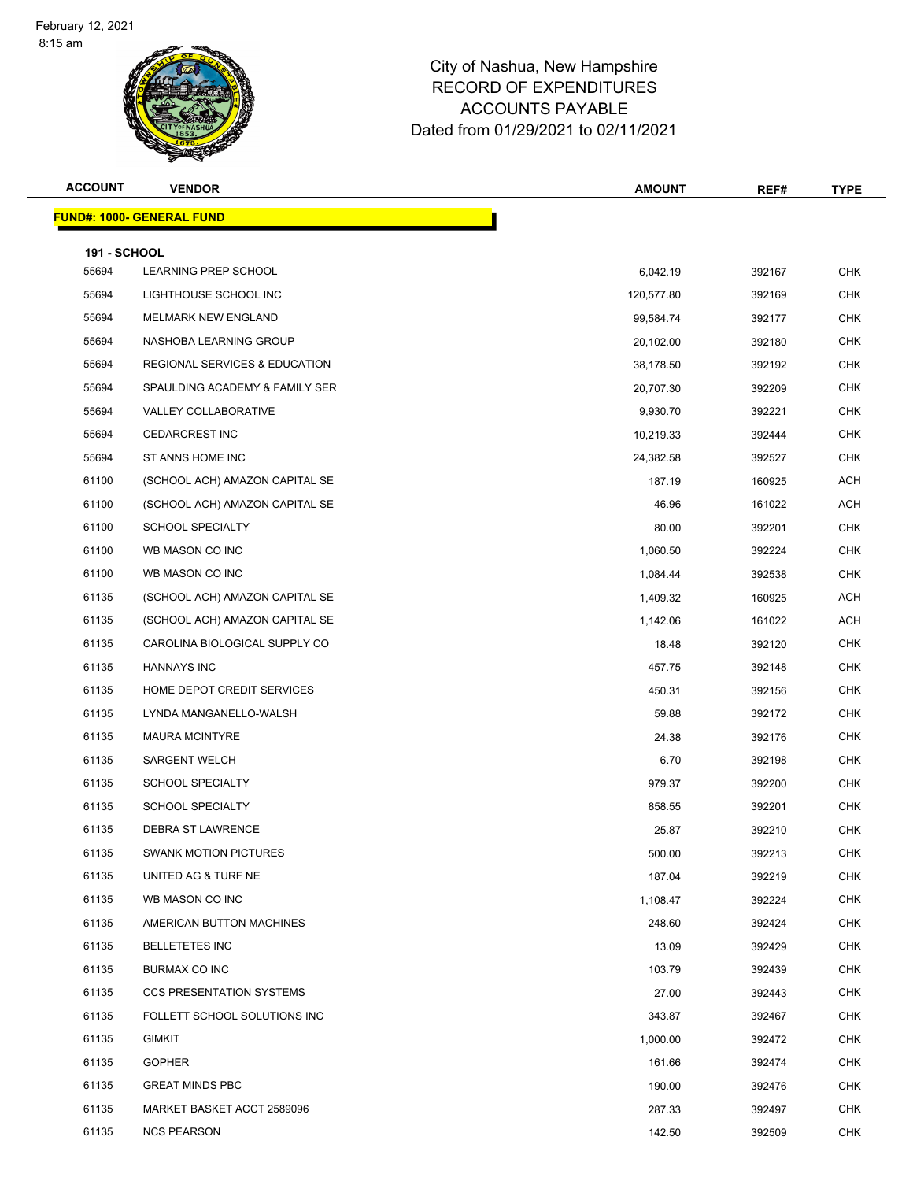City of Nashua, New Hampshire
RECORD OF EXPENDITURES
ACCOUNTS PAYABLE
Dated from 01/29/2021 to 02/11/2021

| ACCOUNT | VENDOR | AMOUNT | REF# | TYPE |
|---|---|---|---|---|

**FUND#: 1000- GENERAL FUND**

**191 - SCHOOL**

| ACCOUNT | VENDOR | AMOUNT | REF# | TYPE |
|---|---|---|---|---|
| 55694 | LEARNING PREP SCHOOL | 6,042.19 | 392167 | CHK |
| 55694 | LIGHTHOUSE SCHOOL INC | 120,577.80 | 392169 | CHK |
| 55694 | MELMARK NEW ENGLAND | 99,584.74 | 392177 | CHK |
| 55694 | NASHOBA LEARNING GROUP | 20,102.00 | 392180 | CHK |
| 55694 | REGIONAL SERVICES & EDUCATION | 38,178.50 | 392192 | CHK |
| 55694 | SPAULDING ACADEMY & FAMILY SER | 20,707.30 | 392209 | CHK |
| 55694 | VALLEY COLLABORATIVE | 9,930.70 | 392221 | CHK |
| 55694 | CEDARCREST INC | 10,219.33 | 392444 | CHK |
| 55694 | ST ANNS HOME INC | 24,382.58 | 392527 | CHK |
| 61100 | (SCHOOL ACH) AMAZON CAPITAL SE | 187.19 | 160925 | ACH |
| 61100 | (SCHOOL ACH) AMAZON CAPITAL SE | 46.96 | 161022 | ACH |
| 61100 | SCHOOL SPECIALTY | 80.00 | 392201 | CHK |
| 61100 | WB MASON CO INC | 1,060.50 | 392224 | CHK |
| 61100 | WB MASON CO INC | 1,084.44 | 392538 | CHK |
| 61135 | (SCHOOL ACH) AMAZON CAPITAL SE | 1,409.32 | 160925 | ACH |
| 61135 | (SCHOOL ACH) AMAZON CAPITAL SE | 1,142.06 | 161022 | ACH |
| 61135 | CAROLINA BIOLOGICAL SUPPLY CO | 18.48 | 392120 | CHK |
| 61135 | HANNAYS INC | 457.75 | 392148 | CHK |
| 61135 | HOME DEPOT CREDIT SERVICES | 450.31 | 392156 | CHK |
| 61135 | LYNDA MANGANELLO-WALSH | 59.88 | 392172 | CHK |
| 61135 | MAURA MCINTYRE | 24.38 | 392176 | CHK |
| 61135 | SARGENT WELCH | 6.70 | 392198 | CHK |
| 61135 | SCHOOL SPECIALTY | 979.37 | 392200 | CHK |
| 61135 | SCHOOL SPECIALTY | 858.55 | 392201 | CHK |
| 61135 | DEBRA ST LAWRENCE | 25.87 | 392210 | CHK |
| 61135 | SWANK MOTION PICTURES | 500.00 | 392213 | CHK |
| 61135 | UNITED AG & TURF NE | 187.04 | 392219 | CHK |
| 61135 | WB MASON CO INC | 1,108.47 | 392224 | CHK |
| 61135 | AMERICAN BUTTON MACHINES | 248.60 | 392424 | CHK |
| 61135 | BELLETETES INC | 13.09 | 392429 | CHK |
| 61135 | BURMAX CO INC | 103.79 | 392439 | CHK |
| 61135 | CCS PRESENTATION SYSTEMS | 27.00 | 392443 | CHK |
| 61135 | FOLLETT SCHOOL SOLUTIONS INC | 343.87 | 392467 | CHK |
| 61135 | GIMKIT | 1,000.00 | 392472 | CHK |
| 61135 | GOPHER | 161.66 | 392474 | CHK |
| 61135 | GREAT MINDS PBC | 190.00 | 392476 | CHK |
| 61135 | MARKET BASKET ACCT 2589096 | 287.33 | 392497 | CHK |
| 61135 | NCS PEARSON | 142.50 | 392509 | CHK |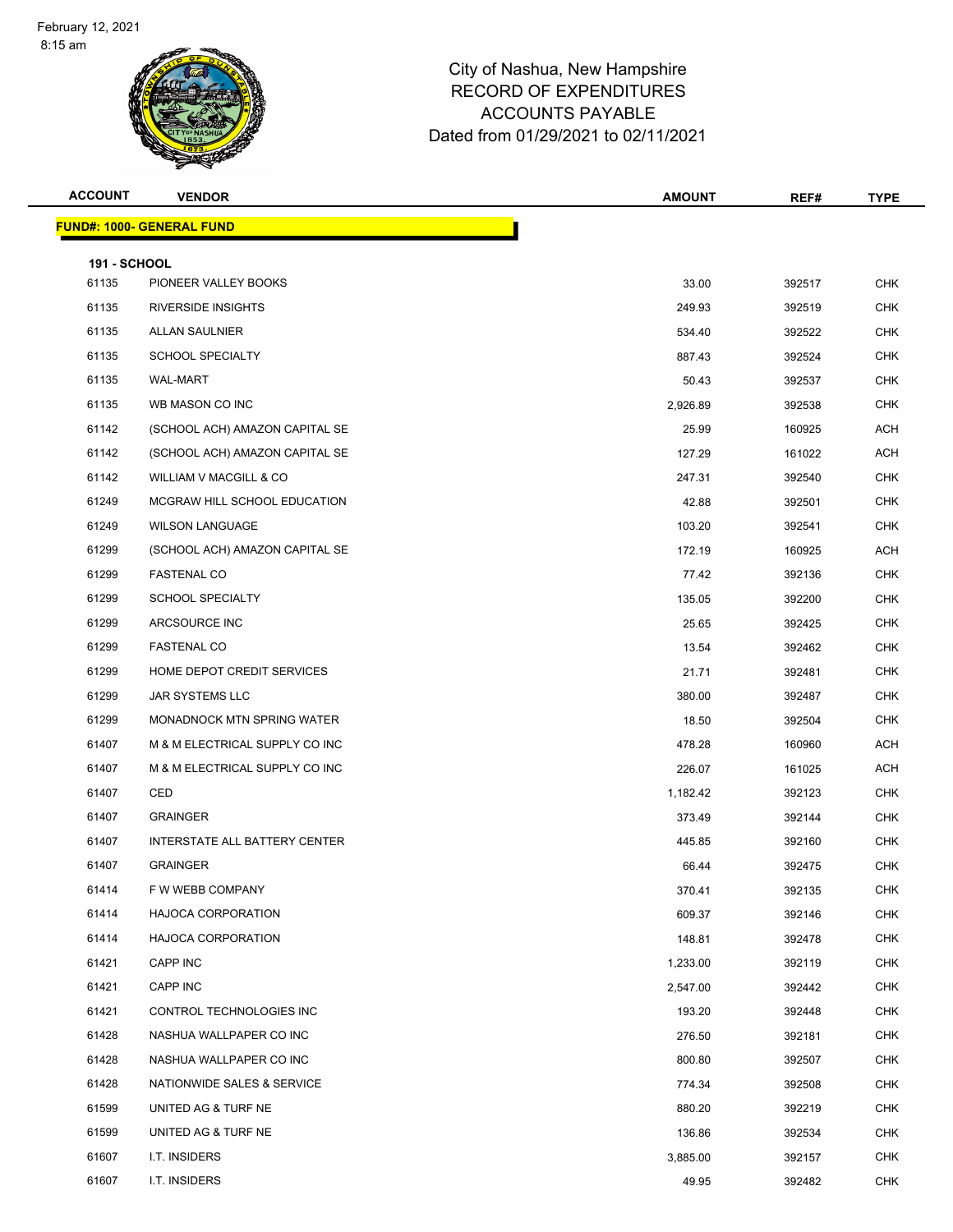February 12, 2021
8:15 am

# City of Nashua, New Hampshire
## RECORD OF EXPENDITURES
## ACCOUNTS PAYABLE
## Dated from 01/29/2021 to 02/11/2021

| ACCOUNT | VENDOR | AMOUNT | REF# | TYPE |
|---|---|---|---|---|
| **FUND#: 1000- GENERAL FUND** | | | | |
| **191 - SCHOOL** | | | | |
| 61135 | PIONEER VALLEY BOOKS | 33.00 | 392517 | CHK |
| 61135 | RIVERSIDE INSIGHTS | 249.93 | 392519 | CHK |
| 61135 | ALLAN SAULNIER | 534.40 | 392522 | CHK |
| 61135 | SCHOOL SPECIALTY | 887.43 | 392524 | CHK |
| 61135 | WAL-MART | 50.43 | 392537 | CHK |
| 61135 | WB MASON CO INC | 2,926.89 | 392538 | CHK |
| 61142 | (SCHOOL ACH) AMAZON CAPITAL SE | 25.99 | 160925 | ACH |
| 61142 | (SCHOOL ACH) AMAZON CAPITAL SE | 127.29 | 161022 | ACH |
| 61142 | WILLIAM V MACGILL & CO | 247.31 | 392540 | CHK |
| 61249 | MCGRAW HILL SCHOOL EDUCATION | 42.88 | 392501 | CHK |
| 61249 | WILSON LANGUAGE | 103.20 | 392541 | CHK |
| 61299 | (SCHOOL ACH) AMAZON CAPITAL SE | 172.19 | 160925 | ACH |
| 61299 | FASTENAL CO | 77.42 | 392136 | CHK |
| 61299 | SCHOOL SPECIALTY | 135.05 | 392200 | CHK |
| 61299 | ARCSOURCE INC | 25.65 | 392425 | CHK |
| 61299 | FASTENAL CO | 13.54 | 392462 | CHK |
| 61299 | HOME DEPOT CREDIT SERVICES | 21.71 | 392481 | CHK |
| 61299 | JAR SYSTEMS LLC | 380.00 | 392487 | CHK |
| 61299 | MONADNOCK MTN SPRING WATER | 18.50 | 392504 | CHK |
| 61407 | M & M ELECTRICAL SUPPLY CO INC | 478.28 | 160960 | ACH |
| 61407 | M & M ELECTRICAL SUPPLY CO INC | 226.07 | 161025 | ACH |
| 61407 | CED | 1,182.42 | 392123 | CHK |
| 61407 | GRAINGER | 373.49 | 392144 | CHK |
| 61407 | INTERSTATE ALL BATTERY CENTER | 445.85 | 392160 | CHK |
| 61407 | GRAINGER | 66.44 | 392475 | CHK |
| 61414 | F W WEBB COMPANY | 370.41 | 392135 | CHK |
| 61414 | HAJOCA CORPORATION | 609.37 | 392146 | CHK |
| 61414 | HAJOCA CORPORATION | 148.81 | 392478 | CHK |
| 61421 | CAPP INC | 1,233.00 | 392119 | CHK |
| 61421 | CAPP INC | 2,547.00 | 392442 | CHK |
| 61421 | CONTROL TECHNOLOGIES INC | 193.20 | 392448 | CHK |
| 61428 | NASHUA WALLPAPER CO INC | 276.50 | 392181 | CHK |
| 61428 | NASHUA WALLPAPER CO INC | 800.80 | 392507 | CHK |
| 61428 | NATIONWIDE SALES & SERVICE | 774.34 | 392508 | CHK |
| 61599 | UNITED AG & TURF NE | 880.20 | 392219 | CHK |
| 61599 | UNITED AG & TURF NE | 136.86 | 392534 | CHK |
| 61607 | I.T. INSIDERS | 3,885.00 | 392157 | CHK |
| 61607 | I.T. INSIDERS | 49.95 | 392482 | CHK |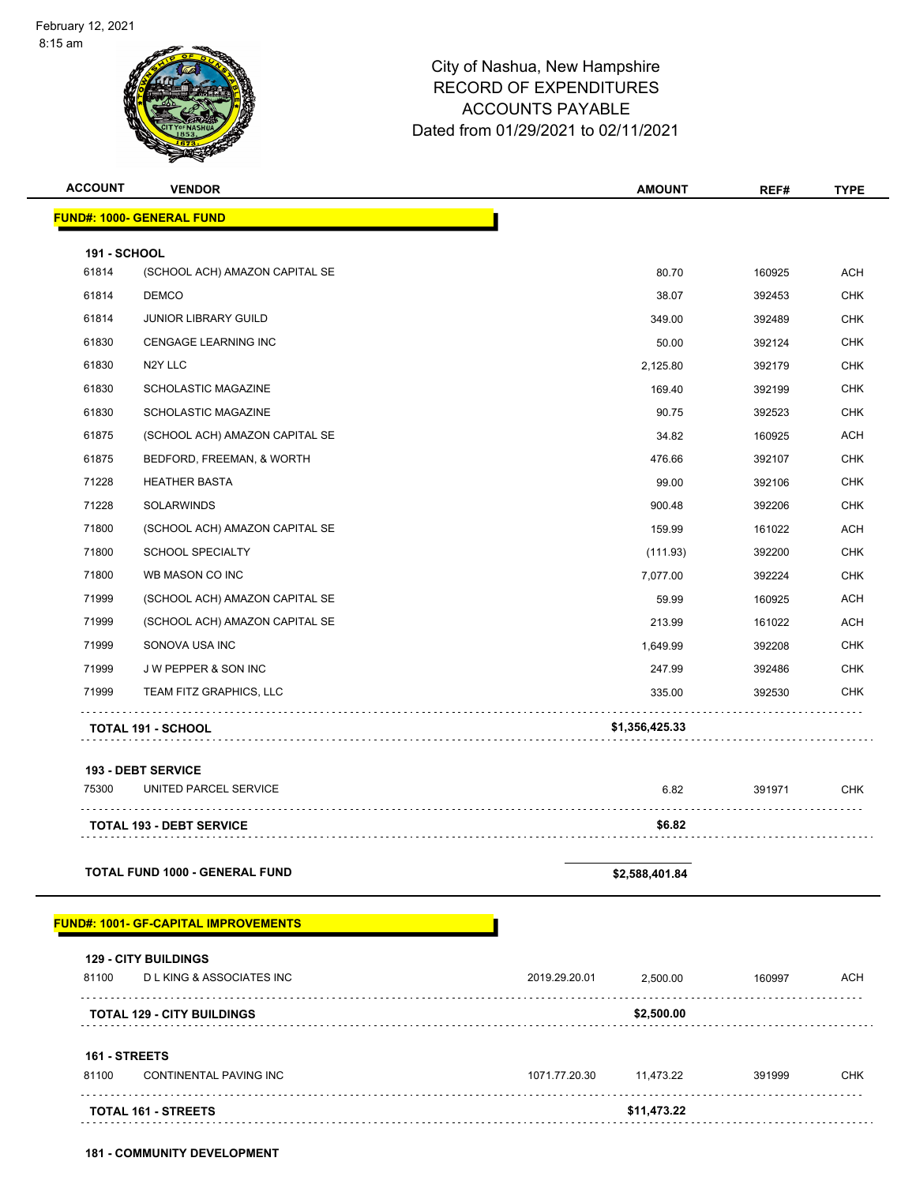City of Nashua, New Hampshire
RECORD OF EXPENDITURES
ACCOUNTS PAYABLE
Dated from 01/29/2021 to 02/11/2021

| ACCOUNT | VENDOR | | AMOUNT | REF# | TYPE |
|---|---|---|---|---|---|
| **FUND#: 1000- GENERAL FUND** | | | | | |
| **191 - SCHOOL** | | | | | |
| 61814 | (SCHOOL ACH) AMAZON CAPITAL SE | | 80.70 | 160925 | ACH |
| 61814 | DEMCO | | 38.07 | 392453 | CHK |
| 61814 | JUNIOR LIBRARY GUILD | | 349.00 | 392489 | CHK |
| 61830 | CENGAGE LEARNING INC | | 50.00 | 392124 | CHK |
| 61830 | N2Y LLC | | 2,125.80 | 392179 | CHK |
| 61830 | SCHOLASTIC MAGAZINE | | 169.40 | 392199 | CHK |
| 61830 | SCHOLASTIC MAGAZINE | | 90.75 | 392523 | CHK |
| 61875 | (SCHOOL ACH) AMAZON CAPITAL SE | | 34.82 | 160925 | ACH |
| 61875 | BEDFORD, FREEMAN, & WORTH | | 476.66 | 392107 | CHK |
| 71228 | HEATHER BASTA | | 99.00 | 392106 | CHK |
| 71228 | SOLARWINDS | | 900.48 | 392206 | CHK |
| 71800 | (SCHOOL ACH) AMAZON CAPITAL SE | | 159.99 | 161022 | ACH |
| 71800 | SCHOOL SPECIALTY | | (111.93) | 392200 | CHK |
| 71800 | WB MASON CO INC | | 7,077.00 | 392224 | CHK |
| 71999 | (SCHOOL ACH) AMAZON CAPITAL SE | | 59.99 | 160925 | ACH |
| 71999 | (SCHOOL ACH) AMAZON CAPITAL SE | | 213.99 | 161022 | ACH |
| 71999 | SONOVA USA INC | | 1,649.99 | 392208 | CHK |
| 71999 | J W PEPPER & SON INC | | 247.99 | 392486 | CHK |
| 71999 | TEAM FITZ GRAPHICS, LLC | | 335.00 | 392530 | CHK |
| **TOTAL 191 - SCHOOL** | | | **$1,356,425.33** | | |
| **193 - DEBT SERVICE** | | | | | |
| 75300 | UNITED PARCEL SERVICE | | 6.82 | 391971 | CHK |
| **TOTAL 193 - DEBT SERVICE** | | | **$6.82** | | |
| **TOTAL FUND 1000 - GENERAL FUND** | | | **$2,588,401.84** | | |
| **FUND#: 1001- GF-CAPITAL IMPROVEMENTS** | | | | | |
| **129 - CITY BUILDINGS** | | | | | |
| 81100 | D L KING & ASSOCIATES INC | 2019.29.20.01 | 2,500.00 | 160997 | ACH |
| **TOTAL 129 - CITY BUILDINGS** | | | **$2,500.00** | | |
| **161 - STREETS** | | | | | |
| 81100 | CONTINENTAL PAVING INC | 1071.77.20.30 | 11,473.22 | 391999 | CHK |
| **TOTAL 161 - STREETS** | | | **$11,473.22** | | |
| **181 - COMMUNITY DEVELOPMENT** | | | | | |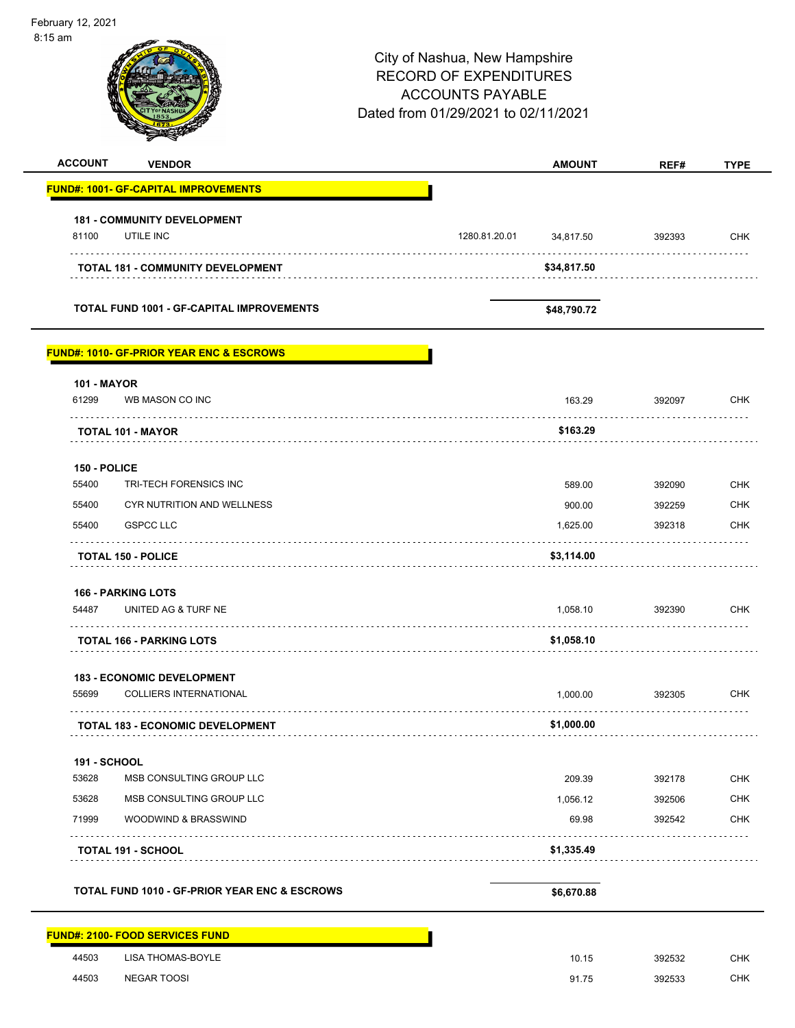City of Nashua, New Hampshire
RECORD OF EXPENDITURES
ACCOUNTS PAYABLE
Dated from 01/29/2021 to 02/11/2021

| ACCOUNT | VENDOR | | AMOUNT | REF# | TYPE |
|---|---|---|---|---|---|
| **FUND#: 1001- GF-CAPITAL IMPROVEMENTS** | | | | | |
| **181 - COMMUNITY DEVELOPMENT** | | | | | |
| 81100 | UTILE INC | 1280.81.20.01 | 34,817.50 | 392393 | CHK |
| | **TOTAL 181 - COMMUNITY DEVELOPMENT** | | **$34,817.50** | | |
| | **TOTAL FUND 1001 - GF-CAPITAL IMPROVEMENTS** | | **$48,790.72** | | |
| **FUND#: 1010- GF-PRIOR YEAR ENC & ESCROWS** | | | | | |
| **101 - MAYOR** | | | | | |
| 61299 | WB MASON CO INC | | 163.29 | 392097 | CHK |
| | **TOTAL 101 - MAYOR** | | **$163.29** | | |
| **150 - POLICE** | | | | | |
| 55400 | TRI-TECH FORENSICS INC | | 589.00 | 392090 | CHK |
| 55400 | CYR NUTRITION AND WELLNESS | | 900.00 | 392259 | CHK |
| 55400 | GSPCC LLC | | 1,625.00 | 392318 | CHK |
| | **TOTAL 150 - POLICE** | | **$3,114.00** | | |
| **166 - PARKING LOTS** | | | | | |
| 54487 | UNITED AG & TURF NE | | 1,058.10 | 392390 | CHK |
| | **TOTAL 166 - PARKING LOTS** | | **$1,058.10** | | |
| **183 - ECONOMIC DEVELOPMENT** | | | | | |
| 55699 | COLLIERS INTERNATIONAL | | 1,000.00 | 392305 | CHK |
| | **TOTAL 183 - ECONOMIC DEVELOPMENT** | | **$1,000.00** | | |
| **191 - SCHOOL** | | | | | |
| 53628 | MSB CONSULTING GROUP LLC | | 209.39 | 392178 | CHK |
| 53628 | MSB CONSULTING GROUP LLC | | 1,056.12 | 392506 | CHK |
| 71999 | WOODWIND & BRASSWIND | | 69.98 | 392542 | CHK |
| | **TOTAL 191 - SCHOOL** | | **$1,335.49** | | |
| | **TOTAL FUND 1010 - GF-PRIOR YEAR ENC & ESCROWS** | | **$6,670.88** | | |
| **FUND#: 2100- FOOD SERVICES FUND** | | | | | |
| 44503 | LISA THOMAS-BOYLE | | 10.15 | 392532 | CHK |
| 44503 | NEGAR TOOSI | | 91.75 | 392533 | CHK |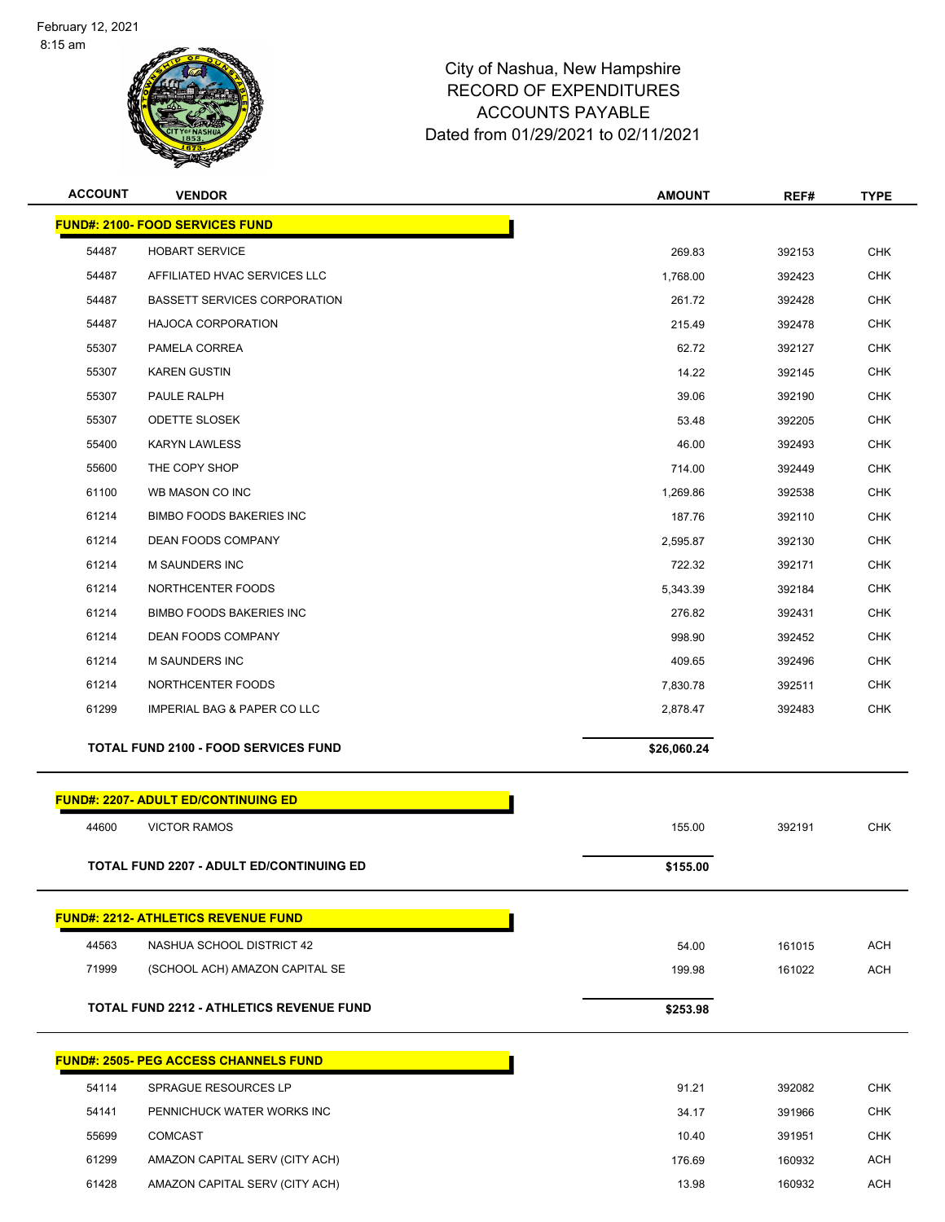City of Nashua, New Hampshire
RECORD OF EXPENDITURES
ACCOUNTS PAYABLE
Dated from 01/29/2021 to 02/11/2021

| ACCOUNT | VENDOR | AMOUNT | REF# | TYPE |
|---|---|---|---|---|
| **FUND#: 2100- FOOD SERVICES FUND** | | | | |
| 54487 | HOBART SERVICE | 269.83 | 392153 | CHK |
| 54487 | AFFILIATED HVAC SERVICES LLC | 1,768.00 | 392423 | CHK |
| 54487 | BASSETT SERVICES CORPORATION | 261.72 | 392428 | CHK |
| 54487 | HAJOCA CORPORATION | 215.49 | 392478 | CHK |
| 55307 | PAMELA CORREA | 62.72 | 392127 | CHK |
| 55307 | KAREN GUSTIN | 14.22 | 392145 | CHK |
| 55307 | PAULE RALPH | 39.06 | 392190 | CHK |
| 55307 | ODETTE SLOSEK | 53.48 | 392205 | CHK |
| 55400 | KARYN LAWLESS | 46.00 | 392493 | CHK |
| 55600 | THE COPY SHOP | 714.00 | 392449 | CHK |
| 61100 | WB MASON CO INC | 1,269.86 | 392538 | CHK |
| 61214 | BIMBO FOODS BAKERIES INC | 187.76 | 392110 | CHK |
| 61214 | DEAN FOODS COMPANY | 2,595.87 | 392130 | CHK |
| 61214 | M SAUNDERS INC | 722.32 | 392171 | CHK |
| 61214 | NORTHCENTER FOODS | 5,343.39 | 392184 | CHK |
| 61214 | BIMBO FOODS BAKERIES INC | 276.82 | 392431 | CHK |
| 61214 | DEAN FOODS COMPANY | 998.90 | 392452 | CHK |
| 61214 | M SAUNDERS INC | 409.65 | 392496 | CHK |
| 61214 | NORTHCENTER FOODS | 7,830.78 | 392511 | CHK |
| 61299 | IMPERIAL BAG & PAPER CO LLC | 2,878.47 | 392483 | CHK |
| **TOTAL FUND 2100 - FOOD SERVICES FUND** | | **$26,060.24** | | |
| **FUND#: 2207- ADULT ED/CONTINUING ED** | | | | |
| 44600 | VICTOR RAMOS | 155.00 | 392191 | CHK |
| **TOTAL FUND 2207 - ADULT ED/CONTINUING ED** | | **$155.00** | | |
| **FUND#: 2212- ATHLETICS REVENUE FUND** | | | | |
| 44563 | NASHUA SCHOOL DISTRICT 42 | 54.00 | 161015 | ACH |
| 71999 | (SCHOOL ACH) AMAZON CAPITAL SE | 199.98 | 161022 | ACH |
| **TOTAL FUND 2212 - ATHLETICS REVENUE FUND** | | **$253.98** | | |
| **FUND#: 2505- PEG ACCESS CHANNELS FUND** | | | | |
| 54114 | SPRAGUE RESOURCES LP | 91.21 | 392082 | CHK |
| 54141 | PENNICHUCK WATER WORKS INC | 34.17 | 391966 | CHK |
| 55699 | COMCAST | 10.40 | 391951 | CHK |
| 61299 | AMAZON CAPITAL SERV (CITY ACH) | 176.69 | 160932 | ACH |
| 61428 | AMAZON CAPITAL SERV (CITY ACH) | 13.98 | 160932 | ACH |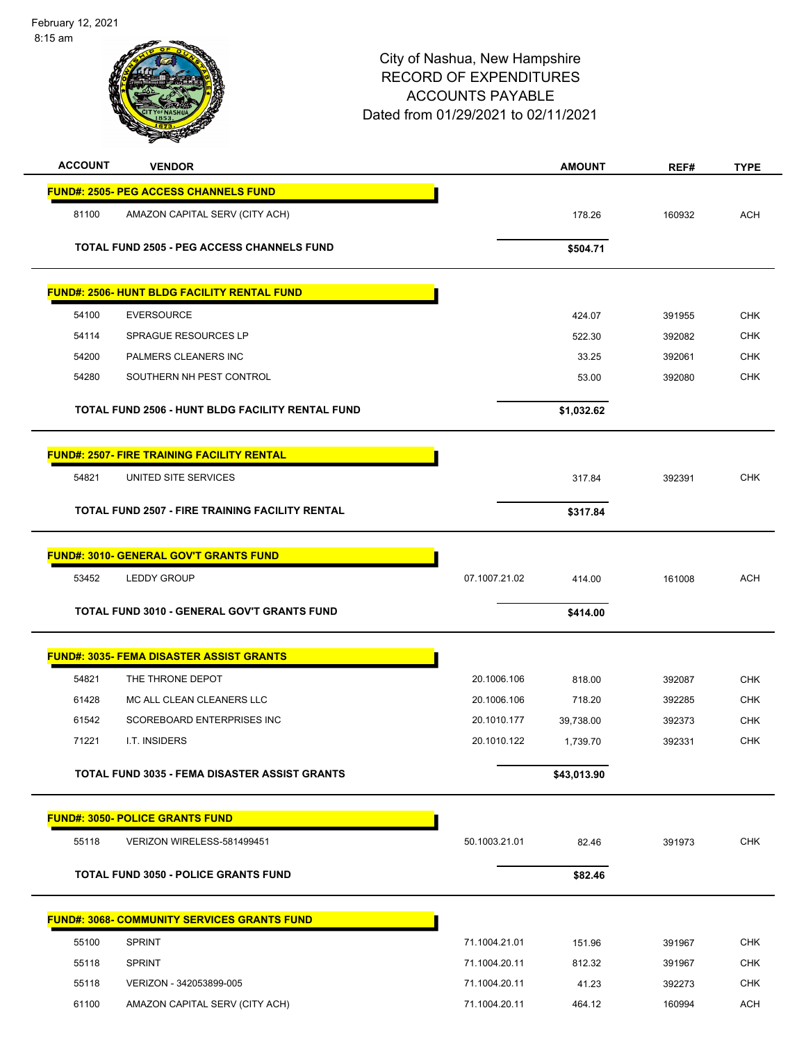City of Nashua, New Hampshire
RECORD OF EXPENDITURES
ACCOUNTS PAYABLE
Dated from 01/29/2021 to 02/11/2021

| ACCOUNT | VENDOR | | AMOUNT | REF# | TYPE |
|---|---|---|---|---|---|
| **FUND#: 2505- PEG ACCESS CHANNELS FUND** | | | | | |
| 81100 | AMAZON CAPITAL SERV (CITY ACH) | | 178.26 | 160932 | ACH |
| | **TOTAL FUND 2505 - PEG ACCESS CHANNELS FUND** | | **$504.71** | | |
| **FUND#: 2506- HUNT BLDG FACILITY RENTAL FUND** | | | | | |
| 54100 | EVERSOURCE | | 424.07 | 391955 | CHK |
| 54114 | SPRAGUE RESOURCES LP | | 522.30 | 392082 | CHK |
| 54200 | PALMERS CLEANERS INC | | 33.25 | 392061 | CHK |
| 54280 | SOUTHERN NH PEST CONTROL | | 53.00 | 392080 | CHK |
| | **TOTAL FUND 2506 - HUNT BLDG FACILITY RENTAL FUND** | | **$1,032.62** | | |
| **FUND#: 2507- FIRE TRAINING FACILITY RENTAL** | | | | | |
| 54821 | UNITED SITE SERVICES | | 317.84 | 392391 | CHK |
| | **TOTAL FUND 2507 - FIRE TRAINING FACILITY RENTAL** | | **$317.84** | | |
| **FUND#: 3010- GENERAL GOV'T GRANTS FUND** | | | | | |
| 53452 | LEDDY GROUP | 07.1007.21.02 | 414.00 | 161008 | ACH |
| | **TOTAL FUND 3010 - GENERAL GOV'T GRANTS FUND** | | **$414.00** | | |
| **FUND#: 3035- FEMA DISASTER ASSIST GRANTS** | | | | | |
| 54821 | THE THRONE DEPOT | 20.1006.106 | 818.00 | 392087 | CHK |
| 61428 | MC ALL CLEAN CLEANERS LLC | 20.1006.106 | 718.20 | 392285 | CHK |
| 61542 | SCOREBOARD ENTERPRISES INC | 20.1010.177 | 39,738.00 | 392373 | CHK |
| 71221 | I.T. INSIDERS | 20.1010.122 | 1,739.70 | 392331 | CHK |
| | **TOTAL FUND 3035 - FEMA DISASTER ASSIST GRANTS** | | **$43,013.90** | | |
| **FUND#: 3050- POLICE GRANTS FUND** | | | | | |
| 55118 | VERIZON WIRELESS-581499451 | 50.1003.21.01 | 82.46 | 391973 | CHK |
| | **TOTAL FUND 3050 - POLICE GRANTS FUND** | | **$82.46** | | |
| **FUND#: 3068- COMMUNITY SERVICES GRANTS FUND** | | | | | |
| 55100 | SPRINT | 71.1004.21.01 | 151.96 | 391967 | CHK |
| 55118 | SPRINT | 71.1004.20.11 | 812.32 | 391967 | CHK |
| 55118 | VERIZON - 342053899-005 | 71.1004.20.11 | 41.23 | 392273 | CHK |
| 61100 | AMAZON CAPITAL SERV (CITY ACH) | 71.1004.20.11 | 464.12 | 160994 | ACH |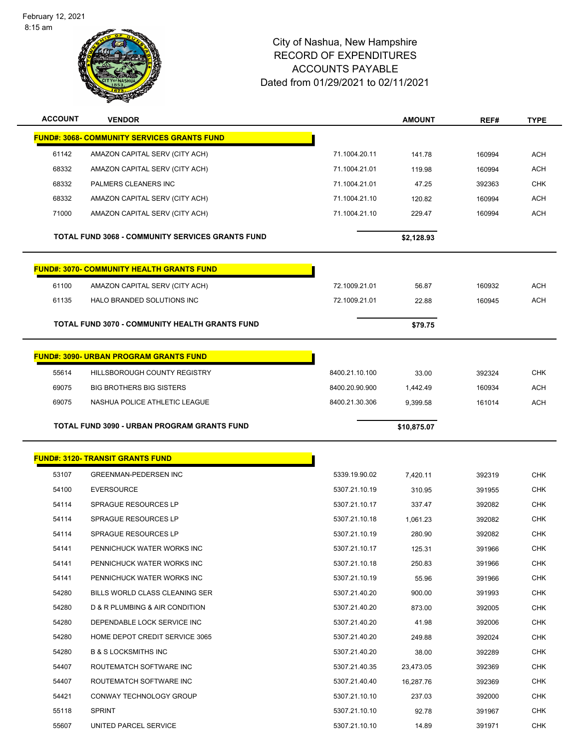City of Nashua, New Hampshire
RECORD OF EXPENDITURES
ACCOUNTS PAYABLE
Dated from 01/29/2021 to 02/11/2021

| ACCOUNT | VENDOR | | AMOUNT | REF# | TYPE |
|---|---|---|---|---|---|
| **FUND#: 3068- COMMUNITY SERVICES GRANTS FUND** | | | | | |
| 61142 | AMAZON CAPITAL SERV (CITY ACH) | 71.1004.20.11 | 141.78 | 160994 | ACH |
| 68332 | AMAZON CAPITAL SERV (CITY ACH) | 71.1004.21.01 | 119.98 | 160994 | ACH |
| 68332 | PALMERS CLEANERS INC | 71.1004.21.01 | 47.25 | 392363 | CHK |
| 68332 | AMAZON CAPITAL SERV (CITY ACH) | 71.1004.21.10 | 120.82 | 160994 | ACH |
| 71000 | AMAZON CAPITAL SERV (CITY ACH) | 71.1004.21.10 | 229.47 | 160994 | ACH |
| **TOTAL FUND 3068 - COMMUNITY SERVICES GRANTS FUND** | | | **$2,128.93** | | |
| **FUND#: 3070- COMMUNITY HEALTH GRANTS FUND** | | | | | |
| 61100 | AMAZON CAPITAL SERV (CITY ACH) | 72.1009.21.01 | 56.87 | 160932 | ACH |
| 61135 | HALO BRANDED SOLUTIONS INC | 72.1009.21.01 | 22.88 | 160945 | ACH |
| **TOTAL FUND 3070 - COMMUNITY HEALTH GRANTS FUND** | | | **$79.75** | | |
| **FUND#: 3090- URBAN PROGRAM GRANTS FUND** | | | | | |
| 55614 | HILLSBOROUGH COUNTY REGISTRY | 8400.21.10.100 | 33.00 | 392324 | CHK |
| 69075 | BIG BROTHERS BIG SISTERS | 8400.20.90.900 | 1,442.49 | 160934 | ACH |
| 69075 | NASHUA POLICE ATHLETIC LEAGUE | 8400.21.30.306 | 9,399.58 | 161014 | ACH |
| **TOTAL FUND 3090 - URBAN PROGRAM GRANTS FUND** | | | **$10,875.07** | | |
| **FUND#: 3120- TRANSIT GRANTS FUND** | | | | | |
| 53107 | GREENMAN-PEDERSEN INC | 5339.19.90.02 | 7,420.11 | 392319 | CHK |
| 54100 | EVERSOURCE | 5307.21.10.19 | 310.95 | 391955 | CHK |
| 54114 | SPRAGUE RESOURCES LP | 5307.21.10.17 | 337.47 | 392082 | CHK |
| 54114 | SPRAGUE RESOURCES LP | 5307.21.10.18 | 1,061.23 | 392082 | CHK |
| 54114 | SPRAGUE RESOURCES LP | 5307.21.10.19 | 280.90 | 392082 | CHK |
| 54141 | PENNICHUCK WATER WORKS INC | 5307.21.10.17 | 125.31 | 391966 | CHK |
| 54141 | PENNICHUCK WATER WORKS INC | 5307.21.10.18 | 250.83 | 391966 | CHK |
| 54141 | PENNICHUCK WATER WORKS INC | 5307.21.10.19 | 55.96 | 391966 | CHK |
| 54280 | BILLS WORLD CLASS CLEANING SER | 5307.21.40.20 | 900.00 | 391993 | CHK |
| 54280 | D & R PLUMBING & AIR CONDITION | 5307.21.40.20 | 873.00 | 392005 | CHK |
| 54280 | DEPENDABLE LOCK SERVICE INC | 5307.21.40.20 | 41.98 | 392006 | CHK |
| 54280 | HOME DEPOT CREDIT SERVICE 3065 | 5307.21.40.20 | 249.88 | 392024 | CHK |
| 54280 | B & S LOCKSMITHS INC | 5307.21.40.20 | 38.00 | 392289 | CHK |
| 54407 | ROUTEMATCH SOFTWARE INC | 5307.21.40.35 | 23,473.05 | 392369 | CHK |
| 54407 | ROUTEMATCH SOFTWARE INC | 5307.21.40.40 | 16,287.76 | 392369 | CHK |
| 54421 | CONWAY TECHNOLOGY GROUP | 5307.21.10.10 | 237.03 | 392000 | CHK |
| 55118 | SPRINT | 5307.21.10.10 | 92.78 | 391967 | CHK |
| 55607 | UNITED PARCEL SERVICE | 5307.21.10.10 | 14.89 | 391971 | CHK |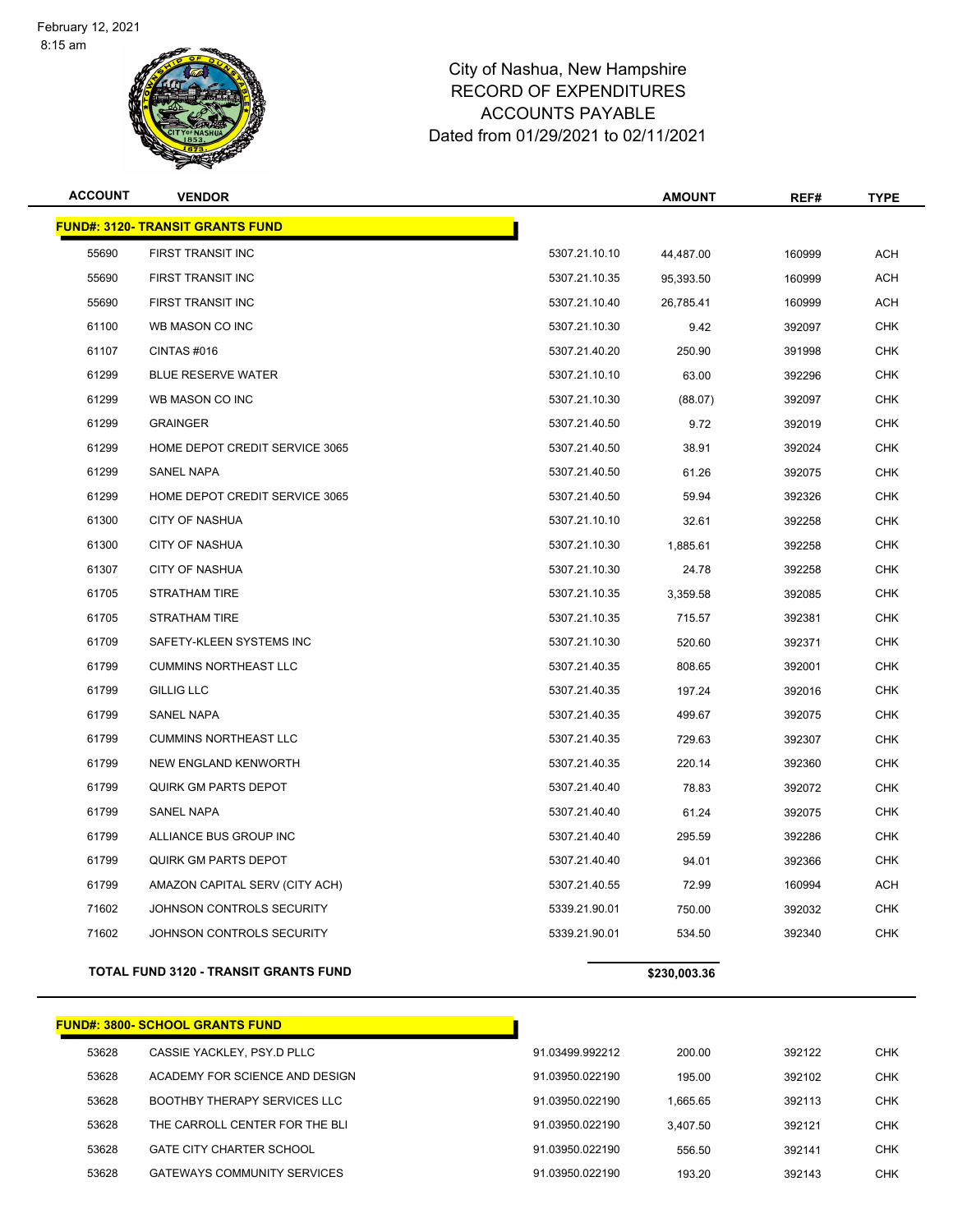City of Nashua, New Hampshire
RECORD OF EXPENDITURES
ACCOUNTS PAYABLE
Dated from 01/29/2021 to 02/11/2021

| ACCOUNT | VENDOR | | AMOUNT | REF# | TYPE |
|---|---|---|---|---|---|
| **FUND#: 3120- TRANSIT GRANTS FUND** | | | | | |
| 55690 | FIRST TRANSIT INC | 5307.21.10.10 | 44,487.00 | 160999 | ACH |
| 55690 | FIRST TRANSIT INC | 5307.21.10.35 | 95,393.50 | 160999 | ACH |
| 55690 | FIRST TRANSIT INC | 5307.21.10.40 | 26,785.41 | 160999 | ACH |
| 61100 | WB MASON CO INC | 5307.21.10.30 | 9.42 | 392097 | CHK |
| 61107 | CINTAS #016 | 5307.21.40.20 | 250.90 | 391998 | CHK |
| 61299 | BLUE RESERVE WATER | 5307.21.10.10 | 63.00 | 392296 | CHK |
| 61299 | WB MASON CO INC | 5307.21.10.30 | (88.07) | 392097 | CHK |
| 61299 | GRAINGER | 5307.21.40.50 | 9.72 | 392019 | CHK |
| 61299 | HOME DEPOT CREDIT SERVICE 3065 | 5307.21.40.50 | 38.91 | 392024 | CHK |
| 61299 | SANEL NAPA | 5307.21.40.50 | 61.26 | 392075 | CHK |
| 61299 | HOME DEPOT CREDIT SERVICE 3065 | 5307.21.40.50 | 59.94 | 392326 | CHK |
| 61300 | CITY OF NASHUA | 5307.21.10.10 | 32.61 | 392258 | CHK |
| 61300 | CITY OF NASHUA | 5307.21.10.30 | 1,885.61 | 392258 | CHK |
| 61307 | CITY OF NASHUA | 5307.21.10.30 | 24.78 | 392258 | CHK |
| 61705 | STRATHAM TIRE | 5307.21.10.35 | 3,359.58 | 392085 | CHK |
| 61705 | STRATHAM TIRE | 5307.21.10.35 | 715.57 | 392381 | CHK |
| 61709 | SAFETY-KLEEN SYSTEMS INC | 5307.21.10.30 | 520.60 | 392371 | CHK |
| 61799 | CUMMINS NORTHEAST LLC | 5307.21.40.35 | 808.65 | 392001 | CHK |
| 61799 | GILLIG LLC | 5307.21.40.35 | 197.24 | 392016 | CHK |
| 61799 | SANEL NAPA | 5307.21.40.35 | 499.67 | 392075 | CHK |
| 61799 | CUMMINS NORTHEAST LLC | 5307.21.40.35 | 729.63 | 392307 | CHK |
| 61799 | NEW ENGLAND KENWORTH | 5307.21.40.35 | 220.14 | 392360 | CHK |
| 61799 | QUIRK GM PARTS DEPOT | 5307.21.40.40 | 78.83 | 392072 | CHK |
| 61799 | SANEL NAPA | 5307.21.40.40 | 61.24 | 392075 | CHK |
| 61799 | ALLIANCE BUS GROUP INC | 5307.21.40.40 | 295.59 | 392286 | CHK |
| 61799 | QUIRK GM PARTS DEPOT | 5307.21.40.40 | 94.01 | 392366 | CHK |
| 61799 | AMAZON CAPITAL SERV (CITY ACH) | 5307.21.40.55 | 72.99 | 160994 | ACH |
| 71602 | JOHNSON CONTROLS SECURITY | 5339.21.90.01 | 750.00 | 392032 | CHK |
| 71602 | JOHNSON CONTROLS SECURITY | 5339.21.90.01 | 534.50 | 392340 | CHK |
| **TOTAL FUND 3120 - TRANSIT GRANTS FUND** | | | **$230,003.36** | | |

| ACCOUNT | VENDOR | | AMOUNT | REF# | TYPE |
|---|---|---|---|---|---|
| **FUND#: 3800- SCHOOL GRANTS FUND** | | | | | |
| 53628 | CASSIE YACKLEY, PSY.D PLLC | 91.03499.992212 | 200.00 | 392122 | CHK |
| 53628 | ACADEMY FOR SCIENCE AND DESIGN | 91.03950.022190 | 195.00 | 392102 | CHK |
| 53628 | BOOTHBY THERAPY SERVICES LLC | 91.03950.022190 | 1,665.65 | 392113 | CHK |
| 53628 | THE CARROLL CENTER FOR THE BLI | 91.03950.022190 | 3,407.50 | 392121 | CHK |
| 53628 | GATE CITY CHARTER SCHOOL | 91.03950.022190 | 556.50 | 392141 | CHK |
| 53628 | GATEWAYS COMMUNITY SERVICES | 91.03950.022190 | 193.20 | 392143 | CHK |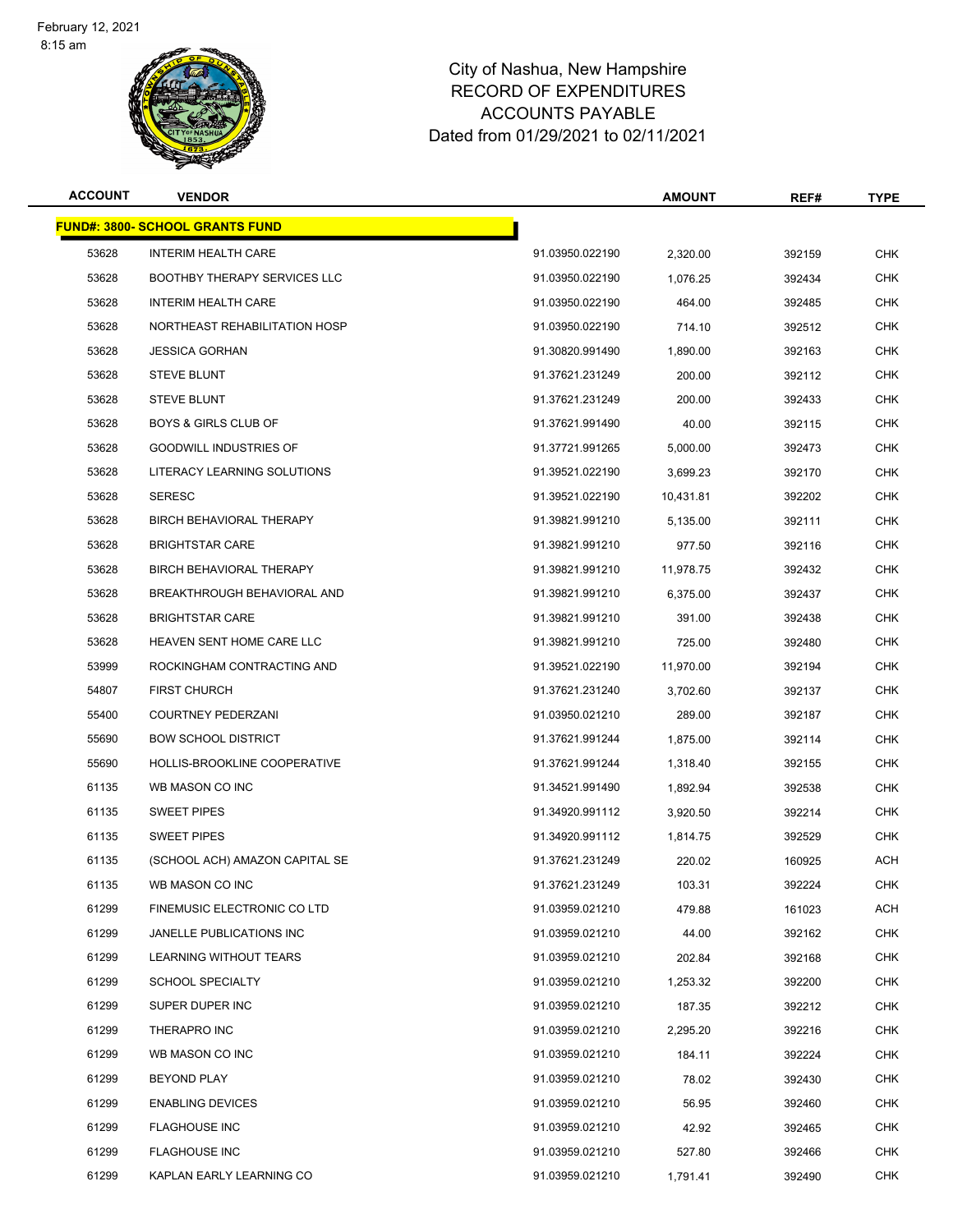February 12, 2021
8:15 am

# City of Nashua, New Hampshire
## RECORD OF EXPENDITURES
## ACCOUNTS PAYABLE
## Dated from 01/29/2021 to 02/11/2021

| ACCOUNT | VENDOR | | AMOUNT | REF# | TYPE |
|---|---|---|---|---|---|
| **FUND#: 3800- SCHOOL GRANTS FUND** | | | | | |
| 53628 | INTERIM HEALTH CARE | 91.03950.022190 | 2,320.00 | 392159 | CHK |
| 53628 | BOOTHBY THERAPY SERVICES LLC | 91.03950.022190 | 1,076.25 | 392434 | CHK |
| 53628 | INTERIM HEALTH CARE | 91.03950.022190 | 464.00 | 392485 | CHK |
| 53628 | NORTHEAST REHABILITATION HOSP | 91.03950.022190 | 714.10 | 392512 | CHK |
| 53628 | JESSICA GORHAN | 91.30820.991490 | 1,890.00 | 392163 | CHK |
| 53628 | STEVE BLUNT | 91.37621.231249 | 200.00 | 392112 | CHK |
| 53628 | STEVE BLUNT | 91.37621.231249 | 200.00 | 392433 | CHK |
| 53628 | BOYS & GIRLS CLUB OF | 91.37621.991490 | 40.00 | 392115 | CHK |
| 53628 | GOODWILL INDUSTRIES OF | 91.37721.991265 | 5,000.00 | 392473 | CHK |
| 53628 | LITERACY LEARNING SOLUTIONS | 91.39521.022190 | 3,699.23 | 392170 | CHK |
| 53628 | SERESC | 91.39521.022190 | 10,431.81 | 392202 | CHK |
| 53628 | BIRCH BEHAVIORAL THERAPY | 91.39821.991210 | 5,135.00 | 392111 | CHK |
| 53628 | BRIGHTSTAR CARE | 91.39821.991210 | 977.50 | 392116 | CHK |
| 53628 | BIRCH BEHAVIORAL THERAPY | 91.39821.991210 | 11,978.75 | 392432 | CHK |
| 53628 | BREAKTHROUGH BEHAVIORAL AND | 91.39821.991210 | 6,375.00 | 392437 | CHK |
| 53628 | BRIGHTSTAR CARE | 91.39821.991210 | 391.00 | 392438 | CHK |
| 53628 | HEAVEN SENT HOME CARE LLC | 91.39821.991210 | 725.00 | 392480 | CHK |
| 53999 | ROCKINGHAM CONTRACTING AND | 91.39521.022190 | 11,970.00 | 392194 | CHK |
| 54807 | FIRST CHURCH | 91.37621.231240 | 3,702.60 | 392137 | CHK |
| 55400 | COURTNEY PEDERZANI | 91.03950.021210 | 289.00 | 392187 | CHK |
| 55690 | BOW SCHOOL DISTRICT | 91.37621.991244 | 1,875.00 | 392114 | CHK |
| 55690 | HOLLIS-BROOKLINE COOPERATIVE | 91.37621.991244 | 1,318.40 | 392155 | CHK |
| 61135 | WB MASON CO INC | 91.34521.991490 | 1,892.94 | 392538 | CHK |
| 61135 | SWEET PIPES | 91.34920.991112 | 3,920.50 | 392214 | CHK |
| 61135 | SWEET PIPES | 91.34920.991112 | 1,814.75 | 392529 | CHK |
| 61135 | (SCHOOL ACH) AMAZON CAPITAL SE | 91.37621.231249 | 220.02 | 160925 | ACH |
| 61135 | WB MASON CO INC | 91.37621.231249 | 103.31 | 392224 | CHK |
| 61299 | FINEMUSIC ELECTRONIC CO LTD | 91.03959.021210 | 479.88 | 161023 | ACH |
| 61299 | JANELLE PUBLICATIONS INC | 91.03959.021210 | 44.00 | 392162 | CHK |
| 61299 | LEARNING WITHOUT TEARS | 91.03959.021210 | 202.84 | 392168 | CHK |
| 61299 | SCHOOL SPECIALTY | 91.03959.021210 | 1,253.32 | 392200 | CHK |
| 61299 | SUPER DUPER INC | 91.03959.021210 | 187.35 | 392212 | CHK |
| 61299 | THERAPRO INC | 91.03959.021210 | 2,295.20 | 392216 | CHK |
| 61299 | WB MASON CO INC | 91.03959.021210 | 184.11 | 392224 | CHK |
| 61299 | BEYOND PLAY | 91.03959.021210 | 78.02 | 392430 | CHK |
| 61299 | ENABLING DEVICES | 91.03959.021210 | 56.95 | 392460 | CHK |
| 61299 | FLAGHOUSE INC | 91.03959.021210 | 42.92 | 392465 | CHK |
| 61299 | FLAGHOUSE INC | 91.03959.021210 | 527.80 | 392466 | CHK |
| 61299 | KAPLAN EARLY LEARNING CO | 91.03959.021210 | 1,791.41 | 392490 | CHK |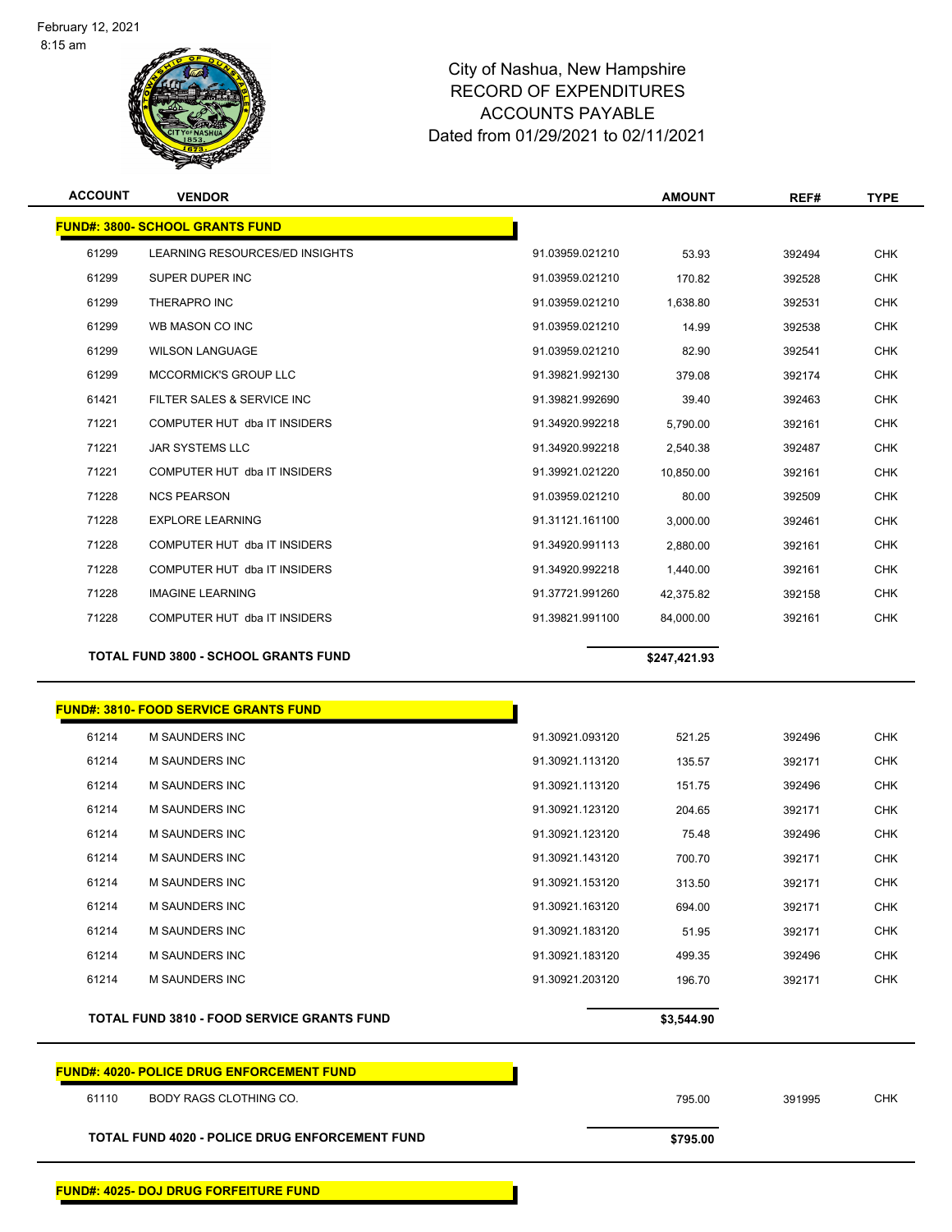City of Nashua, New Hampshire
RECORD OF EXPENDITURES
ACCOUNTS PAYABLE
Dated from 01/29/2021 to 02/11/2021

| ACCOUNT | VENDOR | | AMOUNT | REF# | TYPE |
|---|---|---|---|---|---|
| **FUND#: 3800- SCHOOL GRANTS FUND** | | | | | |
| 61299 | LEARNING RESOURCES/ED INSIGHTS | 91.03959.021210 | 53.93 | 392494 | CHK |
| 61299 | SUPER DUPER INC | 91.03959.021210 | 170.82 | 392528 | CHK |
| 61299 | THERAPRO INC | 91.03959.021210 | 1,638.80 | 392531 | CHK |
| 61299 | WB MASON CO INC | 91.03959.021210 | 14.99 | 392538 | CHK |
| 61299 | WILSON LANGUAGE | 91.03959.021210 | 82.90 | 392541 | CHK |
| 61299 | MCCORMICK'S GROUP LLC | 91.39821.992130 | 379.08 | 392174 | CHK |
| 61421 | FILTER SALES & SERVICE INC | 91.39821.992690 | 39.40 | 392463 | CHK |
| 71221 | COMPUTER HUT dba IT INSIDERS | 91.34920.992218 | 5,790.00 | 392161 | CHK |
| 71221 | JAR SYSTEMS LLC | 91.34920.992218 | 2,540.38 | 392487 | CHK |
| 71221 | COMPUTER HUT dba IT INSIDERS | 91.39921.021220 | 10,850.00 | 392161 | CHK |
| 71228 | NCS PEARSON | 91.03959.021210 | 80.00 | 392509 | CHK |
| 71228 | EXPLORE LEARNING | 91.31121.161100 | 3,000.00 | 392461 | CHK |
| 71228 | COMPUTER HUT dba IT INSIDERS | 91.34920.991113 | 2,880.00 | 392161 | CHK |
| 71228 | COMPUTER HUT dba IT INSIDERS | 91.34920.992218 | 1,440.00 | 392161 | CHK |
| 71228 | IMAGINE LEARNING | 91.37721.991260 | 42,375.82 | 392158 | CHK |
| 71228 | COMPUTER HUT dba IT INSIDERS | 91.39821.991100 | 84,000.00 | 392161 | CHK |
| **TOTAL FUND 3800 - SCHOOL GRANTS FUND** | | | **$247,421.93** | | |
| **FUND#: 3810- FOOD SERVICE GRANTS FUND** | | | | | |
| 61214 | M SAUNDERS INC | 91.30921.093120 | 521.25 | 392496 | CHK |
| 61214 | M SAUNDERS INC | 91.30921.113120 | 135.57 | 392171 | CHK |
| 61214 | M SAUNDERS INC | 91.30921.113120 | 151.75 | 392496 | CHK |
| 61214 | M SAUNDERS INC | 91.30921.123120 | 204.65 | 392171 | CHK |
| 61214 | M SAUNDERS INC | 91.30921.123120 | 75.48 | 392496 | CHK |
| 61214 | M SAUNDERS INC | 91.30921.143120 | 700.70 | 392171 | CHK |
| 61214 | M SAUNDERS INC | 91.30921.153120 | 313.50 | 392171 | CHK |
| 61214 | M SAUNDERS INC | 91.30921.163120 | 694.00 | 392171 | CHK |
| 61214 | M SAUNDERS INC | 91.30921.183120 | 51.95 | 392171 | CHK |
| 61214 | M SAUNDERS INC | 91.30921.183120 | 499.35 | 392496 | CHK |
| 61214 | M SAUNDERS INC | 91.30921.203120 | 196.70 | 392171 | CHK |
| **TOTAL FUND 3810 - FOOD SERVICE GRANTS FUND** | | | **$3,544.90** | | |
| **FUND#: 4020- POLICE DRUG ENFORCEMENT FUND** | | | | | |
| 61110 | BODY RAGS CLOTHING CO. | | 795.00 | 391995 | CHK |
| **TOTAL FUND 4020 - POLICE DRUG ENFORCEMENT FUND** | | | **$795.00** | | |
| **FUND#: 4025- DOJ DRUG FORFEITURE FUND** | | | | | |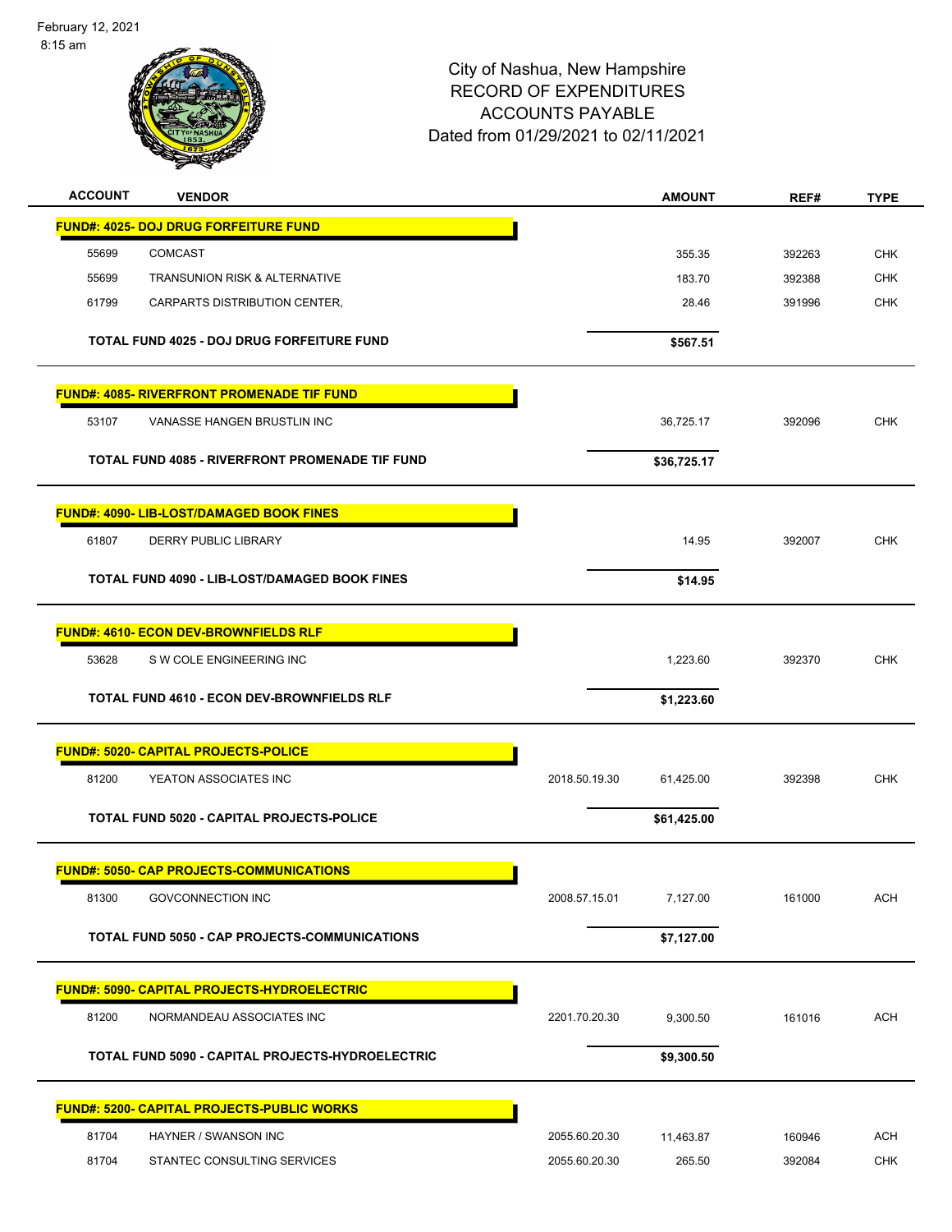February 12, 2021
8:15 am

# City of Nashua, New Hampshire
## RECORD OF EXPENDITURES
## ACCOUNTS PAYABLE
## Dated from 01/29/2021 to 02/11/2021

| ACCOUNT | VENDOR | | AMOUNT | REF# | TYPE |
|---|---|---|---|---|---|
| **FUND#: 4025- DOJ DRUG FORFEITURE FUND** | | | | | |
| 55699 | COMCAST | | 355.35 | 392263 | CHK |
| 55699 | TRANSUNION RISK & ALTERNATIVE | | 183.70 | 392388 | CHK |
| 61799 | CARPARTS DISTRIBUTION CENTER, | | 28.46 | 391996 | CHK |
| | **TOTAL FUND 4025 - DOJ DRUG FORFEITURE FUND** | | **$567.51** | | |
| **FUND#: 4085- RIVERFRONT PROMENADE TIF FUND** | | | | | |
| 53107 | VANASSE HANGEN BRUSTLIN INC | | 36,725.17 | 392096 | CHK |
| | **TOTAL FUND 4085 - RIVERFRONT PROMENADE TIF FUND** | | **$36,725.17** | | |
| **FUND#: 4090- LIB-LOST/DAMAGED BOOK FINES** | | | | | |
| 61807 | DERRY PUBLIC LIBRARY | | 14.95 | 392007 | CHK |
| | **TOTAL FUND 4090 - LIB-LOST/DAMAGED BOOK FINES** | | **$14.95** | | |
| **FUND#: 4610- ECON DEV-BROWNFIELDS RLF** | | | | | |
| 53628 | S W COLE ENGINEERING INC | | 1,223.60 | 392370 | CHK |
| | **TOTAL FUND 4610 - ECON DEV-BROWNFIELDS RLF** | | **$1,223.60** | | |
| **FUND#: 5020- CAPITAL PROJECTS-POLICE** | | | | | |
| 81200 | YEATON ASSOCIATES INC | 2018.50.19.30 | 61,425.00 | 392398 | CHK |
| | **TOTAL FUND 5020 - CAPITAL PROJECTS-POLICE** | | **$61,425.00** | | |
| **FUND#: 5050- CAP PROJECTS-COMMUNICATIONS** | | | | | |
| 81300 | GOVCONNECTION INC | 2008.57.15.01 | 7,127.00 | 161000 | ACH |
| | **TOTAL FUND 5050 - CAP PROJECTS-COMMUNICATIONS** | | **$7,127.00** | | |
| **FUND#: 5090- CAPITAL PROJECTS-HYDROELECTRIC** | | | | | |
| 81200 | NORMANDEAU ASSOCIATES INC | 2201.70.20.30 | 9,300.50 | 161016 | ACH |
| | **TOTAL FUND 5090 - CAPITAL PROJECTS-HYDROELECTRIC** | | **$9,300.50** | | |
| **FUND#: 5200- CAPITAL PROJECTS-PUBLIC WORKS** | | | | | |
| 81704 | HAYNER / SWANSON INC | 2055.60.20.30 | 11,463.87 | 160946 | ACH |
| 81704 | STANTEC CONSULTING SERVICES | 2055.60.20.30 | 265.50 | 392084 | CHK |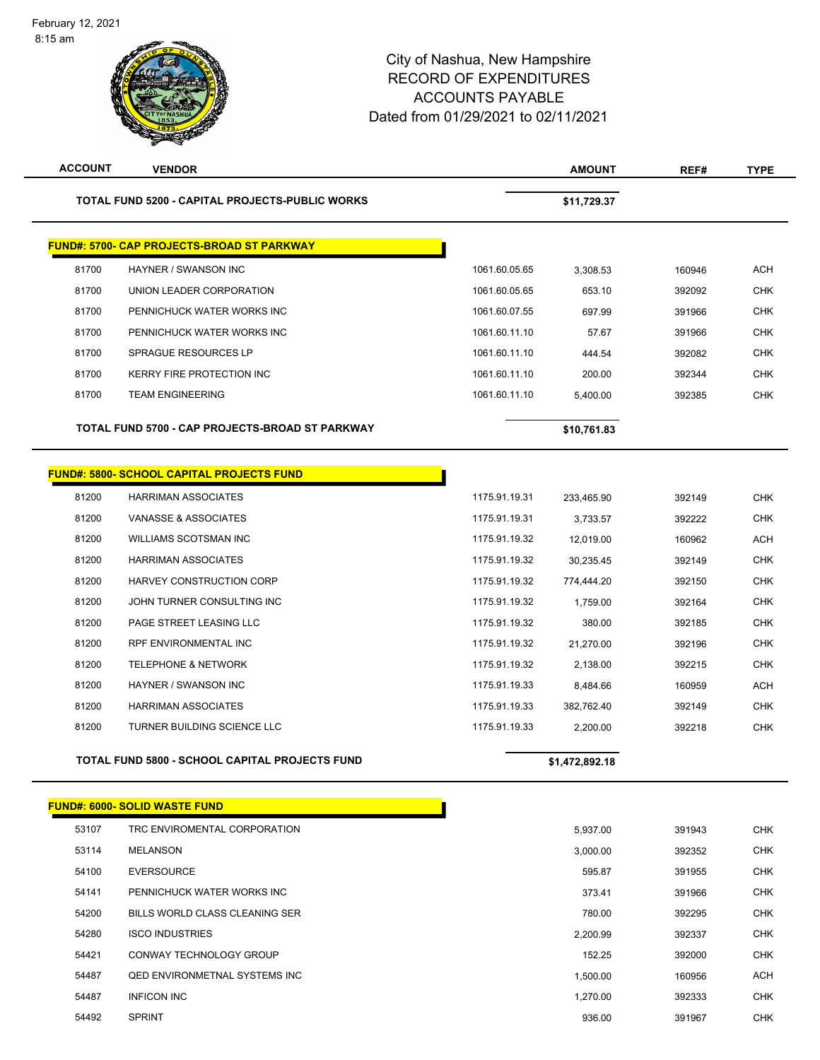February 12, 2021
8:15 am

# City of Nashua, New Hampshire
## RECORD OF EXPENDITURES
## ACCOUNTS PAYABLE
## Dated from 01/29/2021 to 02/11/2021

| ACCOUNT | VENDOR | | AMOUNT | REF# | TYPE |
|---|---|---|---|---|---|
| | **TOTAL FUND 5200 - CAPITAL PROJECTS-PUBLIC WORKS** | | **$11,729.37** | | |
| | **FUND#: 5700- CAP PROJECTS-BROAD ST PARKWAY** | | | | |
| 81700 | HAYNER / SWANSON INC | 1061.60.05.65 | 3,308.53 | 160946 | ACH |
| 81700 | UNION LEADER CORPORATION | 1061.60.05.65 | 653.10 | 392092 | CHK |
| 81700 | PENNICHUCK WATER WORKS INC | 1061.60.07.55 | 697.99 | 391966 | CHK |
| 81700 | PENNICHUCK WATER WORKS INC | 1061.60.11.10 | 57.67 | 391966 | CHK |
| 81700 | SPRAGUE RESOURCES LP | 1061.60.11.10 | 444.54 | 392082 | CHK |
| 81700 | KERRY FIRE PROTECTION INC | 1061.60.11.10 | 200.00 | 392344 | CHK |
| 81700 | TEAM ENGINEERING | 1061.60.11.10 | 5,400.00 | 392385 | CHK |
| | **TOTAL FUND 5700 - CAP PROJECTS-BROAD ST PARKWAY** | | **$10,761.83** | | |
| | **FUND#: 5800- SCHOOL CAPITAL PROJECTS FUND** | | | | |
| 81200 | HARRIMAN ASSOCIATES | 1175.91.19.31 | 233,465.90 | 392149 | CHK |
| 81200 | VANASSE & ASSOCIATES | 1175.91.19.31 | 3,733.57 | 392222 | CHK |
| 81200 | WILLIAMS SCOTSMAN INC | 1175.91.19.32 | 12,019.00 | 160962 | ACH |
| 81200 | HARRIMAN ASSOCIATES | 1175.91.19.32 | 30,235.45 | 392149 | CHK |
| 81200 | HARVEY CONSTRUCTION CORP | 1175.91.19.32 | 774,444.20 | 392150 | CHK |
| 81200 | JOHN TURNER CONSULTING INC | 1175.91.19.32 | 1,759.00 | 392164 | CHK |
| 81200 | PAGE STREET LEASING LLC | 1175.91.19.32 | 380.00 | 392185 | CHK |
| 81200 | RPF ENVIRONMENTAL INC | 1175.91.19.32 | 21,270.00 | 392196 | CHK |
| 81200 | TELEPHONE & NETWORK | 1175.91.19.32 | 2,138.00 | 392215 | CHK |
| 81200 | HAYNER / SWANSON INC | 1175.91.19.33 | 8,484.66 | 160959 | ACH |
| 81200 | HARRIMAN ASSOCIATES | 1175.91.19.33 | 382,762.40 | 392149 | CHK |
| 81200 | TURNER BUILDING SCIENCE LLC | 1175.91.19.33 | 2,200.00 | 392218 | CHK |
| | **TOTAL FUND 5800 - SCHOOL CAPITAL PROJECTS FUND** | | **$1,472,892.18** | | |
| | **FUND#: 6000- SOLID WASTE FUND** | | | | |
| 53107 | TRC ENVIROMENTAL CORPORATION | | 5,937.00 | 391943 | CHK |
| 53114 | MELANSON | | 3,000.00 | 392352 | CHK |
| 54100 | EVERSOURCE | | 595.87 | 391955 | CHK |
| 54141 | PENNICHUCK WATER WORKS INC | | 373.41 | 391966 | CHK |
| 54200 | BILLS WORLD CLASS CLEANING SER | | 780.00 | 392295 | CHK |
| 54280 | ISCO INDUSTRIES | | 2,200.99 | 392337 | CHK |
| 54421 | CONWAY TECHNOLOGY GROUP | | 152.25 | 392000 | CHK |
| 54487 | QED ENVIRONMETNAL SYSTEMS INC | | 1,500.00 | 160956 | ACH |
| 54487 | INFICON INC | | 1,270.00 | 392333 | CHK |
| 54492 | SPRINT | | 936.00 | 391967 | CHK |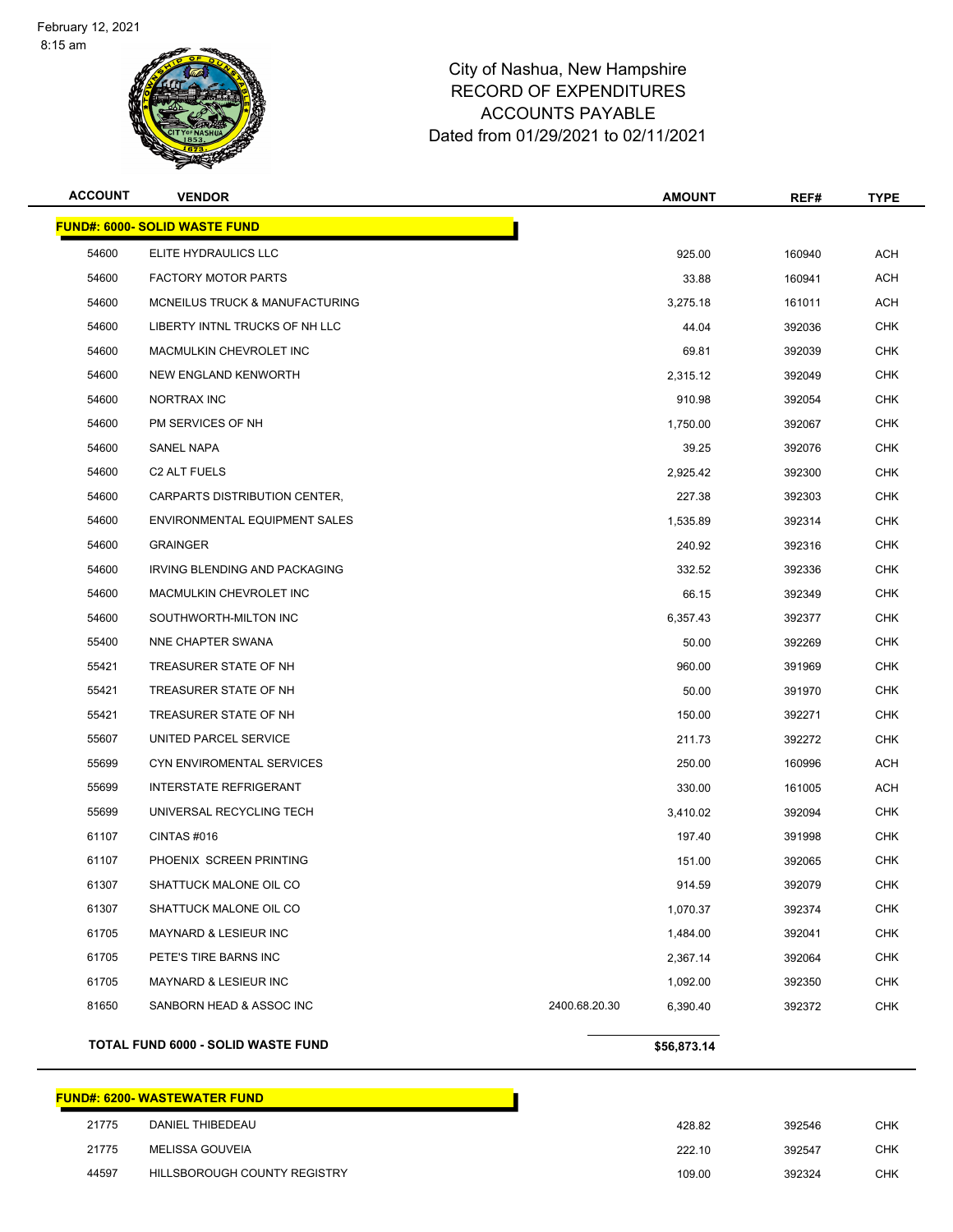# City of Nashua, New Hampshire
## RECORD OF EXPENDITURES
## ACCOUNTS PAYABLE
## Dated from 01/29/2021 to 02/11/2021

| ACCOUNT | VENDOR | | AMOUNT | REF# | TYPE |
|---|---|---|---|---|---|
| **FUND#: 6000- SOLID WASTE FUND** | | | | | |
| 54600 | ELITE HYDRAULICS LLC | | 925.00 | 160940 | ACH |
| 54600 | FACTORY MOTOR PARTS | | 33.88 | 160941 | ACH |
| 54600 | MCNEILUS TRUCK & MANUFACTURING | | 3,275.18 | 161011 | ACH |
| 54600 | LIBERTY INTNL TRUCKS OF NH LLC | | 44.04 | 392036 | CHK |
| 54600 | MACMULKIN CHEVROLET INC | | 69.81 | 392039 | CHK |
| 54600 | NEW ENGLAND KENWORTH | | 2,315.12 | 392049 | CHK |
| 54600 | NORTRAX INC | | 910.98 | 392054 | CHK |
| 54600 | PM SERVICES OF NH | | 1,750.00 | 392067 | CHK |
| 54600 | SANEL NAPA | | 39.25 | 392076 | CHK |
| 54600 | C2 ALT FUELS | | 2,925.42 | 392300 | CHK |
| 54600 | CARPARTS DISTRIBUTION CENTER, | | 227.38 | 392303 | CHK |
| 54600 | ENVIRONMENTAL EQUIPMENT SALES | | 1,535.89 | 392314 | CHK |
| 54600 | GRAINGER | | 240.92 | 392316 | CHK |
| 54600 | IRVING BLENDING AND PACKAGING | | 332.52 | 392336 | CHK |
| 54600 | MACMULKIN CHEVROLET INC | | 66.15 | 392349 | CHK |
| 54600 | SOUTHWORTH-MILTON INC | | 6,357.43 | 392377 | CHK |
| 55400 | NNE CHAPTER SWANA | | 50.00 | 392269 | CHK |
| 55421 | TREASURER STATE OF NH | | 960.00 | 391969 | CHK |
| 55421 | TREASURER STATE OF NH | | 50.00 | 391970 | CHK |
| 55421 | TREASURER STATE OF NH | | 150.00 | 392271 | CHK |
| 55607 | UNITED PARCEL SERVICE | | 211.73 | 392272 | CHK |
| 55699 | CYN ENVIROMENTAL SERVICES | | 250.00 | 160996 | ACH |
| 55699 | INTERSTATE REFRIGERANT | | 330.00 | 161005 | ACH |
| 55699 | UNIVERSAL RECYCLING TECH | | 3,410.02 | 392094 | CHK |
| 61107 | CINTAS #016 | | 197.40 | 391998 | CHK |
| 61107 | PHOENIX SCREEN PRINTING | | 151.00 | 392065 | CHK |
| 61307 | SHATTUCK MALONE OIL CO | | 914.59 | 392079 | CHK |
| 61307 | SHATTUCK MALONE OIL CO | | 1,070.37 | 392374 | CHK |
| 61705 | MAYNARD & LESIEUR INC | | 1,484.00 | 392041 | CHK |
| 61705 | PETE'S TIRE BARNS INC | | 2,367.14 | 392064 | CHK |
| 61705 | MAYNARD & LESIEUR INC | | 1,092.00 | 392350 | CHK |
| 81650 | SANBORN HEAD & ASSOC INC | 2400.68.20.30 | 6,390.40 | 392372 | CHK |
| **TOTAL FUND 6000 - SOLID WASTE FUND** | | | **$56,873.14** | | |

| ACCOUNT | VENDOR | | AMOUNT | REF# | TYPE |
|---|---|---|---|---|---|
| **FUND#: 6200- WASTEWATER FUND** | | | | | |
| 21775 | DANIEL THIBEDEAU | | 428.82 | 392546 | CHK |
| 21775 | MELISSA GOUVEIA | | 222.10 | 392547 | CHK |
| 44597 | HILLSBOROUGH COUNTY REGISTRY | | 109.00 | 392324 | CHK |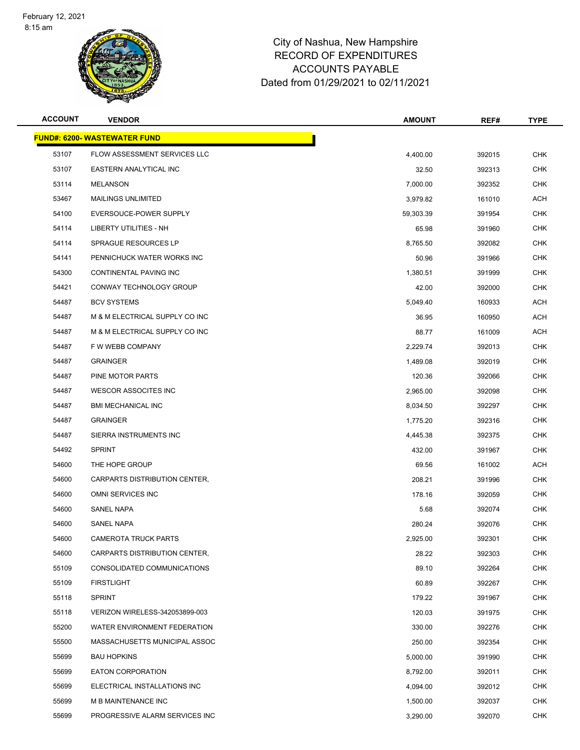# City of Nashua, New Hampshire
## RECORD OF EXPENDITURES
## ACCOUNTS PAYABLE
### Dated from 01/29/2021 to 02/11/2021

| ACCOUNT | VENDOR | AMOUNT | REF# | TYPE |
|---|---|---|---|---|
| **FUND#: 6200- WASTEWATER FUND** | | | | |
| 53107 | FLOW ASSESSMENT SERVICES LLC | 4,400.00 | 392015 | CHK |
| 53107 | EASTERN ANALYTICAL INC | 32.50 | 392313 | CHK |
| 53114 | MELANSON | 7,000.00 | 392352 | CHK |
| 53467 | MAILINGS UNLIMITED | 3,979.82 | 161010 | ACH |
| 54100 | EVERSOUCE-POWER SUPPLY | 59,303.39 | 391954 | CHK |
| 54114 | LIBERTY UTILITIES - NH | 65.98 | 391960 | CHK |
| 54114 | SPRAGUE RESOURCES LP | 8,765.50 | 392082 | CHK |
| 54141 | PENNICHUCK WATER WORKS INC | 50.96 | 391966 | CHK |
| 54300 | CONTINENTAL PAVING INC | 1,380.51 | 391999 | CHK |
| 54421 | CONWAY TECHNOLOGY GROUP | 42.00 | 392000 | CHK |
| 54487 | BCV SYSTEMS | 5,049.40 | 160933 | ACH |
| 54487 | M & M ELECTRICAL SUPPLY CO INC | 36.95 | 160950 | ACH |
| 54487 | M & M ELECTRICAL SUPPLY CO INC | 88.77 | 161009 | ACH |
| 54487 | F W WEBB COMPANY | 2,229.74 | 392013 | CHK |
| 54487 | GRAINGER | 1,489.08 | 392019 | CHK |
| 54487 | PINE MOTOR PARTS | 120.36 | 392066 | CHK |
| 54487 | WESCOR ASSOCITES INC | 2,965.00 | 392098 | CHK |
| 54487 | BMI MECHANICAL INC | 8,034.50 | 392297 | CHK |
| 54487 | GRAINGER | 1,775.20 | 392316 | CHK |
| 54487 | SIERRA INSTRUMENTS INC | 4,445.38 | 392375 | CHK |
| 54492 | SPRINT | 432.00 | 391967 | CHK |
| 54600 | THE HOPE GROUP | 69.56 | 161002 | ACH |
| 54600 | CARPARTS DISTRIBUTION CENTER, | 208.21 | 391996 | CHK |
| 54600 | OMNI SERVICES INC | 178.16 | 392059 | CHK |
| 54600 | SANEL NAPA | 5.68 | 392074 | CHK |
| 54600 | SANEL NAPA | 280.24 | 392076 | CHK |
| 54600 | CAMEROTA TRUCK PARTS | 2,925.00 | 392301 | CHK |
| 54600 | CARPARTS DISTRIBUTION CENTER, | 28.22 | 392303 | CHK |
| 55109 | CONSOLIDATED COMMUNICATIONS | 89.10 | 392264 | CHK |
| 55109 | FIRSTLIGHT | 60.89 | 392267 | CHK |
| 55118 | SPRINT | 179.22 | 391967 | CHK |
| 55118 | VERIZON WIRELESS-342053899-003 | 120.03 | 391975 | CHK |
| 55200 | WATER ENVIRONMENT FEDERATION | 330.00 | 392276 | CHK |
| 55500 | MASSACHUSETTS MUNICIPAL ASSOC | 250.00 | 392354 | CHK |
| 55699 | BAU HOPKINS | 5,000.00 | 391990 | CHK |
| 55699 | EATON CORPORATION | 8,792.00 | 392011 | CHK |
| 55699 | ELECTRICAL INSTALLATIONS INC | 4,094.00 | 392012 | CHK |
| 55699 | M B MAINTENANCE INC | 1,500.00 | 392037 | CHK |
| 55699 | PROGRESSIVE ALARM SERVICES INC | 3,290.00 | 392070 | CHK |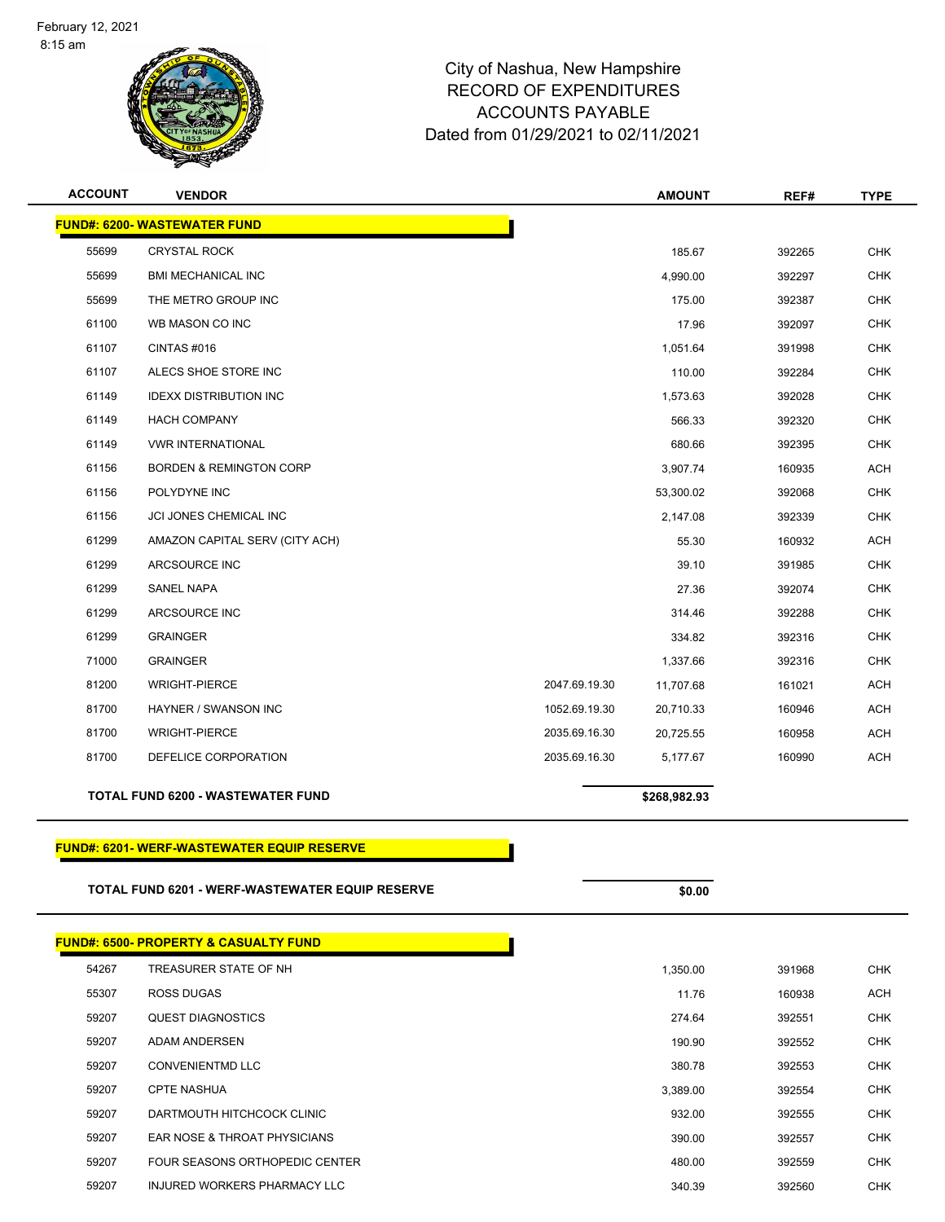February 12, 2021
8:15 am

# City of Nashua, New Hampshire
## RECORD OF EXPENDITURES
## ACCOUNTS PAYABLE
### Dated from 01/29/2021 to 02/11/2021

| ACCOUNT | VENDOR | | AMOUNT | REF# | TYPE |
|---|---|---|---|---|---|
| **FUND#: 6200- WASTEWATER FUND** | | | | | |
| 55699 | CRYSTAL ROCK | | 185.67 | 392265 | CHK |
| 55699 | BMI MECHANICAL INC | | 4,990.00 | 392297 | CHK |
| 55699 | THE METRO GROUP INC | | 175.00 | 392387 | CHK |
| 61100 | WB MASON CO INC | | 17.96 | 392097 | CHK |
| 61107 | CINTAS #016 | | 1,051.64 | 391998 | CHK |
| 61107 | ALECS SHOE STORE INC | | 110.00 | 392284 | CHK |
| 61149 | IDEXX DISTRIBUTION INC | | 1,573.63 | 392028 | CHK |
| 61149 | HACH COMPANY | | 566.33 | 392320 | CHK |
| 61149 | VWR INTERNATIONAL | | 680.66 | 392395 | CHK |
| 61156 | BORDEN & REMINGTON CORP | | 3,907.74 | 160935 | ACH |
| 61156 | POLYDYNE INC | | 53,300.02 | 392068 | CHK |
| 61156 | JCI JONES CHEMICAL INC | | 2,147.08 | 392339 | CHK |
| 61299 | AMAZON CAPITAL SERV (CITY ACH) | | 55.30 | 160932 | ACH |
| 61299 | ARCSOURCE INC | | 39.10 | 391985 | CHK |
| 61299 | SANEL NAPA | | 27.36 | 392074 | CHK |
| 61299 | ARCSOURCE INC | | 314.46 | 392288 | CHK |
| 61299 | GRAINGER | | 334.82 | 392316 | CHK |
| 71000 | GRAINGER | | 1,337.66 | 392316 | CHK |
| 81200 | WRIGHT-PIERCE | 2047.69.19.30 | 11,707.68 | 161021 | ACH |
| 81700 | HAYNER / SWANSON INC | 1052.69.19.30 | 20,710.33 | 160946 | ACH |
| 81700 | WRIGHT-PIERCE | 2035.69.16.30 | 20,725.55 | 160958 | ACH |
| 81700 | DEFELICE CORPORATION | 2035.69.16.30 | 5,177.67 | 160990 | ACH |
| **TOTAL FUND 6200 - WASTEWATER FUND** | | | **$268,982.93** | | |
| **FUND#: 6201- WERF-WASTEWATER EQUIP RESERVE** | | | | | |
| **TOTAL FUND 6201 - WERF-WASTEWATER EQUIP RESERVE** | | | **$0.00** | | |
| **FUND#: 6500- PROPERTY & CASUALTY FUND** | | | | | |
| 54267 | TREASURER STATE OF NH | | 1,350.00 | 391968 | CHK |
| 55307 | ROSS DUGAS | | 11.76 | 160938 | ACH |
| 59207 | QUEST DIAGNOSTICS | | 274.64 | 392551 | CHK |
| 59207 | ADAM ANDERSEN | | 190.90 | 392552 | CHK |
| 59207 | CONVENIENTMD LLC | | 380.78 | 392553 | CHK |
| 59207 | CPTE NASHUA | | 3,389.00 | 392554 | CHK |
| 59207 | DARTMOUTH HITCHCOCK CLINIC | | 932.00 | 392555 | CHK |
| 59207 | EAR NOSE & THROAT PHYSICIANS | | 390.00 | 392557 | CHK |
| 59207 | FOUR SEASONS ORTHOPEDIC CENTER | | 480.00 | 392559 | CHK |
| 59207 | INJURED WORKERS PHARMACY LLC | | 340.39 | 392560 | CHK |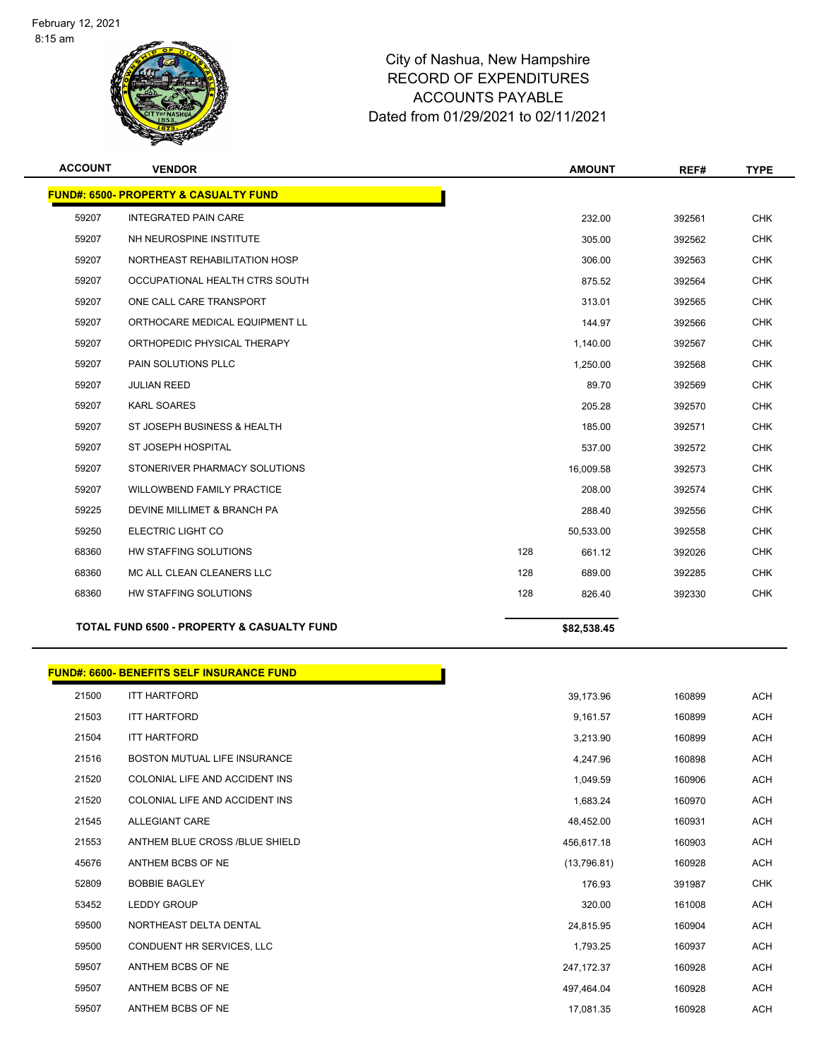February 12, 2021
8:15 am

# City of Nashua, New Hampshire
## RECORD OF EXPENDITURES
## ACCOUNTS PAYABLE
## Dated from 01/29/2021 to 02/11/2021

| ACCOUNT | VENDOR | | AMOUNT | REF# | TYPE |
|---|---|---|---|---|---|
| **FUND#: 6500- PROPERTY & CASUALTY FUND** | | | | | |
| 59207 | INTEGRATED PAIN CARE | | 232.00 | 392561 | CHK |
| 59207 | NH NEUROSPINE INSTITUTE | | 305.00 | 392562 | CHK |
| 59207 | NORTHEAST REHABILITATION HOSP | | 306.00 | 392563 | CHK |
| 59207 | OCCUPATIONAL HEALTH CTRS SOUTH | | 875.52 | 392564 | CHK |
| 59207 | ONE CALL CARE TRANSPORT | | 313.01 | 392565 | CHK |
| 59207 | ORTHOCARE MEDICAL EQUIPMENT LL | | 144.97 | 392566 | CHK |
| 59207 | ORTHOPEDIC PHYSICAL THERAPY | | 1,140.00 | 392567 | CHK |
| 59207 | PAIN SOLUTIONS PLLC | | 1,250.00 | 392568 | CHK |
| 59207 | JULIAN REED | | 89.70 | 392569 | CHK |
| 59207 | KARL SOARES | | 205.28 | 392570 | CHK |
| 59207 | ST JOSEPH BUSINESS & HEALTH | | 185.00 | 392571 | CHK |
| 59207 | ST JOSEPH HOSPITAL | | 537.00 | 392572 | CHK |
| 59207 | STONERIVER PHARMACY SOLUTIONS | | 16,009.58 | 392573 | CHK |
| 59207 | WILLOWBEND FAMILY PRACTICE | | 208.00 | 392574 | CHK |
| 59225 | DEVINE MILLIMET & BRANCH PA | | 288.40 | 392556 | CHK |
| 59250 | ELECTRIC LIGHT CO | | 50,533.00 | 392558 | CHK |
| 68360 | HW STAFFING SOLUTIONS | 128 | 661.12 | 392026 | CHK |
| 68360 | MC ALL CLEAN CLEANERS LLC | 128 | 689.00 | 392285 | CHK |
| 68360 | HW STAFFING SOLUTIONS | 128 | 826.40 | 392330 | CHK |
| **TOTAL FUND 6500 - PROPERTY & CASUALTY FUND** | | | **$82,538.45** | | |

| ACCOUNT | VENDOR | AMOUNT | REF# | TYPE |
|---|---|---|---|---|
| **FUND#: 6600- BENEFITS SELF INSURANCE FUND** | | | | |
| 21500 | ITT HARTFORD | 39,173.96 | 160899 | ACH |
| 21503 | ITT HARTFORD | 9,161.57 | 160899 | ACH |
| 21504 | ITT HARTFORD | 3,213.90 | 160899 | ACH |
| 21516 | BOSTON MUTUAL LIFE INSURANCE | 4,247.96 | 160898 | ACH |
| 21520 | COLONIAL LIFE AND ACCIDENT INS | 1,049.59 | 160906 | ACH |
| 21520 | COLONIAL LIFE AND ACCIDENT INS | 1,683.24 | 160970 | ACH |
| 21545 | ALLEGIANT CARE | 48,452.00 | 160931 | ACH |
| 21553 | ANTHEM BLUE CROSS /BLUE SHIELD | 456,617.18 | 160903 | ACH |
| 45676 | ANTHEM BCBS OF NE | (13,796.81) | 160928 | ACH |
| 52809 | BOBBIE BAGLEY | 176.93 | 391987 | CHK |
| 53452 | LEDDY GROUP | 320.00 | 161008 | ACH |
| 59500 | NORTHEAST DELTA DENTAL | 24,815.95 | 160904 | ACH |
| 59500 | CONDUENT HR SERVICES, LLC | 1,793.25 | 160937 | ACH |
| 59507 | ANTHEM BCBS OF NE | 247,172.37 | 160928 | ACH |
| 59507 | ANTHEM BCBS OF NE | 497,464.04 | 160928 | ACH |
| 59507 | ANTHEM BCBS OF NE | 17,081.35 | 160928 | ACH |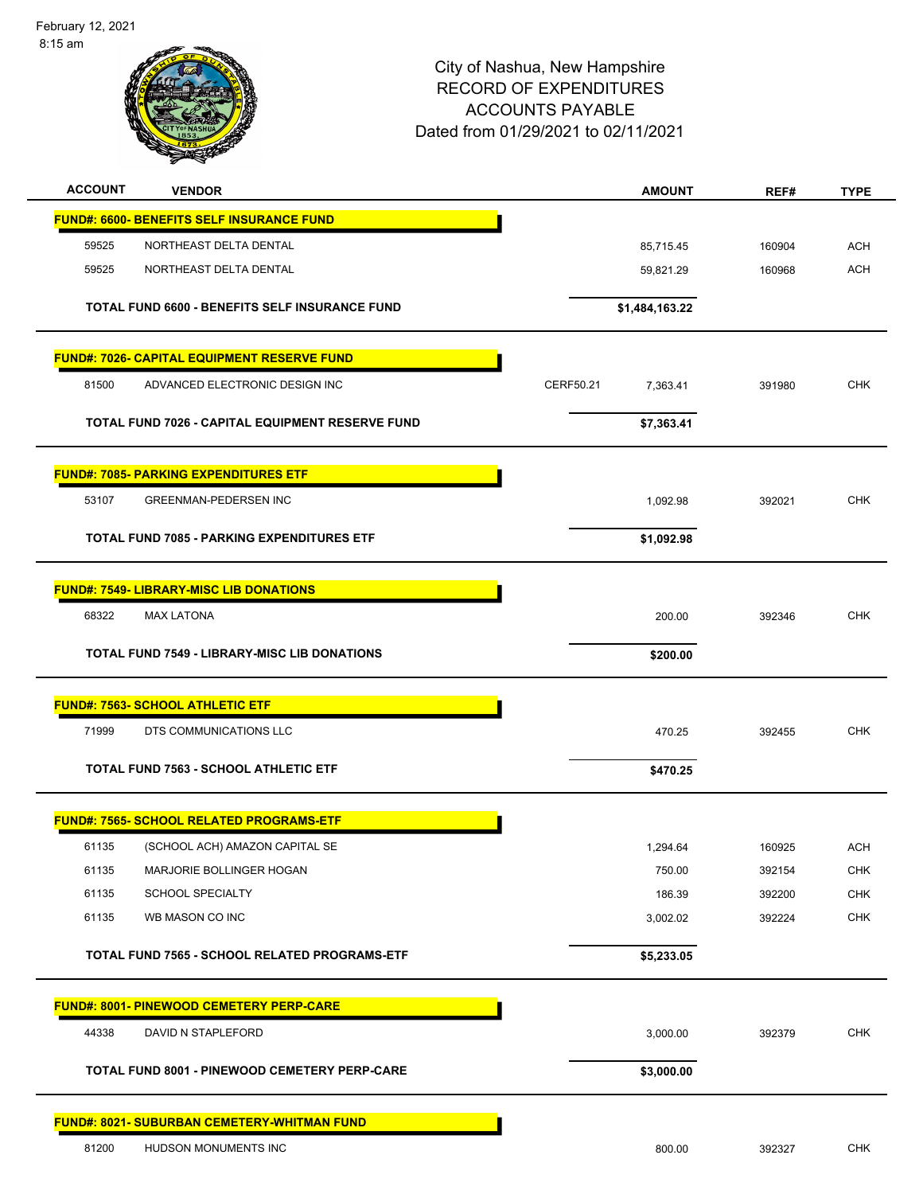City of Nashua, New Hampshire
RECORD OF EXPENDITURES
ACCOUNTS PAYABLE
Dated from 01/29/2021 to 02/11/2021

| ACCOUNT | VENDOR | | AMOUNT | REF# | TYPE |
|---|---|---|---|---|---|
| **FUND#: 6600- BENEFITS SELF INSURANCE FUND** | | | | | |
| 59525 | NORTHEAST DELTA DENTAL | | 85,715.45 | 160904 | ACH |
| 59525 | NORTHEAST DELTA DENTAL | | 59,821.29 | 160968 | ACH |
| **TOTAL FUND 6600 - BENEFITS SELF INSURANCE FUND** | | | **$1,484,163.22** | | |
| **FUND#: 7026- CAPITAL EQUIPMENT RESERVE FUND** | | | | | |
| 81500 | ADVANCED ELECTRONIC DESIGN INC | CERF50.21 | 7,363.41 | 391980 | CHK |
| **TOTAL FUND 7026 - CAPITAL EQUIPMENT RESERVE FUND** | | | **$7,363.41** | | |
| **FUND#: 7085- PARKING EXPENDITURES ETF** | | | | | |
| 53107 | GREENMAN-PEDERSEN INC | | 1,092.98 | 392021 | CHK |
| **TOTAL FUND 7085 - PARKING EXPENDITURES ETF** | | | **$1,092.98** | | |
| **FUND#: 7549- LIBRARY-MISC LIB DONATIONS** | | | | | |
| 68322 | MAX LATONA | | 200.00 | 392346 | CHK |
| **TOTAL FUND 7549 - LIBRARY-MISC LIB DONATIONS** | | | **$200.00** | | |
| **FUND#: 7563- SCHOOL ATHLETIC ETF** | | | | | |
| 71999 | DTS COMMUNICATIONS LLC | | 470.25 | 392455 | CHK |
| **TOTAL FUND 7563 - SCHOOL ATHLETIC ETF** | | | **$470.25** | | |
| **FUND#: 7565- SCHOOL RELATED PROGRAMS-ETF** | | | | | |
| 61135 | (SCHOOL ACH) AMAZON CAPITAL SE | | 1,294.64 | 160925 | ACH |
| 61135 | MARJORIE BOLLINGER HOGAN | | 750.00 | 392154 | CHK |
| 61135 | SCHOOL SPECIALTY | | 186.39 | 392200 | CHK |
| 61135 | WB MASON CO INC | | 3,002.02 | 392224 | CHK |
| **TOTAL FUND 7565 - SCHOOL RELATED PROGRAMS-ETF** | | | **$5,233.05** | | |
| **FUND#: 8001- PINEWOOD CEMETERY PERP-CARE** | | | | | |
| 44338 | DAVID N STAPLEFORD | | 3,000.00 | 392379 | CHK |
| **TOTAL FUND 8001 - PINEWOOD CEMETERY PERP-CARE** | | | **$3,000.00** | | |
| **FUND#: 8021- SUBURBAN CEMETERY-WHITMAN FUND** | | | | | |
| 81200 | HUDSON MONUMENTS INC | | 800.00 | 392327 | CHK |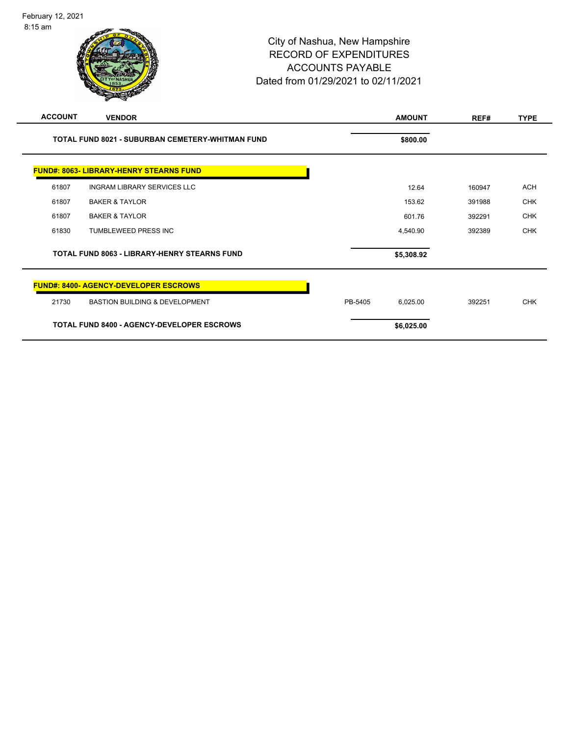City of Nashua, New Hampshire
RECORD OF EXPENDITURES
ACCOUNTS PAYABLE
Dated from 01/29/2021 to 02/11/2021

| ACCOUNT | VENDOR | | AMOUNT | REF# | TYPE |
|---|---|---|---|---|---|
| | **TOTAL FUND 8021 - SUBURBAN CEMETERY-WHITMAN FUND** | | **$800.00** | | |
| | **FUND#: 8063- LIBRARY-HENRY STEARNS FUND** | | | | |
| 61807 | INGRAM LIBRARY SERVICES LLC | | 12.64 | 160947 | ACH |
| 61807 | BAKER & TAYLOR | | 153.62 | 391988 | CHK |
| 61807 | BAKER & TAYLOR | | 601.76 | 392291 | CHK |
| 61830 | TUMBLEWEED PRESS INC | | 4,540.90 | 392389 | CHK |
| | **TOTAL FUND 8063 - LIBRARY-HENRY STEARNS FUND** | | **$5,308.92** | | |
| | **FUND#: 8400- AGENCY-DEVELOPER ESCROWS** | | | | |
| 21730 | BASTION BUILDING & DEVELOPMENT | PB-5405 | 6,025.00 | 392251 | CHK |
| | **TOTAL FUND 8400 - AGENCY-DEVELOPER ESCROWS** | | **$6,025.00** | | |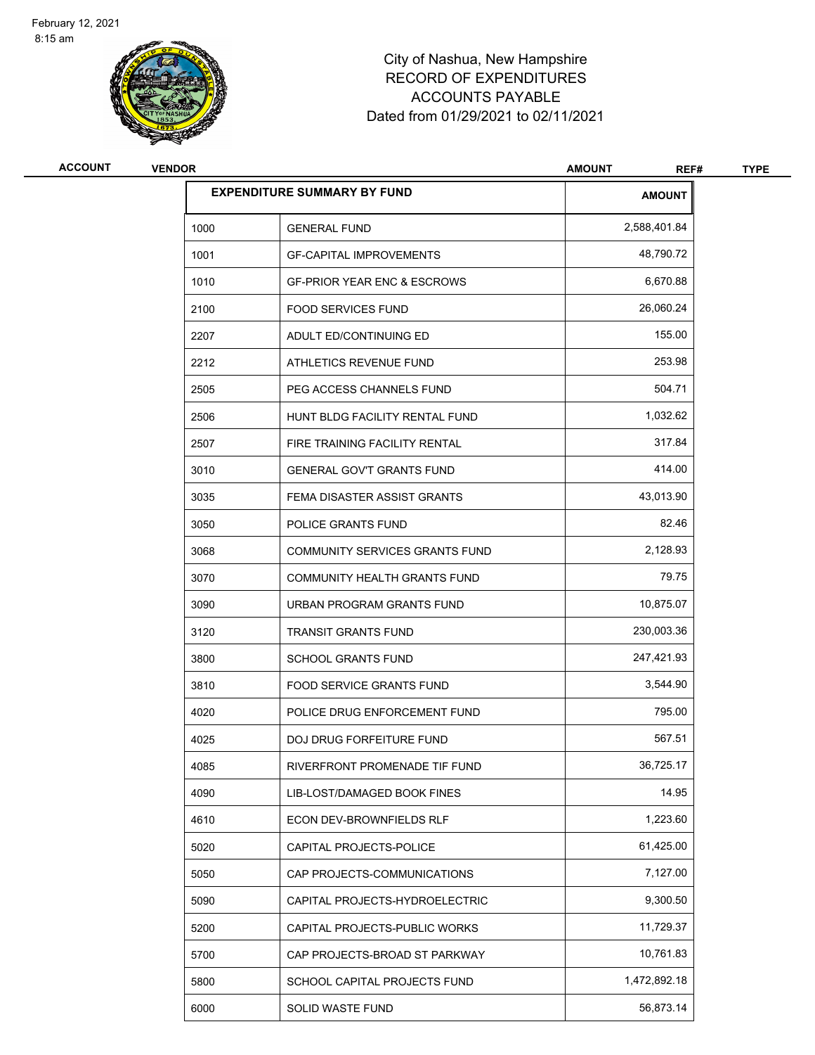February 12, 2021
8:15 am

# City of Nashua, New Hampshire
## RECORD OF EXPENDITURES
## ACCOUNTS PAYABLE
## Dated from 01/29/2021 to 02/11/2021

ACCOUNT | VENDOR | AMOUNT | REF# | TYPE

| EXPENDITURE SUMMARY BY FUND | | AMOUNT |
|---|---|---|
| 1000 | GENERAL FUND | 2,588,401.84 |
| 1001 | GF-CAPITAL IMPROVEMENTS | 48,790.72 |
| 1010 | GF-PRIOR YEAR ENC & ESCROWS | 6,670.88 |
| 2100 | FOOD SERVICES FUND | 26,060.24 |
| 2207 | ADULT ED/CONTINUING ED | 155.00 |
| 2212 | ATHLETICS REVENUE FUND | 253.98 |
| 2505 | PEG ACCESS CHANNELS FUND | 504.71 |
| 2506 | HUNT BLDG FACILITY RENTAL FUND | 1,032.62 |
| 2507 | FIRE TRAINING FACILITY RENTAL | 317.84 |
| 3010 | GENERAL GOV'T GRANTS FUND | 414.00 |
| 3035 | FEMA DISASTER ASSIST GRANTS | 43,013.90 |
| 3050 | POLICE GRANTS FUND | 82.46 |
| 3068 | COMMUNITY SERVICES GRANTS FUND | 2,128.93 |
| 3070 | COMMUNITY HEALTH GRANTS FUND | 79.75 |
| 3090 | URBAN PROGRAM GRANTS FUND | 10,875.07 |
| 3120 | TRANSIT GRANTS FUND | 230,003.36 |
| 3800 | SCHOOL GRANTS FUND | 247,421.93 |
| 3810 | FOOD SERVICE GRANTS FUND | 3,544.90 |
| 4020 | POLICE DRUG ENFORCEMENT FUND | 795.00 |
| 4025 | DOJ DRUG FORFEITURE FUND | 567.51 |
| 4085 | RIVERFRONT PROMENADE TIF FUND | 36,725.17 |
| 4090 | LIB-LOST/DAMAGED BOOK FINES | 14.95 |
| 4610 | ECON DEV-BROWNFIELDS RLF | 1,223.60 |
| 5020 | CAPITAL PROJECTS-POLICE | 61,425.00 |
| 5050 | CAP PROJECTS-COMMUNICATIONS | 7,127.00 |
| 5090 | CAPITAL PROJECTS-HYDROELECTRIC | 9,300.50 |
| 5200 | CAPITAL PROJECTS-PUBLIC WORKS | 11,729.37 |
| 5700 | CAP PROJECTS-BROAD ST PARKWAY | 10,761.83 |
| 5800 | SCHOOL CAPITAL PROJECTS FUND | 1,472,892.18 |
| 6000 | SOLID WASTE FUND | 56,873.14 |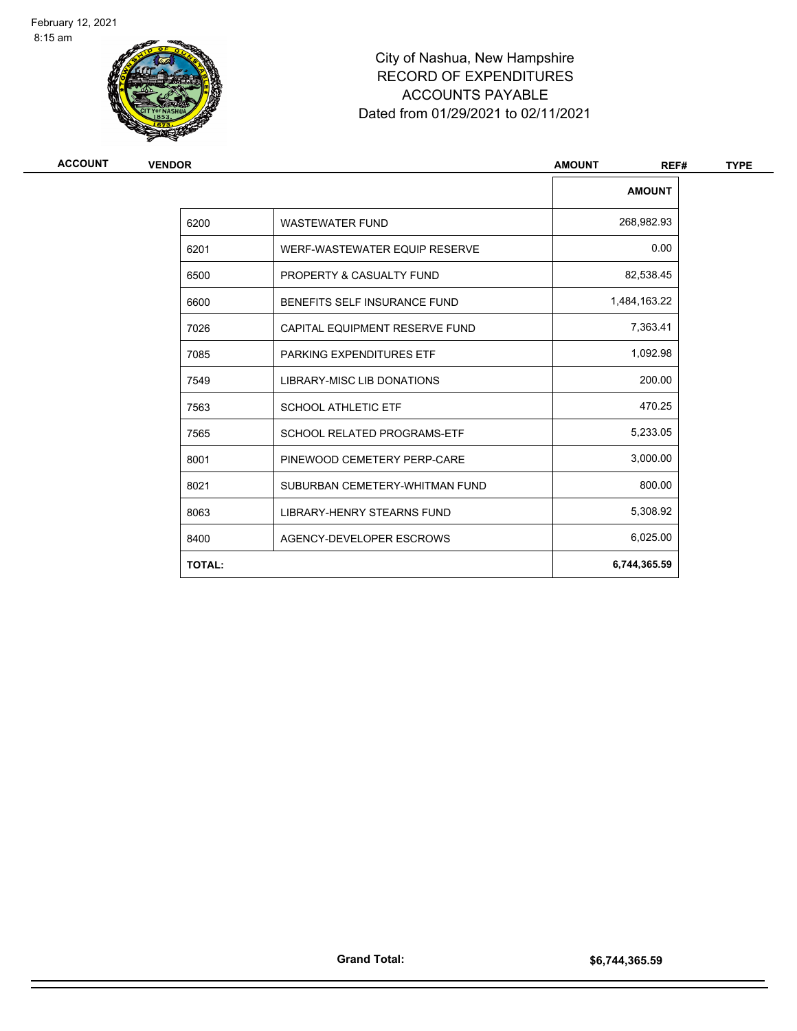February 12, 2021
8:15 am

# City of Nashua, New Hampshire
## RECORD OF EXPENDITURES
## ACCOUNTS PAYABLE
### Dated from 01/29/2021 to 02/11/2021

**ACCOUNT** **VENDOR** **AMOUNT** **REF#** **TYPE**

| | | AMOUNT |
|---|---|---|
| 6200 | WASTEWATER FUND | 268,982.93 |
| 6201 | WERF-WASTEWATER EQUIP RESERVE | 0.00 |
| 6500 | PROPERTY & CASUALTY FUND | 82,538.45 |
| 6600 | BENEFITS SELF INSURANCE FUND | 1,484,163.22 |
| 7026 | CAPITAL EQUIPMENT RESERVE FUND | 7,363.41 |
| 7085 | PARKING EXPENDITURES ETF | 1,092.98 |
| 7549 | LIBRARY-MISC LIB DONATIONS | 200.00 |
| 7563 | SCHOOL ATHLETIC ETF | 470.25 |
| 7565 | SCHOOL RELATED PROGRAMS-ETF | 5,233.05 |
| 8001 | PINEWOOD CEMETERY PERP-CARE | 3,000.00 |
| 8021 | SUBURBAN CEMETERY-WHITMAN FUND | 800.00 |
| 8063 | LIBRARY-HENRY STEARNS FUND | 5,308.92 |
| 8400 | AGENCY-DEVELOPER ESCROWS | 6,025.00 |
| **TOTAL:** | | **6,744,365.59** |

**Grand Total:** **$6,744,365.59**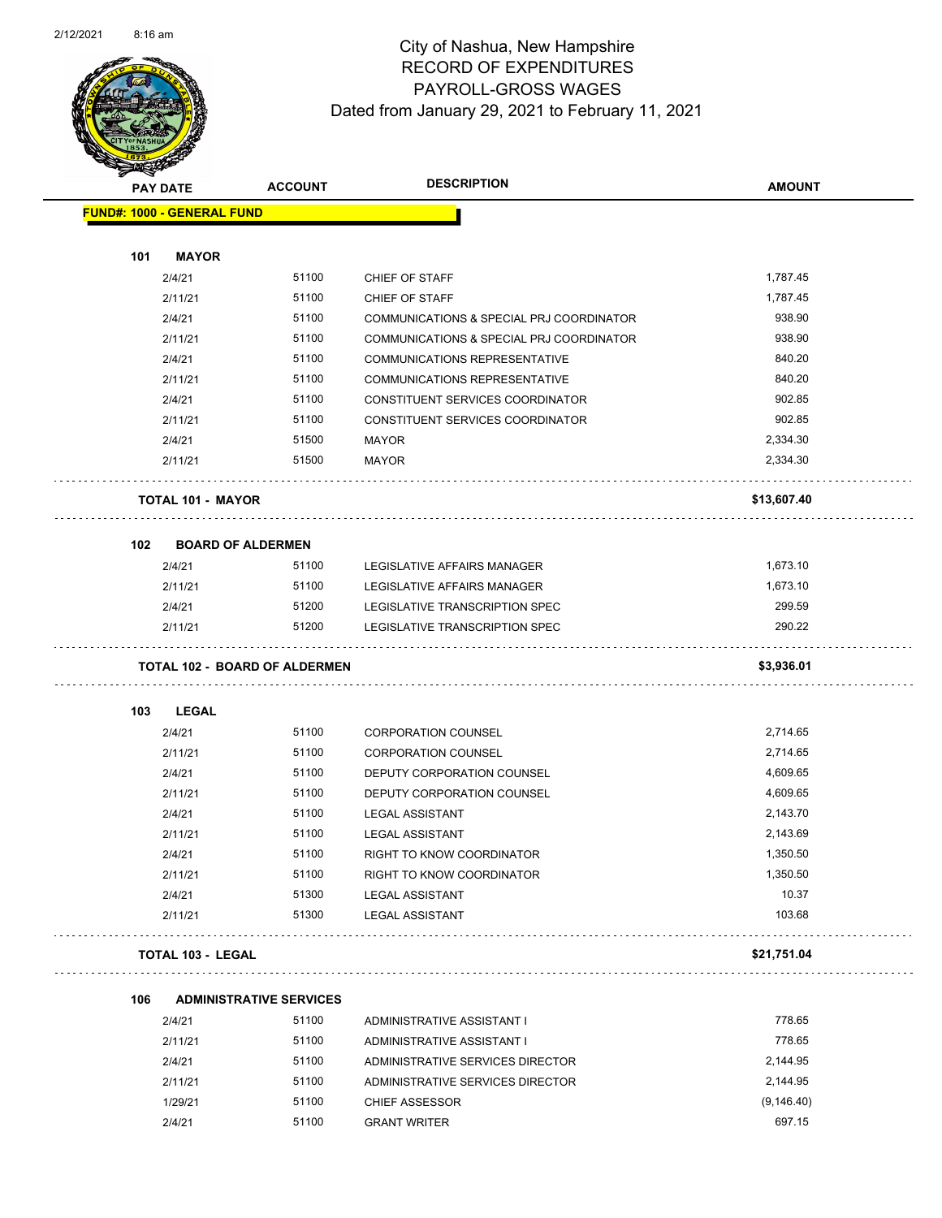City of Nashua, New Hampshire
RECORD OF EXPENDITURES
PAYROLL-GROSS WAGES
Dated from January 29, 2021 to February 11, 2021

| PAY DATE | ACCOUNT | DESCRIPTION | AMOUNT |
|---|---|---|---|
| **FUND#: 1000 - GENERAL FUND** | | | |
| **101 MAYOR** | | | |
| 2/4/21 | 51100 | CHIEF OF STAFF | 1,787.45 |
| 2/11/21 | 51100 | CHIEF OF STAFF | 1,787.45 |
| 2/4/21 | 51100 | COMMUNICATIONS & SPECIAL PRJ COORDINATOR | 938.90 |
| 2/11/21 | 51100 | COMMUNICATIONS & SPECIAL PRJ COORDINATOR | 938.90 |
| 2/4/21 | 51100 | COMMUNICATIONS REPRESENTATIVE | 840.20 |
| 2/11/21 | 51100 | COMMUNICATIONS REPRESENTATIVE | 840.20 |
| 2/4/21 | 51100 | CONSTITUENT SERVICES COORDINATOR | 902.85 |
| 2/11/21 | 51100 | CONSTITUENT SERVICES COORDINATOR | 902.85 |
| 2/4/21 | 51500 | MAYOR | 2,334.30 |
| 2/11/21 | 51500 | MAYOR | 2,334.30 |
| **TOTAL 101 - MAYOR** | | | **$13,607.40** |
| **102 BOARD OF ALDERMEN** | | | |
| 2/4/21 | 51100 | LEGISLATIVE AFFAIRS MANAGER | 1,673.10 |
| 2/11/21 | 51100 | LEGISLATIVE AFFAIRS MANAGER | 1,673.10 |
| 2/4/21 | 51200 | LEGISLATIVE TRANSCRIPTION SPEC | 299.59 |
| 2/11/21 | 51200 | LEGISLATIVE TRANSCRIPTION SPEC | 290.22 |
| **TOTAL 102 - BOARD OF ALDERMEN** | | | **$3,936.01** |
| **103 LEGAL** | | | |
| 2/4/21 | 51100 | CORPORATION COUNSEL | 2,714.65 |
| 2/11/21 | 51100 | CORPORATION COUNSEL | 2,714.65 |
| 2/4/21 | 51100 | DEPUTY CORPORATION COUNSEL | 4,609.65 |
| 2/11/21 | 51100 | DEPUTY CORPORATION COUNSEL | 4,609.65 |
| 2/4/21 | 51100 | LEGAL ASSISTANT | 2,143.70 |
| 2/11/21 | 51100 | LEGAL ASSISTANT | 2,143.69 |
| 2/4/21 | 51100 | RIGHT TO KNOW COORDINATOR | 1,350.50 |
| 2/11/21 | 51100 | RIGHT TO KNOW COORDINATOR | 1,350.50 |
| 2/4/21 | 51300 | LEGAL ASSISTANT | 10.37 |
| 2/11/21 | 51300 | LEGAL ASSISTANT | 103.68 |
| **TOTAL 103 - LEGAL** | | | **$21,751.04** |
| **106 ADMINISTRATIVE SERVICES** | | | |
| 2/4/21 | 51100 | ADMINISTRATIVE ASSISTANT I | 778.65 |
| 2/11/21 | 51100 | ADMINISTRATIVE ASSISTANT I | 778.65 |
| 2/4/21 | 51100 | ADMINISTRATIVE SERVICES DIRECTOR | 2,144.95 |
| 2/11/21 | 51100 | ADMINISTRATIVE SERVICES DIRECTOR | 2,144.95 |
| 1/29/21 | 51100 | CHIEF ASSESSOR | (9,146.40) |
| 2/4/21 | 51100 | GRANT WRITER | 697.15 |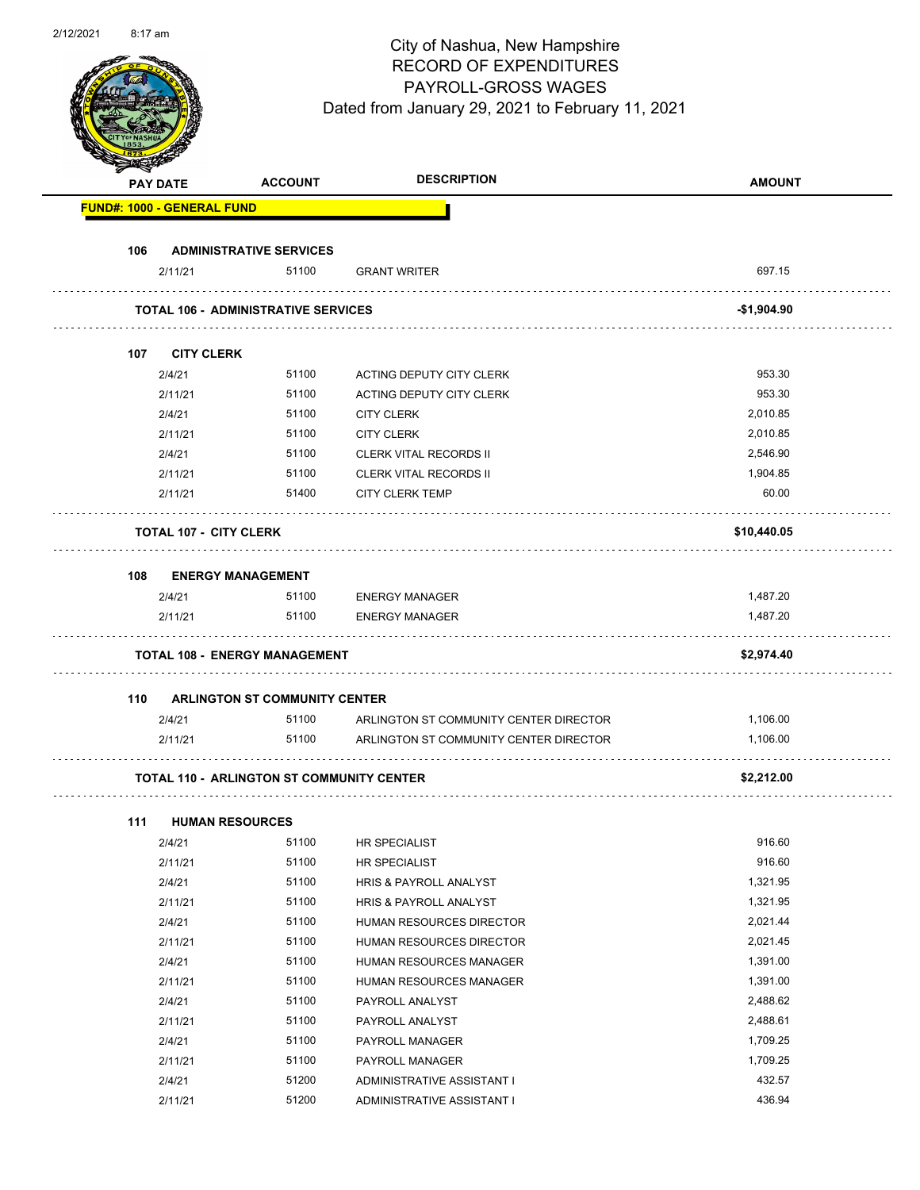City of Nashua, New Hampshire
RECORD OF EXPENDITURES
PAYROLL-GROSS WAGES
Dated from January 29, 2021 to February 11, 2021

| PAY DATE | ACCOUNT | DESCRIPTION | AMOUNT |
|---|---|---|---|
| **FUND#: 1000 - GENERAL FUND** | | | |
| **106 ADMINISTRATIVE SERVICES** | | | |
| 2/11/21 | 51100 | GRANT WRITER | 697.15 |
| **TOTAL 106 - ADMINISTRATIVE SERVICES** | | | **-$1,904.90** |
| **107 CITY CLERK** | | | |
| 2/4/21 | 51100 | ACTING DEPUTY CITY CLERK | 953.30 |
| 2/11/21 | 51100 | ACTING DEPUTY CITY CLERK | 953.30 |
| 2/4/21 | 51100 | CITY CLERK | 2,010.85 |
| 2/11/21 | 51100 | CITY CLERK | 2,010.85 |
| 2/4/21 | 51100 | CLERK VITAL RECORDS II | 2,546.90 |
| 2/11/21 | 51100 | CLERK VITAL RECORDS II | 1,904.85 |
| 2/11/21 | 51400 | CITY CLERK TEMP | 60.00 |
| **TOTAL 107 - CITY CLERK** | | | **$10,440.05** |
| **108 ENERGY MANAGEMENT** | | | |
| 2/4/21 | 51100 | ENERGY MANAGER | 1,487.20 |
| 2/11/21 | 51100 | ENERGY MANAGER | 1,487.20 |
| **TOTAL 108 - ENERGY MANAGEMENT** | | | **$2,974.40** |
| **110 ARLINGTON ST COMMUNITY CENTER** | | | |
| 2/4/21 | 51100 | ARLINGTON ST COMMUNITY CENTER DIRECTOR | 1,106.00 |
| 2/11/21 | 51100 | ARLINGTON ST COMMUNITY CENTER DIRECTOR | 1,106.00 |
| **TOTAL 110 - ARLINGTON ST COMMUNITY CENTER** | | | **$2,212.00** |
| **111 HUMAN RESOURCES** | | | |
| 2/4/21 | 51100 | HR SPECIALIST | 916.60 |
| 2/11/21 | 51100 | HR SPECIALIST | 916.60 |
| 2/4/21 | 51100 | HRIS & PAYROLL ANALYST | 1,321.95 |
| 2/11/21 | 51100 | HRIS & PAYROLL ANALYST | 1,321.95 |
| 2/4/21 | 51100 | HUMAN RESOURCES DIRECTOR | 2,021.44 |
| 2/11/21 | 51100 | HUMAN RESOURCES DIRECTOR | 2,021.45 |
| 2/4/21 | 51100 | HUMAN RESOURCES MANAGER | 1,391.00 |
| 2/11/21 | 51100 | HUMAN RESOURCES MANAGER | 1,391.00 |
| 2/4/21 | 51100 | PAYROLL ANALYST | 2,488.62 |
| 2/11/21 | 51100 | PAYROLL ANALYST | 2,488.61 |
| 2/4/21 | 51100 | PAYROLL MANAGER | 1,709.25 |
| 2/11/21 | 51100 | PAYROLL MANAGER | 1,709.25 |
| 2/4/21 | 51200 | ADMINISTRATIVE ASSISTANT I | 432.57 |
| 2/11/21 | 51200 | ADMINISTRATIVE ASSISTANT I | 436.94 |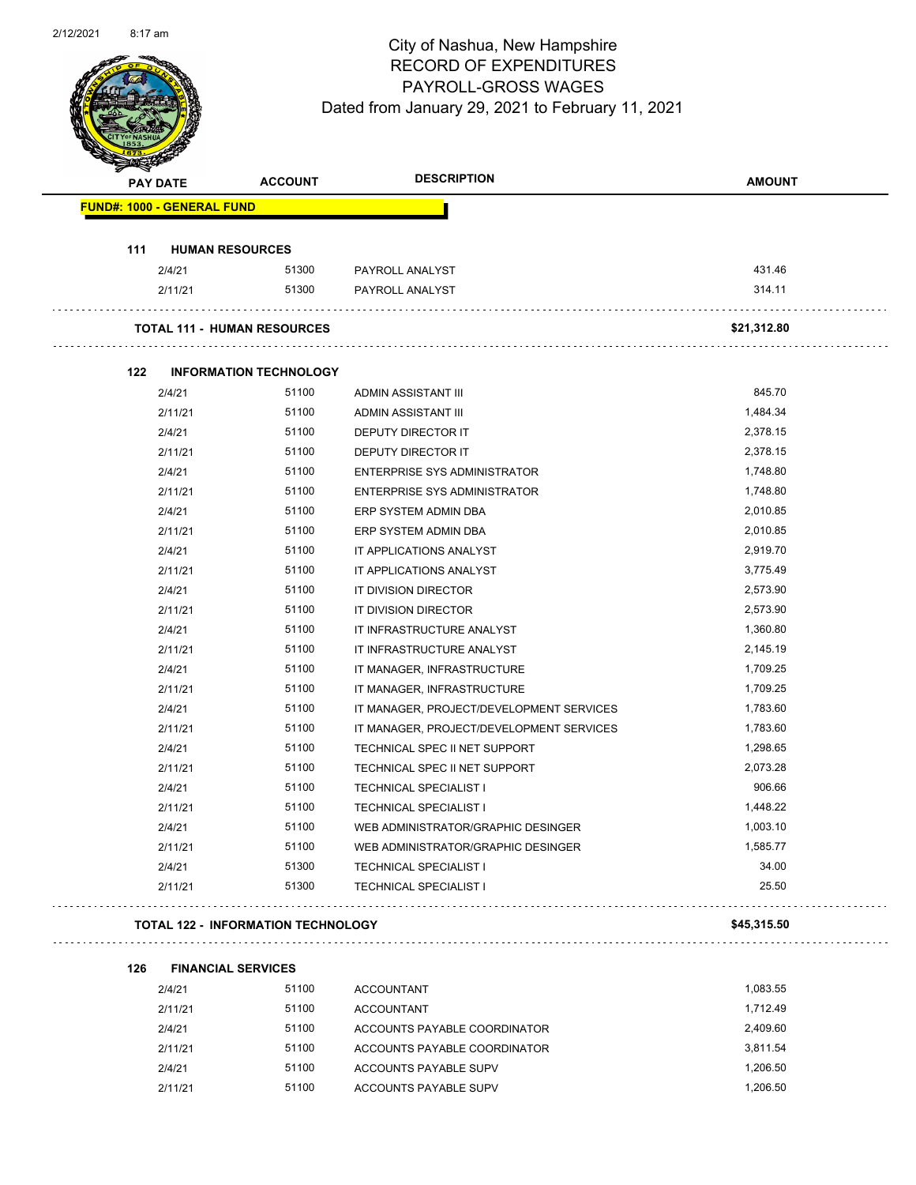# City of Nashua, New Hampshire
## RECORD OF EXPENDITURES
## PAYROLL-GROSS WAGES
### Dated from January 29, 2021 to February 11, 2021

| PAY DATE | ACCOUNT | DESCRIPTION | AMOUNT |
|---|---|---|---|
| **FUND#: 1000 - GENERAL FUND** | | | |
| **111 HUMAN RESOURCES** | | | |
| 2/4/21 | 51300 | PAYROLL ANALYST | 431.46 |
| 2/11/21 | 51300 | PAYROLL ANALYST | 314.11 |
| **TOTAL 111 - HUMAN RESOURCES** | | | **$21,312.80** |
| **122 INFORMATION TECHNOLOGY** | | | |
| 2/4/21 | 51100 | ADMIN ASSISTANT III | 845.70 |
| 2/11/21 | 51100 | ADMIN ASSISTANT III | 1,484.34 |
| 2/4/21 | 51100 | DEPUTY DIRECTOR IT | 2,378.15 |
| 2/11/21 | 51100 | DEPUTY DIRECTOR IT | 2,378.15 |
| 2/4/21 | 51100 | ENTERPRISE SYS ADMINISTRATOR | 1,748.80 |
| 2/11/21 | 51100 | ENTERPRISE SYS ADMINISTRATOR | 1,748.80 |
| 2/4/21 | 51100 | ERP SYSTEM ADMIN DBA | 2,010.85 |
| 2/11/21 | 51100 | ERP SYSTEM ADMIN DBA | 2,010.85 |
| 2/4/21 | 51100 | IT APPLICATIONS ANALYST | 2,919.70 |
| 2/11/21 | 51100 | IT APPLICATIONS ANALYST | 3,775.49 |
| 2/4/21 | 51100 | IT DIVISION DIRECTOR | 2,573.90 |
| 2/11/21 | 51100 | IT DIVISION DIRECTOR | 2,573.90 |
| 2/4/21 | 51100 | IT INFRASTRUCTURE ANALYST | 1,360.80 |
| 2/11/21 | 51100 | IT INFRASTRUCTURE ANALYST | 2,145.19 |
| 2/4/21 | 51100 | IT MANAGER, INFRASTRUCTURE | 1,709.25 |
| 2/11/21 | 51100 | IT MANAGER, INFRASTRUCTURE | 1,709.25 |
| 2/4/21 | 51100 | IT MANAGER, PROJECT/DEVELOPMENT SERVICES | 1,783.60 |
| 2/11/21 | 51100 | IT MANAGER, PROJECT/DEVELOPMENT SERVICES | 1,783.60 |
| 2/4/21 | 51100 | TECHNICAL SPEC II NET SUPPORT | 1,298.65 |
| 2/11/21 | 51100 | TECHNICAL SPEC II NET SUPPORT | 2,073.28 |
| 2/4/21 | 51100 | TECHNICAL SPECIALIST I | 906.66 |
| 2/11/21 | 51100 | TECHNICAL SPECIALIST I | 1,448.22 |
| 2/4/21 | 51100 | WEB ADMINISTRATOR/GRAPHIC DESINGER | 1,003.10 |
| 2/11/21 | 51100 | WEB ADMINISTRATOR/GRAPHIC DESINGER | 1,585.77 |
| 2/4/21 | 51300 | TECHNICAL SPECIALIST I | 34.00 |
| 2/11/21 | 51300 | TECHNICAL SPECIALIST I | 25.50 |
| **TOTAL 122 - INFORMATION TECHNOLOGY** | | | **$45,315.50** |
| **126 FINANCIAL SERVICES** | | | |
| 2/4/21 | 51100 | ACCOUNTANT | 1,083.55 |
| 2/11/21 | 51100 | ACCOUNTANT | 1,712.49 |
| 2/4/21 | 51100 | ACCOUNTS PAYABLE COORDINATOR | 2,409.60 |
| 2/11/21 | 51100 | ACCOUNTS PAYABLE COORDINATOR | 3,811.54 |
| 2/4/21 | 51100 | ACCOUNTS PAYABLE SUPV | 1,206.50 |
| 2/11/21 | 51100 | ACCOUNTS PAYABLE SUPV | 1,206.50 |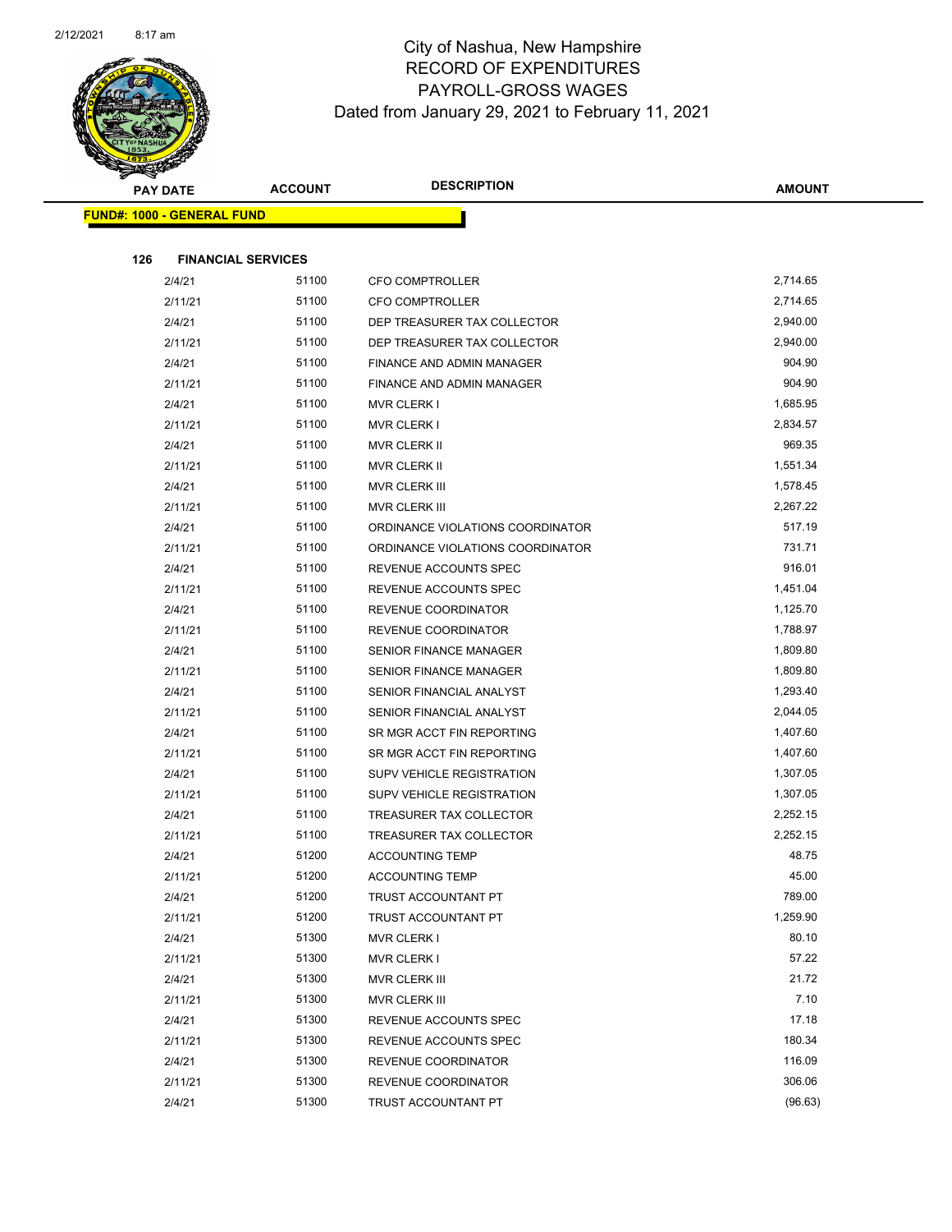# City of Nashua, New Hampshire
## RECORD OF EXPENDITURES
## PAYROLL-GROSS WAGES
### Dated from January 29, 2021 to February 11, 2021

| PAY DATE | ACCOUNT | DESCRIPTION | AMOUNT |
|---|---|---|---|
| **FUND#: 1000 - GENERAL FUND** | | | |
| **126 FINANCIAL SERVICES** | | | |
| 2/4/21 | 51100 | CFO COMPTROLLER | 2,714.65 |
| 2/11/21 | 51100 | CFO COMPTROLLER | 2,714.65 |
| 2/4/21 | 51100 | DEP TREASURER TAX COLLECTOR | 2,940.00 |
| 2/11/21 | 51100 | DEP TREASURER TAX COLLECTOR | 2,940.00 |
| 2/4/21 | 51100 | FINANCE AND ADMIN MANAGER | 904.90 |
| 2/11/21 | 51100 | FINANCE AND ADMIN MANAGER | 904.90 |
| 2/4/21 | 51100 | MVR CLERK I | 1,685.95 |
| 2/11/21 | 51100 | MVR CLERK I | 2,834.57 |
| 2/4/21 | 51100 | MVR CLERK II | 969.35 |
| 2/11/21 | 51100 | MVR CLERK II | 1,551.34 |
| 2/4/21 | 51100 | MVR CLERK III | 1,578.45 |
| 2/11/21 | 51100 | MVR CLERK III | 2,267.22 |
| 2/4/21 | 51100 | ORDINANCE VIOLATIONS COORDINATOR | 517.19 |
| 2/11/21 | 51100 | ORDINANCE VIOLATIONS COORDINATOR | 731.71 |
| 2/4/21 | 51100 | REVENUE ACCOUNTS SPEC | 916.01 |
| 2/11/21 | 51100 | REVENUE ACCOUNTS SPEC | 1,451.04 |
| 2/4/21 | 51100 | REVENUE COORDINATOR | 1,125.70 |
| 2/11/21 | 51100 | REVENUE COORDINATOR | 1,788.97 |
| 2/4/21 | 51100 | SENIOR FINANCE MANAGER | 1,809.80 |
| 2/11/21 | 51100 | SENIOR FINANCE MANAGER | 1,809.80 |
| 2/4/21 | 51100 | SENIOR FINANCIAL ANALYST | 1,293.40 |
| 2/11/21 | 51100 | SENIOR FINANCIAL ANALYST | 2,044.05 |
| 2/4/21 | 51100 | SR MGR ACCT FIN REPORTING | 1,407.60 |
| 2/11/21 | 51100 | SR MGR ACCT FIN REPORTING | 1,407.60 |
| 2/4/21 | 51100 | SUPV VEHICLE REGISTRATION | 1,307.05 |
| 2/11/21 | 51100 | SUPV VEHICLE REGISTRATION | 1,307.05 |
| 2/4/21 | 51100 | TREASURER TAX COLLECTOR | 2,252.15 |
| 2/11/21 | 51100 | TREASURER TAX COLLECTOR | 2,252.15 |
| 2/4/21 | 51200 | ACCOUNTING TEMP | 48.75 |
| 2/11/21 | 51200 | ACCOUNTING TEMP | 45.00 |
| 2/4/21 | 51200 | TRUST ACCOUNTANT PT | 789.00 |
| 2/11/21 | 51200 | TRUST ACCOUNTANT PT | 1,259.90 |
| 2/4/21 | 51300 | MVR CLERK I | 80.10 |
| 2/11/21 | 51300 | MVR CLERK I | 57.22 |
| 2/4/21 | 51300 | MVR CLERK III | 21.72 |
| 2/11/21 | 51300 | MVR CLERK III | 7.10 |
| 2/4/21 | 51300 | REVENUE ACCOUNTS SPEC | 17.18 |
| 2/11/21 | 51300 | REVENUE ACCOUNTS SPEC | 180.34 |
| 2/4/21 | 51300 | REVENUE COORDINATOR | 116.09 |
| 2/11/21 | 51300 | REVENUE COORDINATOR | 306.06 |
| 2/4/21 | 51300 | TRUST ACCOUNTANT PT | (96.63) |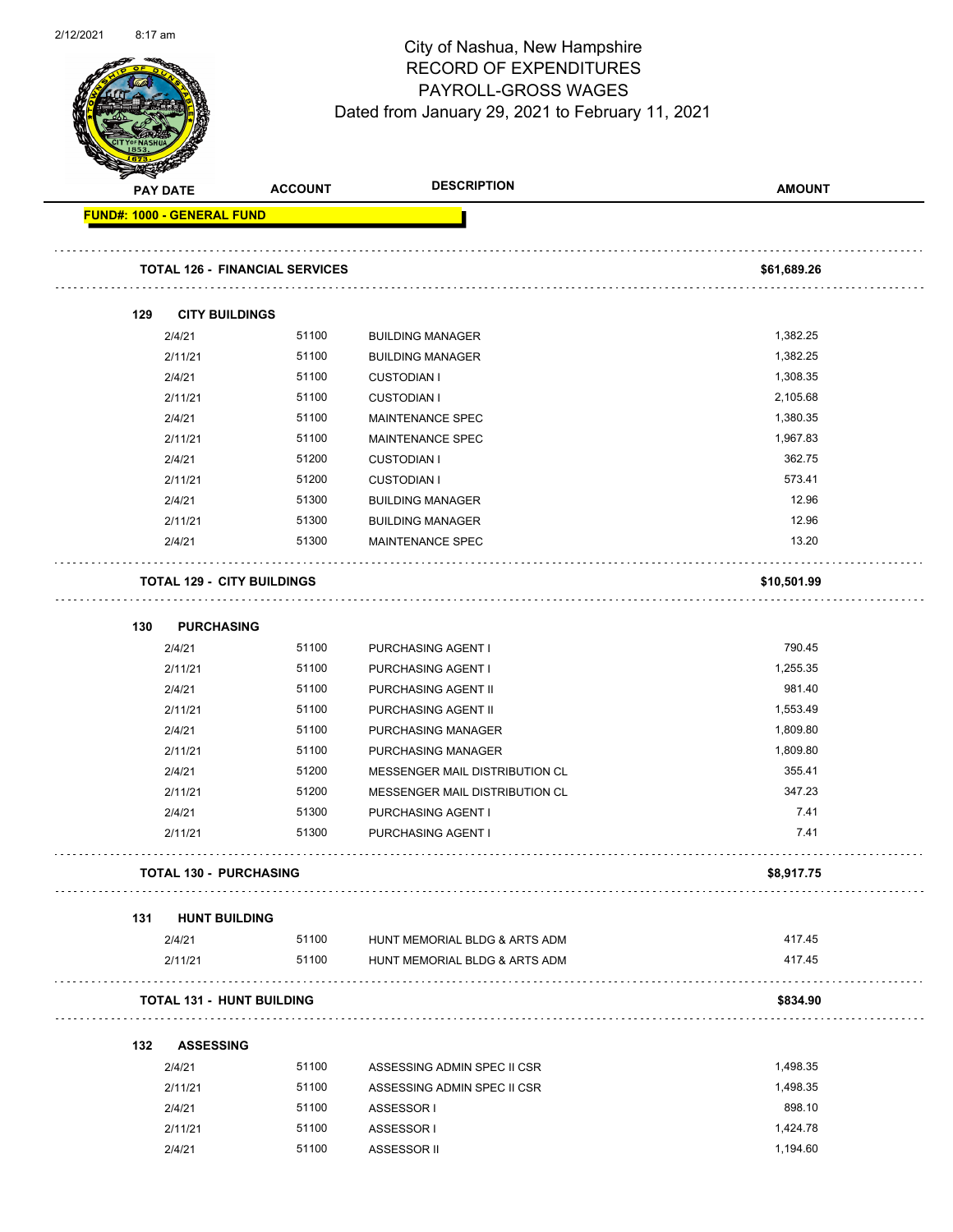# City of Nashua, New Hampshire
## RECORD OF EXPENDITURES
## PAYROLL-GROSS WAGES
### Dated from January 29, 2021 to February 11, 2021

| PAY DATE | ACCOUNT | DESCRIPTION | AMOUNT |
|---|---|---|---|
| **FUND#: 1000 - GENERAL FUND** | | | |
| **TOTAL 126 - FINANCIAL SERVICES** | | | **$61,689.26** |
| **129 CITY BUILDINGS** | | | |
| 2/4/21 | 51100 | BUILDING MANAGER | 1,382.25 |
| 2/11/21 | 51100 | BUILDING MANAGER | 1,382.25 |
| 2/4/21 | 51100 | CUSTODIAN I | 1,308.35 |
| 2/11/21 | 51100 | CUSTODIAN I | 2,105.68 |
| 2/4/21 | 51100 | MAINTENANCE SPEC | 1,380.35 |
| 2/11/21 | 51100 | MAINTENANCE SPEC | 1,967.83 |
| 2/4/21 | 51200 | CUSTODIAN I | 362.75 |
| 2/11/21 | 51200 | CUSTODIAN I | 573.41 |
| 2/4/21 | 51300 | BUILDING MANAGER | 12.96 |
| 2/11/21 | 51300 | BUILDING MANAGER | 12.96 |
| 2/4/21 | 51300 | MAINTENANCE SPEC | 13.20 |
| **TOTAL 129 - CITY BUILDINGS** | | | **$10,501.99** |
| **130 PURCHASING** | | | |
| 2/4/21 | 51100 | PURCHASING AGENT I | 790.45 |
| 2/11/21 | 51100 | PURCHASING AGENT I | 1,255.35 |
| 2/4/21 | 51100 | PURCHASING AGENT II | 981.40 |
| 2/11/21 | 51100 | PURCHASING AGENT II | 1,553.49 |
| 2/4/21 | 51100 | PURCHASING MANAGER | 1,809.80 |
| 2/11/21 | 51100 | PURCHASING MANAGER | 1,809.80 |
| 2/4/21 | 51200 | MESSENGER MAIL DISTRIBUTION CL | 355.41 |
| 2/11/21 | 51200 | MESSENGER MAIL DISTRIBUTION CL | 347.23 |
| 2/4/21 | 51300 | PURCHASING AGENT I | 7.41 |
| 2/11/21 | 51300 | PURCHASING AGENT I | 7.41 |
| **TOTAL 130 - PURCHASING** | | | **$8,917.75** |
| **131 HUNT BUILDING** | | | |
| 2/4/21 | 51100 | HUNT MEMORIAL BLDG & ARTS ADM | 417.45 |
| 2/11/21 | 51100 | HUNT MEMORIAL BLDG & ARTS ADM | 417.45 |
| **TOTAL 131 - HUNT BUILDING** | | | **$834.90** |
| **132 ASSESSING** | | | |
| 2/4/21 | 51100 | ASSESSING ADMIN SPEC II CSR | 1,498.35 |
| 2/11/21 | 51100 | ASSESSING ADMIN SPEC II CSR | 1,498.35 |
| 2/4/21 | 51100 | ASSESSOR I | 898.10 |
| 2/11/21 | 51100 | ASSESSOR I | 1,424.78 |
| 2/4/21 | 51100 | ASSESSOR II | 1,194.60 |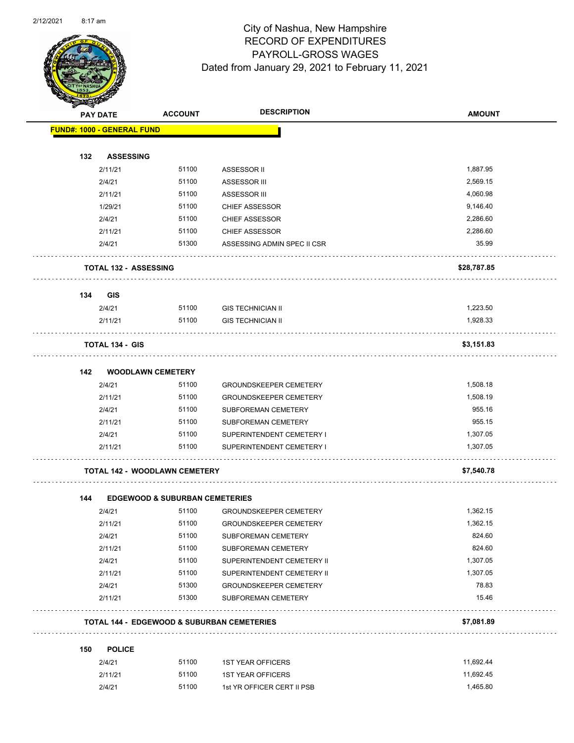# City of Nashua, New Hampshire
## RECORD OF EXPENDITURES
## PAYROLL-GROSS WAGES
### Dated from January 29, 2021 to February 11, 2021

| PAY DATE | ACCOUNT | DESCRIPTION | AMOUNT |
|---|---|---|---|
| **FUND#: 1000 - GENERAL FUND** | | | |
| **132 ASSESSING** | | | |
| 2/11/21 | 51100 | ASSESSOR II | 1,887.95 |
| 2/4/21 | 51100 | ASSESSOR III | 2,569.15 |
| 2/11/21 | 51100 | ASSESSOR III | 4,060.98 |
| 1/29/21 | 51100 | CHIEF ASSESSOR | 9,146.40 |
| 2/4/21 | 51100 | CHIEF ASSESSOR | 2,286.60 |
| 2/11/21 | 51100 | CHIEF ASSESSOR | 2,286.60 |
| 2/4/21 | 51300 | ASSESSING ADMIN SPEC II CSR | 35.99 |
| **TOTAL 132 - ASSESSING** | | | **$28,787.85** |
| **134 GIS** | | | |
| 2/4/21 | 51100 | GIS TECHNICIAN II | 1,223.50 |
| 2/11/21 | 51100 | GIS TECHNICIAN II | 1,928.33 |
| **TOTAL 134 - GIS** | | | **$3,151.83** |
| **142 WOODLAWN CEMETERY** | | | |
| 2/4/21 | 51100 | GROUNDSKEEPER CEMETERY | 1,508.18 |
| 2/11/21 | 51100 | GROUNDSKEEPER CEMETERY | 1,508.19 |
| 2/4/21 | 51100 | SUBFOREMAN CEMETERY | 955.16 |
| 2/11/21 | 51100 | SUBFOREMAN CEMETERY | 955.15 |
| 2/4/21 | 51100 | SUPERINTENDENT CEMETERY I | 1,307.05 |
| 2/11/21 | 51100 | SUPERINTENDENT CEMETERY I | 1,307.05 |
| **TOTAL 142 - WOODLAWN CEMETERY** | | | **$7,540.78** |
| **144 EDGEWOOD & SUBURBAN CEMETERIES** | | | |
| 2/4/21 | 51100 | GROUNDSKEEPER CEMETERY | 1,362.15 |
| 2/11/21 | 51100 | GROUNDSKEEPER CEMETERY | 1,362.15 |
| 2/4/21 | 51100 | SUBFOREMAN CEMETERY | 824.60 |
| 2/11/21 | 51100 | SUBFOREMAN CEMETERY | 824.60 |
| 2/4/21 | 51100 | SUPERINTENDENT CEMETERY II | 1,307.05 |
| 2/11/21 | 51100 | SUPERINTENDENT CEMETERY II | 1,307.05 |
| 2/4/21 | 51300 | GROUNDSKEEPER CEMETERY | 78.83 |
| 2/11/21 | 51300 | SUBFOREMAN CEMETERY | 15.46 |
| **TOTAL 144 - EDGEWOOD & SUBURBAN CEMETERIES** | | | **$7,081.89** |
| **150 POLICE** | | | |
| 2/4/21 | 51100 | 1ST YEAR OFFICERS | 11,692.44 |
| 2/11/21 | 51100 | 1ST YEAR OFFICERS | 11,692.45 |
| 2/4/21 | 51100 | 1st YR OFFICER CERT II PSB | 1,465.80 |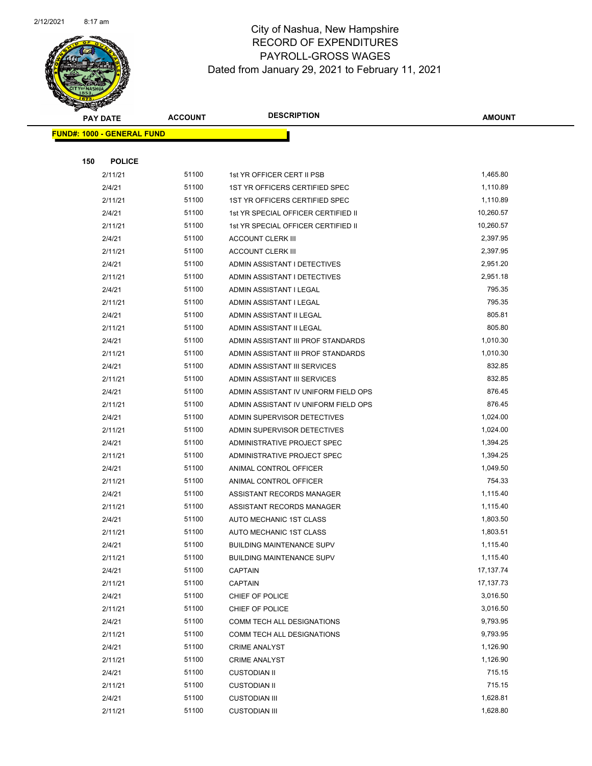# City of Nashua, New Hampshire
## RECORD OF EXPENDITURES
## PAYROLL-GROSS WAGES
### Dated from January 29, 2021 to February 11, 2021

| PAY DATE | ACCOUNT | DESCRIPTION | AMOUNT |
|---|---|---|---|
| **FUND#: 1000 - GENERAL FUND** | | | |
| **150 POLICE** | | | |
| 2/11/21 | 51100 | 1st YR OFFICER CERT II PSB | 1,465.80 |
| 2/4/21 | 51100 | 1ST YR OFFICERS CERTIFIED SPEC | 1,110.89 |
| 2/11/21 | 51100 | 1ST YR OFFICERS CERTIFIED SPEC | 1,110.89 |
| 2/4/21 | 51100 | 1st YR SPECIAL OFFICER CERTIFIED II | 10,260.57 |
| 2/11/21 | 51100 | 1st YR SPECIAL OFFICER CERTIFIED II | 10,260.57 |
| 2/4/21 | 51100 | ACCOUNT CLERK III | 2,397.95 |
| 2/11/21 | 51100 | ACCOUNT CLERK III | 2,397.95 |
| 2/4/21 | 51100 | ADMIN ASSISTANT I DETECTIVES | 2,951.20 |
| 2/11/21 | 51100 | ADMIN ASSISTANT I DETECTIVES | 2,951.18 |
| 2/4/21 | 51100 | ADMIN ASSISTANT I LEGAL | 795.35 |
| 2/11/21 | 51100 | ADMIN ASSISTANT I LEGAL | 795.35 |
| 2/4/21 | 51100 | ADMIN ASSISTANT II LEGAL | 805.81 |
| 2/11/21 | 51100 | ADMIN ASSISTANT II LEGAL | 805.80 |
| 2/4/21 | 51100 | ADMIN ASSISTANT III PROF STANDARDS | 1,010.30 |
| 2/11/21 | 51100 | ADMIN ASSISTANT III PROF STANDARDS | 1,010.30 |
| 2/4/21 | 51100 | ADMIN ASSISTANT III SERVICES | 832.85 |
| 2/11/21 | 51100 | ADMIN ASSISTANT III SERVICES | 832.85 |
| 2/4/21 | 51100 | ADMIN ASSISTANT IV UNIFORM FIELD OPS | 876.45 |
| 2/11/21 | 51100 | ADMIN ASSISTANT IV UNIFORM FIELD OPS | 876.45 |
| 2/4/21 | 51100 | ADMIN SUPERVISOR DETECTIVES | 1,024.00 |
| 2/11/21 | 51100 | ADMIN SUPERVISOR DETECTIVES | 1,024.00 |
| 2/4/21 | 51100 | ADMINISTRATIVE PROJECT SPEC | 1,394.25 |
| 2/11/21 | 51100 | ADMINISTRATIVE PROJECT SPEC | 1,394.25 |
| 2/4/21 | 51100 | ANIMAL CONTROL OFFICER | 1,049.50 |
| 2/11/21 | 51100 | ANIMAL CONTROL OFFICER | 754.33 |
| 2/4/21 | 51100 | ASSISTANT RECORDS MANAGER | 1,115.40 |
| 2/11/21 | 51100 | ASSISTANT RECORDS MANAGER | 1,115.40 |
| 2/4/21 | 51100 | AUTO MECHANIC 1ST CLASS | 1,803.50 |
| 2/11/21 | 51100 | AUTO MECHANIC 1ST CLASS | 1,803.51 |
| 2/4/21 | 51100 | BUILDING MAINTENANCE SUPV | 1,115.40 |
| 2/11/21 | 51100 | BUILDING MAINTENANCE SUPV | 1,115.40 |
| 2/4/21 | 51100 | CAPTAIN | 17,137.74 |
| 2/11/21 | 51100 | CAPTAIN | 17,137.73 |
| 2/4/21 | 51100 | CHIEF OF POLICE | 3,016.50 |
| 2/11/21 | 51100 | CHIEF OF POLICE | 3,016.50 |
| 2/4/21 | 51100 | COMM TECH ALL DESIGNATIONS | 9,793.95 |
| 2/11/21 | 51100 | COMM TECH ALL DESIGNATIONS | 9,793.95 |
| 2/4/21 | 51100 | CRIME ANALYST | 1,126.90 |
| 2/11/21 | 51100 | CRIME ANALYST | 1,126.90 |
| 2/4/21 | 51100 | CUSTODIAN II | 715.15 |
| 2/11/21 | 51100 | CUSTODIAN II | 715.15 |
| 2/4/21 | 51100 | CUSTODIAN III | 1,628.81 |
| 2/11/21 | 51100 | CUSTODIAN III | 1,628.80 |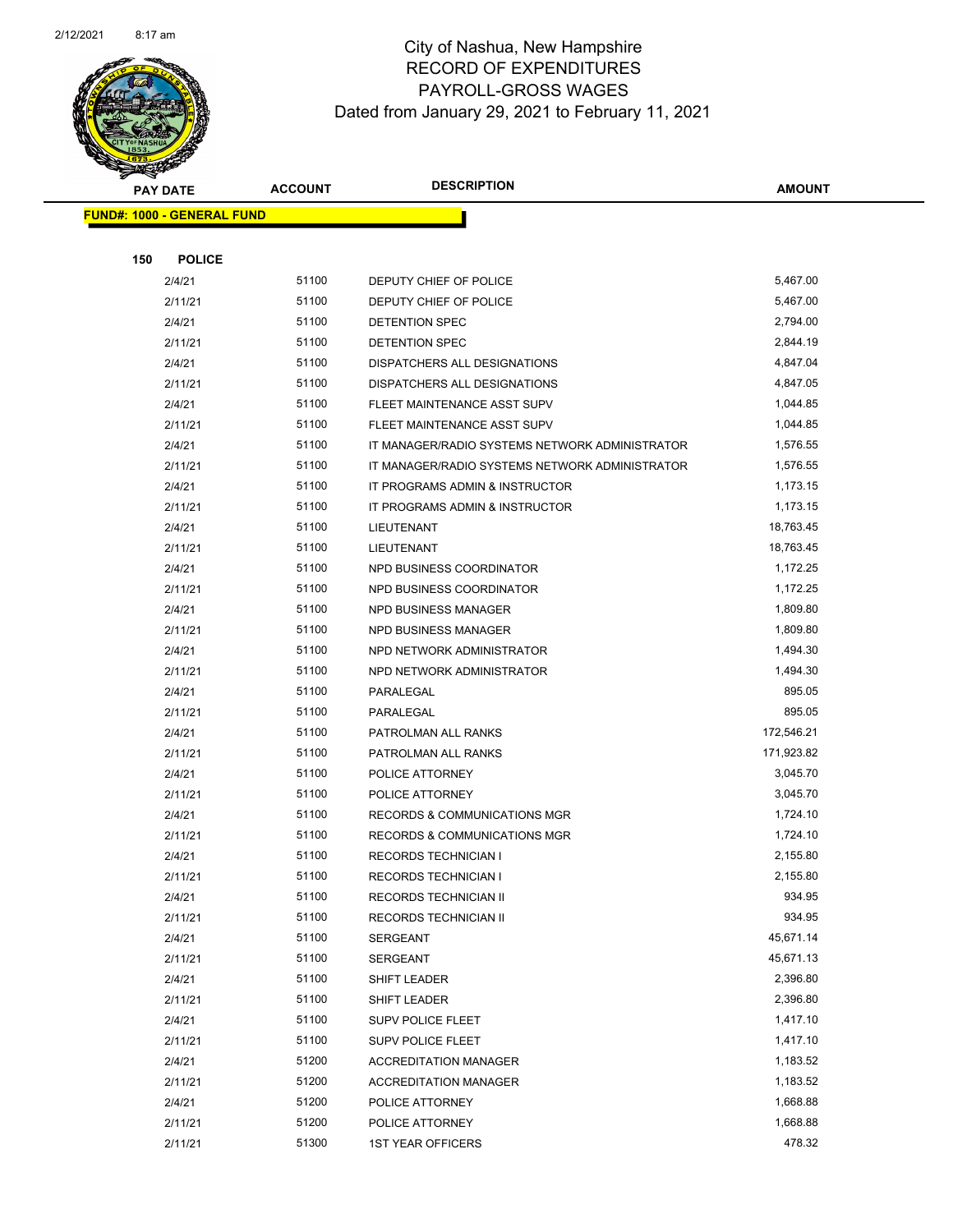# City of Nashua, New Hampshire
## RECORD OF EXPENDITURES
## PAYROLL-GROSS WAGES
### Dated from January 29, 2021 to February 11, 2021

| PAY DATE | ACCOUNT | DESCRIPTION | AMOUNT |
|---|---|---|---|

**FUND#: 1000 - GENERAL FUND**

**150 POLICE**

| PAY DATE | ACCOUNT | DESCRIPTION | AMOUNT |
|---|---|---|---|
| 2/4/21 | 51100 | DEPUTY CHIEF OF POLICE | 5,467.00 |
| 2/11/21 | 51100 | DEPUTY CHIEF OF POLICE | 5,467.00 |
| 2/4/21 | 51100 | DETENTION SPEC | 2,794.00 |
| 2/11/21 | 51100 | DETENTION SPEC | 2,844.19 |
| 2/4/21 | 51100 | DISPATCHERS ALL DESIGNATIONS | 4,847.04 |
| 2/11/21 | 51100 | DISPATCHERS ALL DESIGNATIONS | 4,847.05 |
| 2/4/21 | 51100 | FLEET MAINTENANCE ASST SUPV | 1,044.85 |
| 2/11/21 | 51100 | FLEET MAINTENANCE ASST SUPV | 1,044.85 |
| 2/4/21 | 51100 | IT MANAGER/RADIO SYSTEMS NETWORK ADMINISTRATOR | 1,576.55 |
| 2/11/21 | 51100 | IT MANAGER/RADIO SYSTEMS NETWORK ADMINISTRATOR | 1,576.55 |
| 2/4/21 | 51100 | IT PROGRAMS ADMIN & INSTRUCTOR | 1,173.15 |
| 2/11/21 | 51100 | IT PROGRAMS ADMIN & INSTRUCTOR | 1,173.15 |
| 2/4/21 | 51100 | LIEUTENANT | 18,763.45 |
| 2/11/21 | 51100 | LIEUTENANT | 18,763.45 |
| 2/4/21 | 51100 | NPD BUSINESS COORDINATOR | 1,172.25 |
| 2/11/21 | 51100 | NPD BUSINESS COORDINATOR | 1,172.25 |
| 2/4/21 | 51100 | NPD BUSINESS MANAGER | 1,809.80 |
| 2/11/21 | 51100 | NPD BUSINESS MANAGER | 1,809.80 |
| 2/4/21 | 51100 | NPD NETWORK ADMINISTRATOR | 1,494.30 |
| 2/11/21 | 51100 | NPD NETWORK ADMINISTRATOR | 1,494.30 |
| 2/4/21 | 51100 | PARALEGAL | 895.05 |
| 2/11/21 | 51100 | PARALEGAL | 895.05 |
| 2/4/21 | 51100 | PATROLMAN ALL RANKS | 172,546.21 |
| 2/11/21 | 51100 | PATROLMAN ALL RANKS | 171,923.82 |
| 2/4/21 | 51100 | POLICE ATTORNEY | 3,045.70 |
| 2/11/21 | 51100 | POLICE ATTORNEY | 3,045.70 |
| 2/4/21 | 51100 | RECORDS & COMMUNICATIONS MGR | 1,724.10 |
| 2/11/21 | 51100 | RECORDS & COMMUNICATIONS MGR | 1,724.10 |
| 2/4/21 | 51100 | RECORDS TECHNICIAN I | 2,155.80 |
| 2/11/21 | 51100 | RECORDS TECHNICIAN I | 2,155.80 |
| 2/4/21 | 51100 | RECORDS TECHNICIAN II | 934.95 |
| 2/11/21 | 51100 | RECORDS TECHNICIAN II | 934.95 |
| 2/4/21 | 51100 | SERGEANT | 45,671.14 |
| 2/11/21 | 51100 | SERGEANT | 45,671.13 |
| 2/4/21 | 51100 | SHIFT LEADER | 2,396.80 |
| 2/11/21 | 51100 | SHIFT LEADER | 2,396.80 |
| 2/4/21 | 51100 | SUPV POLICE FLEET | 1,417.10 |
| 2/11/21 | 51100 | SUPV POLICE FLEET | 1,417.10 |
| 2/4/21 | 51200 | ACCREDITATION MANAGER | 1,183.52 |
| 2/11/21 | 51200 | ACCREDITATION MANAGER | 1,183.52 |
| 2/4/21 | 51200 | POLICE ATTORNEY | 1,668.88 |
| 2/11/21 | 51200 | POLICE ATTORNEY | 1,668.88 |
| 2/11/21 | 51300 | 1ST YEAR OFFICERS | 478.32 |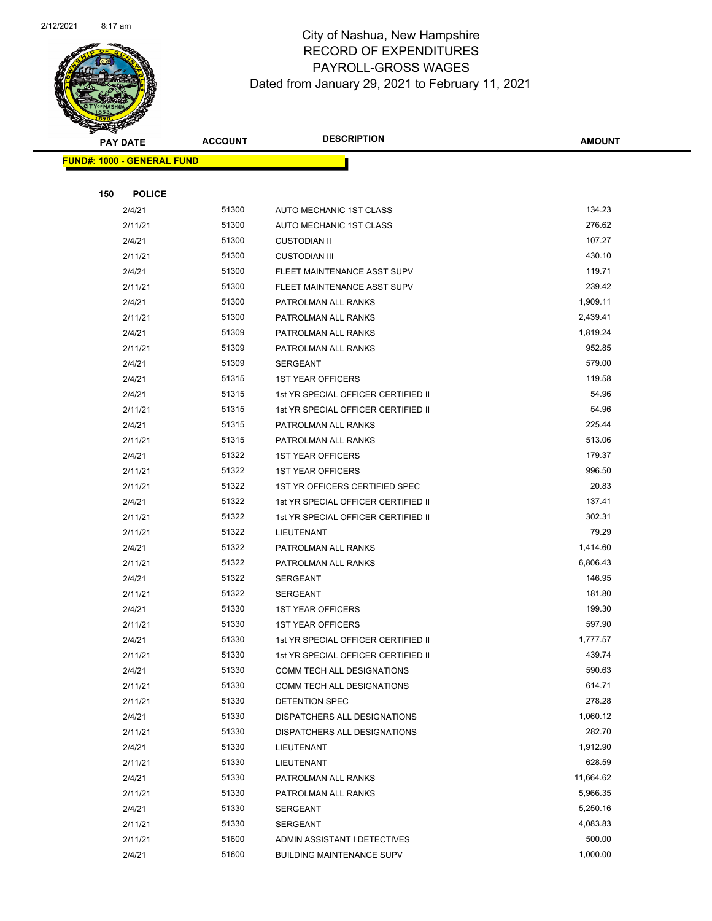# City of Nashua, New Hampshire
## RECORD OF EXPENDITURES
## PAYROLL-GROSS WAGES
### Dated from January 29, 2021 to February 11, 2021

| PAY DATE | ACCOUNT | DESCRIPTION | AMOUNT |
|---|---|---|---|
| **FUND#: 1000 - GENERAL FUND** | | | |
| **150 POLICE** | | | |
| 2/4/21 | 51300 | AUTO MECHANIC 1ST CLASS | 134.23 |
| 2/11/21 | 51300 | AUTO MECHANIC 1ST CLASS | 276.62 |
| 2/4/21 | 51300 | CUSTODIAN II | 107.27 |
| 2/11/21 | 51300 | CUSTODIAN III | 430.10 |
| 2/4/21 | 51300 | FLEET MAINTENANCE ASST SUPV | 119.71 |
| 2/11/21 | 51300 | FLEET MAINTENANCE ASST SUPV | 239.42 |
| 2/4/21 | 51300 | PATROLMAN ALL RANKS | 1,909.11 |
| 2/11/21 | 51300 | PATROLMAN ALL RANKS | 2,439.41 |
| 2/4/21 | 51309 | PATROLMAN ALL RANKS | 1,819.24 |
| 2/11/21 | 51309 | PATROLMAN ALL RANKS | 952.85 |
| 2/4/21 | 51309 | SERGEANT | 579.00 |
| 2/4/21 | 51315 | 1ST YEAR OFFICERS | 119.58 |
| 2/4/21 | 51315 | 1st YR SPECIAL OFFICER CERTIFIED II | 54.96 |
| 2/11/21 | 51315 | 1st YR SPECIAL OFFICER CERTIFIED II | 54.96 |
| 2/4/21 | 51315 | PATROLMAN ALL RANKS | 225.44 |
| 2/11/21 | 51315 | PATROLMAN ALL RANKS | 513.06 |
| 2/4/21 | 51322 | 1ST YEAR OFFICERS | 179.37 |
| 2/11/21 | 51322 | 1ST YEAR OFFICERS | 996.50 |
| 2/11/21 | 51322 | 1ST YR OFFICERS CERTIFIED SPEC | 20.83 |
| 2/4/21 | 51322 | 1st YR SPECIAL OFFICER CERTIFIED II | 137.41 |
| 2/11/21 | 51322 | 1st YR SPECIAL OFFICER CERTIFIED II | 302.31 |
| 2/11/21 | 51322 | LIEUTENANT | 79.29 |
| 2/4/21 | 51322 | PATROLMAN ALL RANKS | 1,414.60 |
| 2/11/21 | 51322 | PATROLMAN ALL RANKS | 6,806.43 |
| 2/4/21 | 51322 | SERGEANT | 146.95 |
| 2/11/21 | 51322 | SERGEANT | 181.80 |
| 2/4/21 | 51330 | 1ST YEAR OFFICERS | 199.30 |
| 2/11/21 | 51330 | 1ST YEAR OFFICERS | 597.90 |
| 2/4/21 | 51330 | 1st YR SPECIAL OFFICER CERTIFIED II | 1,777.57 |
| 2/11/21 | 51330 | 1st YR SPECIAL OFFICER CERTIFIED II | 439.74 |
| 2/4/21 | 51330 | COMM TECH ALL DESIGNATIONS | 590.63 |
| 2/11/21 | 51330 | COMM TECH ALL DESIGNATIONS | 614.71 |
| 2/11/21 | 51330 | DETENTION SPEC | 278.28 |
| 2/4/21 | 51330 | DISPATCHERS ALL DESIGNATIONS | 1,060.12 |
| 2/11/21 | 51330 | DISPATCHERS ALL DESIGNATIONS | 282.70 |
| 2/4/21 | 51330 | LIEUTENANT | 1,912.90 |
| 2/11/21 | 51330 | LIEUTENANT | 628.59 |
| 2/4/21 | 51330 | PATROLMAN ALL RANKS | 11,664.62 |
| 2/11/21 | 51330 | PATROLMAN ALL RANKS | 5,966.35 |
| 2/4/21 | 51330 | SERGEANT | 5,250.16 |
| 2/11/21 | 51330 | SERGEANT | 4,083.83 |
| 2/11/21 | 51600 | ADMIN ASSISTANT I DETECTIVES | 500.00 |
| 2/4/21 | 51600 | BUILDING MAINTENANCE SUPV | 1,000.00 |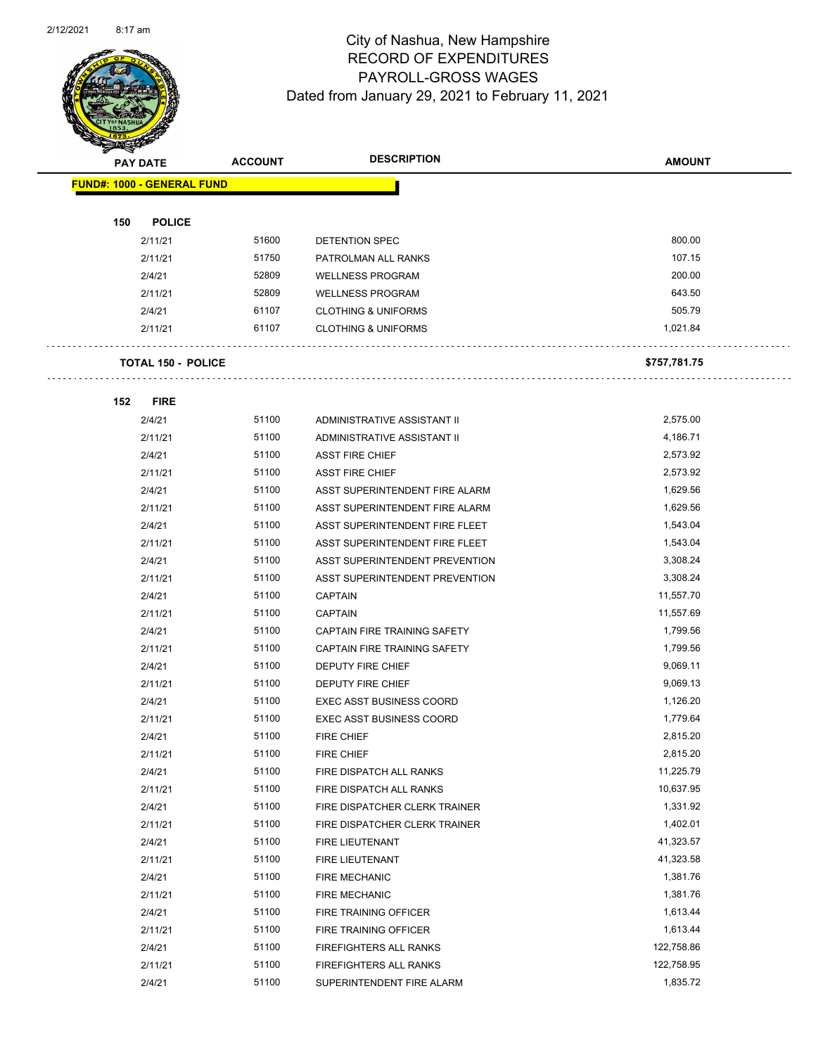# City of Nashua, New Hampshire
## RECORD OF EXPENDITURES
## PAYROLL-GROSS WAGES
### Dated from January 29, 2021 to February 11, 2021

| PAY DATE | ACCOUNT | DESCRIPTION | AMOUNT |
|---|---|---|---|
| **FUND#: 1000 - GENERAL FUND** | | | |
| **150 POLICE** | | | |
| 2/11/21 | 51600 | DETENTION SPEC | 800.00 |
| 2/11/21 | 51750 | PATROLMAN ALL RANKS | 107.15 |
| 2/4/21 | 52809 | WELLNESS PROGRAM | 200.00 |
| 2/11/21 | 52809 | WELLNESS PROGRAM | 643.50 |
| 2/4/21 | 61107 | CLOTHING & UNIFORMS | 505.79 |
| 2/11/21 | 61107 | CLOTHING & UNIFORMS | 1,021.84 |
| **TOTAL 150 - POLICE** | | | **$757,781.75** |
| **152 FIRE** | | | |
| 2/4/21 | 51100 | ADMINISTRATIVE ASSISTANT II | 2,575.00 |
| 2/11/21 | 51100 | ADMINISTRATIVE ASSISTANT II | 4,186.71 |
| 2/4/21 | 51100 | ASST FIRE CHIEF | 2,573.92 |
| 2/11/21 | 51100 | ASST FIRE CHIEF | 2,573.92 |
| 2/4/21 | 51100 | ASST SUPERINTENDENT FIRE ALARM | 1,629.56 |
| 2/11/21 | 51100 | ASST SUPERINTENDENT FIRE ALARM | 1,629.56 |
| 2/4/21 | 51100 | ASST SUPERINTENDENT FIRE FLEET | 1,543.04 |
| 2/11/21 | 51100 | ASST SUPERINTENDENT FIRE FLEET | 1,543.04 |
| 2/4/21 | 51100 | ASST SUPERINTENDENT PREVENTION | 3,308.24 |
| 2/11/21 | 51100 | ASST SUPERINTENDENT PREVENTION | 3,308.24 |
| 2/4/21 | 51100 | CAPTAIN | 11,557.70 |
| 2/11/21 | 51100 | CAPTAIN | 11,557.69 |
| 2/4/21 | 51100 | CAPTAIN FIRE TRAINING SAFETY | 1,799.56 |
| 2/11/21 | 51100 | CAPTAIN FIRE TRAINING SAFETY | 1,799.56 |
| 2/4/21 | 51100 | DEPUTY FIRE CHIEF | 9,069.11 |
| 2/11/21 | 51100 | DEPUTY FIRE CHIEF | 9,069.13 |
| 2/4/21 | 51100 | EXEC ASST BUSINESS COORD | 1,126.20 |
| 2/11/21 | 51100 | EXEC ASST BUSINESS COORD | 1,779.64 |
| 2/4/21 | 51100 | FIRE CHIEF | 2,815.20 |
| 2/11/21 | 51100 | FIRE CHIEF | 2,815.20 |
| 2/4/21 | 51100 | FIRE DISPATCH ALL RANKS | 11,225.79 |
| 2/11/21 | 51100 | FIRE DISPATCH ALL RANKS | 10,637.95 |
| 2/4/21 | 51100 | FIRE DISPATCHER CLERK TRAINER | 1,331.92 |
| 2/11/21 | 51100 | FIRE DISPATCHER CLERK TRAINER | 1,402.01 |
| 2/4/21 | 51100 | FIRE LIEUTENANT | 41,323.57 |
| 2/11/21 | 51100 | FIRE LIEUTENANT | 41,323.58 |
| 2/4/21 | 51100 | FIRE MECHANIC | 1,381.76 |
| 2/11/21 | 51100 | FIRE MECHANIC | 1,381.76 |
| 2/4/21 | 51100 | FIRE TRAINING OFFICER | 1,613.44 |
| 2/11/21 | 51100 | FIRE TRAINING OFFICER | 1,613.44 |
| 2/4/21 | 51100 | FIREFIGHTERS ALL RANKS | 122,758.86 |
| 2/11/21 | 51100 | FIREFIGHTERS ALL RANKS | 122,758.95 |
| 2/4/21 | 51100 | SUPERINTENDENT FIRE ALARM | 1,835.72 |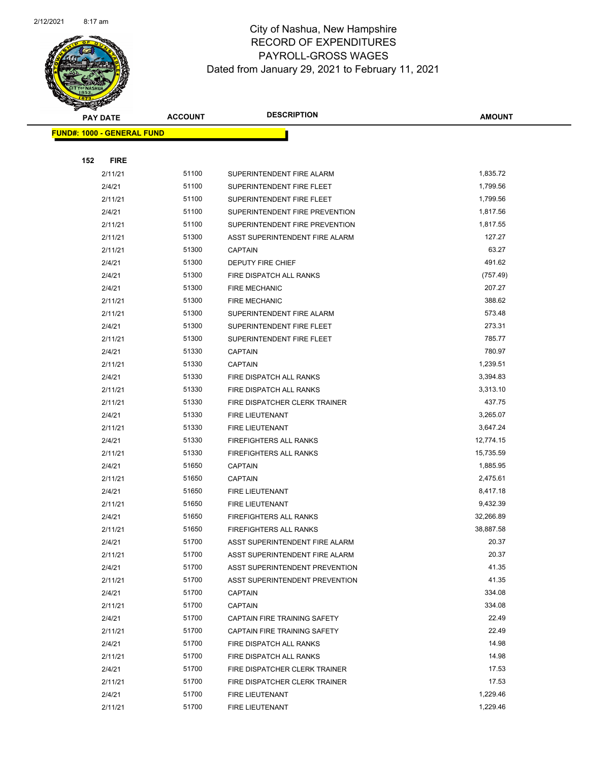# City of Nashua, New Hampshire
## RECORD OF EXPENDITURES
## PAYROLL-GROSS WAGES
### Dated from January 29, 2021 to February 11, 2021

| PAY DATE | ACCOUNT | DESCRIPTION | AMOUNT |
|---|---|---|---|
| **FUND#: 1000 - GENERAL FUND** | | | |
| **152 FIRE** | | | |
| 2/11/21 | 51100 | SUPERINTENDENT FIRE ALARM | 1,835.72 |
| 2/4/21 | 51100 | SUPERINTENDENT FIRE FLEET | 1,799.56 |
| 2/11/21 | 51100 | SUPERINTENDENT FIRE FLEET | 1,799.56 |
| 2/4/21 | 51100 | SUPERINTENDENT FIRE PREVENTION | 1,817.56 |
| 2/11/21 | 51100 | SUPERINTENDENT FIRE PREVENTION | 1,817.55 |
| 2/11/21 | 51300 | ASST SUPERINTENDENT FIRE ALARM | 127.27 |
| 2/11/21 | 51300 | CAPTAIN | 63.27 |
| 2/4/21 | 51300 | DEPUTY FIRE CHIEF | 491.62 |
| 2/4/21 | 51300 | FIRE DISPATCH ALL RANKS | (757.49) |
| 2/4/21 | 51300 | FIRE MECHANIC | 207.27 |
| 2/11/21 | 51300 | FIRE MECHANIC | 388.62 |
| 2/11/21 | 51300 | SUPERINTENDENT FIRE ALARM | 573.48 |
| 2/4/21 | 51300 | SUPERINTENDENT FIRE FLEET | 273.31 |
| 2/11/21 | 51300 | SUPERINTENDENT FIRE FLEET | 785.77 |
| 2/4/21 | 51330 | CAPTAIN | 780.97 |
| 2/11/21 | 51330 | CAPTAIN | 1,239.51 |
| 2/4/21 | 51330 | FIRE DISPATCH ALL RANKS | 3,394.83 |
| 2/11/21 | 51330 | FIRE DISPATCH ALL RANKS | 3,313.10 |
| 2/11/21 | 51330 | FIRE DISPATCHER CLERK TRAINER | 437.75 |
| 2/4/21 | 51330 | FIRE LIEUTENANT | 3,265.07 |
| 2/11/21 | 51330 | FIRE LIEUTENANT | 3,647.24 |
| 2/4/21 | 51330 | FIREFIGHTERS ALL RANKS | 12,774.15 |
| 2/11/21 | 51330 | FIREFIGHTERS ALL RANKS | 15,735.59 |
| 2/4/21 | 51650 | CAPTAIN | 1,885.95 |
| 2/11/21 | 51650 | CAPTAIN | 2,475.61 |
| 2/4/21 | 51650 | FIRE LIEUTENANT | 8,417.18 |
| 2/11/21 | 51650 | FIRE LIEUTENANT | 9,432.39 |
| 2/4/21 | 51650 | FIREFIGHTERS ALL RANKS | 32,266.89 |
| 2/11/21 | 51650 | FIREFIGHTERS ALL RANKS | 38,887.58 |
| 2/4/21 | 51700 | ASST SUPERINTENDENT FIRE ALARM | 20.37 |
| 2/11/21 | 51700 | ASST SUPERINTENDENT FIRE ALARM | 20.37 |
| 2/4/21 | 51700 | ASST SUPERINTENDENT PREVENTION | 41.35 |
| 2/11/21 | 51700 | ASST SUPERINTENDENT PREVENTION | 41.35 |
| 2/4/21 | 51700 | CAPTAIN | 334.08 |
| 2/11/21 | 51700 | CAPTAIN | 334.08 |
| 2/4/21 | 51700 | CAPTAIN FIRE TRAINING SAFETY | 22.49 |
| 2/11/21 | 51700 | CAPTAIN FIRE TRAINING SAFETY | 22.49 |
| 2/4/21 | 51700 | FIRE DISPATCH ALL RANKS | 14.98 |
| 2/11/21 | 51700 | FIRE DISPATCH ALL RANKS | 14.98 |
| 2/4/21 | 51700 | FIRE DISPATCHER CLERK TRAINER | 17.53 |
| 2/11/21 | 51700 | FIRE DISPATCHER CLERK TRAINER | 17.53 |
| 2/4/21 | 51700 | FIRE LIEUTENANT | 1,229.46 |
| 2/11/21 | 51700 | FIRE LIEUTENANT | 1,229.46 |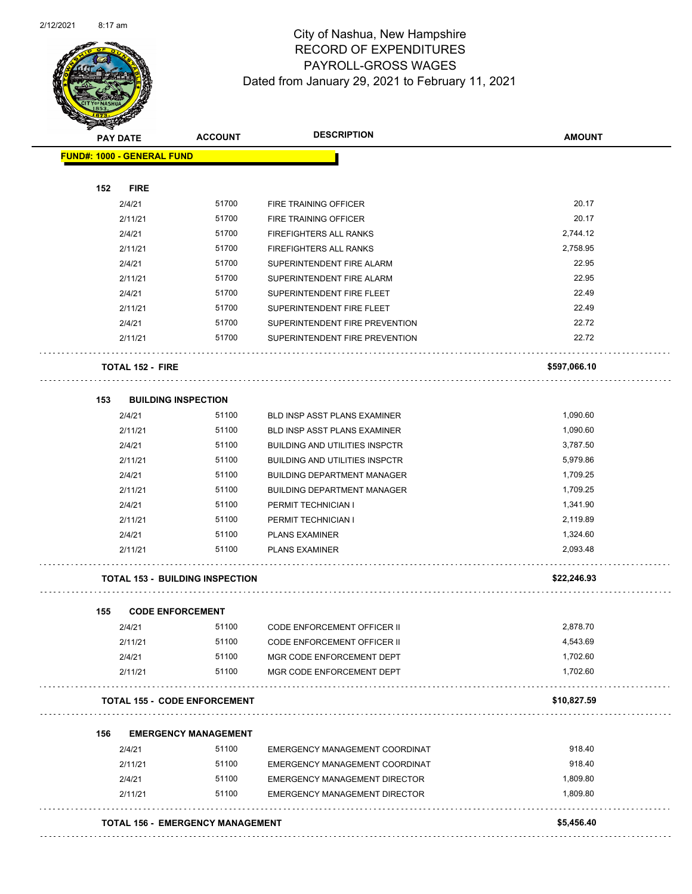# City of Nashua, New Hampshire
## RECORD OF EXPENDITURES
## PAYROLL-GROSS WAGES
### Dated from January 29, 2021 to February 11, 2021

| PAY DATE | ACCOUNT | DESCRIPTION | AMOUNT |
|---|---|---|---|
| **FUND#: 1000 - GENERAL FUND** | | | |
| **152 FIRE** | | | |
| 2/4/21 | 51700 | FIRE TRAINING OFFICER | 20.17 |
| 2/11/21 | 51700 | FIRE TRAINING OFFICER | 20.17 |
| 2/4/21 | 51700 | FIREFIGHTERS ALL RANKS | 2,744.12 |
| 2/11/21 | 51700 | FIREFIGHTERS ALL RANKS | 2,758.95 |
| 2/4/21 | 51700 | SUPERINTENDENT FIRE ALARM | 22.95 |
| 2/11/21 | 51700 | SUPERINTENDENT FIRE ALARM | 22.95 |
| 2/4/21 | 51700 | SUPERINTENDENT FIRE FLEET | 22.49 |
| 2/11/21 | 51700 | SUPERINTENDENT FIRE FLEET | 22.49 |
| 2/4/21 | 51700 | SUPERINTENDENT FIRE PREVENTION | 22.72 |
| 2/11/21 | 51700 | SUPERINTENDENT FIRE PREVENTION | 22.72 |
| **TOTAL 152 - FIRE** | | | **$597,066.10** |
| **153 BUILDING INSPECTION** | | | |
| 2/4/21 | 51100 | BLD INSP ASST PLANS EXAMINER | 1,090.60 |
| 2/11/21 | 51100 | BLD INSP ASST PLANS EXAMINER | 1,090.60 |
| 2/4/21 | 51100 | BUILDING AND UTILITIES INSPCTR | 3,787.50 |
| 2/11/21 | 51100 | BUILDING AND UTILITIES INSPCTR | 5,979.86 |
| 2/4/21 | 51100 | BUILDING DEPARTMENT MANAGER | 1,709.25 |
| 2/11/21 | 51100 | BUILDING DEPARTMENT MANAGER | 1,709.25 |
| 2/4/21 | 51100 | PERMIT TECHNICIAN I | 1,341.90 |
| 2/11/21 | 51100 | PERMIT TECHNICIAN I | 2,119.89 |
| 2/4/21 | 51100 | PLANS EXAMINER | 1,324.60 |
| 2/11/21 | 51100 | PLANS EXAMINER | 2,093.48 |
| **TOTAL 153 - BUILDING INSPECTION** | | | **$22,246.93** |
| **155 CODE ENFORCEMENT** | | | |
| 2/4/21 | 51100 | CODE ENFORCEMENT OFFICER II | 2,878.70 |
| 2/11/21 | 51100 | CODE ENFORCEMENT OFFICER II | 4,543.69 |
| 2/4/21 | 51100 | MGR CODE ENFORCEMENT DEPT | 1,702.60 |
| 2/11/21 | 51100 | MGR CODE ENFORCEMENT DEPT | 1,702.60 |
| **TOTAL 155 - CODE ENFORCEMENT** | | | **$10,827.59** |
| **156 EMERGENCY MANAGEMENT** | | | |
| 2/4/21 | 51100 | EMERGENCY MANAGEMENT COORDINAT | 918.40 |
| 2/11/21 | 51100 | EMERGENCY MANAGEMENT COORDINAT | 918.40 |
| 2/4/21 | 51100 | EMERGENCY MANAGEMENT DIRECTOR | 1,809.80 |
| 2/11/21 | 51100 | EMERGENCY MANAGEMENT DIRECTOR | 1,809.80 |
| **TOTAL 156 - EMERGENCY MANAGEMENT** | | | **$5,456.40** |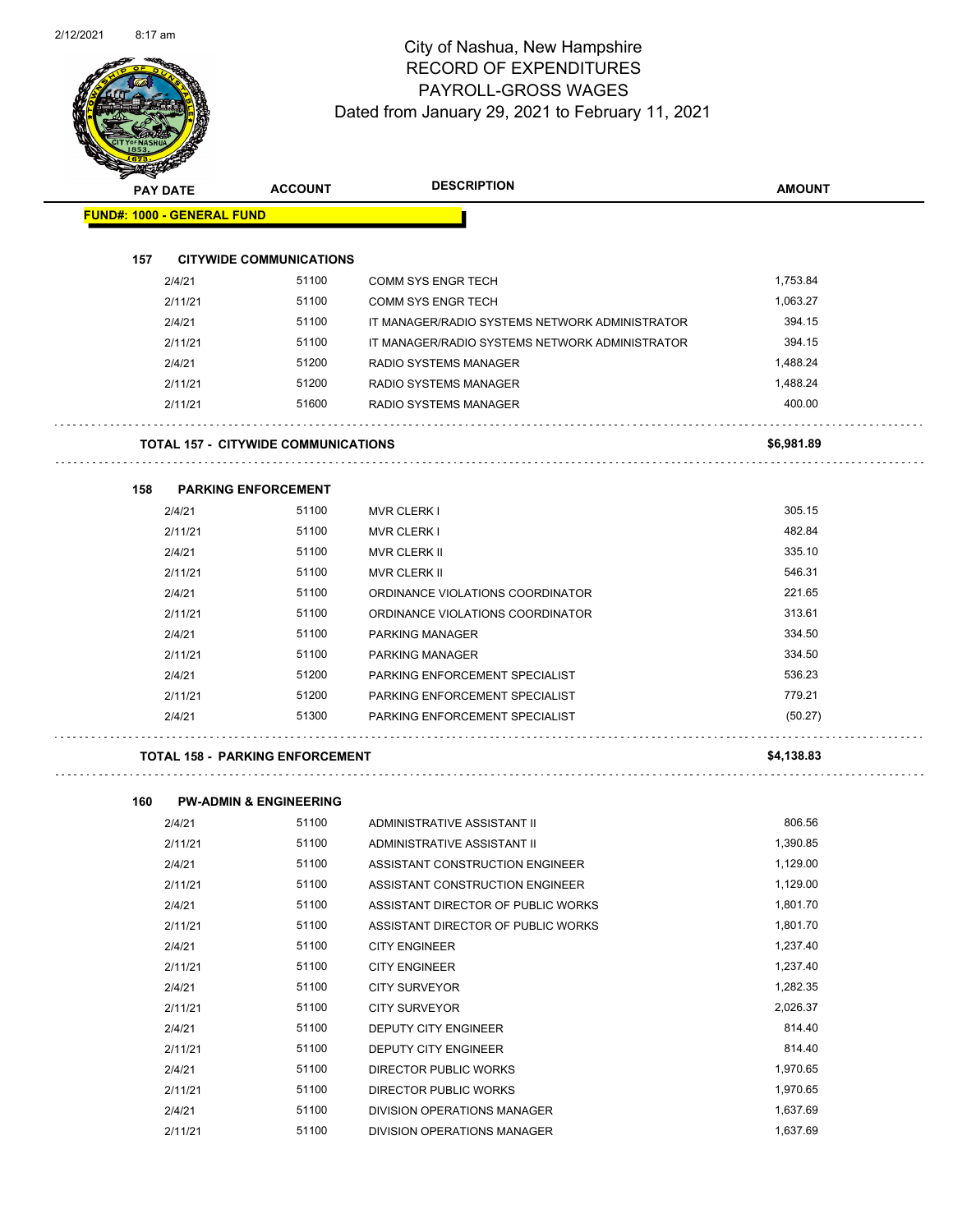# City of Nashua, New Hampshire
## RECORD OF EXPENDITURES
## PAYROLL-GROSS WAGES
## Dated from January 29, 2021 to February 11, 2021

| PAY DATE | ACCOUNT | DESCRIPTION | AMOUNT |
|---|---|---|---|
| **FUND#: 1000 - GENERAL FUND** | | | |
| **157 CITYWIDE COMMUNICATIONS** | | | |
| 2/4/21 | 51100 | COMM SYS ENGR TECH | 1,753.84 |
| 2/11/21 | 51100 | COMM SYS ENGR TECH | 1,063.27 |
| 2/4/21 | 51100 | IT MANAGER/RADIO SYSTEMS NETWORK ADMINISTRATOR | 394.15 |
| 2/11/21 | 51100 | IT MANAGER/RADIO SYSTEMS NETWORK ADMINISTRATOR | 394.15 |
| 2/4/21 | 51200 | RADIO SYSTEMS MANAGER | 1,488.24 |
| 2/11/21 | 51200 | RADIO SYSTEMS MANAGER | 1,488.24 |
| 2/11/21 | 51600 | RADIO SYSTEMS MANAGER | 400.00 |
| **TOTAL 157 - CITYWIDE COMMUNICATIONS** | | | **$6,981.89** |
| **158 PARKING ENFORCEMENT** | | | |
| 2/4/21 | 51100 | MVR CLERK I | 305.15 |
| 2/11/21 | 51100 | MVR CLERK I | 482.84 |
| 2/4/21 | 51100 | MVR CLERK II | 335.10 |
| 2/11/21 | 51100 | MVR CLERK II | 546.31 |
| 2/4/21 | 51100 | ORDINANCE VIOLATIONS COORDINATOR | 221.65 |
| 2/11/21 | 51100 | ORDINANCE VIOLATIONS COORDINATOR | 313.61 |
| 2/4/21 | 51100 | PARKING MANAGER | 334.50 |
| 2/11/21 | 51100 | PARKING MANAGER | 334.50 |
| 2/4/21 | 51200 | PARKING ENFORCEMENT SPECIALIST | 536.23 |
| 2/11/21 | 51200 | PARKING ENFORCEMENT SPECIALIST | 779.21 |
| 2/4/21 | 51300 | PARKING ENFORCEMENT SPECIALIST | (50.27) |
| **TOTAL 158 - PARKING ENFORCEMENT** | | | **$4,138.83** |
| **160 PW-ADMIN & ENGINEERING** | | | |
| 2/4/21 | 51100 | ADMINISTRATIVE ASSISTANT II | 806.56 |
| 2/11/21 | 51100 | ADMINISTRATIVE ASSISTANT II | 1,390.85 |
| 2/4/21 | 51100 | ASSISTANT CONSTRUCTION ENGINEER | 1,129.00 |
| 2/11/21 | 51100 | ASSISTANT CONSTRUCTION ENGINEER | 1,129.00 |
| 2/4/21 | 51100 | ASSISTANT DIRECTOR OF PUBLIC WORKS | 1,801.70 |
| 2/11/21 | 51100 | ASSISTANT DIRECTOR OF PUBLIC WORKS | 1,801.70 |
| 2/4/21 | 51100 | CITY ENGINEER | 1,237.40 |
| 2/11/21 | 51100 | CITY ENGINEER | 1,237.40 |
| 2/4/21 | 51100 | CITY SURVEYOR | 1,282.35 |
| 2/11/21 | 51100 | CITY SURVEYOR | 2,026.37 |
| 2/4/21 | 51100 | DEPUTY CITY ENGINEER | 814.40 |
| 2/11/21 | 51100 | DEPUTY CITY ENGINEER | 814.40 |
| 2/4/21 | 51100 | DIRECTOR PUBLIC WORKS | 1,970.65 |
| 2/11/21 | 51100 | DIRECTOR PUBLIC WORKS | 1,970.65 |
| 2/4/21 | 51100 | DIVISION OPERATIONS MANAGER | 1,637.69 |
| 2/11/21 | 51100 | DIVISION OPERATIONS MANAGER | 1,637.69 |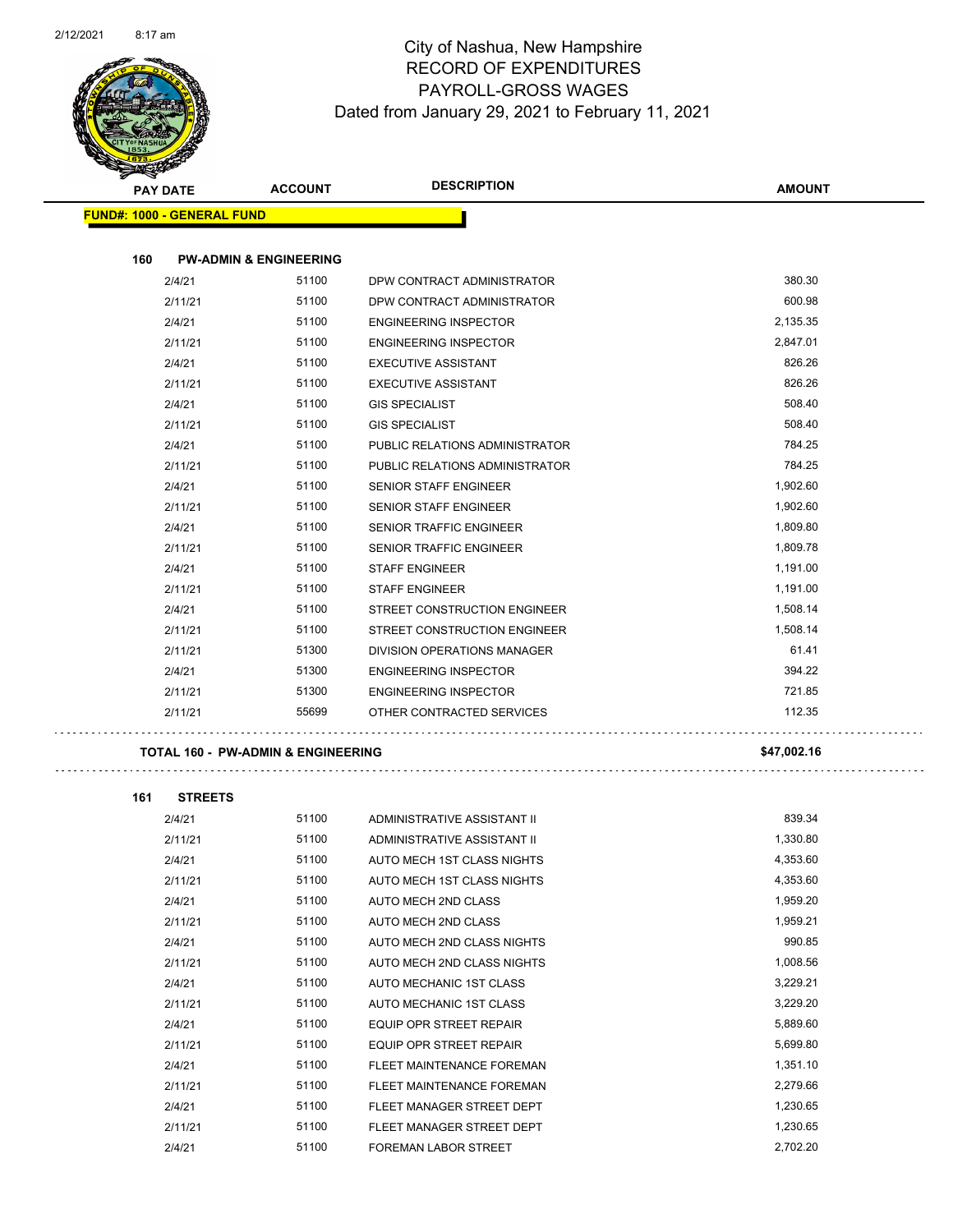# City of Nashua, New Hampshire
## RECORD OF EXPENDITURES
## PAYROLL-GROSS WAGES
Dated from January 29, 2021 to February 11, 2021

| PAY DATE | ACCOUNT | DESCRIPTION | AMOUNT |
|---|---|---|---|
| **FUND#: 1000 - GENERAL FUND** | | | |
| **160 PW-ADMIN & ENGINEERING** | | | |
| 2/4/21 | 51100 | DPW CONTRACT ADMINISTRATOR | 380.30 |
| 2/11/21 | 51100 | DPW CONTRACT ADMINISTRATOR | 600.98 |
| 2/4/21 | 51100 | ENGINEERING INSPECTOR | 2,135.35 |
| 2/11/21 | 51100 | ENGINEERING INSPECTOR | 2,847.01 |
| 2/4/21 | 51100 | EXECUTIVE ASSISTANT | 826.26 |
| 2/11/21 | 51100 | EXECUTIVE ASSISTANT | 826.26 |
| 2/4/21 | 51100 | GIS SPECIALIST | 508.40 |
| 2/11/21 | 51100 | GIS SPECIALIST | 508.40 |
| 2/4/21 | 51100 | PUBLIC RELATIONS ADMINISTRATOR | 784.25 |
| 2/11/21 | 51100 | PUBLIC RELATIONS ADMINISTRATOR | 784.25 |
| 2/4/21 | 51100 | SENIOR STAFF ENGINEER | 1,902.60 |
| 2/11/21 | 51100 | SENIOR STAFF ENGINEER | 1,902.60 |
| 2/4/21 | 51100 | SENIOR TRAFFIC ENGINEER | 1,809.80 |
| 2/11/21 | 51100 | SENIOR TRAFFIC ENGINEER | 1,809.78 |
| 2/4/21 | 51100 | STAFF ENGINEER | 1,191.00 |
| 2/11/21 | 51100 | STAFF ENGINEER | 1,191.00 |
| 2/4/21 | 51100 | STREET CONSTRUCTION ENGINEER | 1,508.14 |
| 2/11/21 | 51100 | STREET CONSTRUCTION ENGINEER | 1,508.14 |
| 2/11/21 | 51300 | DIVISION OPERATIONS MANAGER | 61.41 |
| 2/4/21 | 51300 | ENGINEERING INSPECTOR | 394.22 |
| 2/11/21 | 51300 | ENGINEERING INSPECTOR | 721.85 |
| 2/11/21 | 55699 | OTHER CONTRACTED SERVICES | 112.35 |
| **TOTAL 160 - PW-ADMIN & ENGINEERING** | | | **$47,002.16** |
| **161 STREETS** | | | |
| 2/4/21 | 51100 | ADMINISTRATIVE ASSISTANT II | 839.34 |
| 2/11/21 | 51100 | ADMINISTRATIVE ASSISTANT II | 1,330.80 |
| 2/4/21 | 51100 | AUTO MECH 1ST CLASS NIGHTS | 4,353.60 |
| 2/11/21 | 51100 | AUTO MECH 1ST CLASS NIGHTS | 4,353.60 |
| 2/4/21 | 51100 | AUTO MECH 2ND CLASS | 1,959.20 |
| 2/11/21 | 51100 | AUTO MECH 2ND CLASS | 1,959.21 |
| 2/4/21 | 51100 | AUTO MECH 2ND CLASS NIGHTS | 990.85 |
| 2/11/21 | 51100 | AUTO MECH 2ND CLASS NIGHTS | 1,008.56 |
| 2/4/21 | 51100 | AUTO MECHANIC 1ST CLASS | 3,229.21 |
| 2/11/21 | 51100 | AUTO MECHANIC 1ST CLASS | 3,229.20 |
| 2/4/21 | 51100 | EQUIP OPR STREET REPAIR | 5,889.60 |
| 2/11/21 | 51100 | EQUIP OPR STREET REPAIR | 5,699.80 |
| 2/4/21 | 51100 | FLEET MAINTENANCE FOREMAN | 1,351.10 |
| 2/11/21 | 51100 | FLEET MAINTENANCE FOREMAN | 2,279.66 |
| 2/4/21 | 51100 | FLEET MANAGER STREET DEPT | 1,230.65 |
| 2/11/21 | 51100 | FLEET MANAGER STREET DEPT | 1,230.65 |
| 2/4/21 | 51100 | FOREMAN LABOR STREET | 2,702.20 |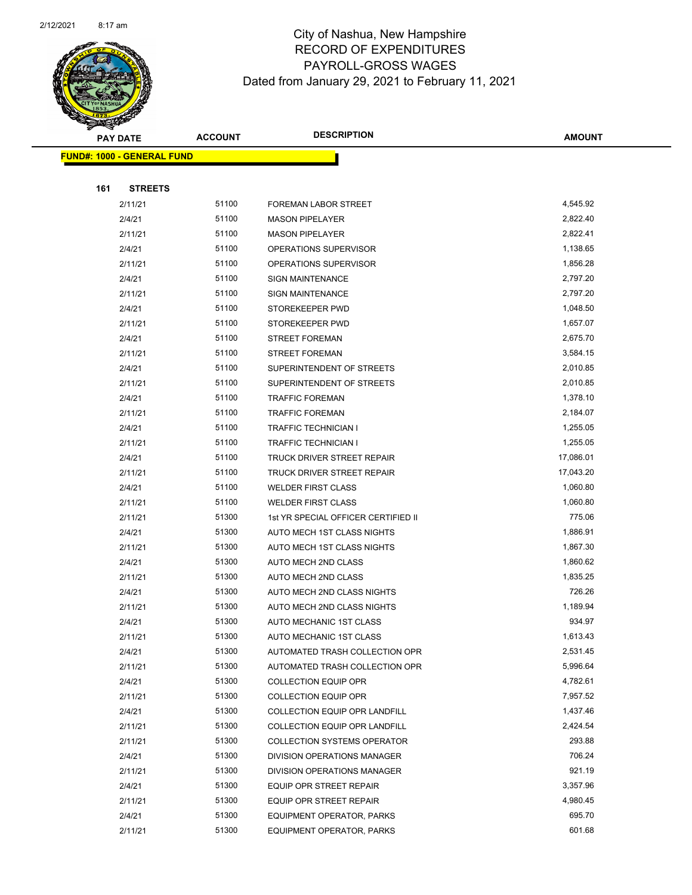# City of Nashua, New Hampshire
## RECORD OF EXPENDITURES
## PAYROLL-GROSS WAGES
### Dated from January 29, 2021 to February 11, 2021

| PAY DATE | ACCOUNT | DESCRIPTION | AMOUNT |
|---|---|---|---|
| **FUND#: 1000 - GENERAL FUND** | | | |
| **161 STREETS** | | | |
| 2/11/21 | 51100 | FOREMAN LABOR STREET | 4,545.92 |
| 2/4/21 | 51100 | MASON PIPELAYER | 2,822.40 |
| 2/11/21 | 51100 | MASON PIPELAYER | 2,822.41 |
| 2/4/21 | 51100 | OPERATIONS SUPERVISOR | 1,138.65 |
| 2/11/21 | 51100 | OPERATIONS SUPERVISOR | 1,856.28 |
| 2/4/21 | 51100 | SIGN MAINTENANCE | 2,797.20 |
| 2/11/21 | 51100 | SIGN MAINTENANCE | 2,797.20 |
| 2/4/21 | 51100 | STOREKEEPER PWD | 1,048.50 |
| 2/11/21 | 51100 | STOREKEEPER PWD | 1,657.07 |
| 2/4/21 | 51100 | STREET FOREMAN | 2,675.70 |
| 2/11/21 | 51100 | STREET FOREMAN | 3,584.15 |
| 2/4/21 | 51100 | SUPERINTENDENT OF STREETS | 2,010.85 |
| 2/11/21 | 51100 | SUPERINTENDENT OF STREETS | 2,010.85 |
| 2/4/21 | 51100 | TRAFFIC FOREMAN | 1,378.10 |
| 2/11/21 | 51100 | TRAFFIC FOREMAN | 2,184.07 |
| 2/4/21 | 51100 | TRAFFIC TECHNICIAN I | 1,255.05 |
| 2/11/21 | 51100 | TRAFFIC TECHNICIAN I | 1,255.05 |
| 2/4/21 | 51100 | TRUCK DRIVER STREET REPAIR | 17,086.01 |
| 2/11/21 | 51100 | TRUCK DRIVER STREET REPAIR | 17,043.20 |
| 2/4/21 | 51100 | WELDER FIRST CLASS | 1,060.80 |
| 2/11/21 | 51100 | WELDER FIRST CLASS | 1,060.80 |
| 2/11/21 | 51300 | 1st YR SPECIAL OFFICER CERTIFIED II | 775.06 |
| 2/4/21 | 51300 | AUTO MECH 1ST CLASS NIGHTS | 1,886.91 |
| 2/11/21 | 51300 | AUTO MECH 1ST CLASS NIGHTS | 1,867.30 |
| 2/4/21 | 51300 | AUTO MECH 2ND CLASS | 1,860.62 |
| 2/11/21 | 51300 | AUTO MECH 2ND CLASS | 1,835.25 |
| 2/4/21 | 51300 | AUTO MECH 2ND CLASS NIGHTS | 726.26 |
| 2/11/21 | 51300 | AUTO MECH 2ND CLASS NIGHTS | 1,189.94 |
| 2/4/21 | 51300 | AUTO MECHANIC 1ST CLASS | 934.97 |
| 2/11/21 | 51300 | AUTO MECHANIC 1ST CLASS | 1,613.43 |
| 2/4/21 | 51300 | AUTOMATED TRASH COLLECTION OPR | 2,531.45 |
| 2/11/21 | 51300 | AUTOMATED TRASH COLLECTION OPR | 5,996.64 |
| 2/4/21 | 51300 | COLLECTION EQUIP OPR | 4,782.61 |
| 2/11/21 | 51300 | COLLECTION EQUIP OPR | 7,957.52 |
| 2/4/21 | 51300 | COLLECTION EQUIP OPR LANDFILL | 1,437.46 |
| 2/11/21 | 51300 | COLLECTION EQUIP OPR LANDFILL | 2,424.54 |
| 2/11/21 | 51300 | COLLECTION SYSTEMS OPERATOR | 293.88 |
| 2/4/21 | 51300 | DIVISION OPERATIONS MANAGER | 706.24 |
| 2/11/21 | 51300 | DIVISION OPERATIONS MANAGER | 921.19 |
| 2/4/21 | 51300 | EQUIP OPR STREET REPAIR | 3,357.96 |
| 2/11/21 | 51300 | EQUIP OPR STREET REPAIR | 4,980.45 |
| 2/4/21 | 51300 | EQUIPMENT OPERATOR, PARKS | 695.70 |
| 2/11/21 | 51300 | EQUIPMENT OPERATOR, PARKS | 601.68 |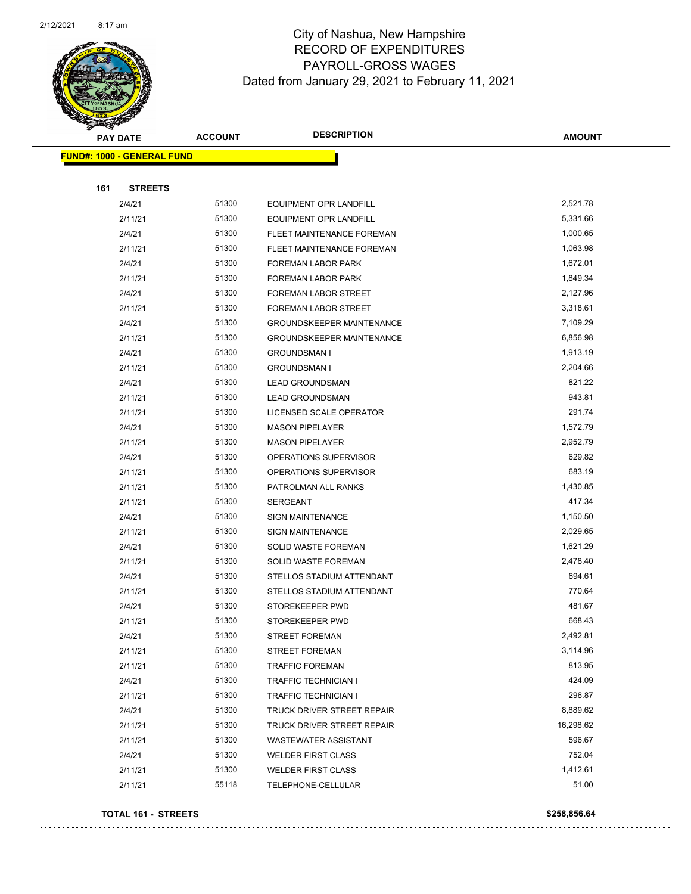# City of Nashua, New Hampshire
## RECORD OF EXPENDITURES
## PAYROLL-GROSS WAGES
### Dated from January 29, 2021 to February 11, 2021

| PAY DATE | ACCOUNT | DESCRIPTION | AMOUNT |
|---|---|---|---|
| **FUND#: 1000 - GENERAL FUND** | | | |
| **161 STREETS** | | | |
| 2/4/21 | 51300 | EQUIPMENT OPR LANDFILL | 2,521.78 |
| 2/11/21 | 51300 | EQUIPMENT OPR LANDFILL | 5,331.66 |
| 2/4/21 | 51300 | FLEET MAINTENANCE FOREMAN | 1,000.65 |
| 2/11/21 | 51300 | FLEET MAINTENANCE FOREMAN | 1,063.98 |
| 2/4/21 | 51300 | FOREMAN LABOR PARK | 1,672.01 |
| 2/11/21 | 51300 | FOREMAN LABOR PARK | 1,849.34 |
| 2/4/21 | 51300 | FOREMAN LABOR STREET | 2,127.96 |
| 2/11/21 | 51300 | FOREMAN LABOR STREET | 3,318.61 |
| 2/4/21 | 51300 | GROUNDSKEEPER MAINTENANCE | 7,109.29 |
| 2/11/21 | 51300 | GROUNDSKEEPER MAINTENANCE | 6,856.98 |
| 2/4/21 | 51300 | GROUNDSMAN I | 1,913.19 |
| 2/11/21 | 51300 | GROUNDSMAN I | 2,204.66 |
| 2/4/21 | 51300 | LEAD GROUNDSMAN | 821.22 |
| 2/11/21 | 51300 | LEAD GROUNDSMAN | 943.81 |
| 2/11/21 | 51300 | LICENSED SCALE OPERATOR | 291.74 |
| 2/4/21 | 51300 | MASON PIPELAYER | 1,572.79 |
| 2/11/21 | 51300 | MASON PIPELAYER | 2,952.79 |
| 2/4/21 | 51300 | OPERATIONS SUPERVISOR | 629.82 |
| 2/11/21 | 51300 | OPERATIONS SUPERVISOR | 683.19 |
| 2/11/21 | 51300 | PATROLMAN ALL RANKS | 1,430.85 |
| 2/11/21 | 51300 | SERGEANT | 417.34 |
| 2/4/21 | 51300 | SIGN MAINTENANCE | 1,150.50 |
| 2/11/21 | 51300 | SIGN MAINTENANCE | 2,029.65 |
| 2/4/21 | 51300 | SOLID WASTE FOREMAN | 1,621.29 |
| 2/11/21 | 51300 | SOLID WASTE FOREMAN | 2,478.40 |
| 2/4/21 | 51300 | STELLOS STADIUM ATTENDANT | 694.61 |
| 2/11/21 | 51300 | STELLOS STADIUM ATTENDANT | 770.64 |
| 2/4/21 | 51300 | STOREKEEPER PWD | 481.67 |
| 2/11/21 | 51300 | STOREKEEPER PWD | 668.43 |
| 2/4/21 | 51300 | STREET FOREMAN | 2,492.81 |
| 2/11/21 | 51300 | STREET FOREMAN | 3,114.96 |
| 2/11/21 | 51300 | TRAFFIC FOREMAN | 813.95 |
| 2/4/21 | 51300 | TRAFFIC TECHNICIAN I | 424.09 |
| 2/11/21 | 51300 | TRAFFIC TECHNICIAN I | 296.87 |
| 2/4/21 | 51300 | TRUCK DRIVER STREET REPAIR | 8,889.62 |
| 2/11/21 | 51300 | TRUCK DRIVER STREET REPAIR | 16,298.62 |
| 2/11/21 | 51300 | WASTEWATER ASSISTANT | 596.67 |
| 2/4/21 | 51300 | WELDER FIRST CLASS | 752.04 |
| 2/11/21 | 51300 | WELDER FIRST CLASS | 1,412.61 |
| 2/11/21 | 55118 | TELEPHONE-CELLULAR | 51.00 |
| **TOTAL 161 - STREETS** | | | **$258,856.64** |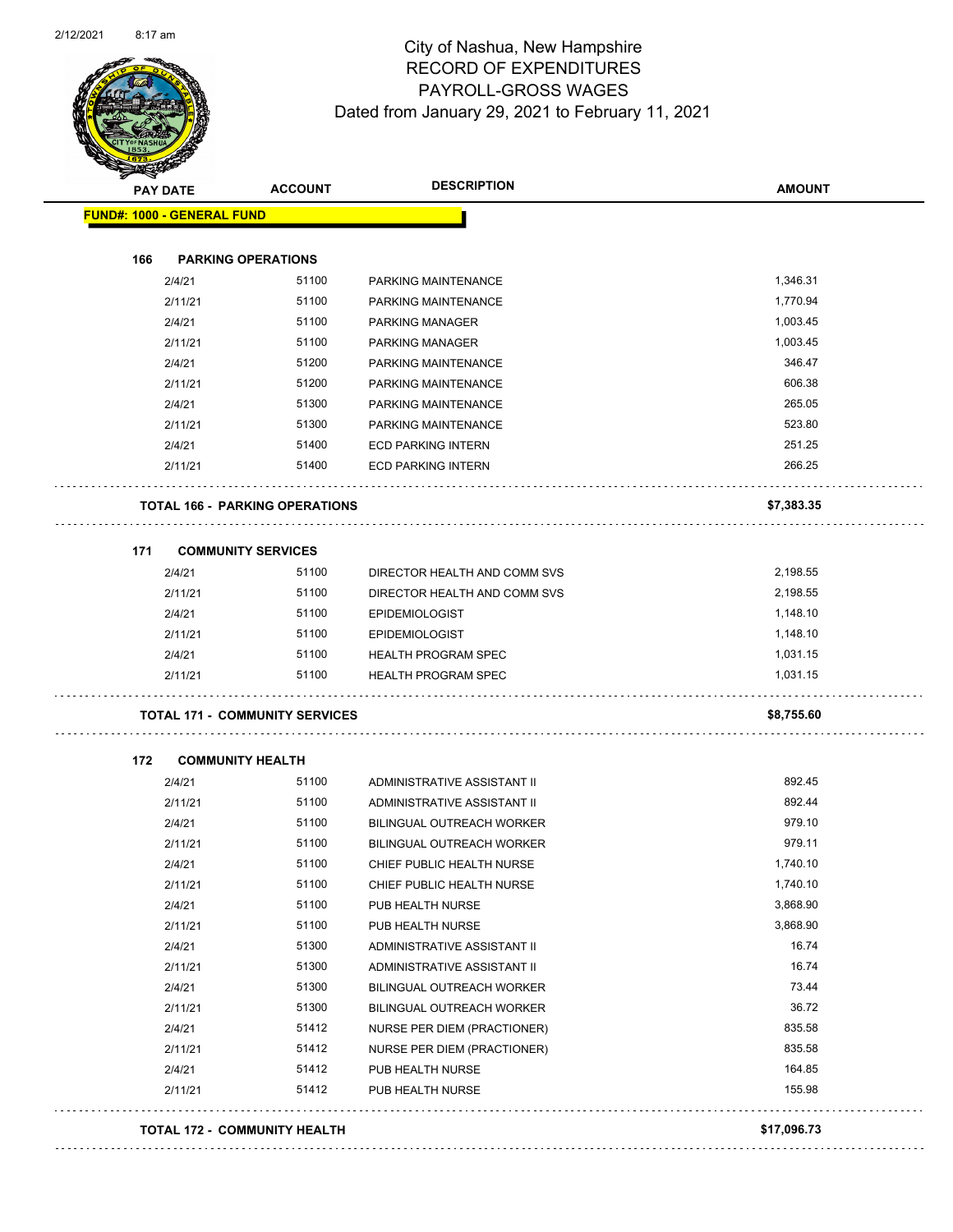# City of Nashua, New Hampshire
## RECORD OF EXPENDITURES
## PAYROLL-GROSS WAGES
### Dated from January 29, 2021 to February 11, 2021

| PAY DATE | ACCOUNT | DESCRIPTION | AMOUNT |
|---|---|---|---|
| **FUND#: 1000 - GENERAL FUND** | | | |
| **166 PARKING OPERATIONS** | | | |
| 2/4/21 | 51100 | PARKING MAINTENANCE | 1,346.31 |
| 2/11/21 | 51100 | PARKING MAINTENANCE | 1,770.94 |
| 2/4/21 | 51100 | PARKING MANAGER | 1,003.45 |
| 2/11/21 | 51100 | PARKING MANAGER | 1,003.45 |
| 2/4/21 | 51200 | PARKING MAINTENANCE | 346.47 |
| 2/11/21 | 51200 | PARKING MAINTENANCE | 606.38 |
| 2/4/21 | 51300 | PARKING MAINTENANCE | 265.05 |
| 2/11/21 | 51300 | PARKING MAINTENANCE | 523.80 |
| 2/4/21 | 51400 | ECD PARKING INTERN | 251.25 |
| 2/11/21 | 51400 | ECD PARKING INTERN | 266.25 |
| **TOTAL 166 - PARKING OPERATIONS** | | | **$7,383.35** |
| **171 COMMUNITY SERVICES** | | | |
| 2/4/21 | 51100 | DIRECTOR HEALTH AND COMM SVS | 2,198.55 |
| 2/11/21 | 51100 | DIRECTOR HEALTH AND COMM SVS | 2,198.55 |
| 2/4/21 | 51100 | EPIDEMIOLOGIST | 1,148.10 |
| 2/11/21 | 51100 | EPIDEMIOLOGIST | 1,148.10 |
| 2/4/21 | 51100 | HEALTH PROGRAM SPEC | 1,031.15 |
| 2/11/21 | 51100 | HEALTH PROGRAM SPEC | 1,031.15 |
| **TOTAL 171 - COMMUNITY SERVICES** | | | **$8,755.60** |
| **172 COMMUNITY HEALTH** | | | |
| 2/4/21 | 51100 | ADMINISTRATIVE ASSISTANT II | 892.45 |
| 2/11/21 | 51100 | ADMINISTRATIVE ASSISTANT II | 892.44 |
| 2/4/21 | 51100 | BILINGUAL OUTREACH WORKER | 979.10 |
| 2/11/21 | 51100 | BILINGUAL OUTREACH WORKER | 979.11 |
| 2/4/21 | 51100 | CHIEF PUBLIC HEALTH NURSE | 1,740.10 |
| 2/11/21 | 51100 | CHIEF PUBLIC HEALTH NURSE | 1,740.10 |
| 2/4/21 | 51100 | PUB HEALTH NURSE | 3,868.90 |
| 2/11/21 | 51100 | PUB HEALTH NURSE | 3,868.90 |
| 2/4/21 | 51300 | ADMINISTRATIVE ASSISTANT II | 16.74 |
| 2/11/21 | 51300 | ADMINISTRATIVE ASSISTANT II | 16.74 |
| 2/4/21 | 51300 | BILINGUAL OUTREACH WORKER | 73.44 |
| 2/11/21 | 51300 | BILINGUAL OUTREACH WORKER | 36.72 |
| 2/4/21 | 51412 | NURSE PER DIEM (PRACTIONER) | 835.58 |
| 2/11/21 | 51412 | NURSE PER DIEM (PRACTIONER) | 835.58 |
| 2/4/21 | 51412 | PUB HEALTH NURSE | 164.85 |
| 2/11/21 | 51412 | PUB HEALTH NURSE | 155.98 |
| **TOTAL 172 - COMMUNITY HEALTH** | | | **$17,096.73** |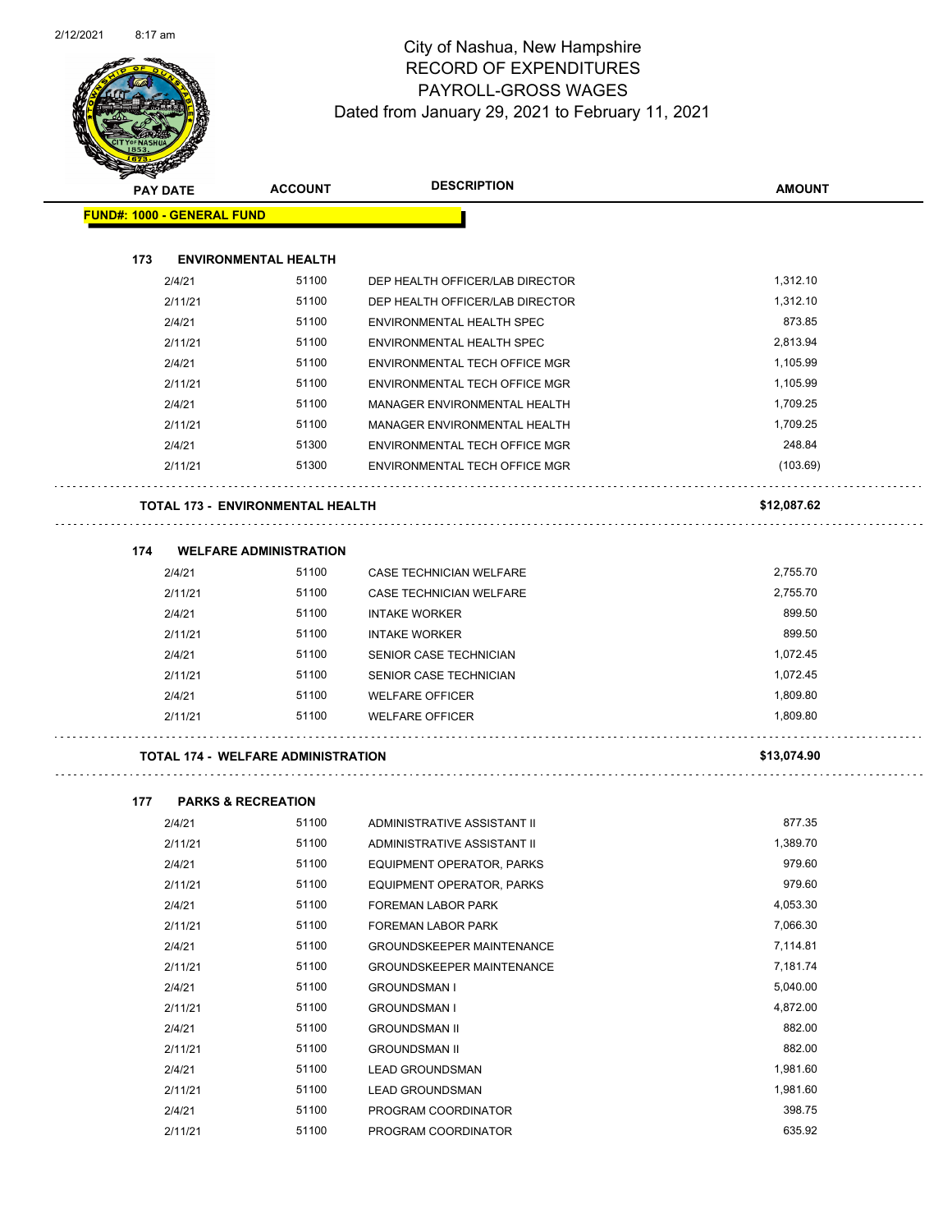# City of Nashua, New Hampshire
## RECORD OF EXPENDITURES
## PAYROLL-GROSS WAGES
### Dated from January 29, 2021 to February 11, 2021

| PAY DATE | ACCOUNT | DESCRIPTION | AMOUNT |
|---|---|---|---|
| **FUND#: 1000 - GENERAL FUND** | | | |
| **173 ENVIRONMENTAL HEALTH** | | | |
| 2/4/21 | 51100 | DEP HEALTH OFFICER/LAB DIRECTOR | 1,312.10 |
| 2/11/21 | 51100 | DEP HEALTH OFFICER/LAB DIRECTOR | 1,312.10 |
| 2/4/21 | 51100 | ENVIRONMENTAL HEALTH SPEC | 873.85 |
| 2/11/21 | 51100 | ENVIRONMENTAL HEALTH SPEC | 2,813.94 |
| 2/4/21 | 51100 | ENVIRONMENTAL TECH OFFICE MGR | 1,105.99 |
| 2/11/21 | 51100 | ENVIRONMENTAL TECH OFFICE MGR | 1,105.99 |
| 2/4/21 | 51100 | MANAGER ENVIRONMENTAL HEALTH | 1,709.25 |
| 2/11/21 | 51100 | MANAGER ENVIRONMENTAL HEALTH | 1,709.25 |
| 2/4/21 | 51300 | ENVIRONMENTAL TECH OFFICE MGR | 248.84 |
| 2/11/21 | 51300 | ENVIRONMENTAL TECH OFFICE MGR | (103.69) |
| **TOTAL 173 - ENVIRONMENTAL HEALTH** | | | **$12,087.62** |
| **174 WELFARE ADMINISTRATION** | | | |
| 2/4/21 | 51100 | CASE TECHNICIAN WELFARE | 2,755.70 |
| 2/11/21 | 51100 | CASE TECHNICIAN WELFARE | 2,755.70 |
| 2/4/21 | 51100 | INTAKE WORKER | 899.50 |
| 2/11/21 | 51100 | INTAKE WORKER | 899.50 |
| 2/4/21 | 51100 | SENIOR CASE TECHNICIAN | 1,072.45 |
| 2/11/21 | 51100 | SENIOR CASE TECHNICIAN | 1,072.45 |
| 2/4/21 | 51100 | WELFARE OFFICER | 1,809.80 |
| 2/11/21 | 51100 | WELFARE OFFICER | 1,809.80 |
| **TOTAL 174 - WELFARE ADMINISTRATION** | | | **$13,074.90** |
| **177 PARKS & RECREATION** | | | |
| 2/4/21 | 51100 | ADMINISTRATIVE ASSISTANT II | 877.35 |
| 2/11/21 | 51100 | ADMINISTRATIVE ASSISTANT II | 1,389.70 |
| 2/4/21 | 51100 | EQUIPMENT OPERATOR, PARKS | 979.60 |
| 2/11/21 | 51100 | EQUIPMENT OPERATOR, PARKS | 979.60 |
| 2/4/21 | 51100 | FOREMAN LABOR PARK | 4,053.30 |
| 2/11/21 | 51100 | FOREMAN LABOR PARK | 7,066.30 |
| 2/4/21 | 51100 | GROUNDSKEEPER MAINTENANCE | 7,114.81 |
| 2/11/21 | 51100 | GROUNDSKEEPER MAINTENANCE | 7,181.74 |
| 2/4/21 | 51100 | GROUNDSMAN I | 5,040.00 |
| 2/11/21 | 51100 | GROUNDSMAN I | 4,872.00 |
| 2/4/21 | 51100 | GROUNDSMAN II | 882.00 |
| 2/11/21 | 51100 | GROUNDSMAN II | 882.00 |
| 2/4/21 | 51100 | LEAD GROUNDSMAN | 1,981.60 |
| 2/11/21 | 51100 | LEAD GROUNDSMAN | 1,981.60 |
| 2/4/21 | 51100 | PROGRAM COORDINATOR | 398.75 |
| 2/11/21 | 51100 | PROGRAM COORDINATOR | 635.92 |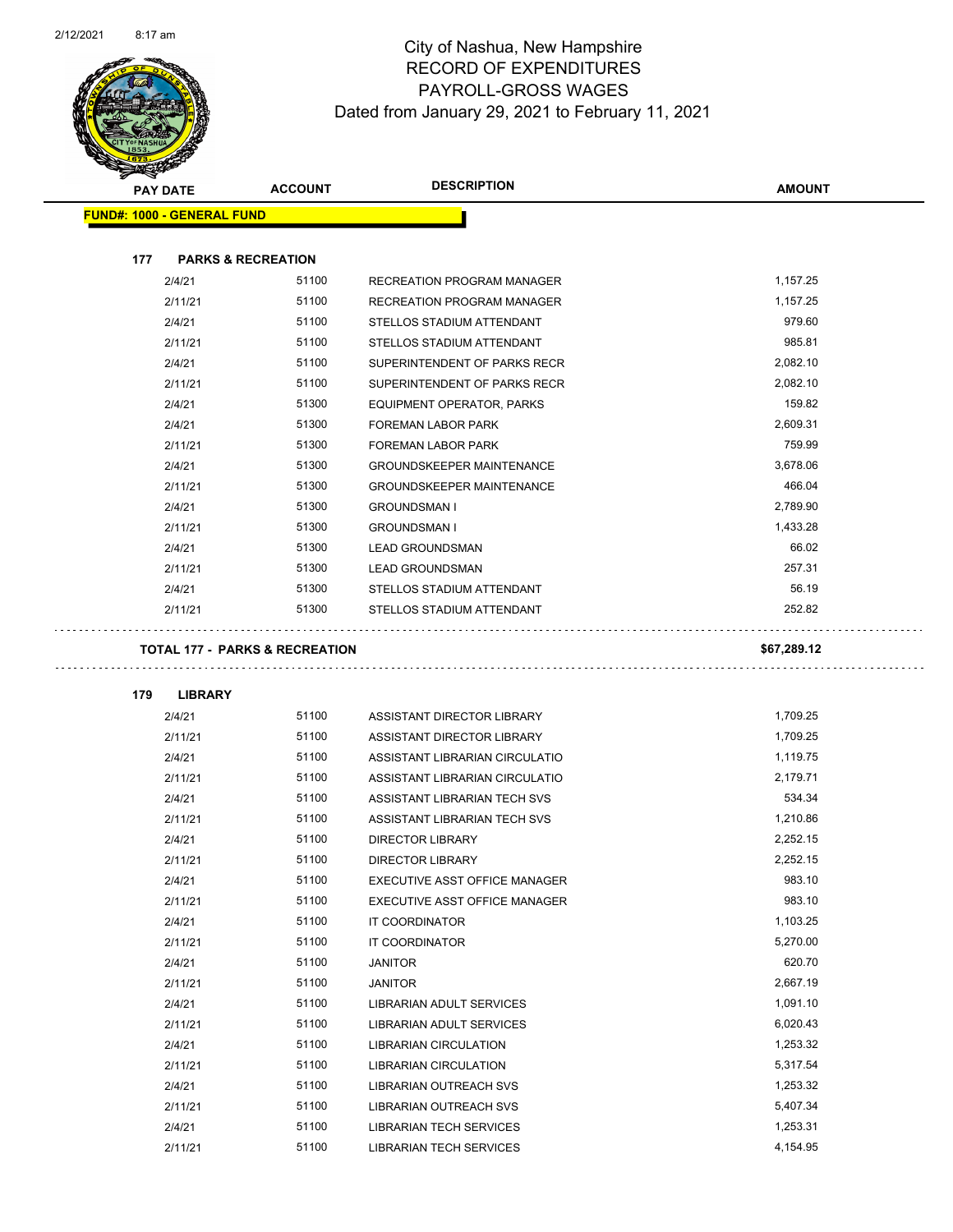# City of Nashua, New Hampshire
## RECORD OF EXPENDITURES
## PAYROLL-GROSS WAGES
### Dated from January 29, 2021 to February 11, 2021

| PAY DATE | ACCOUNT | DESCRIPTION | AMOUNT |
|---|---|---|---|
| **FUND#: 1000 - GENERAL FUND** | | | |
| **177 PARKS & RECREATION** | | | |
| 2/4/21 | 51100 | RECREATION PROGRAM MANAGER | 1,157.25 |
| 2/11/21 | 51100 | RECREATION PROGRAM MANAGER | 1,157.25 |
| 2/4/21 | 51100 | STELLOS STADIUM ATTENDANT | 979.60 |
| 2/11/21 | 51100 | STELLOS STADIUM ATTENDANT | 985.81 |
| 2/4/21 | 51100 | SUPERINTENDENT OF PARKS RECR | 2,082.10 |
| 2/11/21 | 51100 | SUPERINTENDENT OF PARKS RECR | 2,082.10 |
| 2/4/21 | 51300 | EQUIPMENT OPERATOR, PARKS | 159.82 |
| 2/4/21 | 51300 | FOREMAN LABOR PARK | 2,609.31 |
| 2/11/21 | 51300 | FOREMAN LABOR PARK | 759.99 |
| 2/4/21 | 51300 | GROUNDSKEEPER MAINTENANCE | 3,678.06 |
| 2/11/21 | 51300 | GROUNDSKEEPER MAINTENANCE | 466.04 |
| 2/4/21 | 51300 | GROUNDSMAN I | 2,789.90 |
| 2/11/21 | 51300 | GROUNDSMAN I | 1,433.28 |
| 2/4/21 | 51300 | LEAD GROUNDSMAN | 66.02 |
| 2/11/21 | 51300 | LEAD GROUNDSMAN | 257.31 |
| 2/4/21 | 51300 | STELLOS STADIUM ATTENDANT | 56.19 |
| 2/11/21 | 51300 | STELLOS STADIUM ATTENDANT | 252.82 |
| **TOTAL 177 - PARKS & RECREATION** | | | **$67,289.12** |
| **179 LIBRARY** | | | |
| 2/4/21 | 51100 | ASSISTANT DIRECTOR LIBRARY | 1,709.25 |
| 2/11/21 | 51100 | ASSISTANT DIRECTOR LIBRARY | 1,709.25 |
| 2/4/21 | 51100 | ASSISTANT LIBRARIAN CIRCULATIO | 1,119.75 |
| 2/11/21 | 51100 | ASSISTANT LIBRARIAN CIRCULATIO | 2,179.71 |
| 2/4/21 | 51100 | ASSISTANT LIBRARIAN TECH SVS | 534.34 |
| 2/11/21 | 51100 | ASSISTANT LIBRARIAN TECH SVS | 1,210.86 |
| 2/4/21 | 51100 | DIRECTOR LIBRARY | 2,252.15 |
| 2/11/21 | 51100 | DIRECTOR LIBRARY | 2,252.15 |
| 2/4/21 | 51100 | EXECUTIVE ASST OFFICE MANAGER | 983.10 |
| 2/11/21 | 51100 | EXECUTIVE ASST OFFICE MANAGER | 983.10 |
| 2/4/21 | 51100 | IT COORDINATOR | 1,103.25 |
| 2/11/21 | 51100 | IT COORDINATOR | 5,270.00 |
| 2/4/21 | 51100 | JANITOR | 620.70 |
| 2/11/21 | 51100 | JANITOR | 2,667.19 |
| 2/4/21 | 51100 | LIBRARIAN ADULT SERVICES | 1,091.10 |
| 2/11/21 | 51100 | LIBRARIAN ADULT SERVICES | 6,020.43 |
| 2/4/21 | 51100 | LIBRARIAN CIRCULATION | 1,253.32 |
| 2/11/21 | 51100 | LIBRARIAN CIRCULATION | 5,317.54 |
| 2/4/21 | 51100 | LIBRARIAN OUTREACH SVS | 1,253.32 |
| 2/11/21 | 51100 | LIBRARIAN OUTREACH SVS | 5,407.34 |
| 2/4/21 | 51100 | LIBRARIAN TECH SERVICES | 1,253.31 |
| 2/11/21 | 51100 | LIBRARIAN TECH SERVICES | 4,154.95 |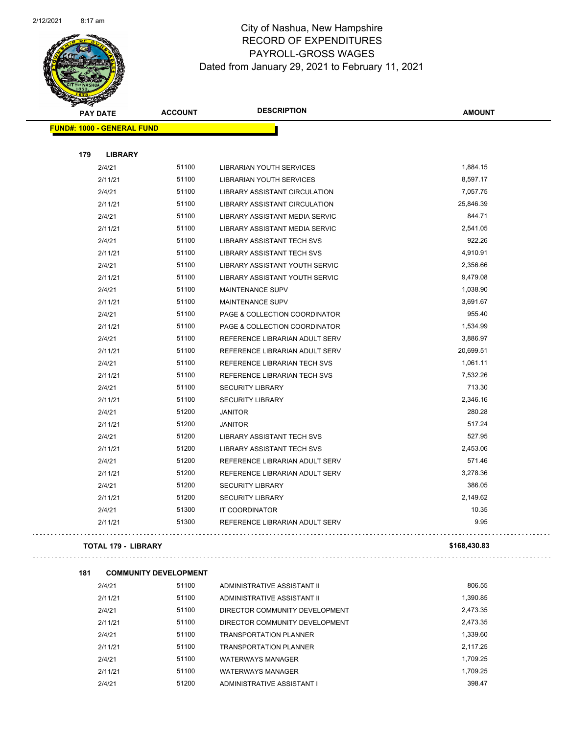# City of Nashua, New Hampshire
## RECORD OF EXPENDITURES
## PAYROLL-GROSS WAGES
## Dated from January 29, 2021 to February 11, 2021

| PAY DATE | ACCOUNT | DESCRIPTION | AMOUNT |
|---|---|---|---|
| **FUND#: 1000 - GENERAL FUND** | | | |
| **179 LIBRARY** | | | |
| 2/4/21 | 51100 | LIBRARIAN YOUTH SERVICES | 1,884.15 |
| 2/11/21 | 51100 | LIBRARIAN YOUTH SERVICES | 8,597.17 |
| 2/4/21 | 51100 | LIBRARY ASSISTANT CIRCULATION | 7,057.75 |
| 2/11/21 | 51100 | LIBRARY ASSISTANT CIRCULATION | 25,846.39 |
| 2/4/21 | 51100 | LIBRARY ASSISTANT MEDIA SERVIC | 844.71 |
| 2/11/21 | 51100 | LIBRARY ASSISTANT MEDIA SERVIC | 2,541.05 |
| 2/4/21 | 51100 | LIBRARY ASSISTANT TECH SVS | 922.26 |
| 2/11/21 | 51100 | LIBRARY ASSISTANT TECH SVS | 4,910.91 |
| 2/4/21 | 51100 | LIBRARY ASSISTANT YOUTH SERVIC | 2,356.66 |
| 2/11/21 | 51100 | LIBRARY ASSISTANT YOUTH SERVIC | 9,479.08 |
| 2/4/21 | 51100 | MAINTENANCE SUPV | 1,038.90 |
| 2/11/21 | 51100 | MAINTENANCE SUPV | 3,691.67 |
| 2/4/21 | 51100 | PAGE & COLLECTION COORDINATOR | 955.40 |
| 2/11/21 | 51100 | PAGE & COLLECTION COORDINATOR | 1,534.99 |
| 2/4/21 | 51100 | REFERENCE LIBRARIAN ADULT SERV | 3,886.97 |
| 2/11/21 | 51100 | REFERENCE LIBRARIAN ADULT SERV | 20,699.51 |
| 2/4/21 | 51100 | REFERENCE LIBRARIAN TECH SVS | 1,061.11 |
| 2/11/21 | 51100 | REFERENCE LIBRARIAN TECH SVS | 7,532.26 |
| 2/4/21 | 51100 | SECURITY LIBRARY | 713.30 |
| 2/11/21 | 51100 | SECURITY LIBRARY | 2,346.16 |
| 2/4/21 | 51200 | JANITOR | 280.28 |
| 2/11/21 | 51200 | JANITOR | 517.24 |
| 2/4/21 | 51200 | LIBRARY ASSISTANT TECH SVS | 527.95 |
| 2/11/21 | 51200 | LIBRARY ASSISTANT TECH SVS | 2,453.06 |
| 2/4/21 | 51200 | REFERENCE LIBRARIAN ADULT SERV | 571.46 |
| 2/11/21 | 51200 | REFERENCE LIBRARIAN ADULT SERV | 3,278.36 |
| 2/4/21 | 51200 | SECURITY LIBRARY | 386.05 |
| 2/11/21 | 51200 | SECURITY LIBRARY | 2,149.62 |
| 2/4/21 | 51300 | IT COORDINATOR | 10.35 |
| 2/11/21 | 51300 | REFERENCE LIBRARIAN ADULT SERV | 9.95 |
| **TOTAL 179 - LIBRARY** | | | **$168,430.83** |
| **181 COMMUNITY DEVELOPMENT** | | | |
| 2/4/21 | 51100 | ADMINISTRATIVE ASSISTANT II | 806.55 |
| 2/11/21 | 51100 | ADMINISTRATIVE ASSISTANT II | 1,390.85 |
| 2/4/21 | 51100 | DIRECTOR COMMUNITY DEVELOPMENT | 2,473.35 |
| 2/11/21 | 51100 | DIRECTOR COMMUNITY DEVELOPMENT | 2,473.35 |
| 2/4/21 | 51100 | TRANSPORTATION PLANNER | 1,339.60 |
| 2/11/21 | 51100 | TRANSPORTATION PLANNER | 2,117.25 |
| 2/4/21 | 51100 | WATERWAYS MANAGER | 1,709.25 |
| 2/11/21 | 51100 | WATERWAYS MANAGER | 1,709.25 |
| 2/4/21 | 51200 | ADMINISTRATIVE ASSISTANT I | 398.47 |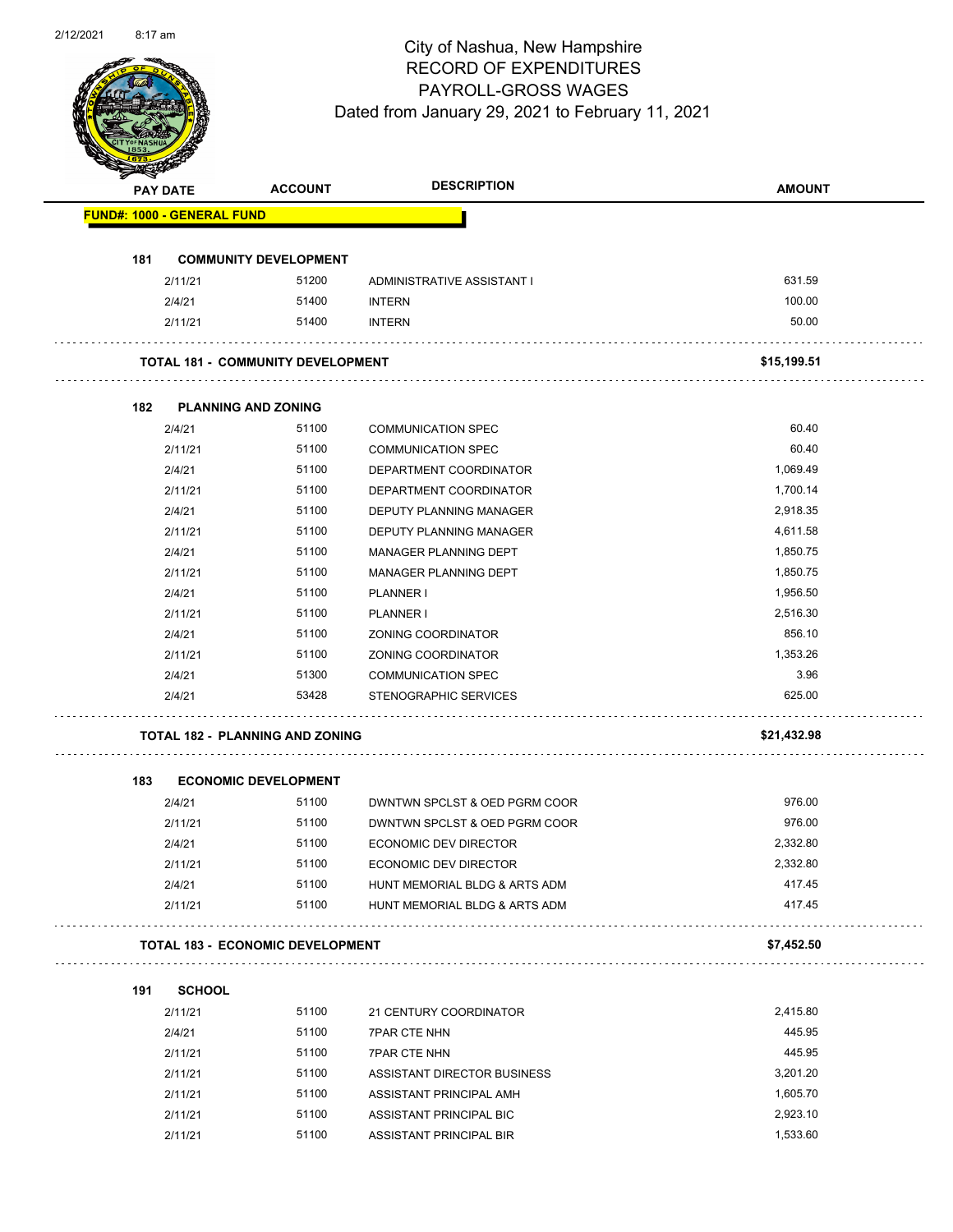# City of Nashua, New Hampshire
## RECORD OF EXPENDITURES
## PAYROLL-GROSS WAGES
### Dated from January 29, 2021 to February 11, 2021

| PAY DATE | ACCOUNT | DESCRIPTION | AMOUNT |
|---|---|---|---|
| **FUND#: 1000 - GENERAL FUND** | | | |
| **181 COMMUNITY DEVELOPMENT** | | | |
| 2/11/21 | 51200 | ADMINISTRATIVE ASSISTANT I | 631.59 |
| 2/4/21 | 51400 | INTERN | 100.00 |
| 2/11/21 | 51400 | INTERN | 50.00 |
| **TOTAL 181 - COMMUNITY DEVELOPMENT** | | | **$15,199.51** |
| **182 PLANNING AND ZONING** | | | |
| 2/4/21 | 51100 | COMMUNICATION SPEC | 60.40 |
| 2/11/21 | 51100 | COMMUNICATION SPEC | 60.40 |
| 2/4/21 | 51100 | DEPARTMENT COORDINATOR | 1,069.49 |
| 2/11/21 | 51100 | DEPARTMENT COORDINATOR | 1,700.14 |
| 2/4/21 | 51100 | DEPUTY PLANNING MANAGER | 2,918.35 |
| 2/11/21 | 51100 | DEPUTY PLANNING MANAGER | 4,611.58 |
| 2/4/21 | 51100 | MANAGER PLANNING DEPT | 1,850.75 |
| 2/11/21 | 51100 | MANAGER PLANNING DEPT | 1,850.75 |
| 2/4/21 | 51100 | PLANNER I | 1,956.50 |
| 2/11/21 | 51100 | PLANNER I | 2,516.30 |
| 2/4/21 | 51100 | ZONING COORDINATOR | 856.10 |
| 2/11/21 | 51100 | ZONING COORDINATOR | 1,353.26 |
| 2/4/21 | 51300 | COMMUNICATION SPEC | 3.96 |
| 2/4/21 | 53428 | STENOGRAPHIC SERVICES | 625.00 |
| **TOTAL 182 - PLANNING AND ZONING** | | | **$21,432.98** |
| **183 ECONOMIC DEVELOPMENT** | | | |
| 2/4/21 | 51100 | DWNTWN SPCLST & OED PGRM COOR | 976.00 |
| 2/11/21 | 51100 | DWNTWN SPCLST & OED PGRM COOR | 976.00 |
| 2/4/21 | 51100 | ECONOMIC DEV DIRECTOR | 2,332.80 |
| 2/11/21 | 51100 | ECONOMIC DEV DIRECTOR | 2,332.80 |
| 2/4/21 | 51100 | HUNT MEMORIAL BLDG & ARTS ADM | 417.45 |
| 2/11/21 | 51100 | HUNT MEMORIAL BLDG & ARTS ADM | 417.45 |
| **TOTAL 183 - ECONOMIC DEVELOPMENT** | | | **$7,452.50** |
| **191 SCHOOL** | | | |
| 2/11/21 | 51100 | 21 CENTURY COORDINATOR | 2,415.80 |
| 2/4/21 | 51100 | 7PAR CTE NHN | 445.95 |
| 2/11/21 | 51100 | 7PAR CTE NHN | 445.95 |
| 2/11/21 | 51100 | ASSISTANT DIRECTOR BUSINESS | 3,201.20 |
| 2/11/21 | 51100 | ASSISTANT PRINCIPAL AMH | 1,605.70 |
| 2/11/21 | 51100 | ASSISTANT PRINCIPAL BIC | 2,923.10 |
| 2/11/21 | 51100 | ASSISTANT PRINCIPAL BIR | 1,533.60 |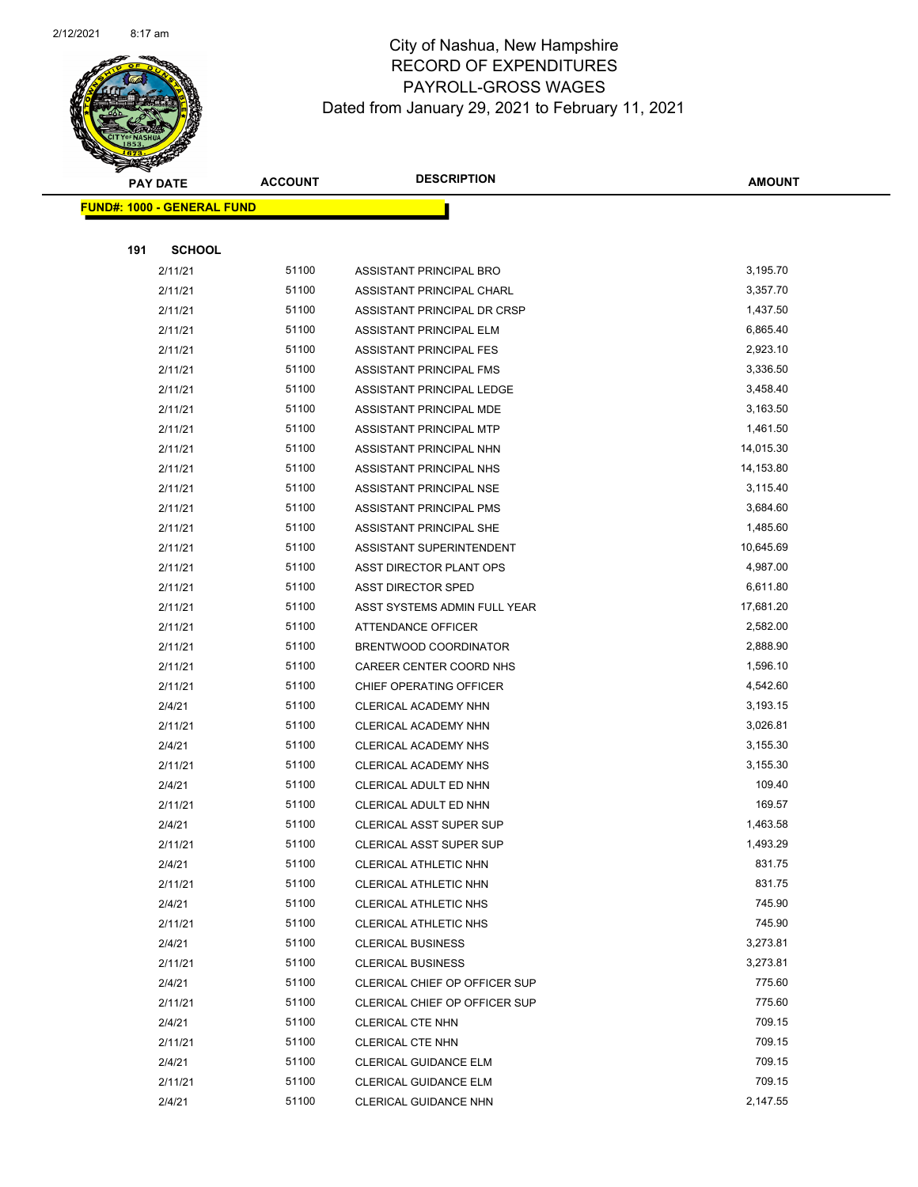# City of Nashua, New Hampshire
## RECORD OF EXPENDITURES
## PAYROLL-GROSS WAGES
### Dated from January 29, 2021 to February 11, 2021

**FUND#: 1000 - GENERAL FUND**

**191 SCHOOL**

| PAY DATE | ACCOUNT | DESCRIPTION | AMOUNT |
|---|---|---|---|
| 2/11/21 | 51100 | ASSISTANT PRINCIPAL BRO | 3,195.70 |
| 2/11/21 | 51100 | ASSISTANT PRINCIPAL CHARL | 3,357.70 |
| 2/11/21 | 51100 | ASSISTANT PRINCIPAL DR CRSP | 1,437.50 |
| 2/11/21 | 51100 | ASSISTANT PRINCIPAL ELM | 6,865.40 |
| 2/11/21 | 51100 | ASSISTANT PRINCIPAL FES | 2,923.10 |
| 2/11/21 | 51100 | ASSISTANT PRINCIPAL FMS | 3,336.50 |
| 2/11/21 | 51100 | ASSISTANT PRINCIPAL LEDGE | 3,458.40 |
| 2/11/21 | 51100 | ASSISTANT PRINCIPAL MDE | 3,163.50 |
| 2/11/21 | 51100 | ASSISTANT PRINCIPAL MTP | 1,461.50 |
| 2/11/21 | 51100 | ASSISTANT PRINCIPAL NHN | 14,015.30 |
| 2/11/21 | 51100 | ASSISTANT PRINCIPAL NHS | 14,153.80 |
| 2/11/21 | 51100 | ASSISTANT PRINCIPAL NSE | 3,115.40 |
| 2/11/21 | 51100 | ASSISTANT PRINCIPAL PMS | 3,684.60 |
| 2/11/21 | 51100 | ASSISTANT PRINCIPAL SHE | 1,485.60 |
| 2/11/21 | 51100 | ASSISTANT SUPERINTENDENT | 10,645.69 |
| 2/11/21 | 51100 | ASST DIRECTOR PLANT OPS | 4,987.00 |
| 2/11/21 | 51100 | ASST DIRECTOR SPED | 6,611.80 |
| 2/11/21 | 51100 | ASST SYSTEMS ADMIN FULL YEAR | 17,681.20 |
| 2/11/21 | 51100 | ATTENDANCE OFFICER | 2,582.00 |
| 2/11/21 | 51100 | BRENTWOOD COORDINATOR | 2,888.90 |
| 2/11/21 | 51100 | CAREER CENTER COORD NHS | 1,596.10 |
| 2/11/21 | 51100 | CHIEF OPERATING OFFICER | 4,542.60 |
| 2/4/21 | 51100 | CLERICAL ACADEMY NHN | 3,193.15 |
| 2/11/21 | 51100 | CLERICAL ACADEMY NHN | 3,026.81 |
| 2/4/21 | 51100 | CLERICAL ACADEMY NHS | 3,155.30 |
| 2/11/21 | 51100 | CLERICAL ACADEMY NHS | 3,155.30 |
| 2/4/21 | 51100 | CLERICAL ADULT ED NHN | 109.40 |
| 2/11/21 | 51100 | CLERICAL ADULT ED NHN | 169.57 |
| 2/4/21 | 51100 | CLERICAL ASST SUPER SUP | 1,463.58 |
| 2/11/21 | 51100 | CLERICAL ASST SUPER SUP | 1,493.29 |
| 2/4/21 | 51100 | CLERICAL ATHLETIC NHN | 831.75 |
| 2/11/21 | 51100 | CLERICAL ATHLETIC NHN | 831.75 |
| 2/4/21 | 51100 | CLERICAL ATHLETIC NHS | 745.90 |
| 2/11/21 | 51100 | CLERICAL ATHLETIC NHS | 745.90 |
| 2/4/21 | 51100 | CLERICAL BUSINESS | 3,273.81 |
| 2/11/21 | 51100 | CLERICAL BUSINESS | 3,273.81 |
| 2/4/21 | 51100 | CLERICAL CHIEF OP OFFICER SUP | 775.60 |
| 2/11/21 | 51100 | CLERICAL CHIEF OP OFFICER SUP | 775.60 |
| 2/4/21 | 51100 | CLERICAL CTE NHN | 709.15 |
| 2/11/21 | 51100 | CLERICAL CTE NHN | 709.15 |
| 2/4/21 | 51100 | CLERICAL GUIDANCE ELM | 709.15 |
| 2/11/21 | 51100 | CLERICAL GUIDANCE ELM | 709.15 |
| 2/4/21 | 51100 | CLERICAL GUIDANCE NHN | 2,147.55 |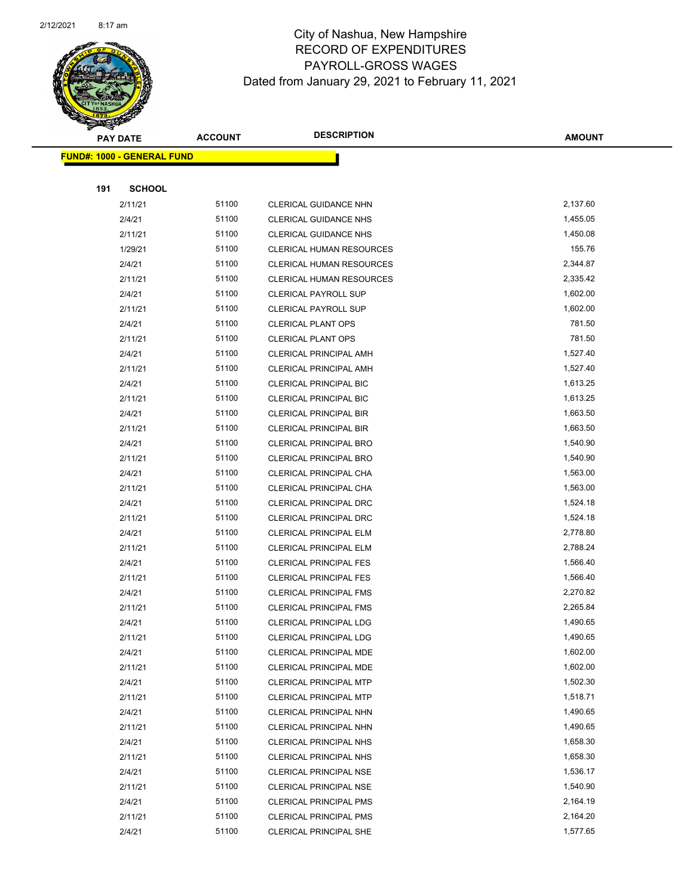# City of Nashua, New Hampshire
## RECORD OF EXPENDITURES
## PAYROLL-GROSS WAGES
### Dated from January 29, 2021 to February 11, 2021

| PAY DATE | ACCOUNT | DESCRIPTION | AMOUNT |
|---|---|---|---|
| **FUND#: 1000 - GENERAL FUND** | | | |
| **191 SCHOOL** | | | |
| 2/11/21 | 51100 | CLERICAL GUIDANCE NHN | 2,137.60 |
| 2/4/21 | 51100 | CLERICAL GUIDANCE NHS | 1,455.05 |
| 2/11/21 | 51100 | CLERICAL GUIDANCE NHS | 1,450.08 |
| 1/29/21 | 51100 | CLERICAL HUMAN RESOURCES | 155.76 |
| 2/4/21 | 51100 | CLERICAL HUMAN RESOURCES | 2,344.87 |
| 2/11/21 | 51100 | CLERICAL HUMAN RESOURCES | 2,335.42 |
| 2/4/21 | 51100 | CLERICAL PAYROLL SUP | 1,602.00 |
| 2/11/21 | 51100 | CLERICAL PAYROLL SUP | 1,602.00 |
| 2/4/21 | 51100 | CLERICAL PLANT OPS | 781.50 |
| 2/11/21 | 51100 | CLERICAL PLANT OPS | 781.50 |
| 2/4/21 | 51100 | CLERICAL PRINCIPAL AMH | 1,527.40 |
| 2/11/21 | 51100 | CLERICAL PRINCIPAL AMH | 1,527.40 |
| 2/4/21 | 51100 | CLERICAL PRINCIPAL BIC | 1,613.25 |
| 2/11/21 | 51100 | CLERICAL PRINCIPAL BIC | 1,613.25 |
| 2/4/21 | 51100 | CLERICAL PRINCIPAL BIR | 1,663.50 |
| 2/11/21 | 51100 | CLERICAL PRINCIPAL BIR | 1,663.50 |
| 2/4/21 | 51100 | CLERICAL PRINCIPAL BRO | 1,540.90 |
| 2/11/21 | 51100 | CLERICAL PRINCIPAL BRO | 1,540.90 |
| 2/4/21 | 51100 | CLERICAL PRINCIPAL CHA | 1,563.00 |
| 2/11/21 | 51100 | CLERICAL PRINCIPAL CHA | 1,563.00 |
| 2/4/21 | 51100 | CLERICAL PRINCIPAL DRC | 1,524.18 |
| 2/11/21 | 51100 | CLERICAL PRINCIPAL DRC | 1,524.18 |
| 2/4/21 | 51100 | CLERICAL PRINCIPAL ELM | 2,778.80 |
| 2/11/21 | 51100 | CLERICAL PRINCIPAL ELM | 2,788.24 |
| 2/4/21 | 51100 | CLERICAL PRINCIPAL FES | 1,566.40 |
| 2/11/21 | 51100 | CLERICAL PRINCIPAL FES | 1,566.40 |
| 2/4/21 | 51100 | CLERICAL PRINCIPAL FMS | 2,270.82 |
| 2/11/21 | 51100 | CLERICAL PRINCIPAL FMS | 2,265.84 |
| 2/4/21 | 51100 | CLERICAL PRINCIPAL LDG | 1,490.65 |
| 2/11/21 | 51100 | CLERICAL PRINCIPAL LDG | 1,490.65 |
| 2/4/21 | 51100 | CLERICAL PRINCIPAL MDE | 1,602.00 |
| 2/11/21 | 51100 | CLERICAL PRINCIPAL MDE | 1,602.00 |
| 2/4/21 | 51100 | CLERICAL PRINCIPAL MTP | 1,502.30 |
| 2/11/21 | 51100 | CLERICAL PRINCIPAL MTP | 1,518.71 |
| 2/4/21 | 51100 | CLERICAL PRINCIPAL NHN | 1,490.65 |
| 2/11/21 | 51100 | CLERICAL PRINCIPAL NHN | 1,490.65 |
| 2/4/21 | 51100 | CLERICAL PRINCIPAL NHS | 1,658.30 |
| 2/11/21 | 51100 | CLERICAL PRINCIPAL NHS | 1,658.30 |
| 2/4/21 | 51100 | CLERICAL PRINCIPAL NSE | 1,536.17 |
| 2/11/21 | 51100 | CLERICAL PRINCIPAL NSE | 1,540.90 |
| 2/4/21 | 51100 | CLERICAL PRINCIPAL PMS | 2,164.19 |
| 2/11/21 | 51100 | CLERICAL PRINCIPAL PMS | 2,164.20 |
| 2/4/21 | 51100 | CLERICAL PRINCIPAL SHE | 1,577.65 |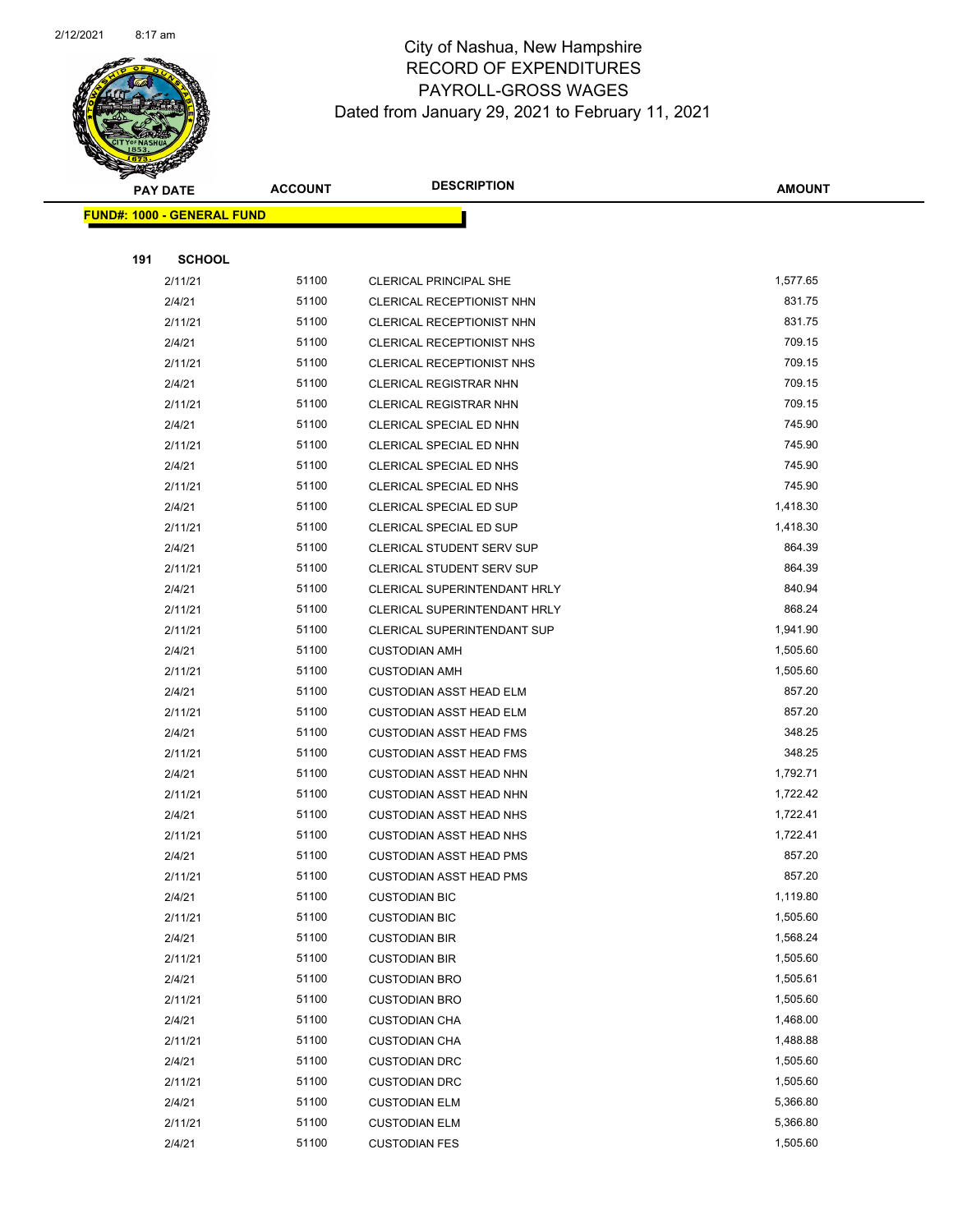# City of Nashua, New Hampshire
## RECORD OF EXPENDITURES
## PAYROLL-GROSS WAGES
### Dated from January 29, 2021 to February 11, 2021

**FUND#: 1000 - GENERAL FUND**

**191 SCHOOL**

| PAY DATE | ACCOUNT | DESCRIPTION | AMOUNT |
|---|---|---|---|
| 2/11/21 | 51100 | CLERICAL PRINCIPAL SHE | 1,577.65 |
| 2/4/21 | 51100 | CLERICAL RECEPTIONIST NHN | 831.75 |
| 2/11/21 | 51100 | CLERICAL RECEPTIONIST NHN | 831.75 |
| 2/4/21 | 51100 | CLERICAL RECEPTIONIST NHS | 709.15 |
| 2/11/21 | 51100 | CLERICAL RECEPTIONIST NHS | 709.15 |
| 2/4/21 | 51100 | CLERICAL REGISTRAR NHN | 709.15 |
| 2/11/21 | 51100 | CLERICAL REGISTRAR NHN | 709.15 |
| 2/4/21 | 51100 | CLERICAL SPECIAL ED NHN | 745.90 |
| 2/11/21 | 51100 | CLERICAL SPECIAL ED NHN | 745.90 |
| 2/4/21 | 51100 | CLERICAL SPECIAL ED NHS | 745.90 |
| 2/11/21 | 51100 | CLERICAL SPECIAL ED NHS | 745.90 |
| 2/4/21 | 51100 | CLERICAL SPECIAL ED SUP | 1,418.30 |
| 2/11/21 | 51100 | CLERICAL SPECIAL ED SUP | 1,418.30 |
| 2/4/21 | 51100 | CLERICAL STUDENT SERV SUP | 864.39 |
| 2/11/21 | 51100 | CLERICAL STUDENT SERV SUP | 864.39 |
| 2/4/21 | 51100 | CLERICAL SUPERINTENDANT HRLY | 840.94 |
| 2/11/21 | 51100 | CLERICAL SUPERINTENDANT HRLY | 868.24 |
| 2/11/21 | 51100 | CLERICAL SUPERINTENDANT SUP | 1,941.90 |
| 2/4/21 | 51100 | CUSTODIAN AMH | 1,505.60 |
| 2/11/21 | 51100 | CUSTODIAN AMH | 1,505.60 |
| 2/4/21 | 51100 | CUSTODIAN ASST HEAD ELM | 857.20 |
| 2/11/21 | 51100 | CUSTODIAN ASST HEAD ELM | 857.20 |
| 2/4/21 | 51100 | CUSTODIAN ASST HEAD FMS | 348.25 |
| 2/11/21 | 51100 | CUSTODIAN ASST HEAD FMS | 348.25 |
| 2/4/21 | 51100 | CUSTODIAN ASST HEAD NHN | 1,792.71 |
| 2/11/21 | 51100 | CUSTODIAN ASST HEAD NHN | 1,722.42 |
| 2/4/21 | 51100 | CUSTODIAN ASST HEAD NHS | 1,722.41 |
| 2/11/21 | 51100 | CUSTODIAN ASST HEAD NHS | 1,722.41 |
| 2/4/21 | 51100 | CUSTODIAN ASST HEAD PMS | 857.20 |
| 2/11/21 | 51100 | CUSTODIAN ASST HEAD PMS | 857.20 |
| 2/4/21 | 51100 | CUSTODIAN BIC | 1,119.80 |
| 2/11/21 | 51100 | CUSTODIAN BIC | 1,505.60 |
| 2/4/21 | 51100 | CUSTODIAN BIR | 1,568.24 |
| 2/11/21 | 51100 | CUSTODIAN BIR | 1,505.60 |
| 2/4/21 | 51100 | CUSTODIAN BRO | 1,505.61 |
| 2/11/21 | 51100 | CUSTODIAN BRO | 1,505.60 |
| 2/4/21 | 51100 | CUSTODIAN CHA | 1,468.00 |
| 2/11/21 | 51100 | CUSTODIAN CHA | 1,488.88 |
| 2/4/21 | 51100 | CUSTODIAN DRC | 1,505.60 |
| 2/11/21 | 51100 | CUSTODIAN DRC | 1,505.60 |
| 2/4/21 | 51100 | CUSTODIAN ELM | 5,366.80 |
| 2/11/21 | 51100 | CUSTODIAN ELM | 5,366.80 |
| 2/4/21 | 51100 | CUSTODIAN FES | 1,505.60 |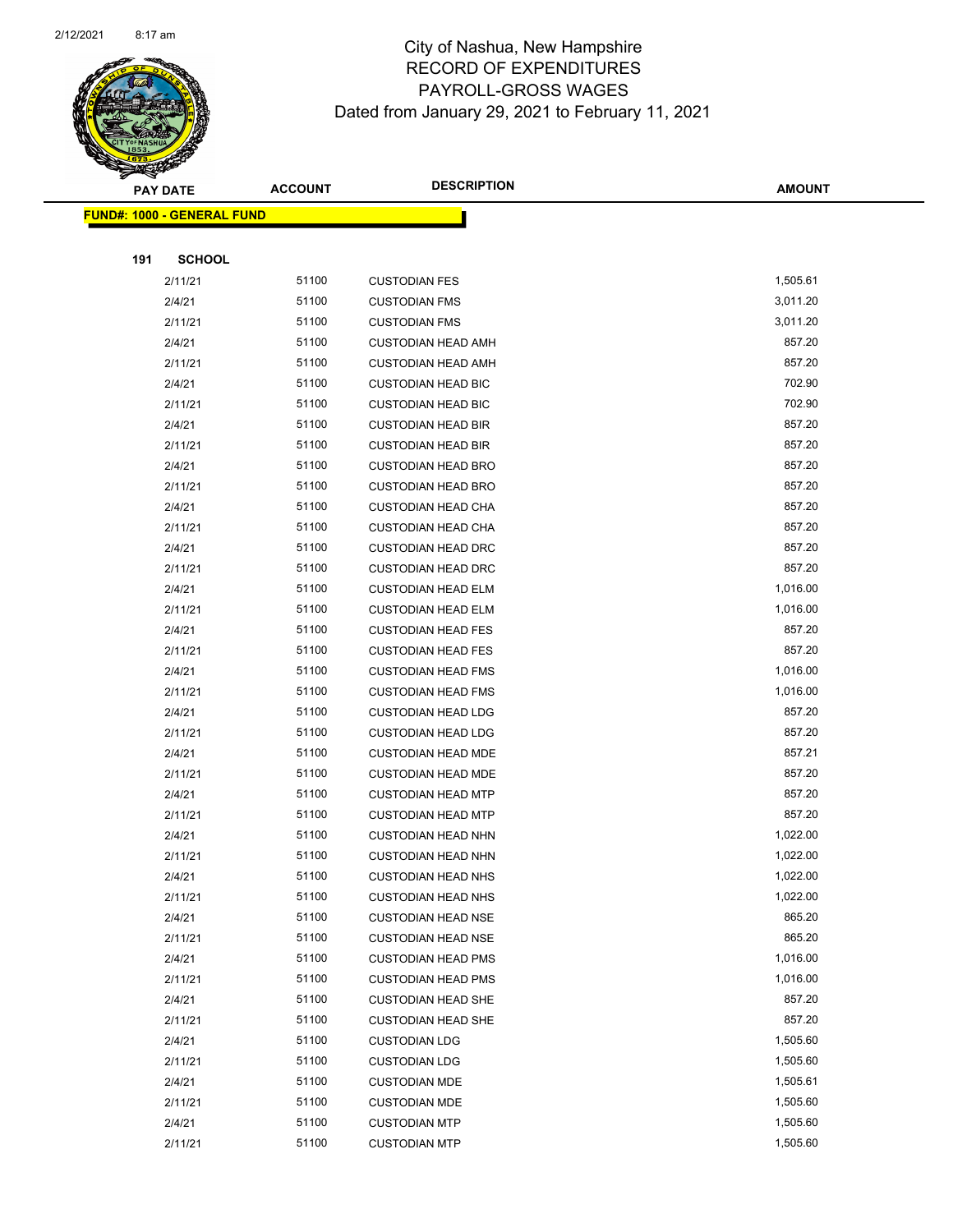# City of Nashua, New Hampshire
## RECORD OF EXPENDITURES
## PAYROLL-GROSS WAGES
### Dated from January 29, 2021 to February 11, 2021

| PAY DATE | ACCOUNT | DESCRIPTION | AMOUNT |
|---|---|---|---|
| **FUND#: 1000 - GENERAL FUND** | | | |
| **191 SCHOOL** | | | |
| 2/11/21 | 51100 | CUSTODIAN FES | 1,505.61 |
| 2/4/21 | 51100 | CUSTODIAN FMS | 3,011.20 |
| 2/11/21 | 51100 | CUSTODIAN FMS | 3,011.20 |
| 2/4/21 | 51100 | CUSTODIAN HEAD AMH | 857.20 |
| 2/11/21 | 51100 | CUSTODIAN HEAD AMH | 857.20 |
| 2/4/21 | 51100 | CUSTODIAN HEAD BIC | 702.90 |
| 2/11/21 | 51100 | CUSTODIAN HEAD BIC | 702.90 |
| 2/4/21 | 51100 | CUSTODIAN HEAD BIR | 857.20 |
| 2/11/21 | 51100 | CUSTODIAN HEAD BIR | 857.20 |
| 2/4/21 | 51100 | CUSTODIAN HEAD BRO | 857.20 |
| 2/11/21 | 51100 | CUSTODIAN HEAD BRO | 857.20 |
| 2/4/21 | 51100 | CUSTODIAN HEAD CHA | 857.20 |
| 2/11/21 | 51100 | CUSTODIAN HEAD CHA | 857.20 |
| 2/4/21 | 51100 | CUSTODIAN HEAD DRC | 857.20 |
| 2/11/21 | 51100 | CUSTODIAN HEAD DRC | 857.20 |
| 2/4/21 | 51100 | CUSTODIAN HEAD ELM | 1,016.00 |
| 2/11/21 | 51100 | CUSTODIAN HEAD ELM | 1,016.00 |
| 2/4/21 | 51100 | CUSTODIAN HEAD FES | 857.20 |
| 2/11/21 | 51100 | CUSTODIAN HEAD FES | 857.20 |
| 2/4/21 | 51100 | CUSTODIAN HEAD FMS | 1,016.00 |
| 2/11/21 | 51100 | CUSTODIAN HEAD FMS | 1,016.00 |
| 2/4/21 | 51100 | CUSTODIAN HEAD LDG | 857.20 |
| 2/11/21 | 51100 | CUSTODIAN HEAD LDG | 857.20 |
| 2/4/21 | 51100 | CUSTODIAN HEAD MDE | 857.21 |
| 2/11/21 | 51100 | CUSTODIAN HEAD MDE | 857.20 |
| 2/4/21 | 51100 | CUSTODIAN HEAD MTP | 857.20 |
| 2/11/21 | 51100 | CUSTODIAN HEAD MTP | 857.20 |
| 2/4/21 | 51100 | CUSTODIAN HEAD NHN | 1,022.00 |
| 2/11/21 | 51100 | CUSTODIAN HEAD NHN | 1,022.00 |
| 2/4/21 | 51100 | CUSTODIAN HEAD NHS | 1,022.00 |
| 2/11/21 | 51100 | CUSTODIAN HEAD NHS | 1,022.00 |
| 2/4/21 | 51100 | CUSTODIAN HEAD NSE | 865.20 |
| 2/11/21 | 51100 | CUSTODIAN HEAD NSE | 865.20 |
| 2/4/21 | 51100 | CUSTODIAN HEAD PMS | 1,016.00 |
| 2/11/21 | 51100 | CUSTODIAN HEAD PMS | 1,016.00 |
| 2/4/21 | 51100 | CUSTODIAN HEAD SHE | 857.20 |
| 2/11/21 | 51100 | CUSTODIAN HEAD SHE | 857.20 |
| 2/4/21 | 51100 | CUSTODIAN LDG | 1,505.60 |
| 2/11/21 | 51100 | CUSTODIAN LDG | 1,505.60 |
| 2/4/21 | 51100 | CUSTODIAN MDE | 1,505.61 |
| 2/11/21 | 51100 | CUSTODIAN MDE | 1,505.60 |
| 2/4/21 | 51100 | CUSTODIAN MTP | 1,505.60 |
| 2/11/21 | 51100 | CUSTODIAN MTP | 1,505.60 |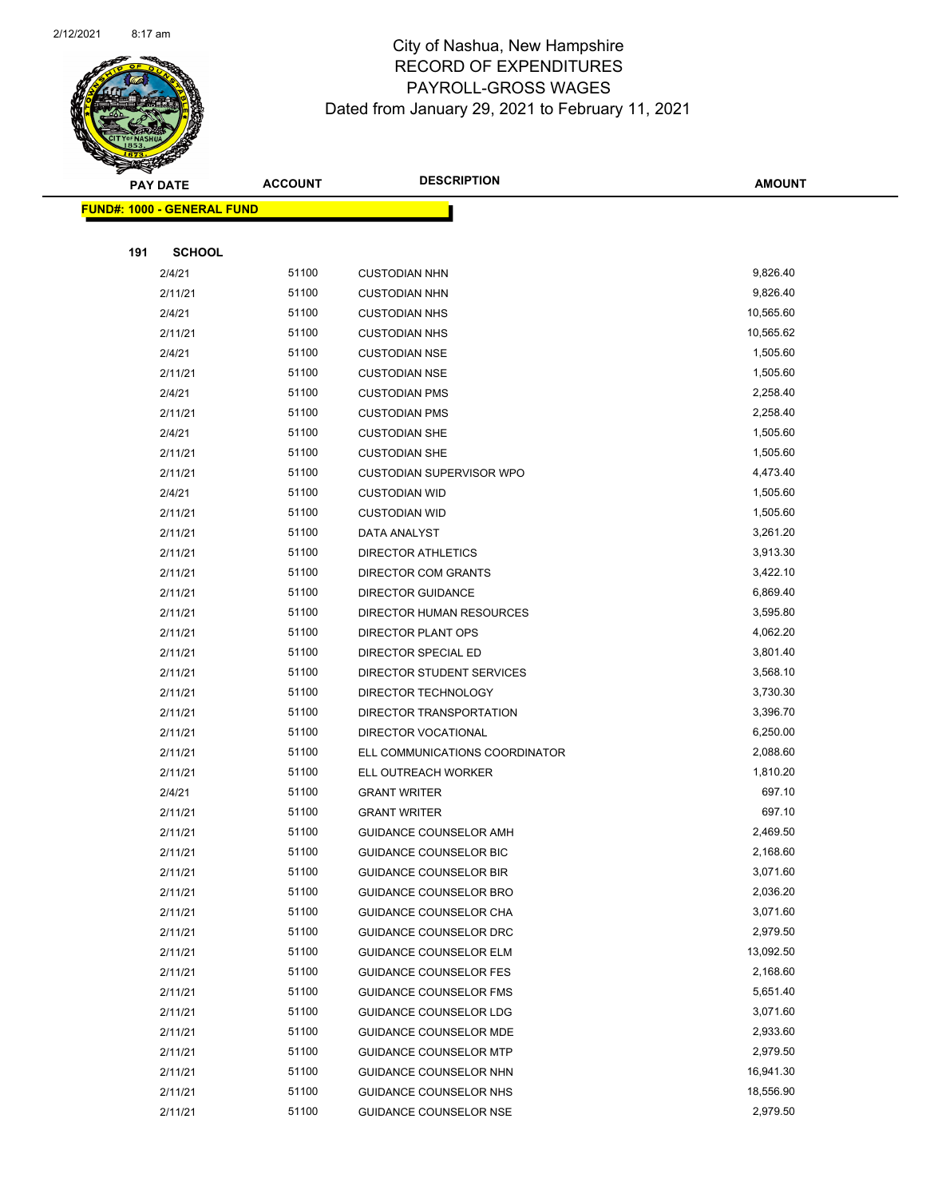# City of Nashua, New Hampshire
## RECORD OF EXPENDITURES
## PAYROLL-GROSS WAGES
### Dated from January 29, 2021 to February 11, 2021

| PAY DATE | ACCOUNT | DESCRIPTION | AMOUNT |
|---|---|---|---|
| **FUND#: 1000 - GENERAL FUND** | | | |
| **191 SCHOOL** | | | |
| 2/4/21 | 51100 | CUSTODIAN NHN | 9,826.40 |
| 2/11/21 | 51100 | CUSTODIAN NHN | 9,826.40 |
| 2/4/21 | 51100 | CUSTODIAN NHS | 10,565.60 |
| 2/11/21 | 51100 | CUSTODIAN NHS | 10,565.62 |
| 2/4/21 | 51100 | CUSTODIAN NSE | 1,505.60 |
| 2/11/21 | 51100 | CUSTODIAN NSE | 1,505.60 |
| 2/4/21 | 51100 | CUSTODIAN PMS | 2,258.40 |
| 2/11/21 | 51100 | CUSTODIAN PMS | 2,258.40 |
| 2/4/21 | 51100 | CUSTODIAN SHE | 1,505.60 |
| 2/11/21 | 51100 | CUSTODIAN SHE | 1,505.60 |
| 2/11/21 | 51100 | CUSTODIAN SUPERVISOR WPO | 4,473.40 |
| 2/4/21 | 51100 | CUSTODIAN WID | 1,505.60 |
| 2/11/21 | 51100 | CUSTODIAN WID | 1,505.60 |
| 2/11/21 | 51100 | DATA ANALYST | 3,261.20 |
| 2/11/21 | 51100 | DIRECTOR ATHLETICS | 3,913.30 |
| 2/11/21 | 51100 | DIRECTOR COM GRANTS | 3,422.10 |
| 2/11/21 | 51100 | DIRECTOR GUIDANCE | 6,869.40 |
| 2/11/21 | 51100 | DIRECTOR HUMAN RESOURCES | 3,595.80 |
| 2/11/21 | 51100 | DIRECTOR PLANT OPS | 4,062.20 |
| 2/11/21 | 51100 | DIRECTOR SPECIAL ED | 3,801.40 |
| 2/11/21 | 51100 | DIRECTOR STUDENT SERVICES | 3,568.10 |
| 2/11/21 | 51100 | DIRECTOR TECHNOLOGY | 3,730.30 |
| 2/11/21 | 51100 | DIRECTOR TRANSPORTATION | 3,396.70 |
| 2/11/21 | 51100 | DIRECTOR VOCATIONAL | 6,250.00 |
| 2/11/21 | 51100 | ELL COMMUNICATIONS COORDINATOR | 2,088.60 |
| 2/11/21 | 51100 | ELL OUTREACH WORKER | 1,810.20 |
| 2/4/21 | 51100 | GRANT WRITER | 697.10 |
| 2/11/21 | 51100 | GRANT WRITER | 697.10 |
| 2/11/21 | 51100 | GUIDANCE COUNSELOR AMH | 2,469.50 |
| 2/11/21 | 51100 | GUIDANCE COUNSELOR BIC | 2,168.60 |
| 2/11/21 | 51100 | GUIDANCE COUNSELOR BIR | 3,071.60 |
| 2/11/21 | 51100 | GUIDANCE COUNSELOR BRO | 2,036.20 |
| 2/11/21 | 51100 | GUIDANCE COUNSELOR CHA | 3,071.60 |
| 2/11/21 | 51100 | GUIDANCE COUNSELOR DRC | 2,979.50 |
| 2/11/21 | 51100 | GUIDANCE COUNSELOR ELM | 13,092.50 |
| 2/11/21 | 51100 | GUIDANCE COUNSELOR FES | 2,168.60 |
| 2/11/21 | 51100 | GUIDANCE COUNSELOR FMS | 5,651.40 |
| 2/11/21 | 51100 | GUIDANCE COUNSELOR LDG | 3,071.60 |
| 2/11/21 | 51100 | GUIDANCE COUNSELOR MDE | 2,933.60 |
| 2/11/21 | 51100 | GUIDANCE COUNSELOR MTP | 2,979.50 |
| 2/11/21 | 51100 | GUIDANCE COUNSELOR NHN | 16,941.30 |
| 2/11/21 | 51100 | GUIDANCE COUNSELOR NHS | 18,556.90 |
| 2/11/21 | 51100 | GUIDANCE COUNSELOR NSE | 2,979.50 |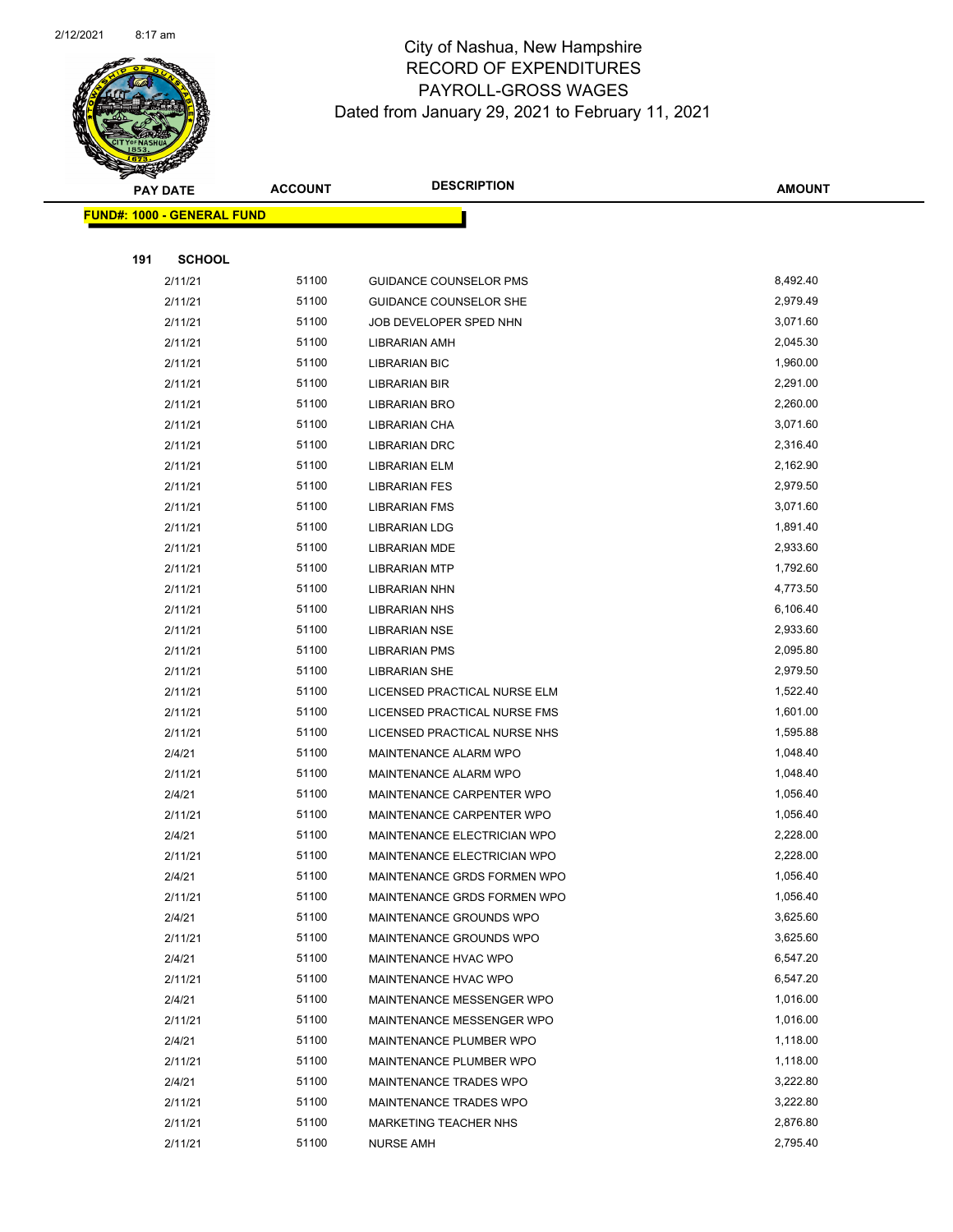# City of Nashua, New Hampshire
## RECORD OF EXPENDITURES
## PAYROLL-GROSS WAGES
### Dated from January 29, 2021 to February 11, 2021

| PAY DATE | ACCOUNT | DESCRIPTION | AMOUNT |
|---|---|---|---|
| **FUND#: 1000 - GENERAL FUND** | | | |
| **191 SCHOOL** | | | |
| 2/11/21 | 51100 | GUIDANCE COUNSELOR PMS | 8,492.40 |
| 2/11/21 | 51100 | GUIDANCE COUNSELOR SHE | 2,979.49 |
| 2/11/21 | 51100 | JOB DEVELOPER SPED NHN | 3,071.60 |
| 2/11/21 | 51100 | LIBRARIAN AMH | 2,045.30 |
| 2/11/21 | 51100 | LIBRARIAN BIC | 1,960.00 |
| 2/11/21 | 51100 | LIBRARIAN BIR | 2,291.00 |
| 2/11/21 | 51100 | LIBRARIAN BRO | 2,260.00 |
| 2/11/21 | 51100 | LIBRARIAN CHA | 3,071.60 |
| 2/11/21 | 51100 | LIBRARIAN DRC | 2,316.40 |
| 2/11/21 | 51100 | LIBRARIAN ELM | 2,162.90 |
| 2/11/21 | 51100 | LIBRARIAN FES | 2,979.50 |
| 2/11/21 | 51100 | LIBRARIAN FMS | 3,071.60 |
| 2/11/21 | 51100 | LIBRARIAN LDG | 1,891.40 |
| 2/11/21 | 51100 | LIBRARIAN MDE | 2,933.60 |
| 2/11/21 | 51100 | LIBRARIAN MTP | 1,792.60 |
| 2/11/21 | 51100 | LIBRARIAN NHN | 4,773.50 |
| 2/11/21 | 51100 | LIBRARIAN NHS | 6,106.40 |
| 2/11/21 | 51100 | LIBRARIAN NSE | 2,933.60 |
| 2/11/21 | 51100 | LIBRARIAN PMS | 2,095.80 |
| 2/11/21 | 51100 | LIBRARIAN SHE | 2,979.50 |
| 2/11/21 | 51100 | LICENSED PRACTICAL NURSE ELM | 1,522.40 |
| 2/11/21 | 51100 | LICENSED PRACTICAL NURSE FMS | 1,601.00 |
| 2/11/21 | 51100 | LICENSED PRACTICAL NURSE NHS | 1,595.88 |
| 2/4/21 | 51100 | MAINTENANCE ALARM WPO | 1,048.40 |
| 2/11/21 | 51100 | MAINTENANCE ALARM WPO | 1,048.40 |
| 2/4/21 | 51100 | MAINTENANCE CARPENTER WPO | 1,056.40 |
| 2/11/21 | 51100 | MAINTENANCE CARPENTER WPO | 1,056.40 |
| 2/4/21 | 51100 | MAINTENANCE ELECTRICIAN WPO | 2,228.00 |
| 2/11/21 | 51100 | MAINTENANCE ELECTRICIAN WPO | 2,228.00 |
| 2/4/21 | 51100 | MAINTENANCE GRDS FORMEN WPO | 1,056.40 |
| 2/11/21 | 51100 | MAINTENANCE GRDS FORMEN WPO | 1,056.40 |
| 2/4/21 | 51100 | MAINTENANCE GROUNDS WPO | 3,625.60 |
| 2/11/21 | 51100 | MAINTENANCE GROUNDS WPO | 3,625.60 |
| 2/4/21 | 51100 | MAINTENANCE HVAC WPO | 6,547.20 |
| 2/11/21 | 51100 | MAINTENANCE HVAC WPO | 6,547.20 |
| 2/4/21 | 51100 | MAINTENANCE MESSENGER WPO | 1,016.00 |
| 2/11/21 | 51100 | MAINTENANCE MESSENGER WPO | 1,016.00 |
| 2/4/21 | 51100 | MAINTENANCE PLUMBER WPO | 1,118.00 |
| 2/11/21 | 51100 | MAINTENANCE PLUMBER WPO | 1,118.00 |
| 2/4/21 | 51100 | MAINTENANCE TRADES WPO | 3,222.80 |
| 2/11/21 | 51100 | MAINTENANCE TRADES WPO | 3,222.80 |
| 2/11/21 | 51100 | MARKETING TEACHER NHS | 2,876.80 |
| 2/11/21 | 51100 | NURSE AMH | 2,795.40 |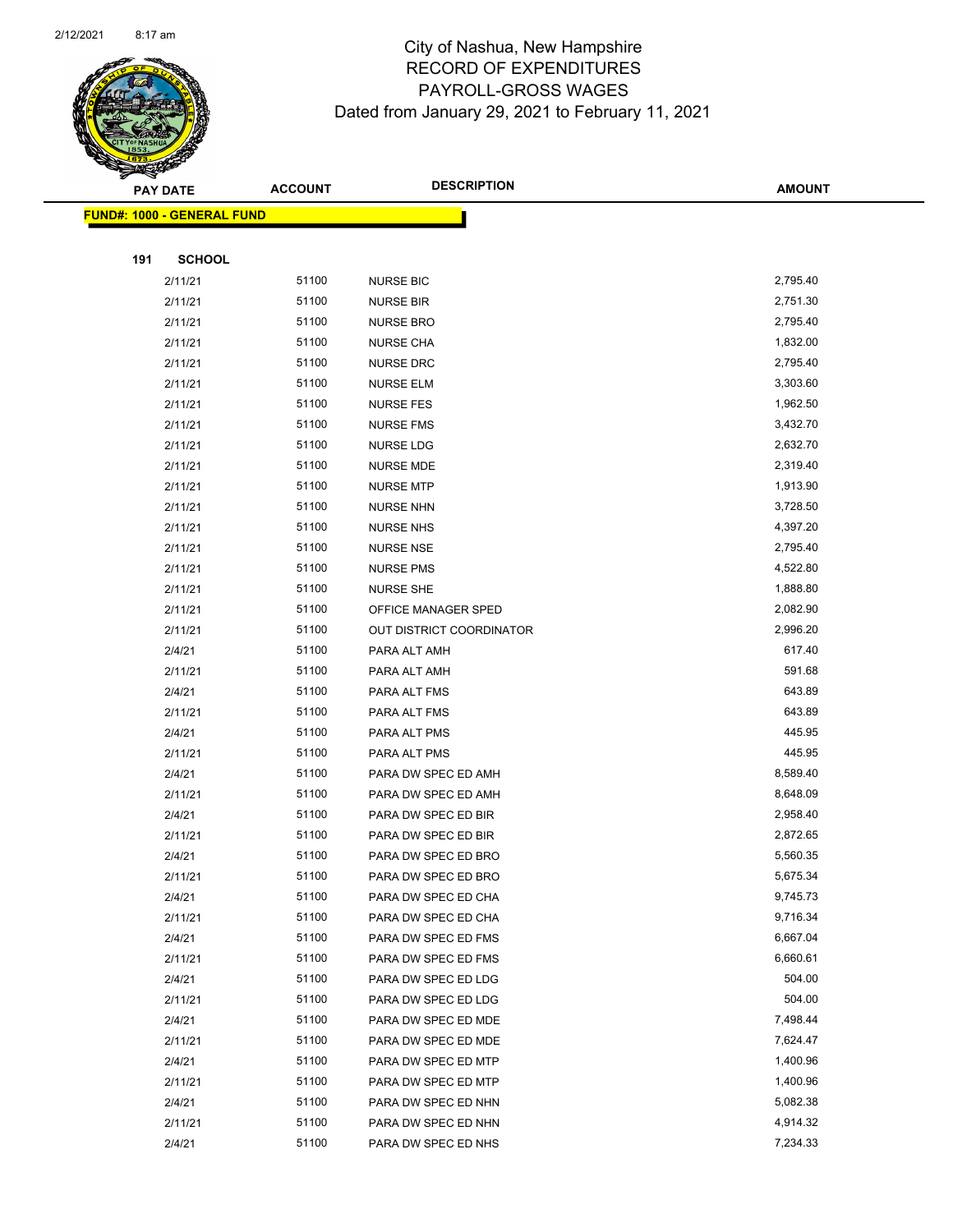City of Nashua, New Hampshire
RECORD OF EXPENDITURES
PAYROLL-GROSS WAGES
Dated from January 29, 2021 to February 11, 2021

| PAY DATE | ACCOUNT | DESCRIPTION | AMOUNT |
|---|---|---|---|

**FUND#: 1000 - GENERAL FUND**

**191 SCHOOL**

| PAY DATE | ACCOUNT | DESCRIPTION | AMOUNT |
|---|---|---|---|
| 2/11/21 | 51100 | NURSE BIC | 2,795.40 |
| 2/11/21 | 51100 | NURSE BIR | 2,751.30 |
| 2/11/21 | 51100 | NURSE BRO | 2,795.40 |
| 2/11/21 | 51100 | NURSE CHA | 1,832.00 |
| 2/11/21 | 51100 | NURSE DRC | 2,795.40 |
| 2/11/21 | 51100 | NURSE ELM | 3,303.60 |
| 2/11/21 | 51100 | NURSE FES | 1,962.50 |
| 2/11/21 | 51100 | NURSE FMS | 3,432.70 |
| 2/11/21 | 51100 | NURSE LDG | 2,632.70 |
| 2/11/21 | 51100 | NURSE MDE | 2,319.40 |
| 2/11/21 | 51100 | NURSE MTP | 1,913.90 |
| 2/11/21 | 51100 | NURSE NHN | 3,728.50 |
| 2/11/21 | 51100 | NURSE NHS | 4,397.20 |
| 2/11/21 | 51100 | NURSE NSE | 2,795.40 |
| 2/11/21 | 51100 | NURSE PMS | 4,522.80 |
| 2/11/21 | 51100 | NURSE SHE | 1,888.80 |
| 2/11/21 | 51100 | OFFICE MANAGER SPED | 2,082.90 |
| 2/11/21 | 51100 | OUT DISTRICT COORDINATOR | 2,996.20 |
| 2/4/21 | 51100 | PARA ALT AMH | 617.40 |
| 2/11/21 | 51100 | PARA ALT AMH | 591.68 |
| 2/4/21 | 51100 | PARA ALT FMS | 643.89 |
| 2/11/21 | 51100 | PARA ALT FMS | 643.89 |
| 2/4/21 | 51100 | PARA ALT PMS | 445.95 |
| 2/11/21 | 51100 | PARA ALT PMS | 445.95 |
| 2/4/21 | 51100 | PARA DW SPEC ED AMH | 8,589.40 |
| 2/11/21 | 51100 | PARA DW SPEC ED AMH | 8,648.09 |
| 2/4/21 | 51100 | PARA DW SPEC ED BIR | 2,958.40 |
| 2/11/21 | 51100 | PARA DW SPEC ED BIR | 2,872.65 |
| 2/4/21 | 51100 | PARA DW SPEC ED BRO | 5,560.35 |
| 2/11/21 | 51100 | PARA DW SPEC ED BRO | 5,675.34 |
| 2/4/21 | 51100 | PARA DW SPEC ED CHA | 9,745.73 |
| 2/11/21 | 51100 | PARA DW SPEC ED CHA | 9,716.34 |
| 2/4/21 | 51100 | PARA DW SPEC ED FMS | 6,667.04 |
| 2/11/21 | 51100 | PARA DW SPEC ED FMS | 6,660.61 |
| 2/4/21 | 51100 | PARA DW SPEC ED LDG | 504.00 |
| 2/11/21 | 51100 | PARA DW SPEC ED LDG | 504.00 |
| 2/4/21 | 51100 | PARA DW SPEC ED MDE | 7,498.44 |
| 2/11/21 | 51100 | PARA DW SPEC ED MDE | 7,624.47 |
| 2/4/21 | 51100 | PARA DW SPEC ED MTP | 1,400.96 |
| 2/11/21 | 51100 | PARA DW SPEC ED MTP | 1,400.96 |
| 2/4/21 | 51100 | PARA DW SPEC ED NHN | 5,082.38 |
| 2/11/21 | 51100 | PARA DW SPEC ED NHN | 4,914.32 |
| 2/4/21 | 51100 | PARA DW SPEC ED NHS | 7,234.33 |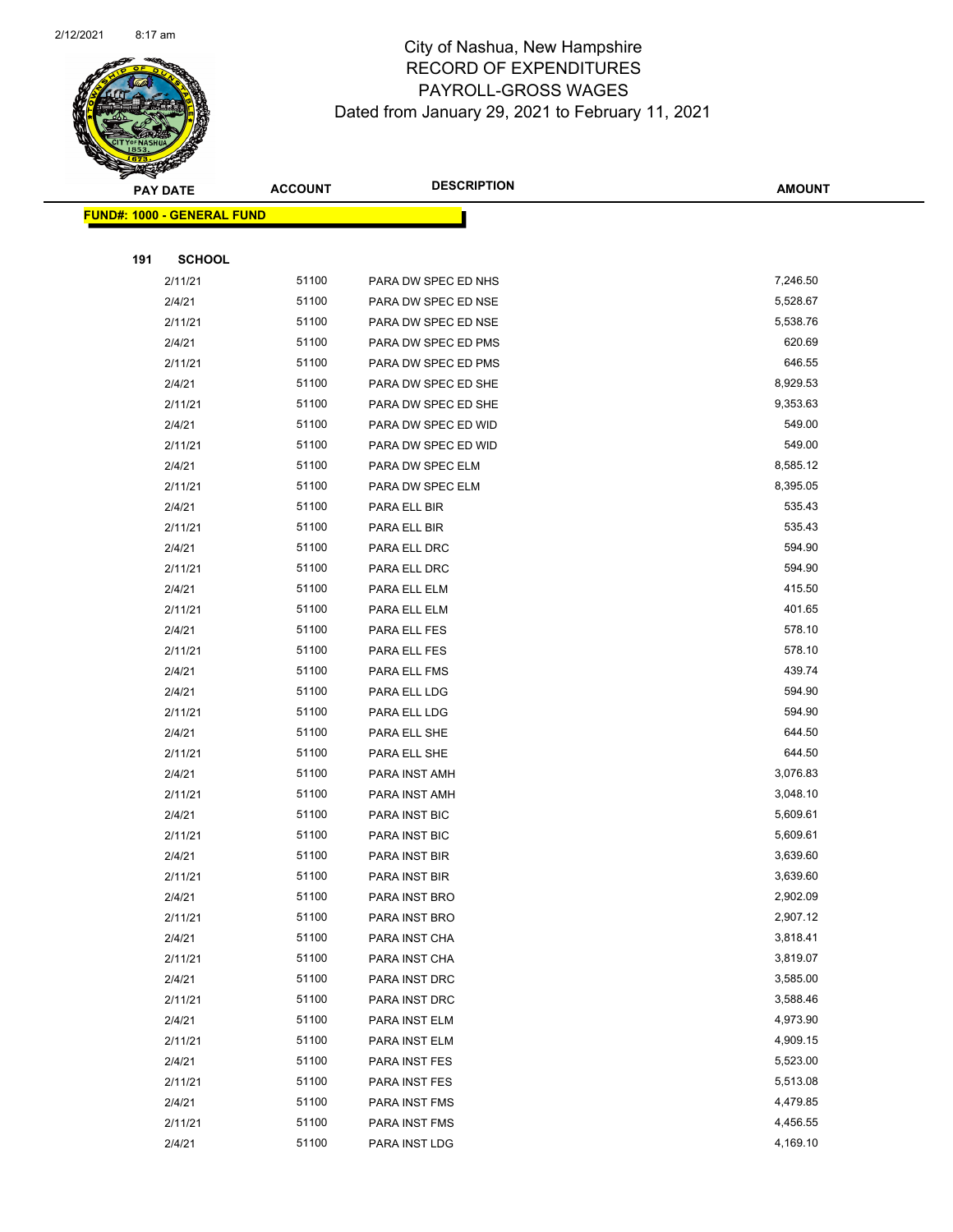# City of Nashua, New Hampshire
## RECORD OF EXPENDITURES
## PAYROLL-GROSS WAGES
### Dated from January 29, 2021 to February 11, 2021

| PAY DATE | ACCOUNT | DESCRIPTION | AMOUNT |
|---|---|---|---|
| **FUND#: 1000 - GENERAL FUND** | | | |
| **191 SCHOOL** | | | |
| 2/11/21 | 51100 | PARA DW SPEC ED NHS | 7,246.50 |
| 2/4/21 | 51100 | PARA DW SPEC ED NSE | 5,528.67 |
| 2/11/21 | 51100 | PARA DW SPEC ED NSE | 5,538.76 |
| 2/4/21 | 51100 | PARA DW SPEC ED PMS | 620.69 |
| 2/11/21 | 51100 | PARA DW SPEC ED PMS | 646.55 |
| 2/4/21 | 51100 | PARA DW SPEC ED SHE | 8,929.53 |
| 2/11/21 | 51100 | PARA DW SPEC ED SHE | 9,353.63 |
| 2/4/21 | 51100 | PARA DW SPEC ED WID | 549.00 |
| 2/11/21 | 51100 | PARA DW SPEC ED WID | 549.00 |
| 2/4/21 | 51100 | PARA DW SPEC ELM | 8,585.12 |
| 2/11/21 | 51100 | PARA DW SPEC ELM | 8,395.05 |
| 2/4/21 | 51100 | PARA ELL BIR | 535.43 |
| 2/11/21 | 51100 | PARA ELL BIR | 535.43 |
| 2/4/21 | 51100 | PARA ELL DRC | 594.90 |
| 2/11/21 | 51100 | PARA ELL DRC | 594.90 |
| 2/4/21 | 51100 | PARA ELL ELM | 415.50 |
| 2/11/21 | 51100 | PARA ELL ELM | 401.65 |
| 2/4/21 | 51100 | PARA ELL FES | 578.10 |
| 2/11/21 | 51100 | PARA ELL FES | 578.10 |
| 2/4/21 | 51100 | PARA ELL FMS | 439.74 |
| 2/4/21 | 51100 | PARA ELL LDG | 594.90 |
| 2/11/21 | 51100 | PARA ELL LDG | 594.90 |
| 2/4/21 | 51100 | PARA ELL SHE | 644.50 |
| 2/11/21 | 51100 | PARA ELL SHE | 644.50 |
| 2/4/21 | 51100 | PARA INST AMH | 3,076.83 |
| 2/11/21 | 51100 | PARA INST AMH | 3,048.10 |
| 2/4/21 | 51100 | PARA INST BIC | 5,609.61 |
| 2/11/21 | 51100 | PARA INST BIC | 5,609.61 |
| 2/4/21 | 51100 | PARA INST BIR | 3,639.60 |
| 2/11/21 | 51100 | PARA INST BIR | 3,639.60 |
| 2/4/21 | 51100 | PARA INST BRO | 2,902.09 |
| 2/11/21 | 51100 | PARA INST BRO | 2,907.12 |
| 2/4/21 | 51100 | PARA INST CHA | 3,818.41 |
| 2/11/21 | 51100 | PARA INST CHA | 3,819.07 |
| 2/4/21 | 51100 | PARA INST DRC | 3,585.00 |
| 2/11/21 | 51100 | PARA INST DRC | 3,588.46 |
| 2/4/21 | 51100 | PARA INST ELM | 4,973.90 |
| 2/11/21 | 51100 | PARA INST ELM | 4,909.15 |
| 2/4/21 | 51100 | PARA INST FES | 5,523.00 |
| 2/11/21 | 51100 | PARA INST FES | 5,513.08 |
| 2/4/21 | 51100 | PARA INST FMS | 4,479.85 |
| 2/11/21 | 51100 | PARA INST FMS | 4,456.55 |
| 2/4/21 | 51100 | PARA INST LDG | 4,169.10 |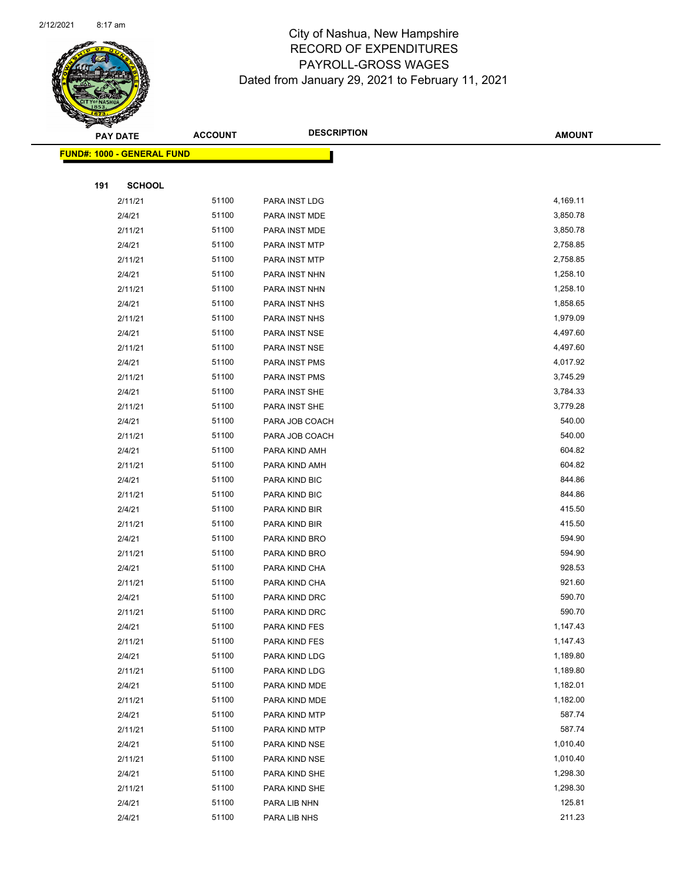City of Nashua, New Hampshire
RECORD OF EXPENDITURES
PAYROLL-GROSS WAGES
Dated from January 29, 2021 to February 11, 2021

| PAY DATE | ACCOUNT | DESCRIPTION | AMOUNT |
|---|---|---|---|
| **FUND#: 1000 - GENERAL FUND** | | | |
| **191 SCHOOL** | | | |
| 2/11/21 | 51100 | PARA INST LDG | 4,169.11 |
| 2/4/21 | 51100 | PARA INST MDE | 3,850.78 |
| 2/11/21 | 51100 | PARA INST MDE | 3,850.78 |
| 2/4/21 | 51100 | PARA INST MTP | 2,758.85 |
| 2/11/21 | 51100 | PARA INST MTP | 2,758.85 |
| 2/4/21 | 51100 | PARA INST NHN | 1,258.10 |
| 2/11/21 | 51100 | PARA INST NHN | 1,258.10 |
| 2/4/21 | 51100 | PARA INST NHS | 1,858.65 |
| 2/11/21 | 51100 | PARA INST NHS | 1,979.09 |
| 2/4/21 | 51100 | PARA INST NSE | 4,497.60 |
| 2/11/21 | 51100 | PARA INST NSE | 4,497.60 |
| 2/4/21 | 51100 | PARA INST PMS | 4,017.92 |
| 2/11/21 | 51100 | PARA INST PMS | 3,745.29 |
| 2/4/21 | 51100 | PARA INST SHE | 3,784.33 |
| 2/11/21 | 51100 | PARA INST SHE | 3,779.28 |
| 2/4/21 | 51100 | PARA JOB COACH | 540.00 |
| 2/11/21 | 51100 | PARA JOB COACH | 540.00 |
| 2/4/21 | 51100 | PARA KIND AMH | 604.82 |
| 2/11/21 | 51100 | PARA KIND AMH | 604.82 |
| 2/4/21 | 51100 | PARA KIND BIC | 844.86 |
| 2/11/21 | 51100 | PARA KIND BIC | 844.86 |
| 2/4/21 | 51100 | PARA KIND BIR | 415.50 |
| 2/11/21 | 51100 | PARA KIND BIR | 415.50 |
| 2/4/21 | 51100 | PARA KIND BRO | 594.90 |
| 2/11/21 | 51100 | PARA KIND BRO | 594.90 |
| 2/4/21 | 51100 | PARA KIND CHA | 928.53 |
| 2/11/21 | 51100 | PARA KIND CHA | 921.60 |
| 2/4/21 | 51100 | PARA KIND DRC | 590.70 |
| 2/11/21 | 51100 | PARA KIND DRC | 590.70 |
| 2/4/21 | 51100 | PARA KIND FES | 1,147.43 |
| 2/11/21 | 51100 | PARA KIND FES | 1,147.43 |
| 2/4/21 | 51100 | PARA KIND LDG | 1,189.80 |
| 2/11/21 | 51100 | PARA KIND LDG | 1,189.80 |
| 2/4/21 | 51100 | PARA KIND MDE | 1,182.01 |
| 2/11/21 | 51100 | PARA KIND MDE | 1,182.00 |
| 2/4/21 | 51100 | PARA KIND MTP | 587.74 |
| 2/11/21 | 51100 | PARA KIND MTP | 587.74 |
| 2/4/21 | 51100 | PARA KIND NSE | 1,010.40 |
| 2/11/21 | 51100 | PARA KIND NSE | 1,010.40 |
| 2/4/21 | 51100 | PARA KIND SHE | 1,298.30 |
| 2/11/21 | 51100 | PARA KIND SHE | 1,298.30 |
| 2/4/21 | 51100 | PARA LIB NHN | 125.81 |
| 2/4/21 | 51100 | PARA LIB NHS | 211.23 |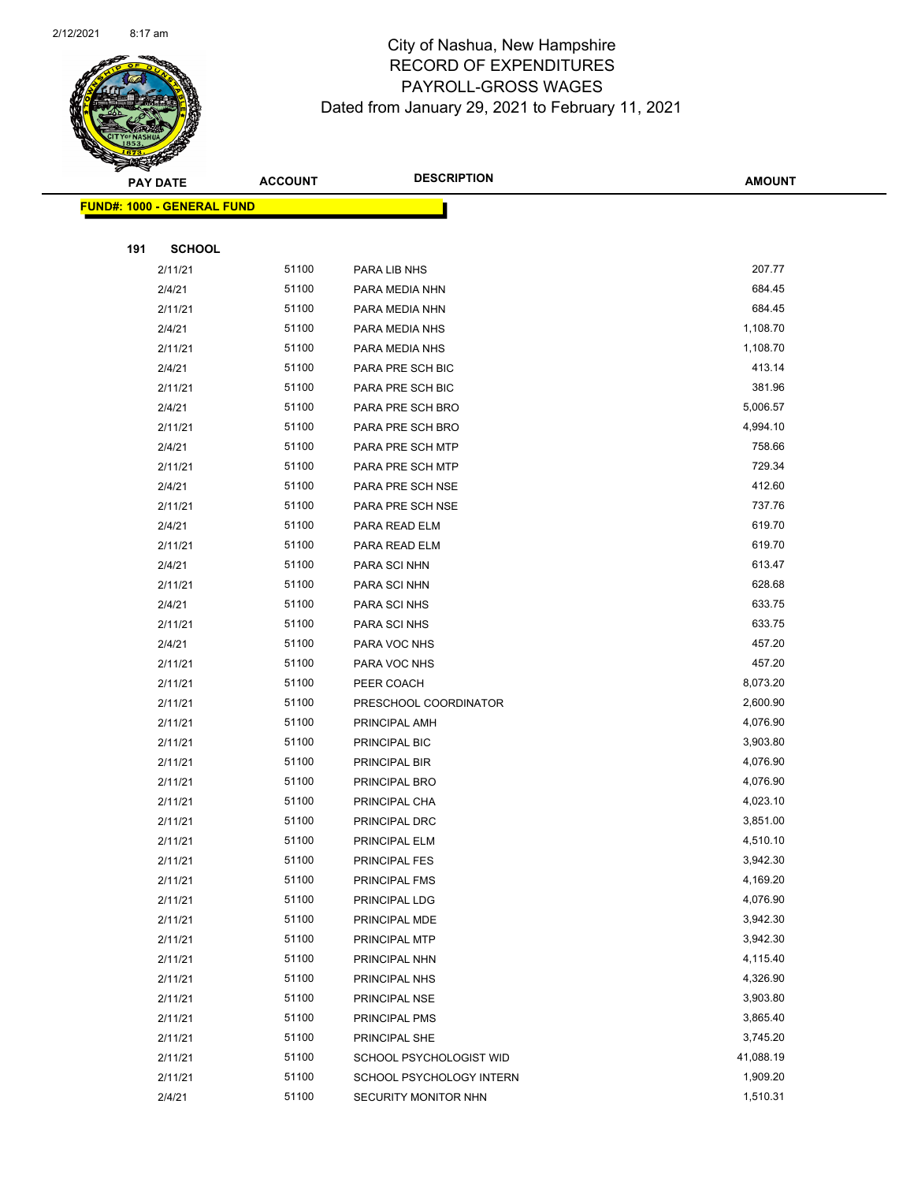City of Nashua, New Hampshire
RECORD OF EXPENDITURES
PAYROLL-GROSS WAGES
Dated from January 29, 2021 to February 11, 2021

| PAY DATE | ACCOUNT | DESCRIPTION | AMOUNT |
|---|---|---|---|
| **FUND#: 1000 - GENERAL FUND** | | | |
| **191 SCHOOL** | | | |
| 2/11/21 | 51100 | PARA LIB NHS | 207.77 |
| 2/4/21 | 51100 | PARA MEDIA NHN | 684.45 |
| 2/11/21 | 51100 | PARA MEDIA NHN | 684.45 |
| 2/4/21 | 51100 | PARA MEDIA NHS | 1,108.70 |
| 2/11/21 | 51100 | PARA MEDIA NHS | 1,108.70 |
| 2/4/21 | 51100 | PARA PRE SCH BIC | 413.14 |
| 2/11/21 | 51100 | PARA PRE SCH BIC | 381.96 |
| 2/4/21 | 51100 | PARA PRE SCH BRO | 5,006.57 |
| 2/11/21 | 51100 | PARA PRE SCH BRO | 4,994.10 |
| 2/4/21 | 51100 | PARA PRE SCH MTP | 758.66 |
| 2/11/21 | 51100 | PARA PRE SCH MTP | 729.34 |
| 2/4/21 | 51100 | PARA PRE SCH NSE | 412.60 |
| 2/11/21 | 51100 | PARA PRE SCH NSE | 737.76 |
| 2/4/21 | 51100 | PARA READ ELM | 619.70 |
| 2/11/21 | 51100 | PARA READ ELM | 619.70 |
| 2/4/21 | 51100 | PARA SCI NHN | 613.47 |
| 2/11/21 | 51100 | PARA SCI NHN | 628.68 |
| 2/4/21 | 51100 | PARA SCI NHS | 633.75 |
| 2/11/21 | 51100 | PARA SCI NHS | 633.75 |
| 2/4/21 | 51100 | PARA VOC NHS | 457.20 |
| 2/11/21 | 51100 | PARA VOC NHS | 457.20 |
| 2/11/21 | 51100 | PEER COACH | 8,073.20 |
| 2/11/21 | 51100 | PRESCHOOL COORDINATOR | 2,600.90 |
| 2/11/21 | 51100 | PRINCIPAL AMH | 4,076.90 |
| 2/11/21 | 51100 | PRINCIPAL BIC | 3,903.80 |
| 2/11/21 | 51100 | PRINCIPAL BIR | 4,076.90 |
| 2/11/21 | 51100 | PRINCIPAL BRO | 4,076.90 |
| 2/11/21 | 51100 | PRINCIPAL CHA | 4,023.10 |
| 2/11/21 | 51100 | PRINCIPAL DRC | 3,851.00 |
| 2/11/21 | 51100 | PRINCIPAL ELM | 4,510.10 |
| 2/11/21 | 51100 | PRINCIPAL FES | 3,942.30 |
| 2/11/21 | 51100 | PRINCIPAL FMS | 4,169.20 |
| 2/11/21 | 51100 | PRINCIPAL LDG | 4,076.90 |
| 2/11/21 | 51100 | PRINCIPAL MDE | 3,942.30 |
| 2/11/21 | 51100 | PRINCIPAL MTP | 3,942.30 |
| 2/11/21 | 51100 | PRINCIPAL NHN | 4,115.40 |
| 2/11/21 | 51100 | PRINCIPAL NHS | 4,326.90 |
| 2/11/21 | 51100 | PRINCIPAL NSE | 3,903.80 |
| 2/11/21 | 51100 | PRINCIPAL PMS | 3,865.40 |
| 2/11/21 | 51100 | PRINCIPAL SHE | 3,745.20 |
| 2/11/21 | 51100 | SCHOOL PSYCHOLOGIST WID | 41,088.19 |
| 2/11/21 | 51100 | SCHOOL PSYCHOLOGY INTERN | 1,909.20 |
| 2/4/21 | 51100 | SECURITY MONITOR NHN | 1,510.31 |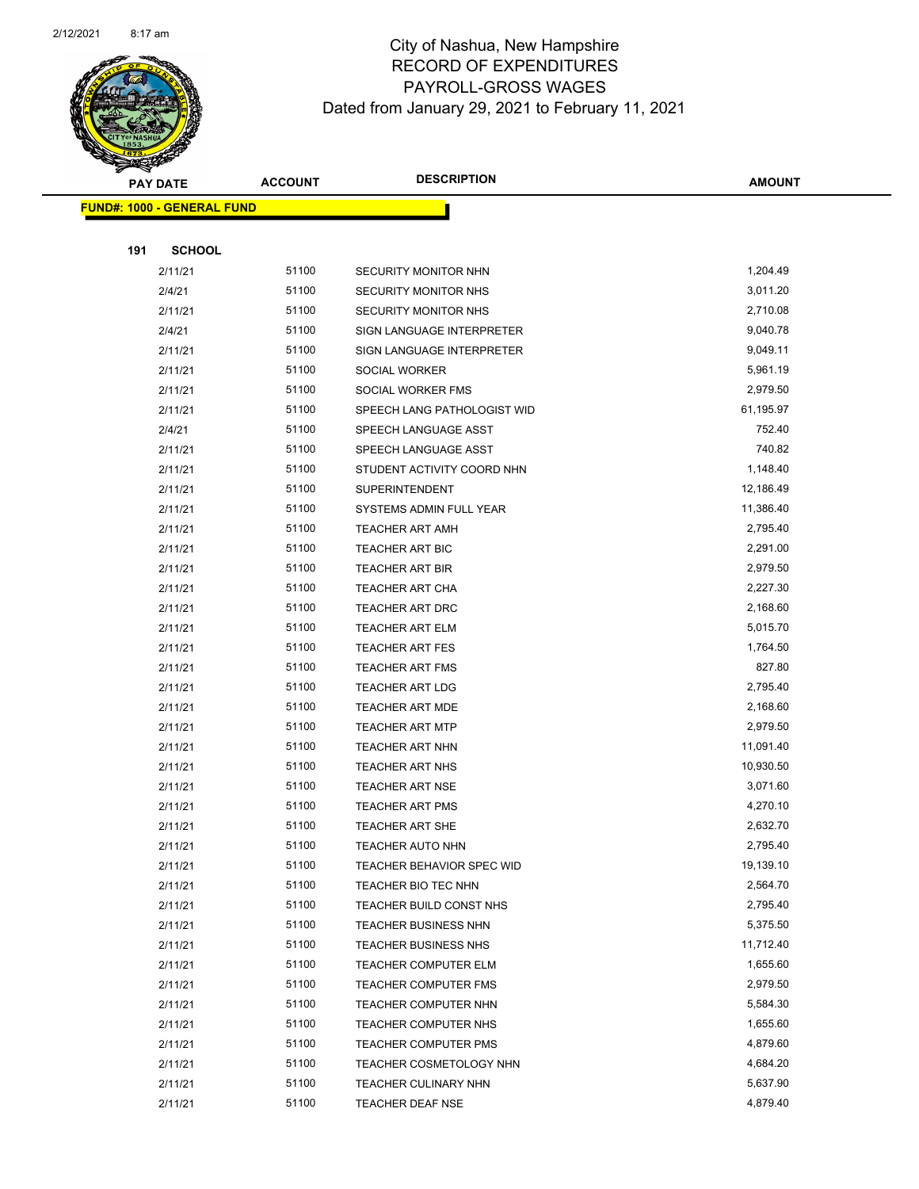City of Nashua, New Hampshire
RECORD OF EXPENDITURES
PAYROLL-GROSS WAGES
Dated from January 29, 2021 to February 11, 2021

| PAY DATE | ACCOUNT | DESCRIPTION | AMOUNT |
|---|---|---|---|
| **FUND#: 1000 - GENERAL FUND** | | | |
| **191 SCHOOL** | | | |
| 2/11/21 | 51100 | SECURITY MONITOR NHN | 1,204.49 |
| 2/4/21 | 51100 | SECURITY MONITOR NHS | 3,011.20 |
| 2/11/21 | 51100 | SECURITY MONITOR NHS | 2,710.08 |
| 2/4/21 | 51100 | SIGN LANGUAGE INTERPRETER | 9,040.78 |
| 2/11/21 | 51100 | SIGN LANGUAGE INTERPRETER | 9,049.11 |
| 2/11/21 | 51100 | SOCIAL WORKER | 5,961.19 |
| 2/11/21 | 51100 | SOCIAL WORKER FMS | 2,979.50 |
| 2/11/21 | 51100 | SPEECH LANG PATHOLOGIST WID | 61,195.97 |
| 2/4/21 | 51100 | SPEECH LANGUAGE ASST | 752.40 |
| 2/11/21 | 51100 | SPEECH LANGUAGE ASST | 740.82 |
| 2/11/21 | 51100 | STUDENT ACTIVITY COORD NHN | 1,148.40 |
| 2/11/21 | 51100 | SUPERINTENDENT | 12,186.49 |
| 2/11/21 | 51100 | SYSTEMS ADMIN FULL YEAR | 11,386.40 |
| 2/11/21 | 51100 | TEACHER ART AMH | 2,795.40 |
| 2/11/21 | 51100 | TEACHER ART BIC | 2,291.00 |
| 2/11/21 | 51100 | TEACHER ART BIR | 2,979.50 |
| 2/11/21 | 51100 | TEACHER ART CHA | 2,227.30 |
| 2/11/21 | 51100 | TEACHER ART DRC | 2,168.60 |
| 2/11/21 | 51100 | TEACHER ART ELM | 5,015.70 |
| 2/11/21 | 51100 | TEACHER ART FES | 1,764.50 |
| 2/11/21 | 51100 | TEACHER ART FMS | 827.80 |
| 2/11/21 | 51100 | TEACHER ART LDG | 2,795.40 |
| 2/11/21 | 51100 | TEACHER ART MDE | 2,168.60 |
| 2/11/21 | 51100 | TEACHER ART MTP | 2,979.50 |
| 2/11/21 | 51100 | TEACHER ART NHN | 11,091.40 |
| 2/11/21 | 51100 | TEACHER ART NHS | 10,930.50 |
| 2/11/21 | 51100 | TEACHER ART NSE | 3,071.60 |
| 2/11/21 | 51100 | TEACHER ART PMS | 4,270.10 |
| 2/11/21 | 51100 | TEACHER ART SHE | 2,632.70 |
| 2/11/21 | 51100 | TEACHER AUTO NHN | 2,795.40 |
| 2/11/21 | 51100 | TEACHER BEHAVIOR SPEC WID | 19,139.10 |
| 2/11/21 | 51100 | TEACHER BIO TEC NHN | 2,564.70 |
| 2/11/21 | 51100 | TEACHER BUILD CONST NHS | 2,795.40 |
| 2/11/21 | 51100 | TEACHER BUSINESS NHN | 5,375.50 |
| 2/11/21 | 51100 | TEACHER BUSINESS NHS | 11,712.40 |
| 2/11/21 | 51100 | TEACHER COMPUTER ELM | 1,655.60 |
| 2/11/21 | 51100 | TEACHER COMPUTER FMS | 2,979.50 |
| 2/11/21 | 51100 | TEACHER COMPUTER NHN | 5,584.30 |
| 2/11/21 | 51100 | TEACHER COMPUTER NHS | 1,655.60 |
| 2/11/21 | 51100 | TEACHER COMPUTER PMS | 4,879.60 |
| 2/11/21 | 51100 | TEACHER COSMETOLOGY NHN | 4,684.20 |
| 2/11/21 | 51100 | TEACHER CULINARY NHN | 5,637.90 |
| 2/11/21 | 51100 | TEACHER DEAF NSE | 4,879.40 |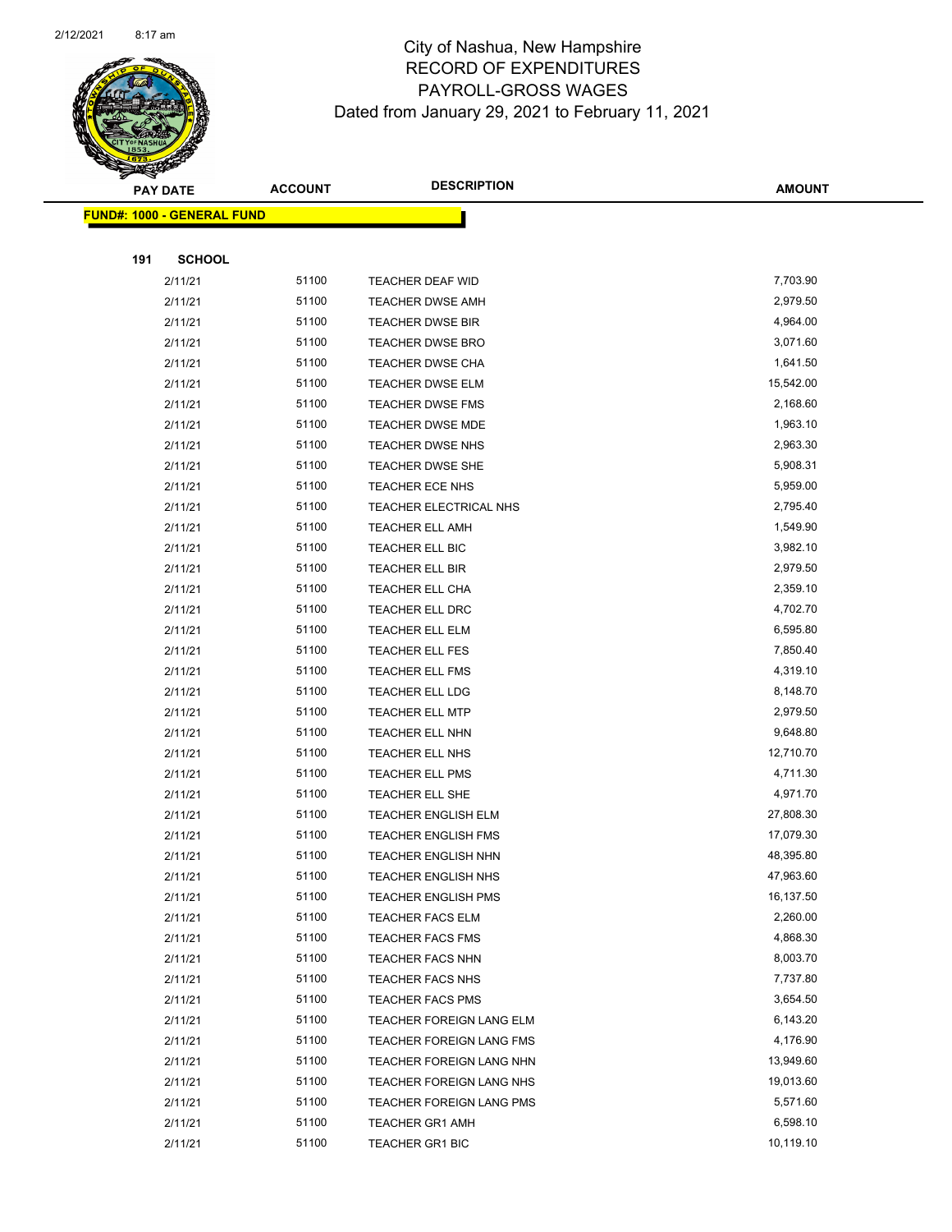# City of Nashua, New Hampshire
## RECORD OF EXPENDITURES
## PAYROLL-GROSS WAGES
### Dated from January 29, 2021 to February 11, 2021

| PAY DATE | ACCOUNT | DESCRIPTION | AMOUNT |
|---|---|---|---|
| **FUND#: 1000 - GENERAL FUND** | | | |
| **191 SCHOOL** | | | |
| 2/11/21 | 51100 | TEACHER DEAF WID | 7,703.90 |
| 2/11/21 | 51100 | TEACHER DWSE AMH | 2,979.50 |
| 2/11/21 | 51100 | TEACHER DWSE BIR | 4,964.00 |
| 2/11/21 | 51100 | TEACHER DWSE BRO | 3,071.60 |
| 2/11/21 | 51100 | TEACHER DWSE CHA | 1,641.50 |
| 2/11/21 | 51100 | TEACHER DWSE ELM | 15,542.00 |
| 2/11/21 | 51100 | TEACHER DWSE FMS | 2,168.60 |
| 2/11/21 | 51100 | TEACHER DWSE MDE | 1,963.10 |
| 2/11/21 | 51100 | TEACHER DWSE NHS | 2,963.30 |
| 2/11/21 | 51100 | TEACHER DWSE SHE | 5,908.31 |
| 2/11/21 | 51100 | TEACHER ECE NHS | 5,959.00 |
| 2/11/21 | 51100 | TEACHER ELECTRICAL NHS | 2,795.40 |
| 2/11/21 | 51100 | TEACHER ELL AMH | 1,549.90 |
| 2/11/21 | 51100 | TEACHER ELL BIC | 3,982.10 |
| 2/11/21 | 51100 | TEACHER ELL BIR | 2,979.50 |
| 2/11/21 | 51100 | TEACHER ELL CHA | 2,359.10 |
| 2/11/21 | 51100 | TEACHER ELL DRC | 4,702.70 |
| 2/11/21 | 51100 | TEACHER ELL ELM | 6,595.80 |
| 2/11/21 | 51100 | TEACHER ELL FES | 7,850.40 |
| 2/11/21 | 51100 | TEACHER ELL FMS | 4,319.10 |
| 2/11/21 | 51100 | TEACHER ELL LDG | 8,148.70 |
| 2/11/21 | 51100 | TEACHER ELL MTP | 2,979.50 |
| 2/11/21 | 51100 | TEACHER ELL NHN | 9,648.80 |
| 2/11/21 | 51100 | TEACHER ELL NHS | 12,710.70 |
| 2/11/21 | 51100 | TEACHER ELL PMS | 4,711.30 |
| 2/11/21 | 51100 | TEACHER ELL SHE | 4,971.70 |
| 2/11/21 | 51100 | TEACHER ENGLISH ELM | 27,808.30 |
| 2/11/21 | 51100 | TEACHER ENGLISH FMS | 17,079.30 |
| 2/11/21 | 51100 | TEACHER ENGLISH NHN | 48,395.80 |
| 2/11/21 | 51100 | TEACHER ENGLISH NHS | 47,963.60 |
| 2/11/21 | 51100 | TEACHER ENGLISH PMS | 16,137.50 |
| 2/11/21 | 51100 | TEACHER FACS ELM | 2,260.00 |
| 2/11/21 | 51100 | TEACHER FACS FMS | 4,868.30 |
| 2/11/21 | 51100 | TEACHER FACS NHN | 8,003.70 |
| 2/11/21 | 51100 | TEACHER FACS NHS | 7,737.80 |
| 2/11/21 | 51100 | TEACHER FACS PMS | 3,654.50 |
| 2/11/21 | 51100 | TEACHER FOREIGN LANG ELM | 6,143.20 |
| 2/11/21 | 51100 | TEACHER FOREIGN LANG FMS | 4,176.90 |
| 2/11/21 | 51100 | TEACHER FOREIGN LANG NHN | 13,949.60 |
| 2/11/21 | 51100 | TEACHER FOREIGN LANG NHS | 19,013.60 |
| 2/11/21 | 51100 | TEACHER FOREIGN LANG PMS | 5,571.60 |
| 2/11/21 | 51100 | TEACHER GR1 AMH | 6,598.10 |
| 2/11/21 | 51100 | TEACHER GR1 BIC | 10,119.10 |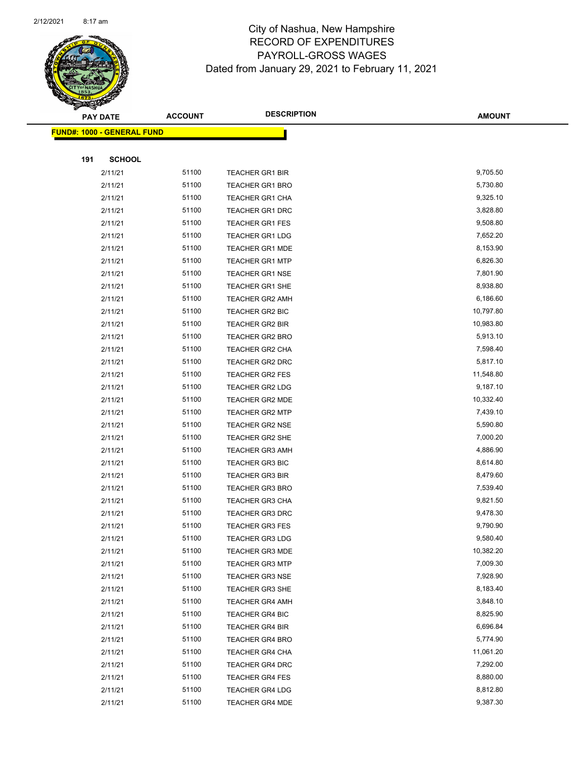# City of Nashua, New Hampshire
## RECORD OF EXPENDITURES
## PAYROLL-GROSS WAGES
### Dated from January 29, 2021 to February 11, 2021

| PAY DATE | ACCOUNT | DESCRIPTION | AMOUNT |
|---|---|---|---|
| **FUND#: 1000 - GENERAL FUND** | | | |
| **191 SCHOOL** | | | |
| 2/11/21 | 51100 | TEACHER GR1 BIR | 9,705.50 |
| 2/11/21 | 51100 | TEACHER GR1 BRO | 5,730.80 |
| 2/11/21 | 51100 | TEACHER GR1 CHA | 9,325.10 |
| 2/11/21 | 51100 | TEACHER GR1 DRC | 3,828.80 |
| 2/11/21 | 51100 | TEACHER GR1 FES | 9,508.80 |
| 2/11/21 | 51100 | TEACHER GR1 LDG | 7,652.20 |
| 2/11/21 | 51100 | TEACHER GR1 MDE | 8,153.90 |
| 2/11/21 | 51100 | TEACHER GR1 MTP | 6,826.30 |
| 2/11/21 | 51100 | TEACHER GR1 NSE | 7,801.90 |
| 2/11/21 | 51100 | TEACHER GR1 SHE | 8,938.80 |
| 2/11/21 | 51100 | TEACHER GR2 AMH | 6,186.60 |
| 2/11/21 | 51100 | TEACHER GR2 BIC | 10,797.80 |
| 2/11/21 | 51100 | TEACHER GR2 BIR | 10,983.80 |
| 2/11/21 | 51100 | TEACHER GR2 BRO | 5,913.10 |
| 2/11/21 | 51100 | TEACHER GR2 CHA | 7,598.40 |
| 2/11/21 | 51100 | TEACHER GR2 DRC | 5,817.10 |
| 2/11/21 | 51100 | TEACHER GR2 FES | 11,548.80 |
| 2/11/21 | 51100 | TEACHER GR2 LDG | 9,187.10 |
| 2/11/21 | 51100 | TEACHER GR2 MDE | 10,332.40 |
| 2/11/21 | 51100 | TEACHER GR2 MTP | 7,439.10 |
| 2/11/21 | 51100 | TEACHER GR2 NSE | 5,590.80 |
| 2/11/21 | 51100 | TEACHER GR2 SHE | 7,000.20 |
| 2/11/21 | 51100 | TEACHER GR3 AMH | 4,886.90 |
| 2/11/21 | 51100 | TEACHER GR3 BIC | 8,614.80 |
| 2/11/21 | 51100 | TEACHER GR3 BIR | 8,479.60 |
| 2/11/21 | 51100 | TEACHER GR3 BRO | 7,539.40 |
| 2/11/21 | 51100 | TEACHER GR3 CHA | 9,821.50 |
| 2/11/21 | 51100 | TEACHER GR3 DRC | 9,478.30 |
| 2/11/21 | 51100 | TEACHER GR3 FES | 9,790.90 |
| 2/11/21 | 51100 | TEACHER GR3 LDG | 9,580.40 |
| 2/11/21 | 51100 | TEACHER GR3 MDE | 10,382.20 |
| 2/11/21 | 51100 | TEACHER GR3 MTP | 7,009.30 |
| 2/11/21 | 51100 | TEACHER GR3 NSE | 7,928.90 |
| 2/11/21 | 51100 | TEACHER GR3 SHE | 8,183.40 |
| 2/11/21 | 51100 | TEACHER GR4 AMH | 3,848.10 |
| 2/11/21 | 51100 | TEACHER GR4 BIC | 8,825.90 |
| 2/11/21 | 51100 | TEACHER GR4 BIR | 6,696.84 |
| 2/11/21 | 51100 | TEACHER GR4 BRO | 5,774.90 |
| 2/11/21 | 51100 | TEACHER GR4 CHA | 11,061.20 |
| 2/11/21 | 51100 | TEACHER GR4 DRC | 7,292.00 |
| 2/11/21 | 51100 | TEACHER GR4 FES | 8,880.00 |
| 2/11/21 | 51100 | TEACHER GR4 LDG | 8,812.80 |
| 2/11/21 | 51100 | TEACHER GR4 MDE | 9,387.30 |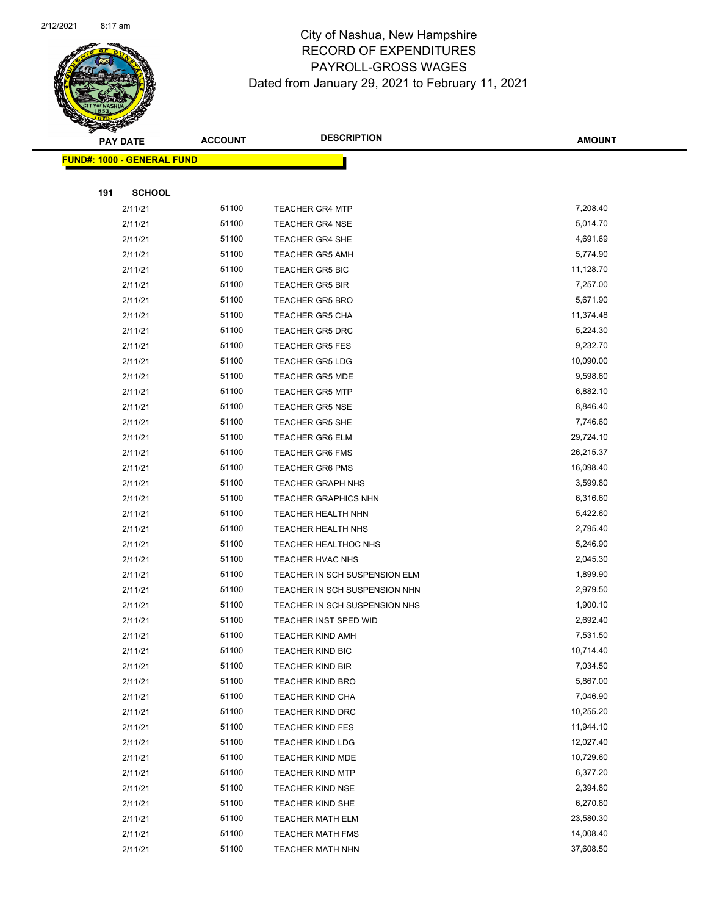# City of Nashua, New Hampshire
## RECORD OF EXPENDITURES
## PAYROLL-GROSS WAGES
## Dated from January 29, 2021 to February 11, 2021

| PAY DATE | ACCOUNT | DESCRIPTION | AMOUNT |
|---|---|---|---|
| **FUND#: 1000 - GENERAL FUND** | | | |
| **191 SCHOOL** | | | |
| 2/11/21 | 51100 | TEACHER GR4 MTP | 7,208.40 |
| 2/11/21 | 51100 | TEACHER GR4 NSE | 5,014.70 |
| 2/11/21 | 51100 | TEACHER GR4 SHE | 4,691.69 |
| 2/11/21 | 51100 | TEACHER GR5 AMH | 5,774.90 |
| 2/11/21 | 51100 | TEACHER GR5 BIC | 11,128.70 |
| 2/11/21 | 51100 | TEACHER GR5 BIR | 7,257.00 |
| 2/11/21 | 51100 | TEACHER GR5 BRO | 5,671.90 |
| 2/11/21 | 51100 | TEACHER GR5 CHA | 11,374.48 |
| 2/11/21 | 51100 | TEACHER GR5 DRC | 5,224.30 |
| 2/11/21 | 51100 | TEACHER GR5 FES | 9,232.70 |
| 2/11/21 | 51100 | TEACHER GR5 LDG | 10,090.00 |
| 2/11/21 | 51100 | TEACHER GR5 MDE | 9,598.60 |
| 2/11/21 | 51100 | TEACHER GR5 MTP | 6,882.10 |
| 2/11/21 | 51100 | TEACHER GR5 NSE | 8,846.40 |
| 2/11/21 | 51100 | TEACHER GR5 SHE | 7,746.60 |
| 2/11/21 | 51100 | TEACHER GR6 ELM | 29,724.10 |
| 2/11/21 | 51100 | TEACHER GR6 FMS | 26,215.37 |
| 2/11/21 | 51100 | TEACHER GR6 PMS | 16,098.40 |
| 2/11/21 | 51100 | TEACHER GRAPH NHS | 3,599.80 |
| 2/11/21 | 51100 | TEACHER GRAPHICS NHN | 6,316.60 |
| 2/11/21 | 51100 | TEACHER HEALTH NHN | 5,422.60 |
| 2/11/21 | 51100 | TEACHER HEALTH NHS | 2,795.40 |
| 2/11/21 | 51100 | TEACHER HEALTHOC NHS | 5,246.90 |
| 2/11/21 | 51100 | TEACHER HVAC NHS | 2,045.30 |
| 2/11/21 | 51100 | TEACHER IN SCH SUSPENSION ELM | 1,899.90 |
| 2/11/21 | 51100 | TEACHER IN SCH SUSPENSION NHN | 2,979.50 |
| 2/11/21 | 51100 | TEACHER IN SCH SUSPENSION NHS | 1,900.10 |
| 2/11/21 | 51100 | TEACHER INST SPED WID | 2,692.40 |
| 2/11/21 | 51100 | TEACHER KIND AMH | 7,531.50 |
| 2/11/21 | 51100 | TEACHER KIND BIC | 10,714.40 |
| 2/11/21 | 51100 | TEACHER KIND BIR | 7,034.50 |
| 2/11/21 | 51100 | TEACHER KIND BRO | 5,867.00 |
| 2/11/21 | 51100 | TEACHER KIND CHA | 7,046.90 |
| 2/11/21 | 51100 | TEACHER KIND DRC | 10,255.20 |
| 2/11/21 | 51100 | TEACHER KIND FES | 11,944.10 |
| 2/11/21 | 51100 | TEACHER KIND LDG | 12,027.40 |
| 2/11/21 | 51100 | TEACHER KIND MDE | 10,729.60 |
| 2/11/21 | 51100 | TEACHER KIND MTP | 6,377.20 |
| 2/11/21 | 51100 | TEACHER KIND NSE | 2,394.80 |
| 2/11/21 | 51100 | TEACHER KIND SHE | 6,270.80 |
| 2/11/21 | 51100 | TEACHER MATH ELM | 23,580.30 |
| 2/11/21 | 51100 | TEACHER MATH FMS | 14,008.40 |
| 2/11/21 | 51100 | TEACHER MATH NHN | 37,608.50 |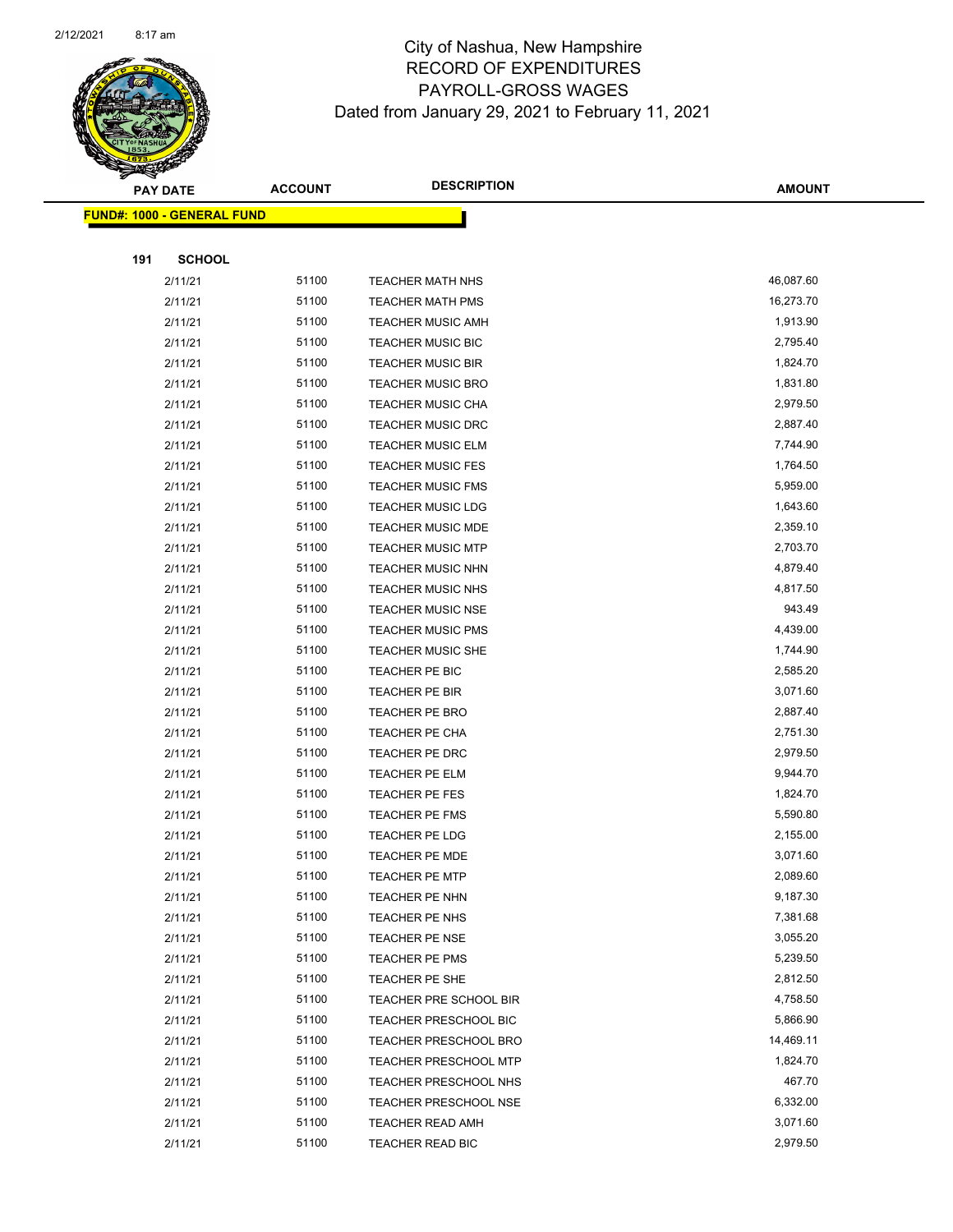# City of Nashua, New Hampshire
## RECORD OF EXPENDITURES
## PAYROLL-GROSS WAGES
### Dated from January 29, 2021 to February 11, 2021

| PAY DATE | ACCOUNT | DESCRIPTION | AMOUNT |
|---|---|---|---|
| **FUND#: 1000 - GENERAL FUND** | | | |
| **191 SCHOOL** | | | |
| 2/11/21 | 51100 | TEACHER MATH NHS | 46,087.60 |
| 2/11/21 | 51100 | TEACHER MATH PMS | 16,273.70 |
| 2/11/21 | 51100 | TEACHER MUSIC AMH | 1,913.90 |
| 2/11/21 | 51100 | TEACHER MUSIC BIC | 2,795.40 |
| 2/11/21 | 51100 | TEACHER MUSIC BIR | 1,824.70 |
| 2/11/21 | 51100 | TEACHER MUSIC BRO | 1,831.80 |
| 2/11/21 | 51100 | TEACHER MUSIC CHA | 2,979.50 |
| 2/11/21 | 51100 | TEACHER MUSIC DRC | 2,887.40 |
| 2/11/21 | 51100 | TEACHER MUSIC ELM | 7,744.90 |
| 2/11/21 | 51100 | TEACHER MUSIC FES | 1,764.50 |
| 2/11/21 | 51100 | TEACHER MUSIC FMS | 5,959.00 |
| 2/11/21 | 51100 | TEACHER MUSIC LDG | 1,643.60 |
| 2/11/21 | 51100 | TEACHER MUSIC MDE | 2,359.10 |
| 2/11/21 | 51100 | TEACHER MUSIC MTP | 2,703.70 |
| 2/11/21 | 51100 | TEACHER MUSIC NHN | 4,879.40 |
| 2/11/21 | 51100 | TEACHER MUSIC NHS | 4,817.50 |
| 2/11/21 | 51100 | TEACHER MUSIC NSE | 943.49 |
| 2/11/21 | 51100 | TEACHER MUSIC PMS | 4,439.00 |
| 2/11/21 | 51100 | TEACHER MUSIC SHE | 1,744.90 |
| 2/11/21 | 51100 | TEACHER PE BIC | 2,585.20 |
| 2/11/21 | 51100 | TEACHER PE BIR | 3,071.60 |
| 2/11/21 | 51100 | TEACHER PE BRO | 2,887.40 |
| 2/11/21 | 51100 | TEACHER PE CHA | 2,751.30 |
| 2/11/21 | 51100 | TEACHER PE DRC | 2,979.50 |
| 2/11/21 | 51100 | TEACHER PE ELM | 9,944.70 |
| 2/11/21 | 51100 | TEACHER PE FES | 1,824.70 |
| 2/11/21 | 51100 | TEACHER PE FMS | 5,590.80 |
| 2/11/21 | 51100 | TEACHER PE LDG | 2,155.00 |
| 2/11/21 | 51100 | TEACHER PE MDE | 3,071.60 |
| 2/11/21 | 51100 | TEACHER PE MTP | 2,089.60 |
| 2/11/21 | 51100 | TEACHER PE NHN | 9,187.30 |
| 2/11/21 | 51100 | TEACHER PE NHS | 7,381.68 |
| 2/11/21 | 51100 | TEACHER PE NSE | 3,055.20 |
| 2/11/21 | 51100 | TEACHER PE PMS | 5,239.50 |
| 2/11/21 | 51100 | TEACHER PE SHE | 2,812.50 |
| 2/11/21 | 51100 | TEACHER PRE SCHOOL BIR | 4,758.50 |
| 2/11/21 | 51100 | TEACHER PRESCHOOL BIC | 5,866.90 |
| 2/11/21 | 51100 | TEACHER PRESCHOOL BRO | 14,469.11 |
| 2/11/21 | 51100 | TEACHER PRESCHOOL MTP | 1,824.70 |
| 2/11/21 | 51100 | TEACHER PRESCHOOL NHS | 467.70 |
| 2/11/21 | 51100 | TEACHER PRESCHOOL NSE | 6,332.00 |
| 2/11/21 | 51100 | TEACHER READ AMH | 3,071.60 |
| 2/11/21 | 51100 | TEACHER READ BIC | 2,979.50 |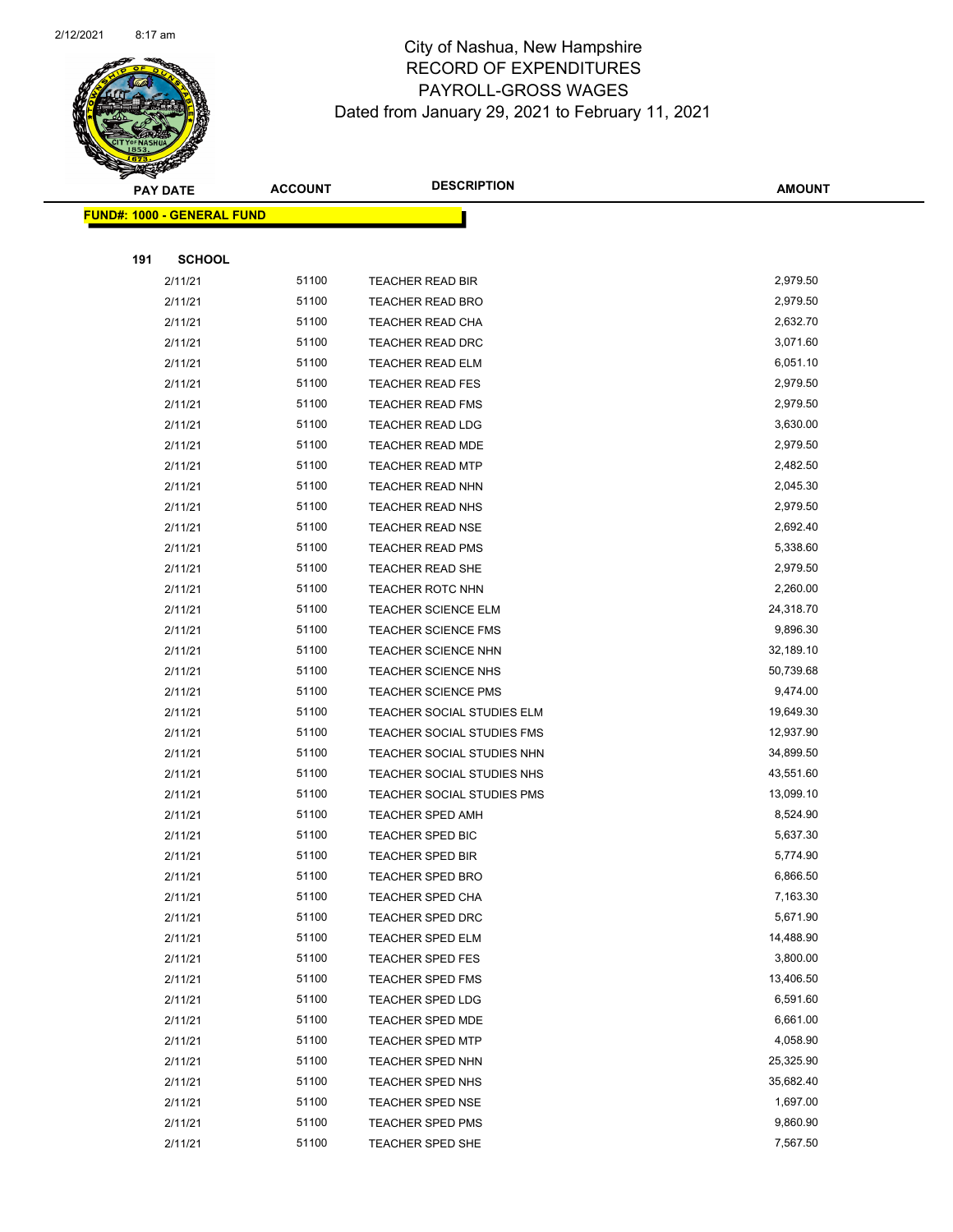# City of Nashua, New Hampshire
## RECORD OF EXPENDITURES
## PAYROLL-GROSS WAGES
### Dated from January 29, 2021 to February 11, 2021

| PAY DATE | ACCOUNT | DESCRIPTION | AMOUNT |
|---|---|---|---|
| **FUND#: 1000 - GENERAL FUND** | | | |
| **191 SCHOOL** | | | |
| 2/11/21 | 51100 | TEACHER READ BIR | 2,979.50 |
| 2/11/21 | 51100 | TEACHER READ BRO | 2,979.50 |
| 2/11/21 | 51100 | TEACHER READ CHA | 2,632.70 |
| 2/11/21 | 51100 | TEACHER READ DRC | 3,071.60 |
| 2/11/21 | 51100 | TEACHER READ ELM | 6,051.10 |
| 2/11/21 | 51100 | TEACHER READ FES | 2,979.50 |
| 2/11/21 | 51100 | TEACHER READ FMS | 2,979.50 |
| 2/11/21 | 51100 | TEACHER READ LDG | 3,630.00 |
| 2/11/21 | 51100 | TEACHER READ MDE | 2,979.50 |
| 2/11/21 | 51100 | TEACHER READ MTP | 2,482.50 |
| 2/11/21 | 51100 | TEACHER READ NHN | 2,045.30 |
| 2/11/21 | 51100 | TEACHER READ NHS | 2,979.50 |
| 2/11/21 | 51100 | TEACHER READ NSE | 2,692.40 |
| 2/11/21 | 51100 | TEACHER READ PMS | 5,338.60 |
| 2/11/21 | 51100 | TEACHER READ SHE | 2,979.50 |
| 2/11/21 | 51100 | TEACHER ROTC NHN | 2,260.00 |
| 2/11/21 | 51100 | TEACHER SCIENCE ELM | 24,318.70 |
| 2/11/21 | 51100 | TEACHER SCIENCE FMS | 9,896.30 |
| 2/11/21 | 51100 | TEACHER SCIENCE NHN | 32,189.10 |
| 2/11/21 | 51100 | TEACHER SCIENCE NHS | 50,739.68 |
| 2/11/21 | 51100 | TEACHER SCIENCE PMS | 9,474.00 |
| 2/11/21 | 51100 | TEACHER SOCIAL STUDIES ELM | 19,649.30 |
| 2/11/21 | 51100 | TEACHER SOCIAL STUDIES FMS | 12,937.90 |
| 2/11/21 | 51100 | TEACHER SOCIAL STUDIES NHN | 34,899.50 |
| 2/11/21 | 51100 | TEACHER SOCIAL STUDIES NHS | 43,551.60 |
| 2/11/21 | 51100 | TEACHER SOCIAL STUDIES PMS | 13,099.10 |
| 2/11/21 | 51100 | TEACHER SPED AMH | 8,524.90 |
| 2/11/21 | 51100 | TEACHER SPED BIC | 5,637.30 |
| 2/11/21 | 51100 | TEACHER SPED BIR | 5,774.90 |
| 2/11/21 | 51100 | TEACHER SPED BRO | 6,866.50 |
| 2/11/21 | 51100 | TEACHER SPED CHA | 7,163.30 |
| 2/11/21 | 51100 | TEACHER SPED DRC | 5,671.90 |
| 2/11/21 | 51100 | TEACHER SPED ELM | 14,488.90 |
| 2/11/21 | 51100 | TEACHER SPED FES | 3,800.00 |
| 2/11/21 | 51100 | TEACHER SPED FMS | 13,406.50 |
| 2/11/21 | 51100 | TEACHER SPED LDG | 6,591.60 |
| 2/11/21 | 51100 | TEACHER SPED MDE | 6,661.00 |
| 2/11/21 | 51100 | TEACHER SPED MTP | 4,058.90 |
| 2/11/21 | 51100 | TEACHER SPED NHN | 25,325.90 |
| 2/11/21 | 51100 | TEACHER SPED NHS | 35,682.40 |
| 2/11/21 | 51100 | TEACHER SPED NSE | 1,697.00 |
| 2/11/21 | 51100 | TEACHER SPED PMS | 9,860.90 |
| 2/11/21 | 51100 | TEACHER SPED SHE | 7,567.50 |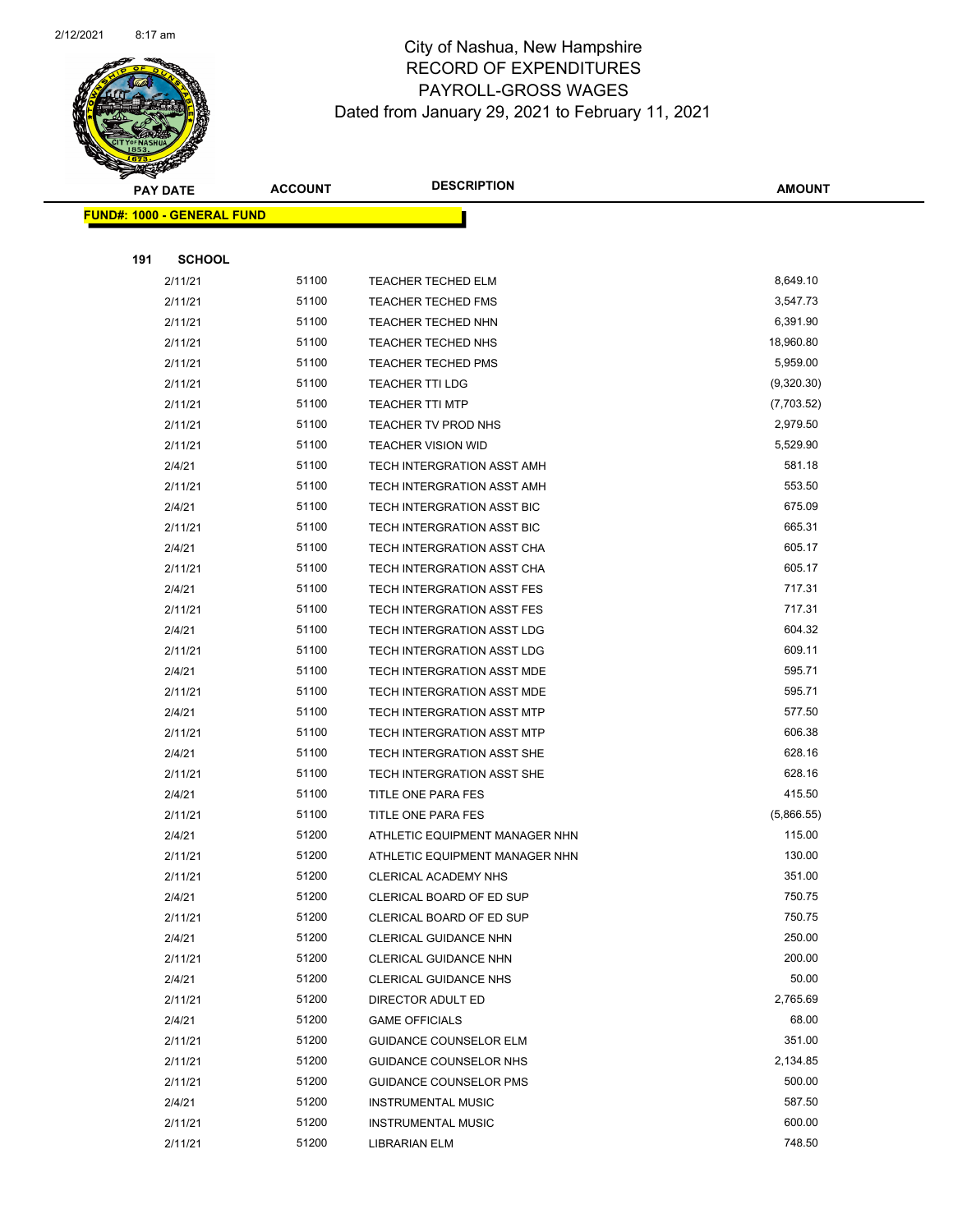# City of Nashua, New Hampshire
# RECORD OF EXPENDITURES
# PAYROLL-GROSS WAGES
# Dated from January 29, 2021 to February 11, 2021

| PAY DATE | ACCOUNT | DESCRIPTION | AMOUNT |
|---|---|---|---|
| **FUND#: 1000 - GENERAL FUND** | | | |
| **191 SCHOOL** | | | |
| 2/11/21 | 51100 | TEACHER TECHED ELM | 8,649.10 |
| 2/11/21 | 51100 | TEACHER TECHED FMS | 3,547.73 |
| 2/11/21 | 51100 | TEACHER TECHED NHN | 6,391.90 |
| 2/11/21 | 51100 | TEACHER TECHED NHS | 18,960.80 |
| 2/11/21 | 51100 | TEACHER TECHED PMS | 5,959.00 |
| 2/11/21 | 51100 | TEACHER TTI LDG | (9,320.30) |
| 2/11/21 | 51100 | TEACHER TTI MTP | (7,703.52) |
| 2/11/21 | 51100 | TEACHER TV PROD NHS | 2,979.50 |
| 2/11/21 | 51100 | TEACHER VISION WID | 5,529.90 |
| 2/4/21 | 51100 | TECH INTERGRATION ASST AMH | 581.18 |
| 2/11/21 | 51100 | TECH INTERGRATION ASST AMH | 553.50 |
| 2/4/21 | 51100 | TECH INTERGRATION ASST BIC | 675.09 |
| 2/11/21 | 51100 | TECH INTERGRATION ASST BIC | 665.31 |
| 2/4/21 | 51100 | TECH INTERGRATION ASST CHA | 605.17 |
| 2/11/21 | 51100 | TECH INTERGRATION ASST CHA | 605.17 |
| 2/4/21 | 51100 | TECH INTERGRATION ASST FES | 717.31 |
| 2/11/21 | 51100 | TECH INTERGRATION ASST FES | 717.31 |
| 2/4/21 | 51100 | TECH INTERGRATION ASST LDG | 604.32 |
| 2/11/21 | 51100 | TECH INTERGRATION ASST LDG | 609.11 |
| 2/4/21 | 51100 | TECH INTERGRATION ASST MDE | 595.71 |
| 2/11/21 | 51100 | TECH INTERGRATION ASST MDE | 595.71 |
| 2/4/21 | 51100 | TECH INTERGRATION ASST MTP | 577.50 |
| 2/11/21 | 51100 | TECH INTERGRATION ASST MTP | 606.38 |
| 2/4/21 | 51100 | TECH INTERGRATION ASST SHE | 628.16 |
| 2/11/21 | 51100 | TECH INTERGRATION ASST SHE | 628.16 |
| 2/4/21 | 51100 | TITLE ONE PARA FES | 415.50 |
| 2/11/21 | 51100 | TITLE ONE PARA FES | (5,866.55) |
| 2/4/21 | 51200 | ATHLETIC EQUIPMENT MANAGER NHN | 115.00 |
| 2/11/21 | 51200 | ATHLETIC EQUIPMENT MANAGER NHN | 130.00 |
| 2/11/21 | 51200 | CLERICAL ACADEMY NHS | 351.00 |
| 2/4/21 | 51200 | CLERICAL BOARD OF ED SUP | 750.75 |
| 2/11/21 | 51200 | CLERICAL BOARD OF ED SUP | 750.75 |
| 2/4/21 | 51200 | CLERICAL GUIDANCE NHN | 250.00 |
| 2/11/21 | 51200 | CLERICAL GUIDANCE NHN | 200.00 |
| 2/4/21 | 51200 | CLERICAL GUIDANCE NHS | 50.00 |
| 2/11/21 | 51200 | DIRECTOR ADULT ED | 2,765.69 |
| 2/4/21 | 51200 | GAME OFFICIALS | 68.00 |
| 2/11/21 | 51200 | GUIDANCE COUNSELOR ELM | 351.00 |
| 2/11/21 | 51200 | GUIDANCE COUNSELOR NHS | 2,134.85 |
| 2/11/21 | 51200 | GUIDANCE COUNSELOR PMS | 500.00 |
| 2/4/21 | 51200 | INSTRUMENTAL MUSIC | 587.50 |
| 2/11/21 | 51200 | INSTRUMENTAL MUSIC | 600.00 |
| 2/11/21 | 51200 | LIBRARIAN ELM | 748.50 |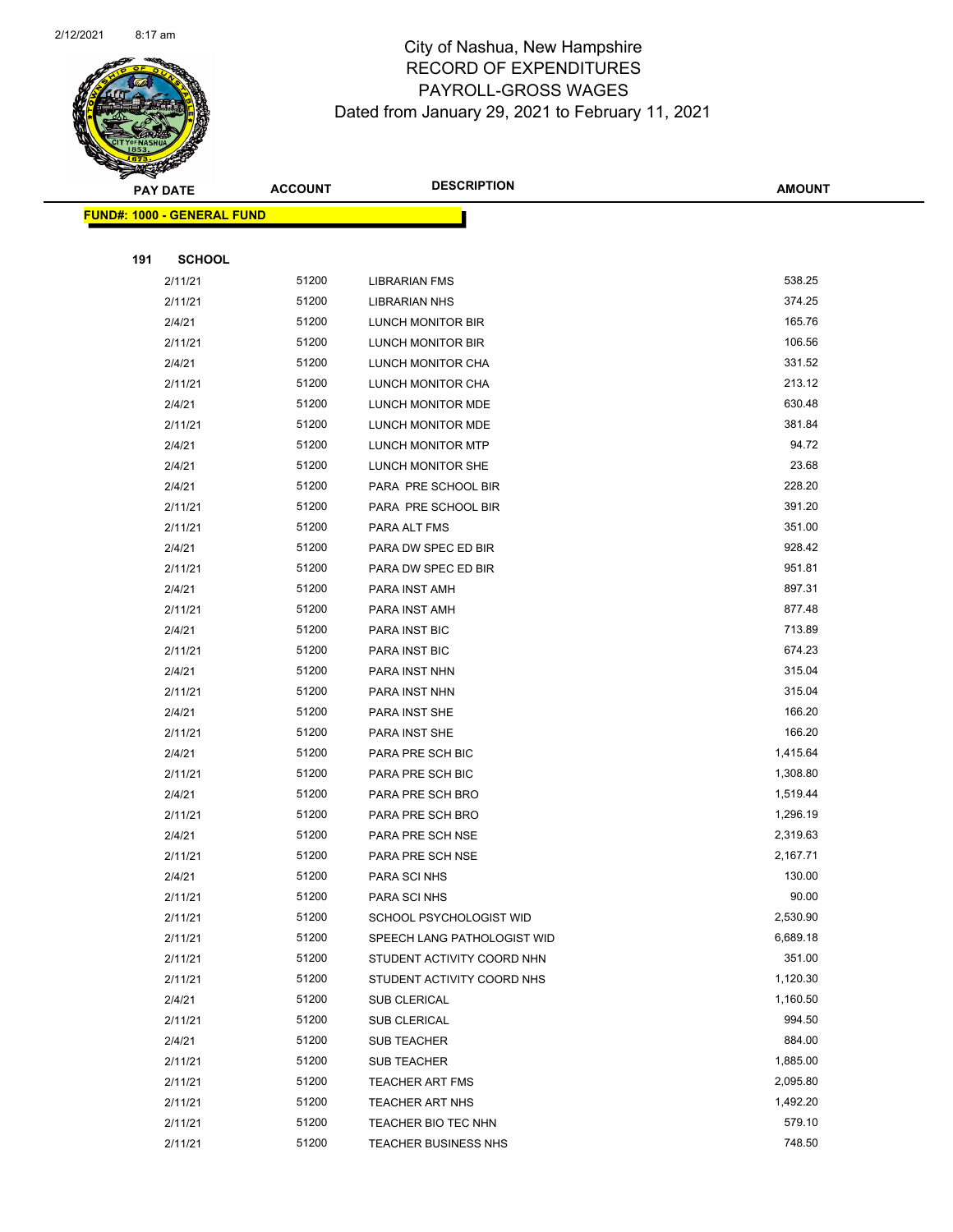# City of Nashua, New Hampshire
## RECORD OF EXPENDITURES
## PAYROLL-GROSS WAGES
### Dated from January 29, 2021 to February 11, 2021

| PAY DATE | ACCOUNT | DESCRIPTION | AMOUNT |
|---|---|---|---|
| **FUND#: 1000 - GENERAL FUND** | | | |
| **191 SCHOOL** | | | |
| 2/11/21 | 51200 | LIBRARIAN FMS | 538.25 |
| 2/11/21 | 51200 | LIBRARIAN NHS | 374.25 |
| 2/4/21 | 51200 | LUNCH MONITOR BIR | 165.76 |
| 2/11/21 | 51200 | LUNCH MONITOR BIR | 106.56 |
| 2/4/21 | 51200 | LUNCH MONITOR CHA | 331.52 |
| 2/11/21 | 51200 | LUNCH MONITOR CHA | 213.12 |
| 2/4/21 | 51200 | LUNCH MONITOR MDE | 630.48 |
| 2/11/21 | 51200 | LUNCH MONITOR MDE | 381.84 |
| 2/4/21 | 51200 | LUNCH MONITOR MTP | 94.72 |
| 2/4/21 | 51200 | LUNCH MONITOR SHE | 23.68 |
| 2/4/21 | 51200 | PARA PRE SCHOOL BIR | 228.20 |
| 2/11/21 | 51200 | PARA PRE SCHOOL BIR | 391.20 |
| 2/11/21 | 51200 | PARA ALT FMS | 351.00 |
| 2/4/21 | 51200 | PARA DW SPEC ED BIR | 928.42 |
| 2/11/21 | 51200 | PARA DW SPEC ED BIR | 951.81 |
| 2/4/21 | 51200 | PARA INST AMH | 897.31 |
| 2/11/21 | 51200 | PARA INST AMH | 877.48 |
| 2/4/21 | 51200 | PARA INST BIC | 713.89 |
| 2/11/21 | 51200 | PARA INST BIC | 674.23 |
| 2/4/21 | 51200 | PARA INST NHN | 315.04 |
| 2/11/21 | 51200 | PARA INST NHN | 315.04 |
| 2/4/21 | 51200 | PARA INST SHE | 166.20 |
| 2/11/21 | 51200 | PARA INST SHE | 166.20 |
| 2/4/21 | 51200 | PARA PRE SCH BIC | 1,415.64 |
| 2/11/21 | 51200 | PARA PRE SCH BIC | 1,308.80 |
| 2/4/21 | 51200 | PARA PRE SCH BRO | 1,519.44 |
| 2/11/21 | 51200 | PARA PRE SCH BRO | 1,296.19 |
| 2/4/21 | 51200 | PARA PRE SCH NSE | 2,319.63 |
| 2/11/21 | 51200 | PARA PRE SCH NSE | 2,167.71 |
| 2/4/21 | 51200 | PARA SCI NHS | 130.00 |
| 2/11/21 | 51200 | PARA SCI NHS | 90.00 |
| 2/11/21 | 51200 | SCHOOL PSYCHOLOGIST WID | 2,530.90 |
| 2/11/21 | 51200 | SPEECH LANG PATHOLOGIST WID | 6,689.18 |
| 2/11/21 | 51200 | STUDENT ACTIVITY COORD NHN | 351.00 |
| 2/11/21 | 51200 | STUDENT ACTIVITY COORD NHS | 1,120.30 |
| 2/4/21 | 51200 | SUB CLERICAL | 1,160.50 |
| 2/11/21 | 51200 | SUB CLERICAL | 994.50 |
| 2/4/21 | 51200 | SUB TEACHER | 884.00 |
| 2/11/21 | 51200 | SUB TEACHER | 1,885.00 |
| 2/11/21 | 51200 | TEACHER ART FMS | 2,095.80 |
| 2/11/21 | 51200 | TEACHER ART NHS | 1,492.20 |
| 2/11/21 | 51200 | TEACHER BIO TEC NHN | 579.10 |
| 2/11/21 | 51200 | TEACHER BUSINESS NHS | 748.50 |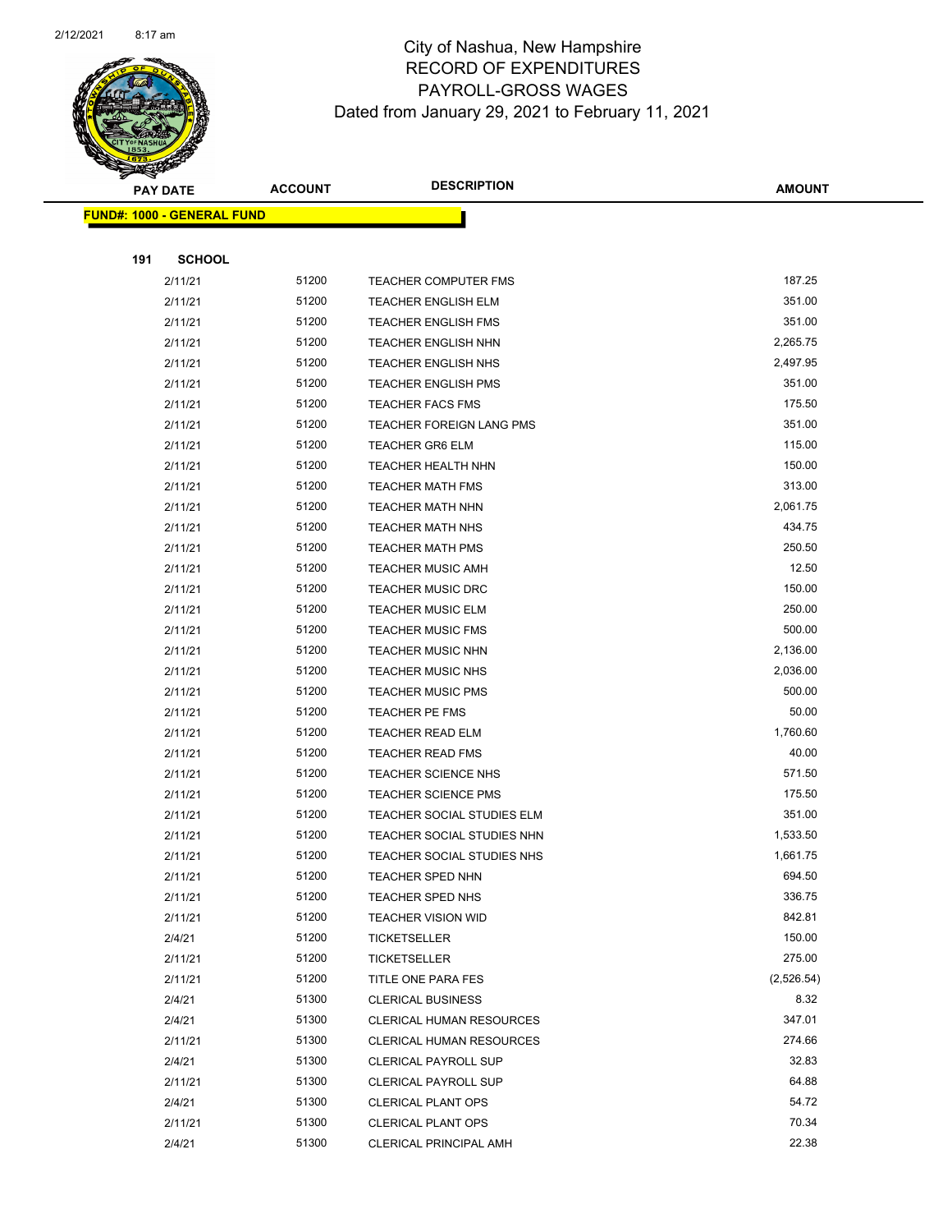# City of Nashua, New Hampshire
## RECORD OF EXPENDITURES
## PAYROLL-GROSS WAGES
### Dated from January 29, 2021 to February 11, 2021

| PAY DATE | ACCOUNT | DESCRIPTION | AMOUNT |
|---|---|---|---|

**FUND#: 1000 - GENERAL FUND**

**191 SCHOOL**

| PAY DATE | ACCOUNT | DESCRIPTION | AMOUNT |
|---|---|---|---|
| 2/11/21 | 51200 | TEACHER COMPUTER FMS | 187.25 |
| 2/11/21 | 51200 | TEACHER ENGLISH ELM | 351.00 |
| 2/11/21 | 51200 | TEACHER ENGLISH FMS | 351.00 |
| 2/11/21 | 51200 | TEACHER ENGLISH NHN | 2,265.75 |
| 2/11/21 | 51200 | TEACHER ENGLISH NHS | 2,497.95 |
| 2/11/21 | 51200 | TEACHER ENGLISH PMS | 351.00 |
| 2/11/21 | 51200 | TEACHER FACS FMS | 175.50 |
| 2/11/21 | 51200 | TEACHER FOREIGN LANG PMS | 351.00 |
| 2/11/21 | 51200 | TEACHER GR6 ELM | 115.00 |
| 2/11/21 | 51200 | TEACHER HEALTH NHN | 150.00 |
| 2/11/21 | 51200 | TEACHER MATH FMS | 313.00 |
| 2/11/21 | 51200 | TEACHER MATH NHN | 2,061.75 |
| 2/11/21 | 51200 | TEACHER MATH NHS | 434.75 |
| 2/11/21 | 51200 | TEACHER MATH PMS | 250.50 |
| 2/11/21 | 51200 | TEACHER MUSIC AMH | 12.50 |
| 2/11/21 | 51200 | TEACHER MUSIC DRC | 150.00 |
| 2/11/21 | 51200 | TEACHER MUSIC ELM | 250.00 |
| 2/11/21 | 51200 | TEACHER MUSIC FMS | 500.00 |
| 2/11/21 | 51200 | TEACHER MUSIC NHN | 2,136.00 |
| 2/11/21 | 51200 | TEACHER MUSIC NHS | 2,036.00 |
| 2/11/21 | 51200 | TEACHER MUSIC PMS | 500.00 |
| 2/11/21 | 51200 | TEACHER PE FMS | 50.00 |
| 2/11/21 | 51200 | TEACHER READ ELM | 1,760.60 |
| 2/11/21 | 51200 | TEACHER READ FMS | 40.00 |
| 2/11/21 | 51200 | TEACHER SCIENCE NHS | 571.50 |
| 2/11/21 | 51200 | TEACHER SCIENCE PMS | 175.50 |
| 2/11/21 | 51200 | TEACHER SOCIAL STUDIES ELM | 351.00 |
| 2/11/21 | 51200 | TEACHER SOCIAL STUDIES NHN | 1,533.50 |
| 2/11/21 | 51200 | TEACHER SOCIAL STUDIES NHS | 1,661.75 |
| 2/11/21 | 51200 | TEACHER SPED NHN | 694.50 |
| 2/11/21 | 51200 | TEACHER SPED NHS | 336.75 |
| 2/11/21 | 51200 | TEACHER VISION WID | 842.81 |
| 2/4/21 | 51200 | TICKETSELLER | 150.00 |
| 2/11/21 | 51200 | TICKETSELLER | 275.00 |
| 2/11/21 | 51200 | TITLE ONE PARA FES | (2,526.54) |
| 2/4/21 | 51300 | CLERICAL BUSINESS | 8.32 |
| 2/4/21 | 51300 | CLERICAL HUMAN RESOURCES | 347.01 |
| 2/11/21 | 51300 | CLERICAL HUMAN RESOURCES | 274.66 |
| 2/4/21 | 51300 | CLERICAL PAYROLL SUP | 32.83 |
| 2/11/21 | 51300 | CLERICAL PAYROLL SUP | 64.88 |
| 2/4/21 | 51300 | CLERICAL PLANT OPS | 54.72 |
| 2/11/21 | 51300 | CLERICAL PLANT OPS | 70.34 |
| 2/4/21 | 51300 | CLERICAL PRINCIPAL AMH | 22.38 |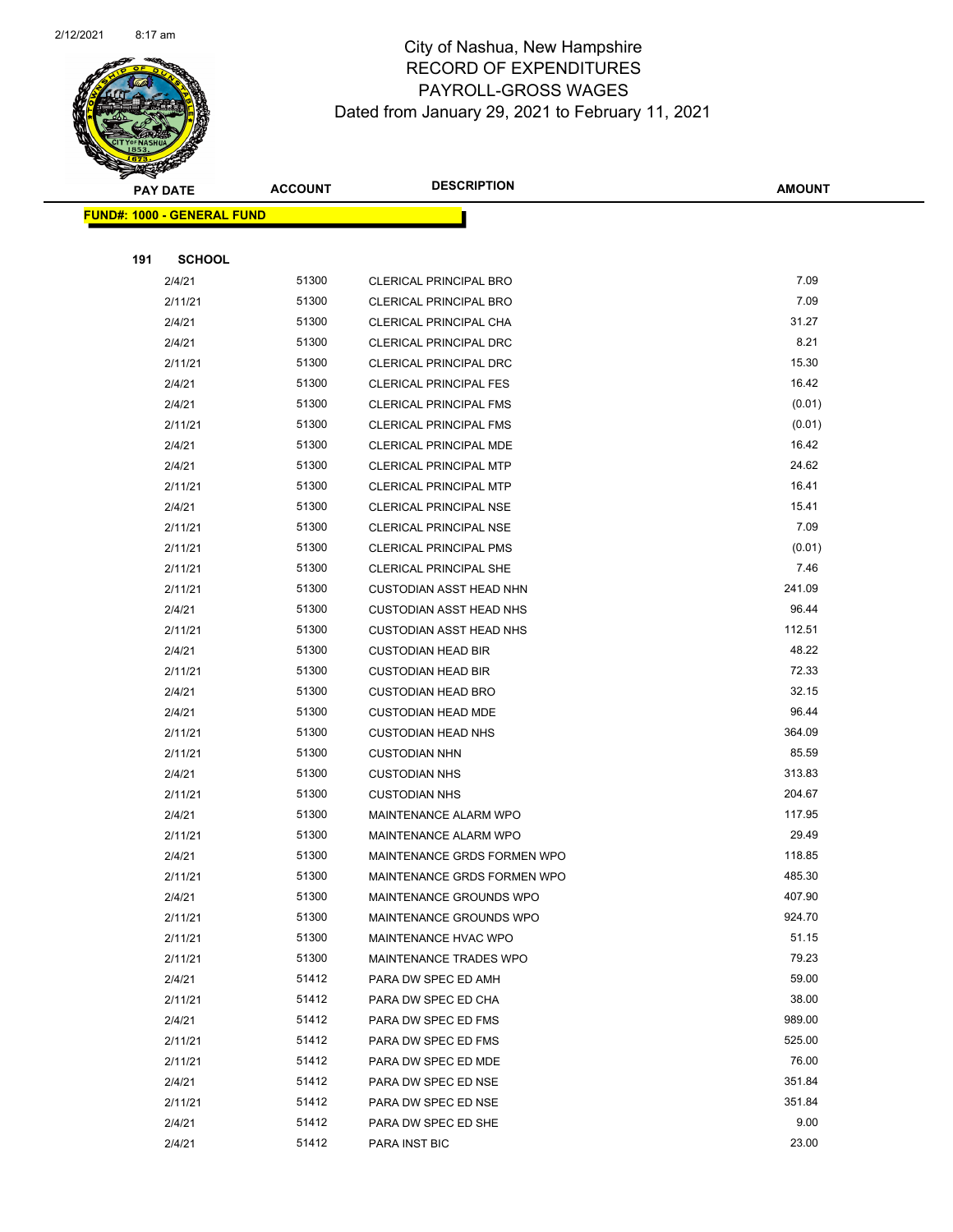# City of Nashua, New Hampshire
## RECORD OF EXPENDITURES
## PAYROLL-GROSS WAGES
### Dated from January 29, 2021 to February 11, 2021

| PAY DATE | ACCOUNT | DESCRIPTION | AMOUNT |
|---|---|---|---|

**FUND#: 1000 - GENERAL FUND**

**191 SCHOOL**

| PAY DATE | ACCOUNT | DESCRIPTION | AMOUNT |
|---|---|---|---|
| 2/4/21 | 51300 | CLERICAL PRINCIPAL BRO | 7.09 |
| 2/11/21 | 51300 | CLERICAL PRINCIPAL BRO | 7.09 |
| 2/4/21 | 51300 | CLERICAL PRINCIPAL CHA | 31.27 |
| 2/4/21 | 51300 | CLERICAL PRINCIPAL DRC | 8.21 |
| 2/11/21 | 51300 | CLERICAL PRINCIPAL DRC | 15.30 |
| 2/4/21 | 51300 | CLERICAL PRINCIPAL FES | 16.42 |
| 2/4/21 | 51300 | CLERICAL PRINCIPAL FMS | (0.01) |
| 2/11/21 | 51300 | CLERICAL PRINCIPAL FMS | (0.01) |
| 2/4/21 | 51300 | CLERICAL PRINCIPAL MDE | 16.42 |
| 2/4/21 | 51300 | CLERICAL PRINCIPAL MTP | 24.62 |
| 2/11/21 | 51300 | CLERICAL PRINCIPAL MTP | 16.41 |
| 2/4/21 | 51300 | CLERICAL PRINCIPAL NSE | 15.41 |
| 2/11/21 | 51300 | CLERICAL PRINCIPAL NSE | 7.09 |
| 2/11/21 | 51300 | CLERICAL PRINCIPAL PMS | (0.01) |
| 2/11/21 | 51300 | CLERICAL PRINCIPAL SHE | 7.46 |
| 2/11/21 | 51300 | CUSTODIAN ASST HEAD NHN | 241.09 |
| 2/4/21 | 51300 | CUSTODIAN ASST HEAD NHS | 96.44 |
| 2/11/21 | 51300 | CUSTODIAN ASST HEAD NHS | 112.51 |
| 2/4/21 | 51300 | CUSTODIAN HEAD BIR | 48.22 |
| 2/11/21 | 51300 | CUSTODIAN HEAD BIR | 72.33 |
| 2/4/21 | 51300 | CUSTODIAN HEAD BRO | 32.15 |
| 2/4/21 | 51300 | CUSTODIAN HEAD MDE | 96.44 |
| 2/11/21 | 51300 | CUSTODIAN HEAD NHS | 364.09 |
| 2/11/21 | 51300 | CUSTODIAN NHN | 85.59 |
| 2/4/21 | 51300 | CUSTODIAN NHS | 313.83 |
| 2/11/21 | 51300 | CUSTODIAN NHS | 204.67 |
| 2/4/21 | 51300 | MAINTENANCE ALARM WPO | 117.95 |
| 2/11/21 | 51300 | MAINTENANCE ALARM WPO | 29.49 |
| 2/4/21 | 51300 | MAINTENANCE GRDS FORMEN WPO | 118.85 |
| 2/11/21 | 51300 | MAINTENANCE GRDS FORMEN WPO | 485.30 |
| 2/4/21 | 51300 | MAINTENANCE GROUNDS WPO | 407.90 |
| 2/11/21 | 51300 | MAINTENANCE GROUNDS WPO | 924.70 |
| 2/11/21 | 51300 | MAINTENANCE HVAC WPO | 51.15 |
| 2/11/21 | 51300 | MAINTENANCE TRADES WPO | 79.23 |
| 2/4/21 | 51412 | PARA DW SPEC ED AMH | 59.00 |
| 2/11/21 | 51412 | PARA DW SPEC ED CHA | 38.00 |
| 2/4/21 | 51412 | PARA DW SPEC ED FMS | 989.00 |
| 2/11/21 | 51412 | PARA DW SPEC ED FMS | 525.00 |
| 2/11/21 | 51412 | PARA DW SPEC ED MDE | 76.00 |
| 2/4/21 | 51412 | PARA DW SPEC ED NSE | 351.84 |
| 2/11/21 | 51412 | PARA DW SPEC ED NSE | 351.84 |
| 2/4/21 | 51412 | PARA DW SPEC ED SHE | 9.00 |
| 2/4/21 | 51412 | PARA INST BIC | 23.00 |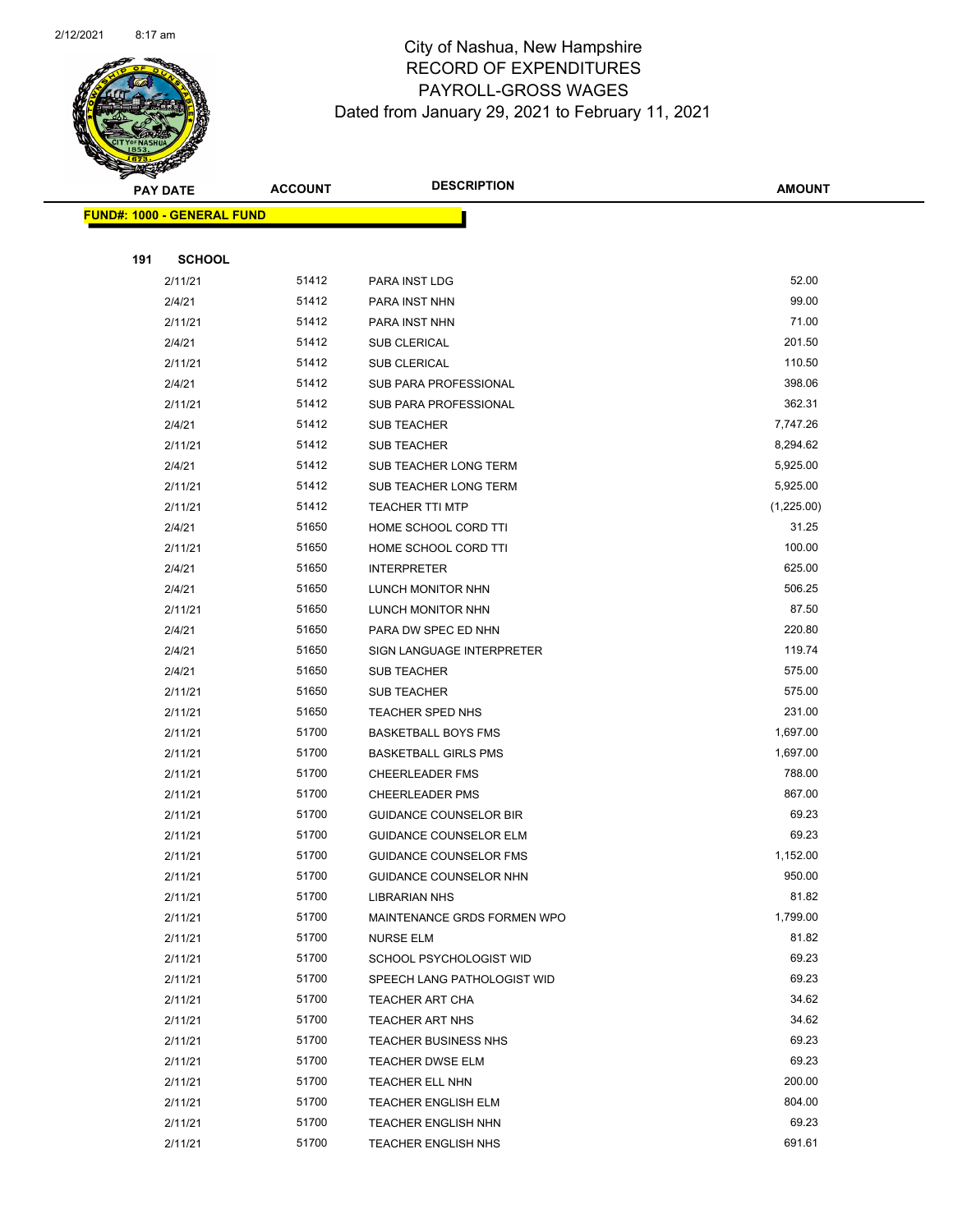# City of Nashua, New Hampshire
## RECORD OF EXPENDITURES
## PAYROLL-GROSS WAGES
### Dated from January 29, 2021 to February 11, 2021

**FUND#: 1000 - GENERAL FUND**

**191 SCHOOL**

| PAY DATE | ACCOUNT | DESCRIPTION | AMOUNT |
|---|---|---|---|
| 2/11/21 | 51412 | PARA INST LDG | 52.00 |
| 2/4/21 | 51412 | PARA INST NHN | 99.00 |
| 2/11/21 | 51412 | PARA INST NHN | 71.00 |
| 2/4/21 | 51412 | SUB CLERICAL | 201.50 |
| 2/11/21 | 51412 | SUB CLERICAL | 110.50 |
| 2/4/21 | 51412 | SUB PARA PROFESSIONAL | 398.06 |
| 2/11/21 | 51412 | SUB PARA PROFESSIONAL | 362.31 |
| 2/4/21 | 51412 | SUB TEACHER | 7,747.26 |
| 2/11/21 | 51412 | SUB TEACHER | 8,294.62 |
| 2/4/21 | 51412 | SUB TEACHER LONG TERM | 5,925.00 |
| 2/11/21 | 51412 | SUB TEACHER LONG TERM | 5,925.00 |
| 2/11/21 | 51412 | TEACHER TTI MTP | (1,225.00) |
| 2/4/21 | 51650 | HOME SCHOOL CORD TTI | 31.25 |
| 2/11/21 | 51650 | HOME SCHOOL CORD TTI | 100.00 |
| 2/4/21 | 51650 | INTERPRETER | 625.00 |
| 2/4/21 | 51650 | LUNCH MONITOR NHN | 506.25 |
| 2/11/21 | 51650 | LUNCH MONITOR NHN | 87.50 |
| 2/4/21 | 51650 | PARA DW SPEC ED NHN | 220.80 |
| 2/4/21 | 51650 | SIGN LANGUAGE INTERPRETER | 119.74 |
| 2/4/21 | 51650 | SUB TEACHER | 575.00 |
| 2/11/21 | 51650 | SUB TEACHER | 575.00 |
| 2/11/21 | 51650 | TEACHER SPED NHS | 231.00 |
| 2/11/21 | 51700 | BASKETBALL BOYS FMS | 1,697.00 |
| 2/11/21 | 51700 | BASKETBALL GIRLS PMS | 1,697.00 |
| 2/11/21 | 51700 | CHEERLEADER FMS | 788.00 |
| 2/11/21 | 51700 | CHEERLEADER PMS | 867.00 |
| 2/11/21 | 51700 | GUIDANCE COUNSELOR BIR | 69.23 |
| 2/11/21 | 51700 | GUIDANCE COUNSELOR ELM | 69.23 |
| 2/11/21 | 51700 | GUIDANCE COUNSELOR FMS | 1,152.00 |
| 2/11/21 | 51700 | GUIDANCE COUNSELOR NHN | 950.00 |
| 2/11/21 | 51700 | LIBRARIAN NHS | 81.82 |
| 2/11/21 | 51700 | MAINTENANCE GRDS FORMEN WPO | 1,799.00 |
| 2/11/21 | 51700 | NURSE ELM | 81.82 |
| 2/11/21 | 51700 | SCHOOL PSYCHOLOGIST WID | 69.23 |
| 2/11/21 | 51700 | SPEECH LANG PATHOLOGIST WID | 69.23 |
| 2/11/21 | 51700 | TEACHER ART CHA | 34.62 |
| 2/11/21 | 51700 | TEACHER ART NHS | 34.62 |
| 2/11/21 | 51700 | TEACHER BUSINESS NHS | 69.23 |
| 2/11/21 | 51700 | TEACHER DWSE ELM | 69.23 |
| 2/11/21 | 51700 | TEACHER ELL NHN | 200.00 |
| 2/11/21 | 51700 | TEACHER ENGLISH ELM | 804.00 |
| 2/11/21 | 51700 | TEACHER ENGLISH NHN | 69.23 |
| 2/11/21 | 51700 | TEACHER ENGLISH NHS | 691.61 |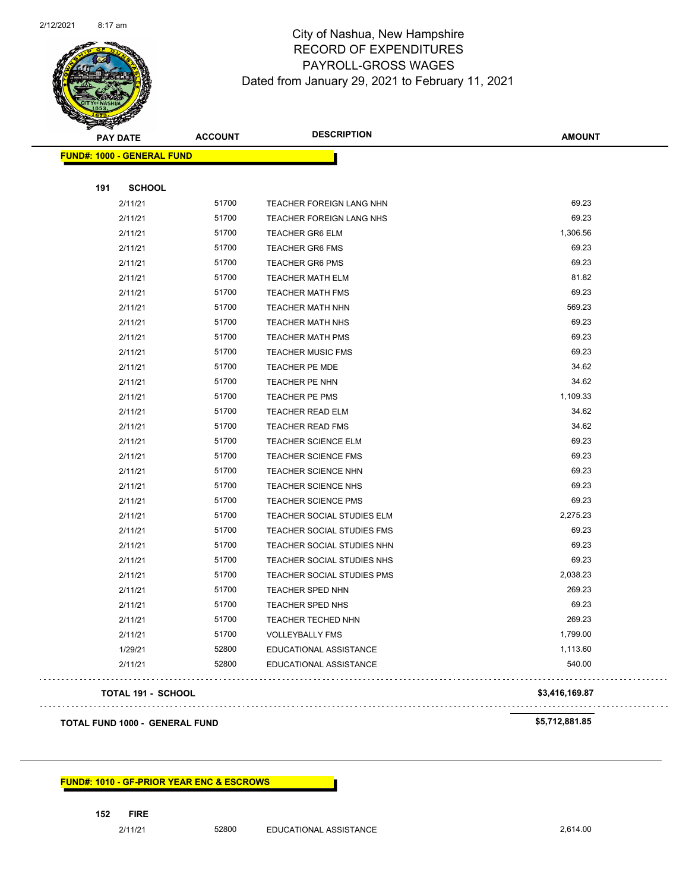# City of Nashua, New Hampshire
## RECORD OF EXPENDITURES
## PAYROLL-GROSS WAGES
### Dated from January 29, 2021 to February 11, 2021

| PAY DATE | ACCOUNT | DESCRIPTION | AMOUNT |
|---|---|---|---|
| **FUND#: 1000 - GENERAL FUND** | | | |
| **191 SCHOOL** | | | |
| 2/11/21 | 51700 | TEACHER FOREIGN LANG NHN | 69.23 |
| 2/11/21 | 51700 | TEACHER FOREIGN LANG NHS | 69.23 |
| 2/11/21 | 51700 | TEACHER GR6 ELM | 1,306.56 |
| 2/11/21 | 51700 | TEACHER GR6 FMS | 69.23 |
| 2/11/21 | 51700 | TEACHER GR6 PMS | 69.23 |
| 2/11/21 | 51700 | TEACHER MATH ELM | 81.82 |
| 2/11/21 | 51700 | TEACHER MATH FMS | 69.23 |
| 2/11/21 | 51700 | TEACHER MATH NHN | 569.23 |
| 2/11/21 | 51700 | TEACHER MATH NHS | 69.23 |
| 2/11/21 | 51700 | TEACHER MATH PMS | 69.23 |
| 2/11/21 | 51700 | TEACHER MUSIC FMS | 69.23 |
| 2/11/21 | 51700 | TEACHER PE MDE | 34.62 |
| 2/11/21 | 51700 | TEACHER PE NHN | 34.62 |
| 2/11/21 | 51700 | TEACHER PE PMS | 1,109.33 |
| 2/11/21 | 51700 | TEACHER READ ELM | 34.62 |
| 2/11/21 | 51700 | TEACHER READ FMS | 34.62 |
| 2/11/21 | 51700 | TEACHER SCIENCE ELM | 69.23 |
| 2/11/21 | 51700 | TEACHER SCIENCE FMS | 69.23 |
| 2/11/21 | 51700 | TEACHER SCIENCE NHN | 69.23 |
| 2/11/21 | 51700 | TEACHER SCIENCE NHS | 69.23 |
| 2/11/21 | 51700 | TEACHER SCIENCE PMS | 69.23 |
| 2/11/21 | 51700 | TEACHER SOCIAL STUDIES ELM | 2,275.23 |
| 2/11/21 | 51700 | TEACHER SOCIAL STUDIES FMS | 69.23 |
| 2/11/21 | 51700 | TEACHER SOCIAL STUDIES NHN | 69.23 |
| 2/11/21 | 51700 | TEACHER SOCIAL STUDIES NHS | 69.23 |
| 2/11/21 | 51700 | TEACHER SOCIAL STUDIES PMS | 2,038.23 |
| 2/11/21 | 51700 | TEACHER SPED NHN | 269.23 |
| 2/11/21 | 51700 | TEACHER SPED NHS | 69.23 |
| 2/11/21 | 51700 | TEACHER TECHED NHN | 269.23 |
| 2/11/21 | 51700 | VOLLEYBALLY FMS | 1,799.00 |
| 1/29/21 | 52800 | EDUCATIONAL ASSISTANCE | 1,113.60 |
| 2/11/21 | 52800 | EDUCATIONAL ASSISTANCE | 540.00 |
| **TOTAL 191 - SCHOOL** | | | **$3,416,169.87** |
| **TOTAL FUND 1000 - GENERAL FUND** | | | **$5,712,881.85** |

| PAY DATE | ACCOUNT | DESCRIPTION | AMOUNT |
|---|---|---|---|
| **FUND#: 1010 - GF-PRIOR YEAR ENC & ESCROWS** | | | |
| **152 FIRE** | | | |
| 2/11/21 | 52800 | EDUCATIONAL ASSISTANCE | 2,614.00 |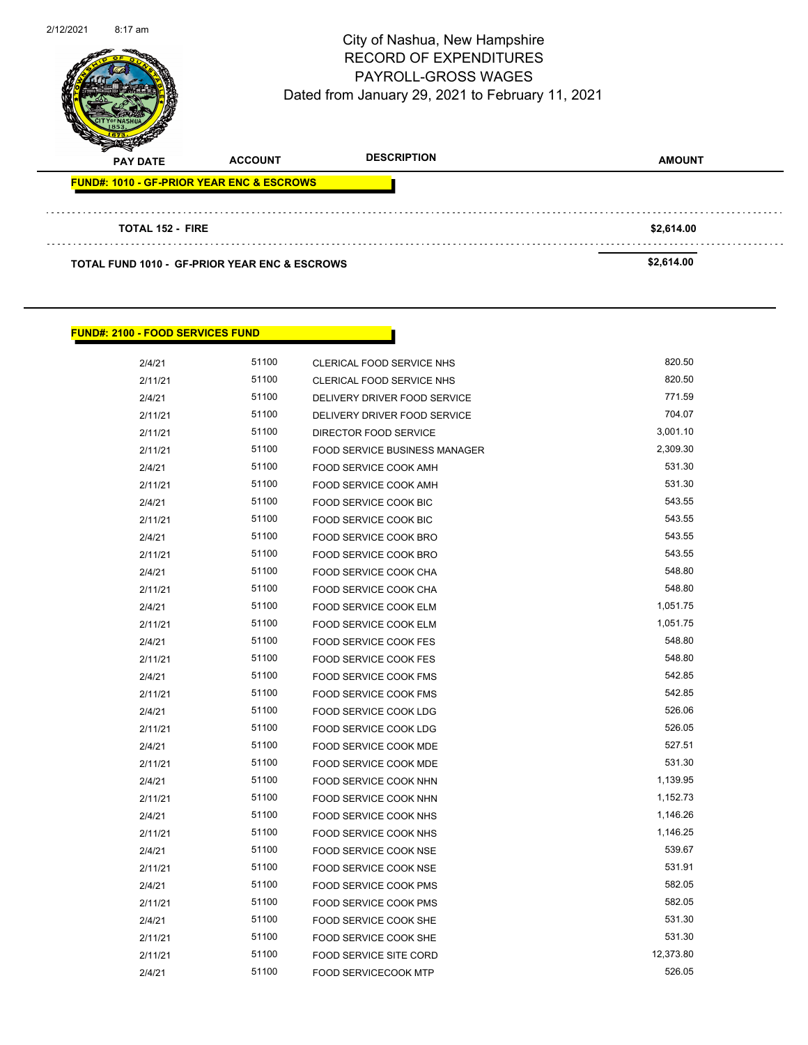City of Nashua, New Hampshire
RECORD OF EXPENDITURES
PAYROLL-GROSS WAGES
Dated from January 29, 2021 to February 11, 2021

| PAY DATE | ACCOUNT | DESCRIPTION | AMOUNT |
|---|---|---|---|

**FUND#: 1010 - GF-PRIOR YEAR ENC & ESCROWS**

| | | | |
|---|---|---|---|
| **TOTAL 152 - FIRE** | | | **$2,614.00** |
| **TOTAL FUND 1010 - GF-PRIOR YEAR ENC & ESCROWS** | | | **$2,614.00** |

**FUND#: 2100 - FOOD SERVICES FUND**

| PAY DATE | ACCOUNT | DESCRIPTION | AMOUNT |
|---|---|---|---|
| 2/4/21 | 51100 | CLERICAL FOOD SERVICE NHS | 820.50 |
| 2/11/21 | 51100 | CLERICAL FOOD SERVICE NHS | 820.50 |
| 2/4/21 | 51100 | DELIVERY DRIVER FOOD SERVICE | 771.59 |
| 2/11/21 | 51100 | DELIVERY DRIVER FOOD SERVICE | 704.07 |
| 2/11/21 | 51100 | DIRECTOR FOOD SERVICE | 3,001.10 |
| 2/11/21 | 51100 | FOOD SERVICE BUSINESS MANAGER | 2,309.30 |
| 2/4/21 | 51100 | FOOD SERVICE COOK AMH | 531.30 |
| 2/11/21 | 51100 | FOOD SERVICE COOK AMH | 531.30 |
| 2/4/21 | 51100 | FOOD SERVICE COOK BIC | 543.55 |
| 2/11/21 | 51100 | FOOD SERVICE COOK BIC | 543.55 |
| 2/4/21 | 51100 | FOOD SERVICE COOK BRO | 543.55 |
| 2/11/21 | 51100 | FOOD SERVICE COOK BRO | 543.55 |
| 2/4/21 | 51100 | FOOD SERVICE COOK CHA | 548.80 |
| 2/11/21 | 51100 | FOOD SERVICE COOK CHA | 548.80 |
| 2/4/21 | 51100 | FOOD SERVICE COOK ELM | 1,051.75 |
| 2/11/21 | 51100 | FOOD SERVICE COOK ELM | 1,051.75 |
| 2/4/21 | 51100 | FOOD SERVICE COOK FES | 548.80 |
| 2/11/21 | 51100 | FOOD SERVICE COOK FES | 548.80 |
| 2/4/21 | 51100 | FOOD SERVICE COOK FMS | 542.85 |
| 2/11/21 | 51100 | FOOD SERVICE COOK FMS | 542.85 |
| 2/4/21 | 51100 | FOOD SERVICE COOK LDG | 526.06 |
| 2/11/21 | 51100 | FOOD SERVICE COOK LDG | 526.05 |
| 2/4/21 | 51100 | FOOD SERVICE COOK MDE | 527.51 |
| 2/11/21 | 51100 | FOOD SERVICE COOK MDE | 531.30 |
| 2/4/21 | 51100 | FOOD SERVICE COOK NHN | 1,139.95 |
| 2/11/21 | 51100 | FOOD SERVICE COOK NHN | 1,152.73 |
| 2/4/21 | 51100 | FOOD SERVICE COOK NHS | 1,146.26 |
| 2/11/21 | 51100 | FOOD SERVICE COOK NHS | 1,146.25 |
| 2/4/21 | 51100 | FOOD SERVICE COOK NSE | 539.67 |
| 2/11/21 | 51100 | FOOD SERVICE COOK NSE | 531.91 |
| 2/4/21 | 51100 | FOOD SERVICE COOK PMS | 582.05 |
| 2/11/21 | 51100 | FOOD SERVICE COOK PMS | 582.05 |
| 2/4/21 | 51100 | FOOD SERVICE COOK SHE | 531.30 |
| 2/11/21 | 51100 | FOOD SERVICE COOK SHE | 531.30 |
| 2/11/21 | 51100 | FOOD SERVICE SITE CORD | 12,373.80 |
| 2/4/21 | 51100 | FOOD SERVICECOOK MTP | 526.05 |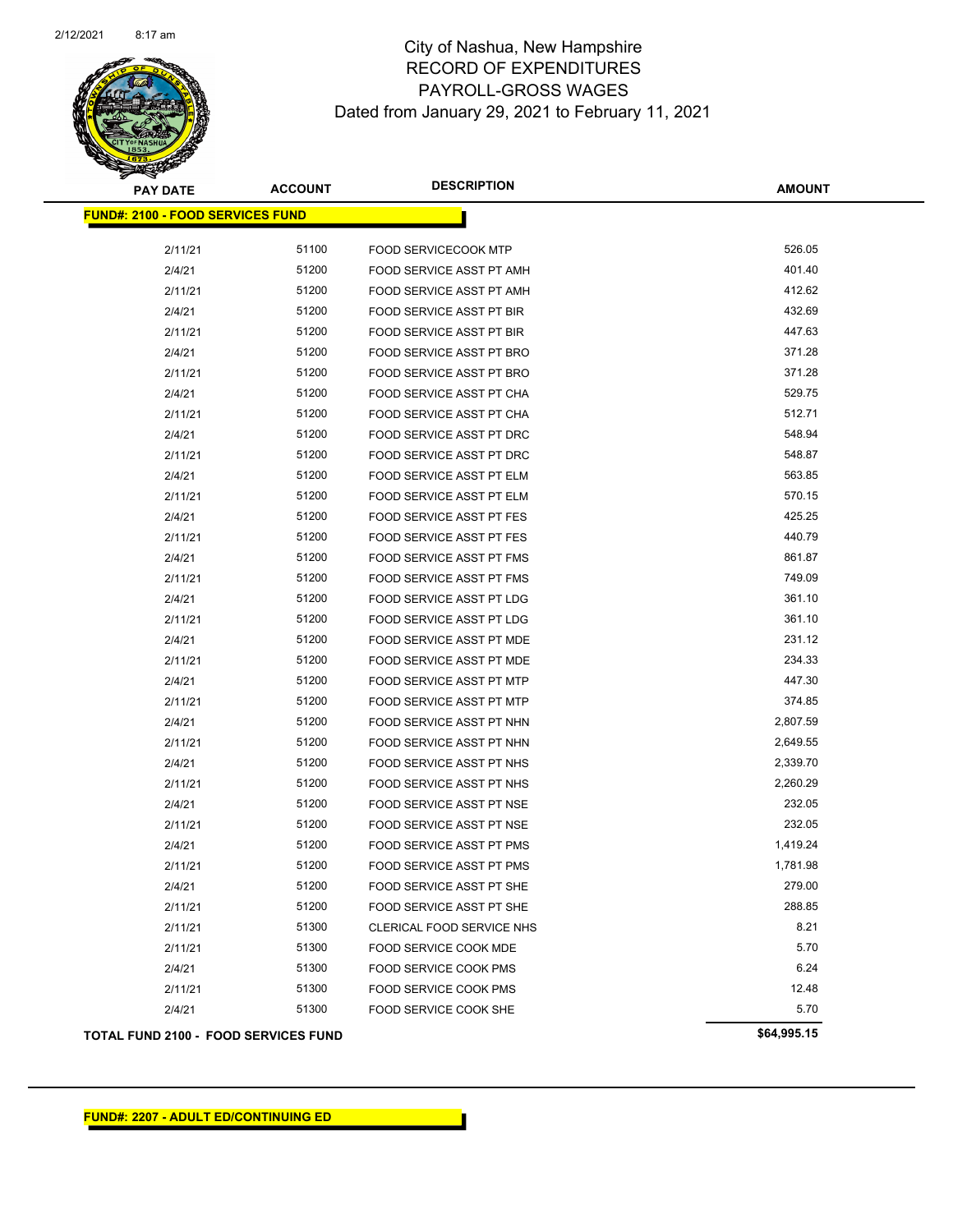# City of Nashua, New Hampshire
## RECORD OF EXPENDITURES
## PAYROLL-GROSS WAGES
### Dated from January 29, 2021 to February 11, 2021

**FUND#: 2100 - FOOD SERVICES FUND**

| PAY DATE | ACCOUNT | DESCRIPTION | AMOUNT |
|---|---|---|---|
| 2/11/21 | 51100 | FOOD SERVICECOOK MTP | 526.05 |
| 2/4/21 | 51200 | FOOD SERVICE ASST PT AMH | 401.40 |
| 2/11/21 | 51200 | FOOD SERVICE ASST PT AMH | 412.62 |
| 2/4/21 | 51200 | FOOD SERVICE ASST PT BIR | 432.69 |
| 2/11/21 | 51200 | FOOD SERVICE ASST PT BIR | 447.63 |
| 2/4/21 | 51200 | FOOD SERVICE ASST PT BRO | 371.28 |
| 2/11/21 | 51200 | FOOD SERVICE ASST PT BRO | 371.28 |
| 2/4/21 | 51200 | FOOD SERVICE ASST PT CHA | 529.75 |
| 2/11/21 | 51200 | FOOD SERVICE ASST PT CHA | 512.71 |
| 2/4/21 | 51200 | FOOD SERVICE ASST PT DRC | 548.94 |
| 2/11/21 | 51200 | FOOD SERVICE ASST PT DRC | 548.87 |
| 2/4/21 | 51200 | FOOD SERVICE ASST PT ELM | 563.85 |
| 2/11/21 | 51200 | FOOD SERVICE ASST PT ELM | 570.15 |
| 2/4/21 | 51200 | FOOD SERVICE ASST PT FES | 425.25 |
| 2/11/21 | 51200 | FOOD SERVICE ASST PT FES | 440.79 |
| 2/4/21 | 51200 | FOOD SERVICE ASST PT FMS | 861.87 |
| 2/11/21 | 51200 | FOOD SERVICE ASST PT FMS | 749.09 |
| 2/4/21 | 51200 | FOOD SERVICE ASST PT LDG | 361.10 |
| 2/11/21 | 51200 | FOOD SERVICE ASST PT LDG | 361.10 |
| 2/4/21 | 51200 | FOOD SERVICE ASST PT MDE | 231.12 |
| 2/11/21 | 51200 | FOOD SERVICE ASST PT MDE | 234.33 |
| 2/4/21 | 51200 | FOOD SERVICE ASST PT MTP | 447.30 |
| 2/11/21 | 51200 | FOOD SERVICE ASST PT MTP | 374.85 |
| 2/4/21 | 51200 | FOOD SERVICE ASST PT NHN | 2,807.59 |
| 2/11/21 | 51200 | FOOD SERVICE ASST PT NHN | 2,649.55 |
| 2/4/21 | 51200 | FOOD SERVICE ASST PT NHS | 2,339.70 |
| 2/11/21 | 51200 | FOOD SERVICE ASST PT NHS | 2,260.29 |
| 2/4/21 | 51200 | FOOD SERVICE ASST PT NSE | 232.05 |
| 2/11/21 | 51200 | FOOD SERVICE ASST PT NSE | 232.05 |
| 2/4/21 | 51200 | FOOD SERVICE ASST PT PMS | 1,419.24 |
| 2/11/21 | 51200 | FOOD SERVICE ASST PT PMS | 1,781.98 |
| 2/4/21 | 51200 | FOOD SERVICE ASST PT SHE | 279.00 |
| 2/11/21 | 51200 | FOOD SERVICE ASST PT SHE | 288.85 |
| 2/11/21 | 51300 | CLERICAL FOOD SERVICE NHS | 8.21 |
| 2/11/21 | 51300 | FOOD SERVICE COOK MDE | 5.70 |
| 2/4/21 | 51300 | FOOD SERVICE COOK PMS | 6.24 |
| 2/11/21 | 51300 | FOOD SERVICE COOK PMS | 12.48 |
| 2/4/21 | 51300 | FOOD SERVICE COOK SHE | 5.70 |

**TOTAL FUND 2100 - FOOD SERVICES FUND** **$64,995.15**

**FUND#: 2207 - ADULT ED/CONTINUING ED**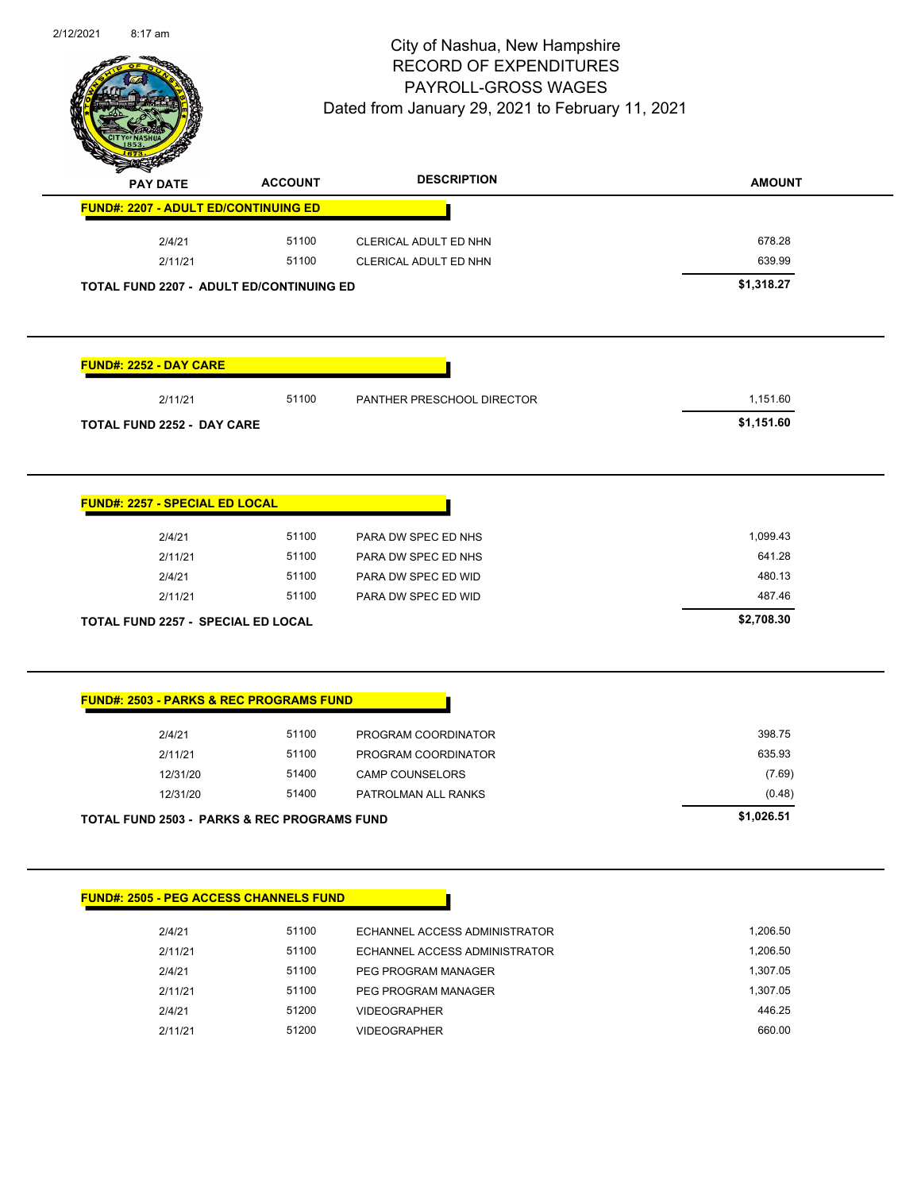# City of Nashua, New Hampshire
## RECORD OF EXPENDITURES
## PAYROLL-GROSS WAGES
### Dated from January 29, 2021 to February 11, 2021

| PAY DATE | ACCOUNT | DESCRIPTION | AMOUNT |
|---|---|---|---|
| **FUND#: 2207 - ADULT ED/CONTINUING ED** | | | |
| 2/4/21 | 51100 | CLERICAL ADULT ED NHN | 678.28 |
| 2/11/21 | 51100 | CLERICAL ADULT ED NHN | 639.99 |
| **TOTAL FUND 2207 - ADULT ED/CONTINUING ED** | | | **$1,318.27** |

| PAY DATE | ACCOUNT | DESCRIPTION | AMOUNT |
|---|---|---|---|
| **FUND#: 2252 - DAY CARE** | | | |
| 2/11/21 | 51100 | PANTHER PRESCHOOL DIRECTOR | 1,151.60 |
| **TOTAL FUND 2252 - DAY CARE** | | | **$1,151.60** |

| PAY DATE | ACCOUNT | DESCRIPTION | AMOUNT |
|---|---|---|---|
| **FUND#: 2257 - SPECIAL ED LOCAL** | | | |
| 2/4/21 | 51100 | PARA DW SPEC ED NHS | 1,099.43 |
| 2/11/21 | 51100 | PARA DW SPEC ED NHS | 641.28 |
| 2/4/21 | 51100 | PARA DW SPEC ED WID | 480.13 |
| 2/11/21 | 51100 | PARA DW SPEC ED WID | 487.46 |
| **TOTAL FUND 2257 - SPECIAL ED LOCAL** | | | **$2,708.30** |

| PAY DATE | ACCOUNT | DESCRIPTION | AMOUNT |
|---|---|---|---|
| **FUND#: 2503 - PARKS & REC PROGRAMS FUND** | | | |
| 2/4/21 | 51100 | PROGRAM COORDINATOR | 398.75 |
| 2/11/21 | 51100 | PROGRAM COORDINATOR | 635.93 |
| 12/31/20 | 51400 | CAMP COUNSELORS | (7.69) |
| 12/31/20 | 51400 | PATROLMAN ALL RANKS | (0.48) |
| **TOTAL FUND 2503 - PARKS & REC PROGRAMS FUND** | | | **$1,026.51** |

| PAY DATE | ACCOUNT | DESCRIPTION | AMOUNT |
|---|---|---|---|
| **FUND#: 2505 - PEG ACCESS CHANNELS FUND** | | | |
| 2/4/21 | 51100 | ECHANNEL ACCESS ADMINISTRATOR | 1,206.50 |
| 2/11/21 | 51100 | ECHANNEL ACCESS ADMINISTRATOR | 1,206.50 |
| 2/4/21 | 51100 | PEG PROGRAM MANAGER | 1,307.05 |
| 2/11/21 | 51100 | PEG PROGRAM MANAGER | 1,307.05 |
| 2/4/21 | 51200 | VIDEOGRAPHER | 446.25 |
| 2/11/21 | 51200 | VIDEOGRAPHER | 660.00 |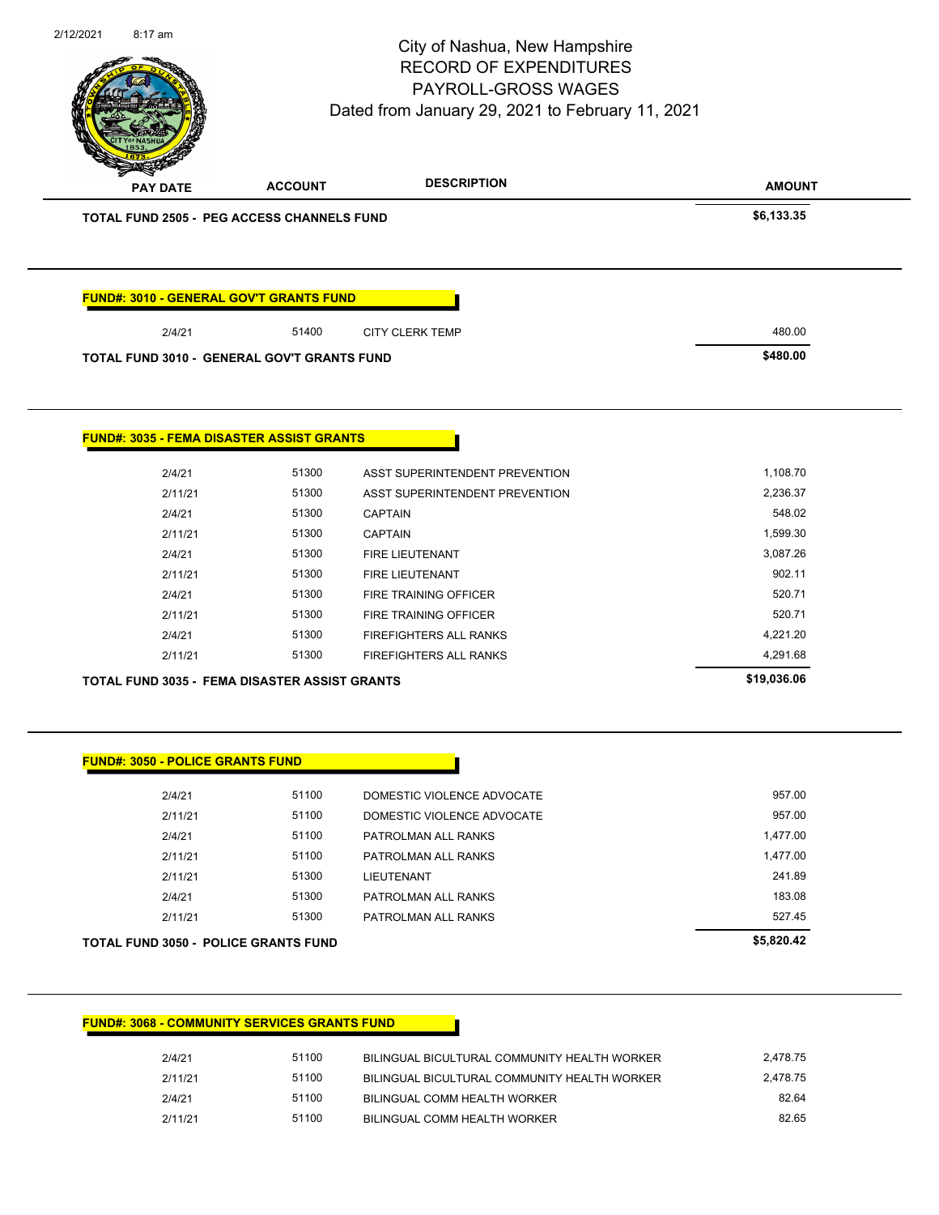City of Nashua, New Hampshire
RECORD OF EXPENDITURES
PAYROLL-GROSS WAGES
Dated from January 29, 2021 to February 11, 2021

| PAY DATE | ACCOUNT | DESCRIPTION | AMOUNT |
|---|---|---|---|
| **TOTAL FUND 2505 - PEG ACCESS CHANNELS FUND** | | | **$6,133.35** |

**FUND#: 3010 - GENERAL GOV'T GRANTS FUND**

| PAY DATE | ACCOUNT | DESCRIPTION | AMOUNT |
|---|---|---|---|
| 2/4/21 | 51400 | CITY CLERK TEMP | 480.00 |
| **TOTAL FUND 3010 - GENERAL GOV'T GRANTS FUND** | | | **$480.00** |

**FUND#: 3035 - FEMA DISASTER ASSIST GRANTS**

| PAY DATE | ACCOUNT | DESCRIPTION | AMOUNT |
|---|---|---|---|
| 2/4/21 | 51300 | ASST SUPERINTENDENT PREVENTION | 1,108.70 |
| 2/11/21 | 51300 | ASST SUPERINTENDENT PREVENTION | 2,236.37 |
| 2/4/21 | 51300 | CAPTAIN | 548.02 |
| 2/11/21 | 51300 | CAPTAIN | 1,599.30 |
| 2/4/21 | 51300 | FIRE LIEUTENANT | 3,087.26 |
| 2/11/21 | 51300 | FIRE LIEUTENANT | 902.11 |
| 2/4/21 | 51300 | FIRE TRAINING OFFICER | 520.71 |
| 2/11/21 | 51300 | FIRE TRAINING OFFICER | 520.71 |
| 2/4/21 | 51300 | FIREFIGHTERS ALL RANKS | 4,221.20 |
| 2/11/21 | 51300 | FIREFIGHTERS ALL RANKS | 4,291.68 |
| **TOTAL FUND 3035 - FEMA DISASTER ASSIST GRANTS** | | | **$19,036.06** |

**FUND#: 3050 - POLICE GRANTS FUND**

| PAY DATE | ACCOUNT | DESCRIPTION | AMOUNT |
|---|---|---|---|
| 2/4/21 | 51100 | DOMESTIC VIOLENCE ADVOCATE | 957.00 |
| 2/11/21 | 51100 | DOMESTIC VIOLENCE ADVOCATE | 957.00 |
| 2/4/21 | 51100 | PATROLMAN ALL RANKS | 1,477.00 |
| 2/11/21 | 51100 | PATROLMAN ALL RANKS | 1,477.00 |
| 2/11/21 | 51300 | LIEUTENANT | 241.89 |
| 2/4/21 | 51300 | PATROLMAN ALL RANKS | 183.08 |
| 2/11/21 | 51300 | PATROLMAN ALL RANKS | 527.45 |
| **TOTAL FUND 3050 - POLICE GRANTS FUND** | | | **$5,820.42** |

**FUND#: 3068 - COMMUNITY SERVICES GRANTS FUND**

| PAY DATE | ACCOUNT | DESCRIPTION | AMOUNT |
|---|---|---|---|
| 2/4/21 | 51100 | BILINGUAL BICULTURAL COMMUNITY HEALTH WORKER | 2,478.75 |
| 2/11/21 | 51100 | BILINGUAL BICULTURAL COMMUNITY HEALTH WORKER | 2,478.75 |
| 2/4/21 | 51100 | BILINGUAL COMM HEALTH WORKER | 82.64 |
| 2/11/21 | 51100 | BILINGUAL COMM HEALTH WORKER | 82.65 |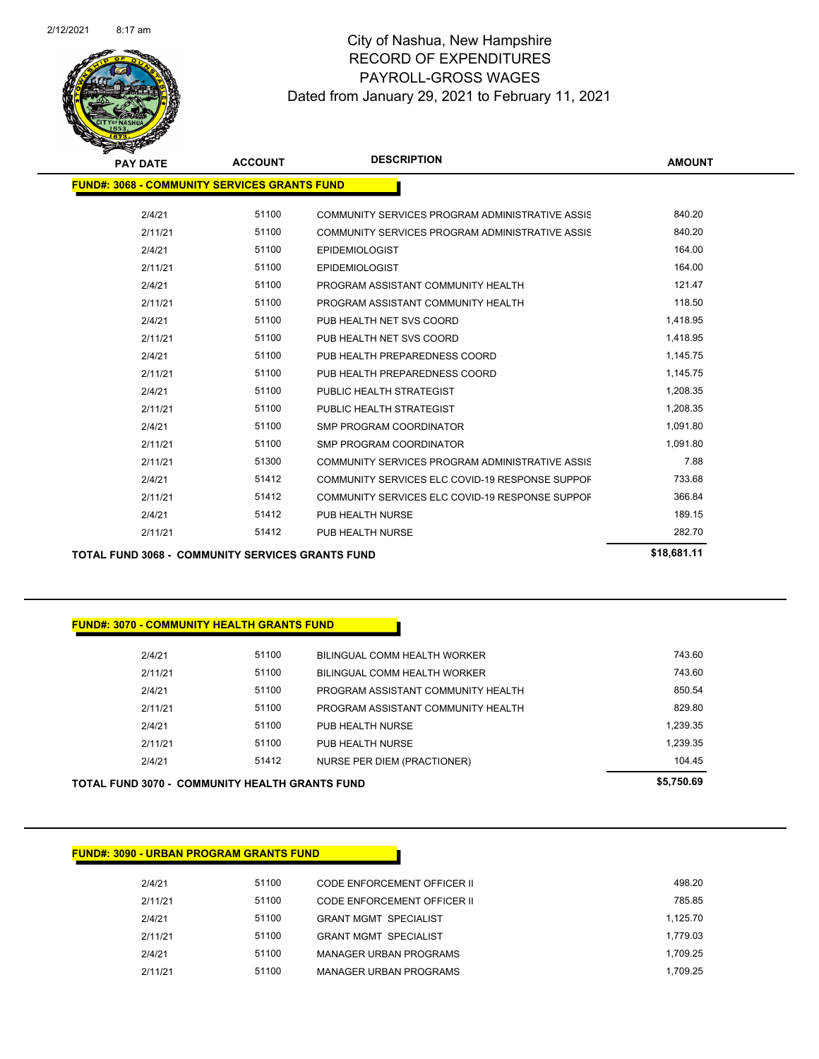# City of Nashua, New Hampshire
## RECORD OF EXPENDITURES
## PAYROLL-GROSS WAGES
### Dated from January 29, 2021 to February 11, 2021

| PAY DATE | ACCOUNT | DESCRIPTION | AMOUNT |
|---|---|---|---|
| **FUND#: 3068 - COMMUNITY SERVICES GRANTS FUND** | | | |
| 2/4/21 | 51100 | COMMUNITY SERVICES PROGRAM ADMINISTRATIVE ASSIS | 840.20 |
| 2/11/21 | 51100 | COMMUNITY SERVICES PROGRAM ADMINISTRATIVE ASSIS | 840.20 |
| 2/4/21 | 51100 | EPIDEMIOLOGIST | 164.00 |
| 2/11/21 | 51100 | EPIDEMIOLOGIST | 164.00 |
| 2/4/21 | 51100 | PROGRAM ASSISTANT COMMUNITY HEALTH | 121.47 |
| 2/11/21 | 51100 | PROGRAM ASSISTANT COMMUNITY HEALTH | 118.50 |
| 2/4/21 | 51100 | PUB HEALTH NET SVS COORD | 1,418.95 |
| 2/11/21 | 51100 | PUB HEALTH NET SVS COORD | 1,418.95 |
| 2/4/21 | 51100 | PUB HEALTH PREPAREDNESS COORD | 1,145.75 |
| 2/11/21 | 51100 | PUB HEALTH PREPAREDNESS COORD | 1,145.75 |
| 2/4/21 | 51100 | PUBLIC HEALTH STRATEGIST | 1,208.35 |
| 2/11/21 | 51100 | PUBLIC HEALTH STRATEGIST | 1,208.35 |
| 2/4/21 | 51100 | SMP PROGRAM COORDINATOR | 1,091.80 |
| 2/11/21 | 51100 | SMP PROGRAM COORDINATOR | 1,091.80 |
| 2/11/21 | 51300 | COMMUNITY SERVICES PROGRAM ADMINISTRATIVE ASSIS | 7.88 |
| 2/4/21 | 51412 | COMMUNITY SERVICES ELC COVID-19 RESPONSE SUPPOF | 733.68 |
| 2/11/21 | 51412 | COMMUNITY SERVICES ELC COVID-19 RESPONSE SUPPOF | 366.84 |
| 2/4/21 | 51412 | PUB HEALTH NURSE | 189.15 |
| 2/11/21 | 51412 | PUB HEALTH NURSE | 282.70 |
| **TOTAL FUND 3068 - COMMUNITY SERVICES GRANTS FUND** | | | **$18,681.11** |

| PAY DATE | ACCOUNT | DESCRIPTION | AMOUNT |
|---|---|---|---|
| **FUND#: 3070 - COMMUNITY HEALTH GRANTS FUND** | | | |
| 2/4/21 | 51100 | BILINGUAL COMM HEALTH WORKER | 743.60 |
| 2/11/21 | 51100 | BILINGUAL COMM HEALTH WORKER | 743.60 |
| 2/4/21 | 51100 | PROGRAM ASSISTANT COMMUNITY HEALTH | 850.54 |
| 2/11/21 | 51100 | PROGRAM ASSISTANT COMMUNITY HEALTH | 829.80 |
| 2/4/21 | 51100 | PUB HEALTH NURSE | 1,239.35 |
| 2/11/21 | 51100 | PUB HEALTH NURSE | 1,239.35 |
| 2/4/21 | 51412 | NURSE PER DIEM (PRACTIONER) | 104.45 |
| **TOTAL FUND 3070 - COMMUNITY HEALTH GRANTS FUND** | | | **$5,750.69** |

| PAY DATE | ACCOUNT | DESCRIPTION | AMOUNT |
|---|---|---|---|
| **FUND#: 3090 - URBAN PROGRAM GRANTS FUND** | | | |
| 2/4/21 | 51100 | CODE ENFORCEMENT OFFICER II | 498.20 |
| 2/11/21 | 51100 | CODE ENFORCEMENT OFFICER II | 785.85 |
| 2/4/21 | 51100 | GRANT MGMT SPECIALIST | 1,125.70 |
| 2/11/21 | 51100 | GRANT MGMT SPECIALIST | 1,779.03 |
| 2/4/21 | 51100 | MANAGER URBAN PROGRAMS | 1,709.25 |
| 2/11/21 | 51100 | MANAGER URBAN PROGRAMS | 1,709.25 |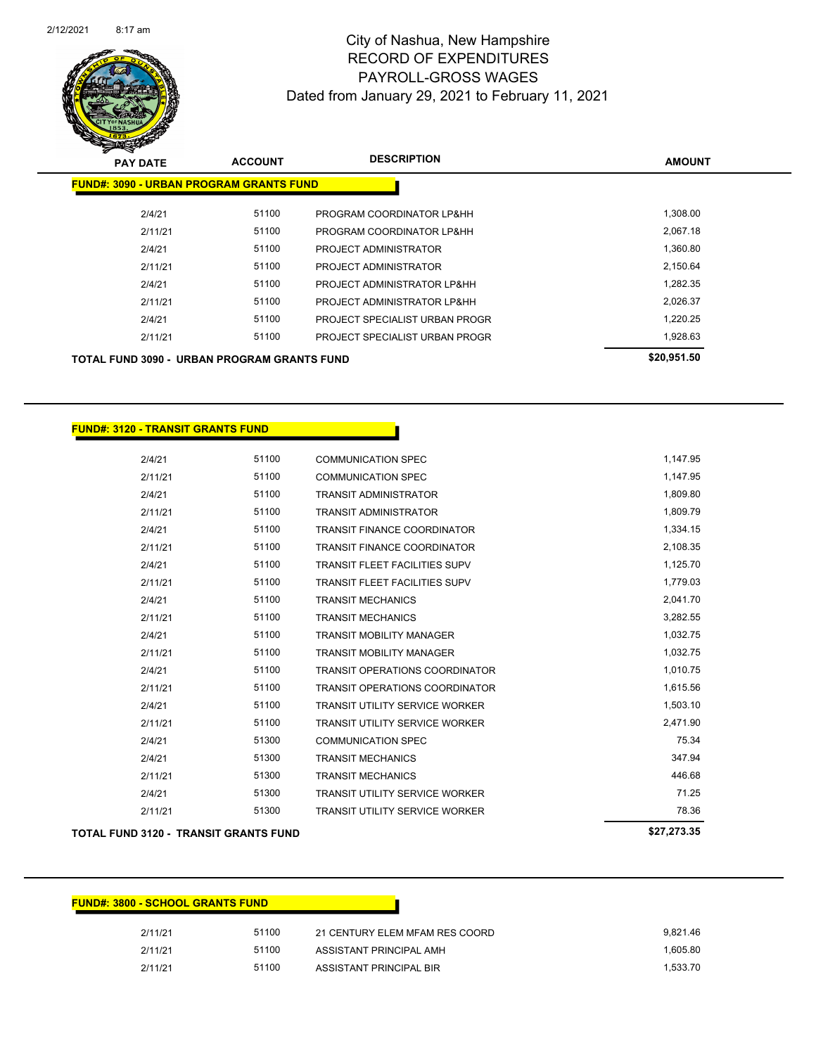# City of Nashua, New Hampshire
## RECORD OF EXPENDITURES
## PAYROLL-GROSS WAGES
## Dated from January 29, 2021 to February 11, 2021

| PAY DATE | ACCOUNT | DESCRIPTION | AMOUNT |
|---|---|---|---|
| **FUND#: 3090 - URBAN PROGRAM GRANTS FUND** | | | |
| 2/4/21 | 51100 | PROGRAM COORDINATOR LP&HH | 1,308.00 |
| 2/11/21 | 51100 | PROGRAM COORDINATOR LP&HH | 2,067.18 |
| 2/4/21 | 51100 | PROJECT ADMINISTRATOR | 1,360.80 |
| 2/11/21 | 51100 | PROJECT ADMINISTRATOR | 2,150.64 |
| 2/4/21 | 51100 | PROJECT ADMINISTRATOR LP&HH | 1,282.35 |
| 2/11/21 | 51100 | PROJECT ADMINISTRATOR LP&HH | 2,026.37 |
| 2/4/21 | 51100 | PROJECT SPECIALIST URBAN PROGR | 1,220.25 |
| 2/11/21 | 51100 | PROJECT SPECIALIST URBAN PROGR | 1,928.63 |
| **TOTAL FUND 3090 - URBAN PROGRAM GRANTS FUND** | | | **$20,951.50** |

| PAY DATE | ACCOUNT | DESCRIPTION | AMOUNT |
|---|---|---|---|
| **FUND#: 3120 - TRANSIT GRANTS FUND** | | | |
| 2/4/21 | 51100 | COMMUNICATION SPEC | 1,147.95 |
| 2/11/21 | 51100 | COMMUNICATION SPEC | 1,147.95 |
| 2/4/21 | 51100 | TRANSIT ADMINISTRATOR | 1,809.80 |
| 2/11/21 | 51100 | TRANSIT ADMINISTRATOR | 1,809.79 |
| 2/4/21 | 51100 | TRANSIT FINANCE COORDINATOR | 1,334.15 |
| 2/11/21 | 51100 | TRANSIT FINANCE COORDINATOR | 2,108.35 |
| 2/4/21 | 51100 | TRANSIT FLEET FACILITIES SUPV | 1,125.70 |
| 2/11/21 | 51100 | TRANSIT FLEET FACILITIES SUPV | 1,779.03 |
| 2/4/21 | 51100 | TRANSIT MECHANICS | 2,041.70 |
| 2/11/21 | 51100 | TRANSIT MECHANICS | 3,282.55 |
| 2/4/21 | 51100 | TRANSIT MOBILITY MANAGER | 1,032.75 |
| 2/11/21 | 51100 | TRANSIT MOBILITY MANAGER | 1,032.75 |
| 2/4/21 | 51100 | TRANSIT OPERATIONS COORDINATOR | 1,010.75 |
| 2/11/21 | 51100 | TRANSIT OPERATIONS COORDINATOR | 1,615.56 |
| 2/4/21 | 51100 | TRANSIT UTILITY SERVICE WORKER | 1,503.10 |
| 2/11/21 | 51100 | TRANSIT UTILITY SERVICE WORKER | 2,471.90 |
| 2/4/21 | 51300 | COMMUNICATION SPEC | 75.34 |
| 2/4/21 | 51300 | TRANSIT MECHANICS | 347.94 |
| 2/11/21 | 51300 | TRANSIT MECHANICS | 446.68 |
| 2/4/21 | 51300 | TRANSIT UTILITY SERVICE WORKER | 71.25 |
| 2/11/21 | 51300 | TRANSIT UTILITY SERVICE WORKER | 78.36 |
| **TOTAL FUND 3120 - TRANSIT GRANTS FUND** | | | **$27,273.35** |

| PAY DATE | ACCOUNT | DESCRIPTION | AMOUNT |
|---|---|---|---|
| **FUND#: 3800 - SCHOOL GRANTS FUND** | | | |
| 2/11/21 | 51100 | 21 CENTURY ELEM MFAM RES COORD | 9,821.46 |
| 2/11/21 | 51100 | ASSISTANT PRINCIPAL AMH | 1,605.80 |
| 2/11/21 | 51100 | ASSISTANT PRINCIPAL BIR | 1,533.70 |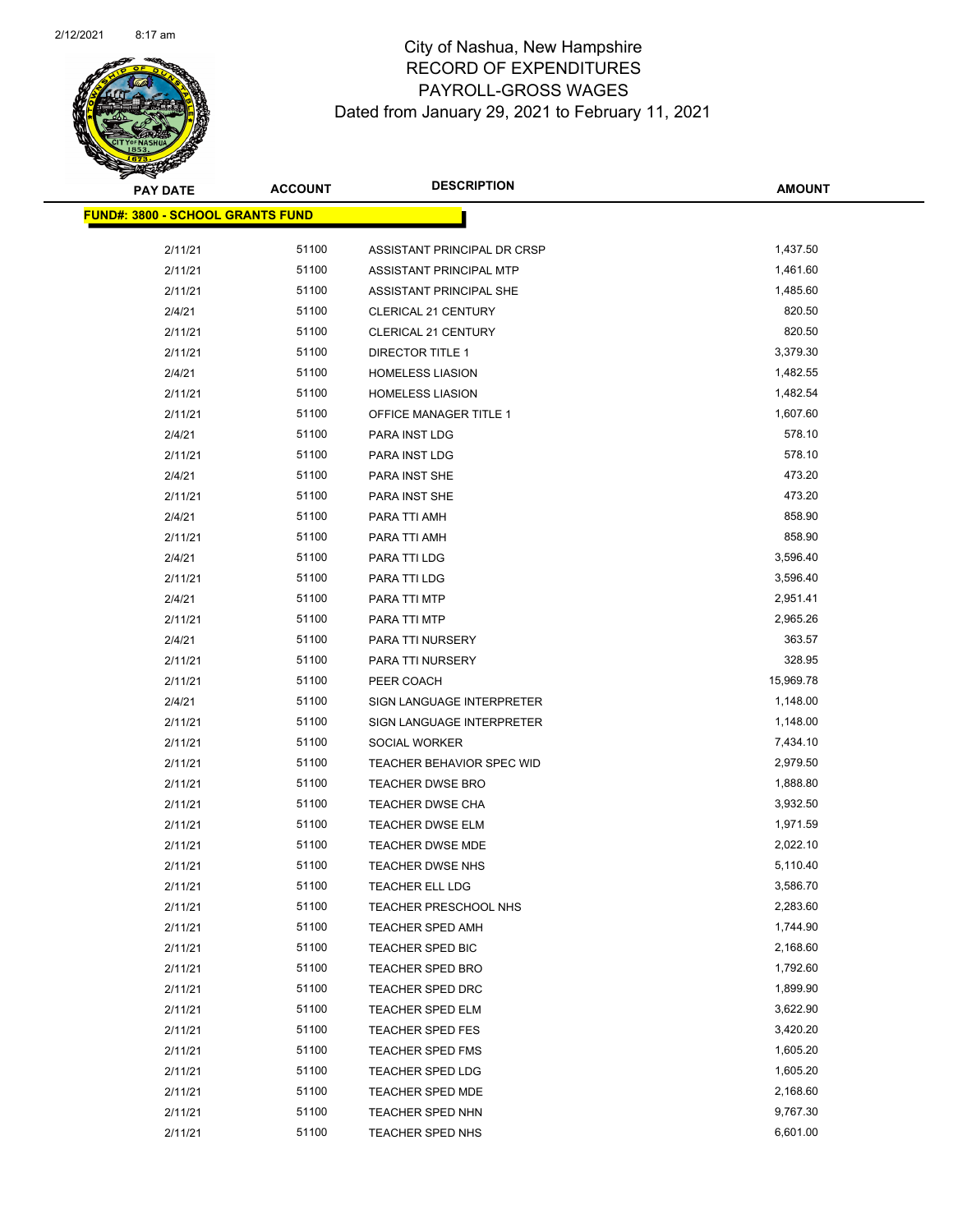# City of Nashua, New Hampshire
## RECORD OF EXPENDITURES
## PAYROLL-GROSS WAGES
### Dated from January 29, 2021 to February 11, 2021

| PAY DATE | ACCOUNT | DESCRIPTION | AMOUNT |
|---|---|---|---|
| **FUND#: 3800 - SCHOOL GRANTS FUND** | | | |
| 2/11/21 | 51100 | ASSISTANT PRINCIPAL DR CRSP | 1,437.50 |
| 2/11/21 | 51100 | ASSISTANT PRINCIPAL MTP | 1,461.60 |
| 2/11/21 | 51100 | ASSISTANT PRINCIPAL SHE | 1,485.60 |
| 2/4/21 | 51100 | CLERICAL 21 CENTURY | 820.50 |
| 2/11/21 | 51100 | CLERICAL 21 CENTURY | 820.50 |
| 2/11/21 | 51100 | DIRECTOR TITLE 1 | 3,379.30 |
| 2/4/21 | 51100 | HOMELESS LIASION | 1,482.55 |
| 2/11/21 | 51100 | HOMELESS LIASION | 1,482.54 |
| 2/11/21 | 51100 | OFFICE MANAGER TITLE 1 | 1,607.60 |
| 2/4/21 | 51100 | PARA INST LDG | 578.10 |
| 2/11/21 | 51100 | PARA INST LDG | 578.10 |
| 2/4/21 | 51100 | PARA INST SHE | 473.20 |
| 2/11/21 | 51100 | PARA INST SHE | 473.20 |
| 2/4/21 | 51100 | PARA TTI AMH | 858.90 |
| 2/11/21 | 51100 | PARA TTI AMH | 858.90 |
| 2/4/21 | 51100 | PARA TTI LDG | 3,596.40 |
| 2/11/21 | 51100 | PARA TTI LDG | 3,596.40 |
| 2/4/21 | 51100 | PARA TTI MTP | 2,951.41 |
| 2/11/21 | 51100 | PARA TTI MTP | 2,965.26 |
| 2/4/21 | 51100 | PARA TTI NURSERY | 363.57 |
| 2/11/21 | 51100 | PARA TTI NURSERY | 328.95 |
| 2/11/21 | 51100 | PEER COACH | 15,969.78 |
| 2/4/21 | 51100 | SIGN LANGUAGE INTERPRETER | 1,148.00 |
| 2/11/21 | 51100 | SIGN LANGUAGE INTERPRETER | 1,148.00 |
| 2/11/21 | 51100 | SOCIAL WORKER | 7,434.10 |
| 2/11/21 | 51100 | TEACHER BEHAVIOR SPEC WID | 2,979.50 |
| 2/11/21 | 51100 | TEACHER DWSE BRO | 1,888.80 |
| 2/11/21 | 51100 | TEACHER DWSE CHA | 3,932.50 |
| 2/11/21 | 51100 | TEACHER DWSE ELM | 1,971.59 |
| 2/11/21 | 51100 | TEACHER DWSE MDE | 2,022.10 |
| 2/11/21 | 51100 | TEACHER DWSE NHS | 5,110.40 |
| 2/11/21 | 51100 | TEACHER ELL LDG | 3,586.70 |
| 2/11/21 | 51100 | TEACHER PRESCHOOL NHS | 2,283.60 |
| 2/11/21 | 51100 | TEACHER SPED AMH | 1,744.90 |
| 2/11/21 | 51100 | TEACHER SPED BIC | 2,168.60 |
| 2/11/21 | 51100 | TEACHER SPED BRO | 1,792.60 |
| 2/11/21 | 51100 | TEACHER SPED DRC | 1,899.90 |
| 2/11/21 | 51100 | TEACHER SPED ELM | 3,622.90 |
| 2/11/21 | 51100 | TEACHER SPED FES | 3,420.20 |
| 2/11/21 | 51100 | TEACHER SPED FMS | 1,605.20 |
| 2/11/21 | 51100 | TEACHER SPED LDG | 1,605.20 |
| 2/11/21 | 51100 | TEACHER SPED MDE | 2,168.60 |
| 2/11/21 | 51100 | TEACHER SPED NHN | 9,767.30 |
| 2/11/21 | 51100 | TEACHER SPED NHS | 6,601.00 |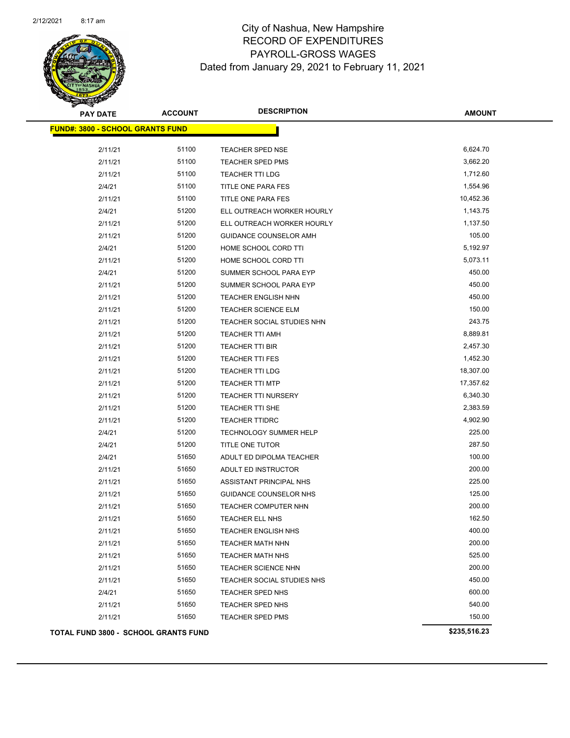# City of Nashua, New Hampshire
## RECORD OF EXPENDITURES
## PAYROLL-GROSS WAGES
### Dated from January 29, 2021 to February 11, 2021

| PAY DATE | ACCOUNT | DESCRIPTION | AMOUNT |
|---|---|---|---|
| **FUND#: 3800 - SCHOOL GRANTS FUND** | | | |
| 2/11/21 | 51100 | TEACHER SPED NSE | 6,624.70 |
| 2/11/21 | 51100 | TEACHER SPED PMS | 3,662.20 |
| 2/11/21 | 51100 | TEACHER TTI LDG | 1,712.60 |
| 2/4/21 | 51100 | TITLE ONE PARA FES | 1,554.96 |
| 2/11/21 | 51100 | TITLE ONE PARA FES | 10,452.36 |
| 2/4/21 | 51200 | ELL OUTREACH WORKER HOURLY | 1,143.75 |
| 2/11/21 | 51200 | ELL OUTREACH WORKER HOURLY | 1,137.50 |
| 2/11/21 | 51200 | GUIDANCE COUNSELOR AMH | 105.00 |
| 2/4/21 | 51200 | HOME SCHOOL CORD TTI | 5,192.97 |
| 2/11/21 | 51200 | HOME SCHOOL CORD TTI | 5,073.11 |
| 2/4/21 | 51200 | SUMMER SCHOOL PARA EYP | 450.00 |
| 2/11/21 | 51200 | SUMMER SCHOOL PARA EYP | 450.00 |
| 2/11/21 | 51200 | TEACHER ENGLISH NHN | 450.00 |
| 2/11/21 | 51200 | TEACHER SCIENCE ELM | 150.00 |
| 2/11/21 | 51200 | TEACHER SOCIAL STUDIES NHN | 243.75 |
| 2/11/21 | 51200 | TEACHER TTI AMH | 8,889.81 |
| 2/11/21 | 51200 | TEACHER TTI BIR | 2,457.30 |
| 2/11/21 | 51200 | TEACHER TTI FES | 1,452.30 |
| 2/11/21 | 51200 | TEACHER TTI LDG | 18,307.00 |
| 2/11/21 | 51200 | TEACHER TTI MTP | 17,357.62 |
| 2/11/21 | 51200 | TEACHER TTI NURSERY | 6,340.30 |
| 2/11/21 | 51200 | TEACHER TTI SHE | 2,383.59 |
| 2/11/21 | 51200 | TEACHER TTIDRC | 4,902.90 |
| 2/4/21 | 51200 | TECHNOLOGY SUMMER HELP | 225.00 |
| 2/4/21 | 51200 | TITLE ONE TUTOR | 287.50 |
| 2/4/21 | 51650 | ADULT ED DIPOLMA TEACHER | 100.00 |
| 2/11/21 | 51650 | ADULT ED INSTRUCTOR | 200.00 |
| 2/11/21 | 51650 | ASSISTANT PRINCIPAL NHS | 225.00 |
| 2/11/21 | 51650 | GUIDANCE COUNSELOR NHS | 125.00 |
| 2/11/21 | 51650 | TEACHER COMPUTER NHN | 200.00 |
| 2/11/21 | 51650 | TEACHER ELL NHS | 162.50 |
| 2/11/21 | 51650 | TEACHER ENGLISH NHS | 400.00 |
| 2/11/21 | 51650 | TEACHER MATH NHN | 200.00 |
| 2/11/21 | 51650 | TEACHER MATH NHS | 525.00 |
| 2/11/21 | 51650 | TEACHER SCIENCE NHN | 200.00 |
| 2/11/21 | 51650 | TEACHER SOCIAL STUDIES NHS | 450.00 |
| 2/4/21 | 51650 | TEACHER SPED NHS | 600.00 |
| 2/11/21 | 51650 | TEACHER SPED NHS | 540.00 |
| 2/11/21 | 51650 | TEACHER SPED PMS | 150.00 |
| **TOTAL FUND 3800 - SCHOOL GRANTS FUND** | | | **$235,516.23** |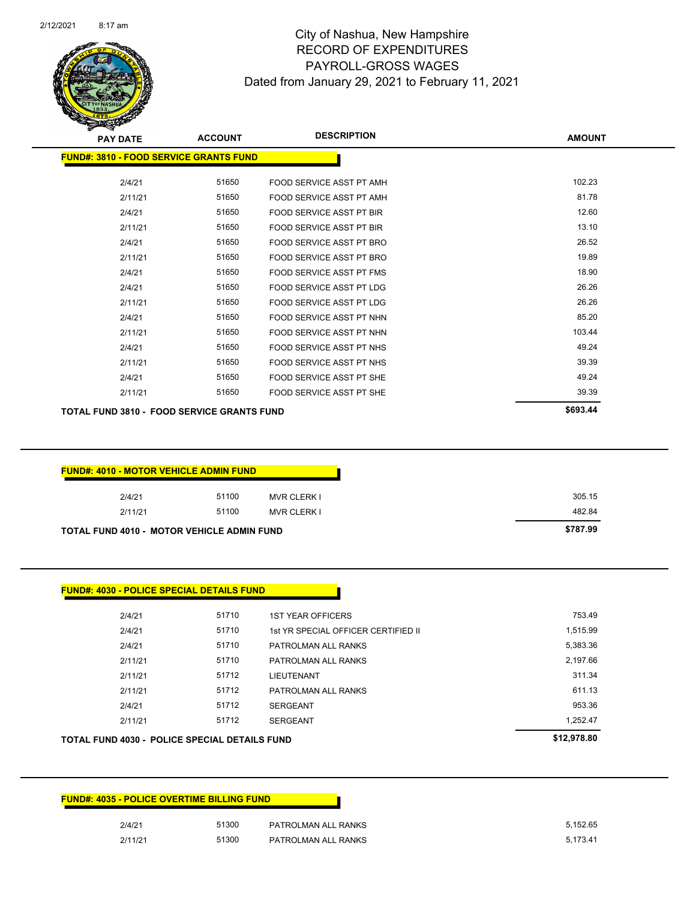# City of Nashua, New Hampshire
## RECORD OF EXPENDITURES
## PAYROLL-GROSS WAGES
## Dated from January 29, 2021 to February 11, 2021

| PAY DATE | ACCOUNT | DESCRIPTION | AMOUNT |
|---|---|---|---|
| **FUND#: 3810 - FOOD SERVICE GRANTS FUND** | | | |
| 2/4/21 | 51650 | FOOD SERVICE ASST PT AMH | 102.23 |
| 2/11/21 | 51650 | FOOD SERVICE ASST PT AMH | 81.78 |
| 2/4/21 | 51650 | FOOD SERVICE ASST PT BIR | 12.60 |
| 2/11/21 | 51650 | FOOD SERVICE ASST PT BIR | 13.10 |
| 2/4/21 | 51650 | FOOD SERVICE ASST PT BRO | 26.52 |
| 2/11/21 | 51650 | FOOD SERVICE ASST PT BRO | 19.89 |
| 2/4/21 | 51650 | FOOD SERVICE ASST PT FMS | 18.90 |
| 2/4/21 | 51650 | FOOD SERVICE ASST PT LDG | 26.26 |
| 2/11/21 | 51650 | FOOD SERVICE ASST PT LDG | 26.26 |
| 2/4/21 | 51650 | FOOD SERVICE ASST PT NHN | 85.20 |
| 2/11/21 | 51650 | FOOD SERVICE ASST PT NHN | 103.44 |
| 2/4/21 | 51650 | FOOD SERVICE ASST PT NHS | 49.24 |
| 2/11/21 | 51650 | FOOD SERVICE ASST PT NHS | 39.39 |
| 2/4/21 | 51650 | FOOD SERVICE ASST PT SHE | 49.24 |
| 2/11/21 | 51650 | FOOD SERVICE ASST PT SHE | 39.39 |
| **TOTAL FUND 3810 - FOOD SERVICE GRANTS FUND** | | | **$693.44** |

| PAY DATE | ACCOUNT | DESCRIPTION | AMOUNT |
|---|---|---|---|
| **FUND#: 4010 - MOTOR VEHICLE ADMIN FUND** | | | |
| 2/4/21 | 51100 | MVR CLERK I | 305.15 |
| 2/11/21 | 51100 | MVR CLERK I | 482.84 |
| **TOTAL FUND 4010 - MOTOR VEHICLE ADMIN FUND** | | | **$787.99** |

| PAY DATE | ACCOUNT | DESCRIPTION | AMOUNT |
|---|---|---|---|
| **FUND#: 4030 - POLICE SPECIAL DETAILS FUND** | | | |
| 2/4/21 | 51710 | 1ST YEAR OFFICERS | 753.49 |
| 2/4/21 | 51710 | 1st YR SPECIAL OFFICER CERTIFIED II | 1,515.99 |
| 2/4/21 | 51710 | PATROLMAN ALL RANKS | 5,383.36 |
| 2/11/21 | 51710 | PATROLMAN ALL RANKS | 2,197.66 |
| 2/11/21 | 51712 | LIEUTENANT | 311.34 |
| 2/11/21 | 51712 | PATROLMAN ALL RANKS | 611.13 |
| 2/4/21 | 51712 | SERGEANT | 953.36 |
| 2/11/21 | 51712 | SERGEANT | 1,252.47 |
| **TOTAL FUND 4030 - POLICE SPECIAL DETAILS FUND** | | | **$12,978.80** |

| PAY DATE | ACCOUNT | DESCRIPTION | AMOUNT |
|---|---|---|---|
| **FUND#: 4035 - POLICE OVERTIME BILLING FUND** | | | |
| 2/4/21 | 51300 | PATROLMAN ALL RANKS | 5,152.65 |
| 2/11/21 | 51300 | PATROLMAN ALL RANKS | 5,173.41 |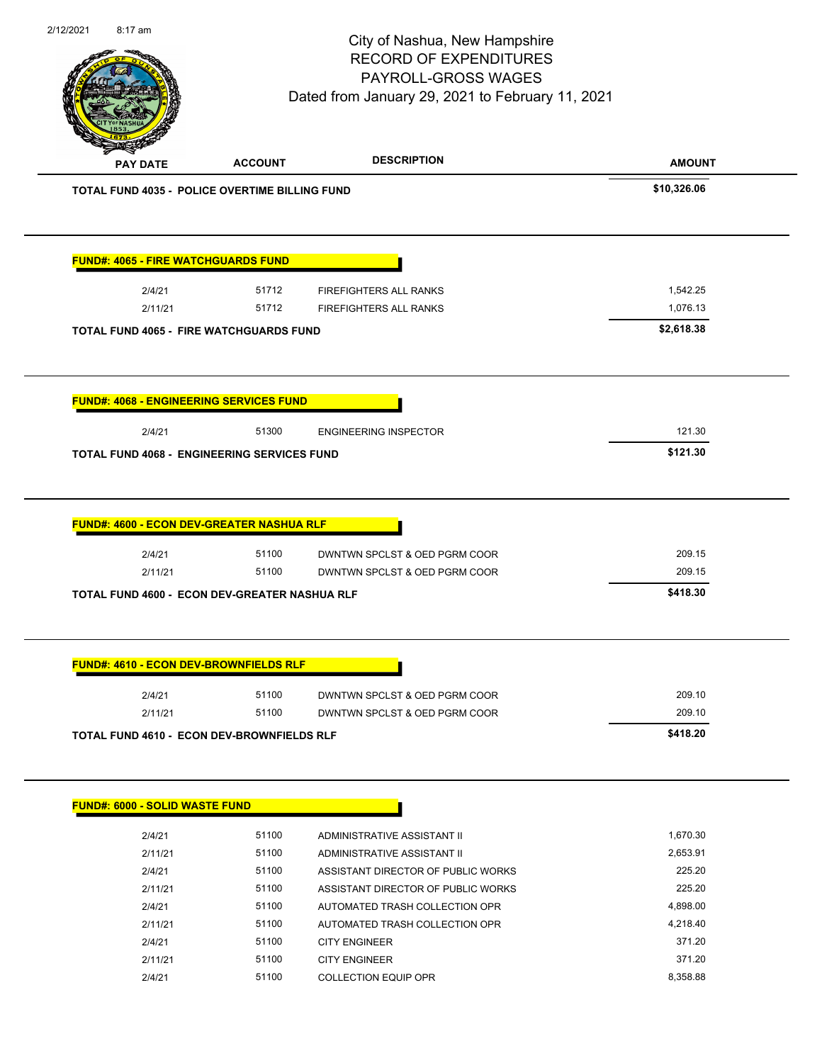City of Nashua, New Hampshire
RECORD OF EXPENDITURES
PAYROLL-GROSS WAGES
Dated from January 29, 2021 to February 11, 2021

| PAY DATE | ACCOUNT | DESCRIPTION | AMOUNT |
|---|---|---|---|
| **TOTAL FUND 4035 - POLICE OVERTIME BILLING FUND** | | | **$10,326.06** |

**FUND#: 4065 - FIRE WATCHGUARDS FUND**

| PAY DATE | ACCOUNT | DESCRIPTION | AMOUNT |
|---|---|---|---|
| 2/4/21 | 51712 | FIREFIGHTERS ALL RANKS | 1,542.25 |
| 2/11/21 | 51712 | FIREFIGHTERS ALL RANKS | 1,076.13 |
| **TOTAL FUND 4065 - FIRE WATCHGUARDS FUND** | | | **$2,618.38** |

**FUND#: 4068 - ENGINEERING SERVICES FUND**

| PAY DATE | ACCOUNT | DESCRIPTION | AMOUNT |
|---|---|---|---|
| 2/4/21 | 51300 | ENGINEERING INSPECTOR | 121.30 |
| **TOTAL FUND 4068 - ENGINEERING SERVICES FUND** | | | **$121.30** |

**FUND#: 4600 - ECON DEV-GREATER NASHUA RLF**

| PAY DATE | ACCOUNT | DESCRIPTION | AMOUNT |
|---|---|---|---|
| 2/4/21 | 51100 | DWNTWN SPCLST & OED PGRM COOR | 209.15 |
| 2/11/21 | 51100 | DWNTWN SPCLST & OED PGRM COOR | 209.15 |
| **TOTAL FUND 4600 - ECON DEV-GREATER NASHUA RLF** | | | **$418.30** |

**FUND#: 4610 - ECON DEV-BROWNFIELDS RLF**

| PAY DATE | ACCOUNT | DESCRIPTION | AMOUNT |
|---|---|---|---|
| 2/4/21 | 51100 | DWNTWN SPCLST & OED PGRM COOR | 209.10 |
| 2/11/21 | 51100 | DWNTWN SPCLST & OED PGRM COOR | 209.10 |
| **TOTAL FUND 4610 - ECON DEV-BROWNFIELDS RLF** | | | **$418.20** |

**FUND#: 6000 - SOLID WASTE FUND**

| PAY DATE | ACCOUNT | DESCRIPTION | AMOUNT |
|---|---|---|---|
| 2/4/21 | 51100 | ADMINISTRATIVE ASSISTANT II | 1,670.30 |
| 2/11/21 | 51100 | ADMINISTRATIVE ASSISTANT II | 2,653.91 |
| 2/4/21 | 51100 | ASSISTANT DIRECTOR OF PUBLIC WORKS | 225.20 |
| 2/11/21 | 51100 | ASSISTANT DIRECTOR OF PUBLIC WORKS | 225.20 |
| 2/4/21 | 51100 | AUTOMATED TRASH COLLECTION OPR | 4,898.00 |
| 2/11/21 | 51100 | AUTOMATED TRASH COLLECTION OPR | 4,218.40 |
| 2/4/21 | 51100 | CITY ENGINEER | 371.20 |
| 2/11/21 | 51100 | CITY ENGINEER | 371.20 |
| 2/4/21 | 51100 | COLLECTION EQUIP OPR | 8,358.88 |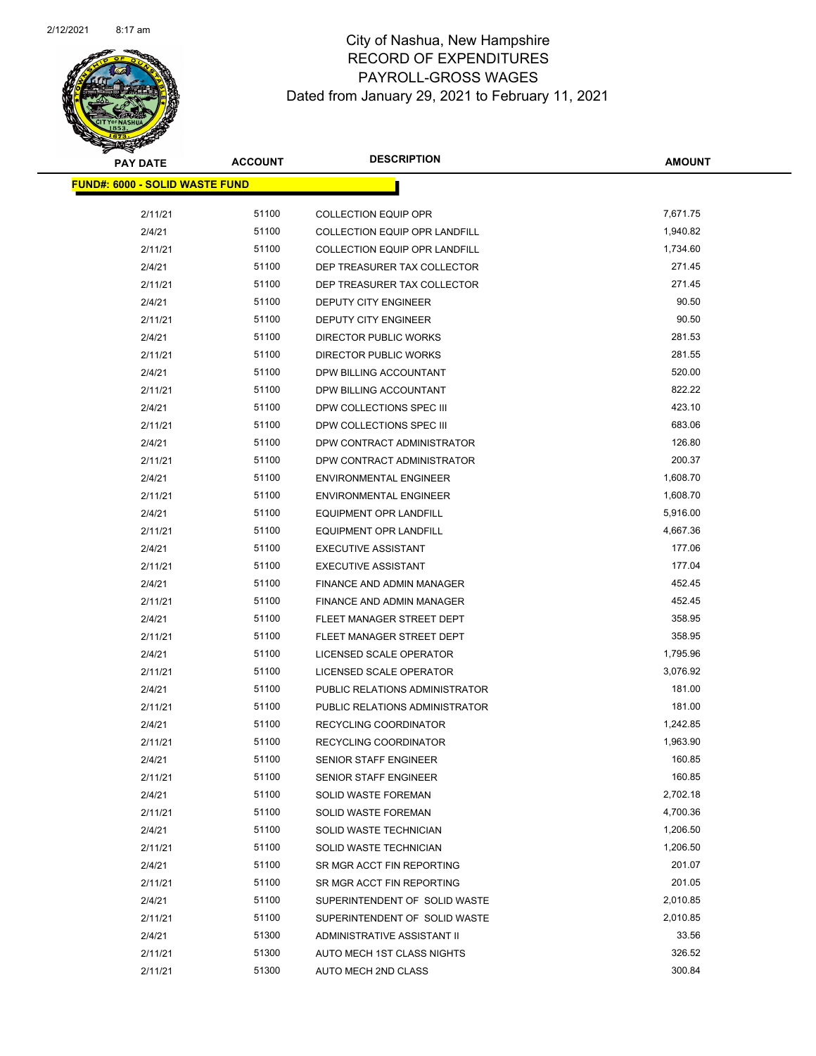# City of Nashua, New Hampshire
## RECORD OF EXPENDITURES
## PAYROLL-GROSS WAGES
### Dated from January 29, 2021 to February 11, 2021

| PAY DATE | ACCOUNT | DESCRIPTION | AMOUNT |
|---|---|---|---|
| **FUND#: 6000 - SOLID WASTE FUND** | | | |
| 2/11/21 | 51100 | COLLECTION EQUIP OPR | 7,671.75 |
| 2/4/21 | 51100 | COLLECTION EQUIP OPR LANDFILL | 1,940.82 |
| 2/11/21 | 51100 | COLLECTION EQUIP OPR LANDFILL | 1,734.60 |
| 2/4/21 | 51100 | DEP TREASURER TAX COLLECTOR | 271.45 |
| 2/11/21 | 51100 | DEP TREASURER TAX COLLECTOR | 271.45 |
| 2/4/21 | 51100 | DEPUTY CITY ENGINEER | 90.50 |
| 2/11/21 | 51100 | DEPUTY CITY ENGINEER | 90.50 |
| 2/4/21 | 51100 | DIRECTOR PUBLIC WORKS | 281.53 |
| 2/11/21 | 51100 | DIRECTOR PUBLIC WORKS | 281.55 |
| 2/4/21 | 51100 | DPW BILLING ACCOUNTANT | 520.00 |
| 2/11/21 | 51100 | DPW BILLING ACCOUNTANT | 822.22 |
| 2/4/21 | 51100 | DPW COLLECTIONS SPEC III | 423.10 |
| 2/11/21 | 51100 | DPW COLLECTIONS SPEC III | 683.06 |
| 2/4/21 | 51100 | DPW CONTRACT ADMINISTRATOR | 126.80 |
| 2/11/21 | 51100 | DPW CONTRACT ADMINISTRATOR | 200.37 |
| 2/4/21 | 51100 | ENVIRONMENTAL ENGINEER | 1,608.70 |
| 2/11/21 | 51100 | ENVIRONMENTAL ENGINEER | 1,608.70 |
| 2/4/21 | 51100 | EQUIPMENT OPR LANDFILL | 5,916.00 |
| 2/11/21 | 51100 | EQUIPMENT OPR LANDFILL | 4,667.36 |
| 2/4/21 | 51100 | EXECUTIVE ASSISTANT | 177.06 |
| 2/11/21 | 51100 | EXECUTIVE ASSISTANT | 177.04 |
| 2/4/21 | 51100 | FINANCE AND ADMIN MANAGER | 452.45 |
| 2/11/21 | 51100 | FINANCE AND ADMIN MANAGER | 452.45 |
| 2/4/21 | 51100 | FLEET MANAGER STREET DEPT | 358.95 |
| 2/11/21 | 51100 | FLEET MANAGER STREET DEPT | 358.95 |
| 2/4/21 | 51100 | LICENSED SCALE OPERATOR | 1,795.96 |
| 2/11/21 | 51100 | LICENSED SCALE OPERATOR | 3,076.92 |
| 2/4/21 | 51100 | PUBLIC RELATIONS ADMINISTRATOR | 181.00 |
| 2/11/21 | 51100 | PUBLIC RELATIONS ADMINISTRATOR | 181.00 |
| 2/4/21 | 51100 | RECYCLING COORDINATOR | 1,242.85 |
| 2/11/21 | 51100 | RECYCLING COORDINATOR | 1,963.90 |
| 2/4/21 | 51100 | SENIOR STAFF ENGINEER | 160.85 |
| 2/11/21 | 51100 | SENIOR STAFF ENGINEER | 160.85 |
| 2/4/21 | 51100 | SOLID WASTE FOREMAN | 2,702.18 |
| 2/11/21 | 51100 | SOLID WASTE FOREMAN | 4,700.36 |
| 2/4/21 | 51100 | SOLID WASTE TECHNICIAN | 1,206.50 |
| 2/11/21 | 51100 | SOLID WASTE TECHNICIAN | 1,206.50 |
| 2/4/21 | 51100 | SR MGR ACCT FIN REPORTING | 201.07 |
| 2/11/21 | 51100 | SR MGR ACCT FIN REPORTING | 201.05 |
| 2/4/21 | 51100 | SUPERINTENDENT OF SOLID WASTE | 2,010.85 |
| 2/11/21 | 51100 | SUPERINTENDENT OF SOLID WASTE | 2,010.85 |
| 2/4/21 | 51300 | ADMINISTRATIVE ASSISTANT II | 33.56 |
| 2/11/21 | 51300 | AUTO MECH 1ST CLASS NIGHTS | 326.52 |
| 2/11/21 | 51300 | AUTO MECH 2ND CLASS | 300.84 |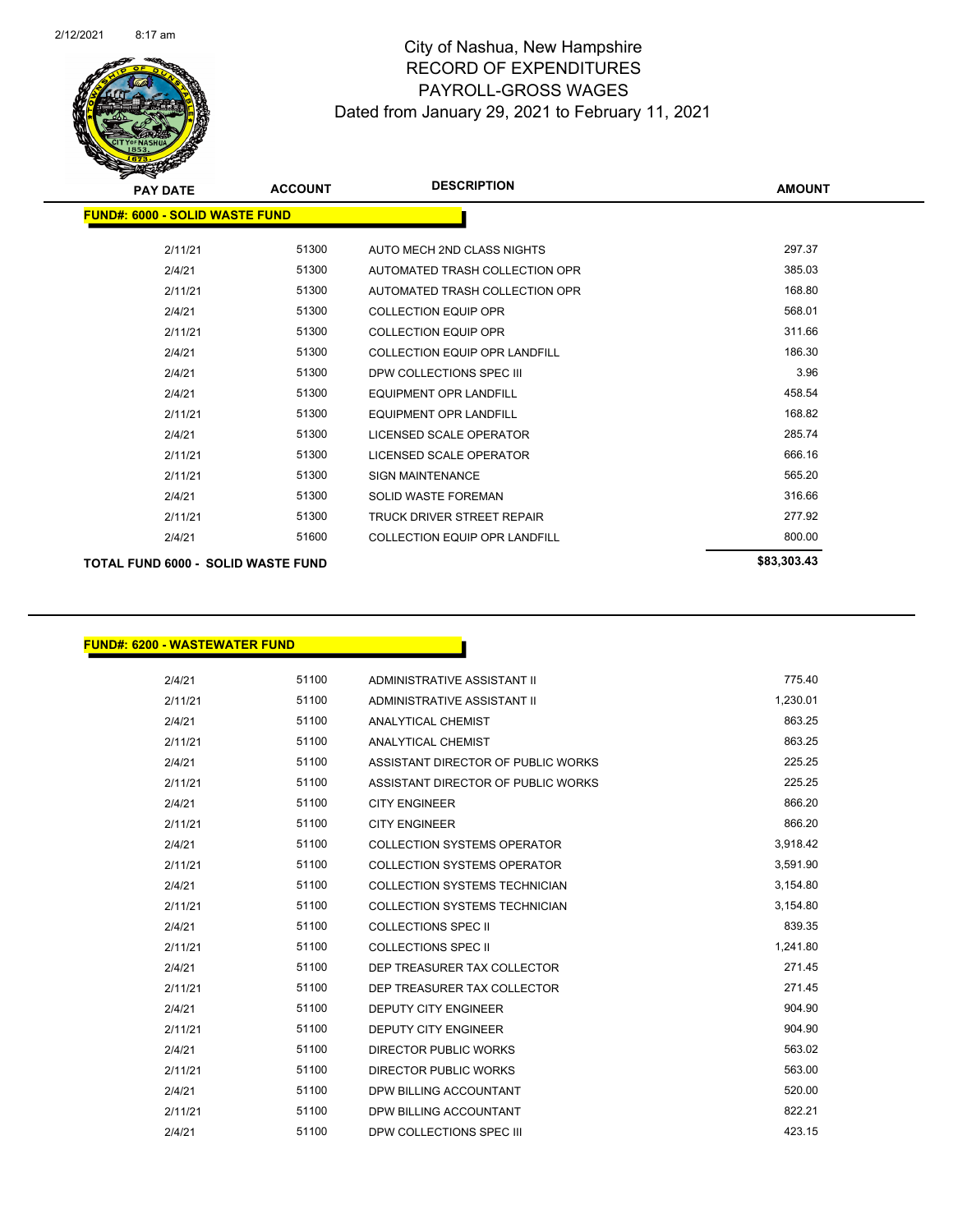# City of Nashua, New Hampshire
## RECORD OF EXPENDITURES
## PAYROLL-GROSS WAGES
### Dated from January 29, 2021 to February 11, 2021

| PAY DATE | ACCOUNT | DESCRIPTION | AMOUNT |
|---|---|---|---|
| **FUND#: 6000 - SOLID WASTE FUND** | | | |
| 2/11/21 | 51300 | AUTO MECH 2ND CLASS NIGHTS | 297.37 |
| 2/4/21 | 51300 | AUTOMATED TRASH COLLECTION OPR | 385.03 |
| 2/11/21 | 51300 | AUTOMATED TRASH COLLECTION OPR | 168.80 |
| 2/4/21 | 51300 | COLLECTION EQUIP OPR | 568.01 |
| 2/11/21 | 51300 | COLLECTION EQUIP OPR | 311.66 |
| 2/4/21 | 51300 | COLLECTION EQUIP OPR LANDFILL | 186.30 |
| 2/4/21 | 51300 | DPW COLLECTIONS SPEC III | 3.96 |
| 2/4/21 | 51300 | EQUIPMENT OPR LANDFILL | 458.54 |
| 2/11/21 | 51300 | EQUIPMENT OPR LANDFILL | 168.82 |
| 2/4/21 | 51300 | LICENSED SCALE OPERATOR | 285.74 |
| 2/11/21 | 51300 | LICENSED SCALE OPERATOR | 666.16 |
| 2/11/21 | 51300 | SIGN MAINTENANCE | 565.20 |
| 2/4/21 | 51300 | SOLID WASTE FOREMAN | 316.66 |
| 2/11/21 | 51300 | TRUCK DRIVER STREET REPAIR | 277.92 |
| 2/4/21 | 51600 | COLLECTION EQUIP OPR LANDFILL | 800.00 |
| **TOTAL FUND 6000 - SOLID WASTE FUND** | | | **$83,303.43** |

| PAY DATE | ACCOUNT | DESCRIPTION | AMOUNT |
|---|---|---|---|
| **FUND#: 6200 - WASTEWATER FUND** | | | |
| 2/4/21 | 51100 | ADMINISTRATIVE ASSISTANT II | 775.40 |
| 2/11/21 | 51100 | ADMINISTRATIVE ASSISTANT II | 1,230.01 |
| 2/4/21 | 51100 | ANALYTICAL CHEMIST | 863.25 |
| 2/11/21 | 51100 | ANALYTICAL CHEMIST | 863.25 |
| 2/4/21 | 51100 | ASSISTANT DIRECTOR OF PUBLIC WORKS | 225.25 |
| 2/11/21 | 51100 | ASSISTANT DIRECTOR OF PUBLIC WORKS | 225.25 |
| 2/4/21 | 51100 | CITY ENGINEER | 866.20 |
| 2/11/21 | 51100 | CITY ENGINEER | 866.20 |
| 2/4/21 | 51100 | COLLECTION SYSTEMS OPERATOR | 3,918.42 |
| 2/11/21 | 51100 | COLLECTION SYSTEMS OPERATOR | 3,591.90 |
| 2/4/21 | 51100 | COLLECTION SYSTEMS TECHNICIAN | 3,154.80 |
| 2/11/21 | 51100 | COLLECTION SYSTEMS TECHNICIAN | 3,154.80 |
| 2/4/21 | 51100 | COLLECTIONS SPEC II | 839.35 |
| 2/11/21 | 51100 | COLLECTIONS SPEC II | 1,241.80 |
| 2/4/21 | 51100 | DEP TREASURER TAX COLLECTOR | 271.45 |
| 2/11/21 | 51100 | DEP TREASURER TAX COLLECTOR | 271.45 |
| 2/4/21 | 51100 | DEPUTY CITY ENGINEER | 904.90 |
| 2/11/21 | 51100 | DEPUTY CITY ENGINEER | 904.90 |
| 2/4/21 | 51100 | DIRECTOR PUBLIC WORKS | 563.02 |
| 2/11/21 | 51100 | DIRECTOR PUBLIC WORKS | 563.00 |
| 2/4/21 | 51100 | DPW BILLING ACCOUNTANT | 520.00 |
| 2/11/21 | 51100 | DPW BILLING ACCOUNTANT | 822.21 |
| 2/4/21 | 51100 | DPW COLLECTIONS SPEC III | 423.15 |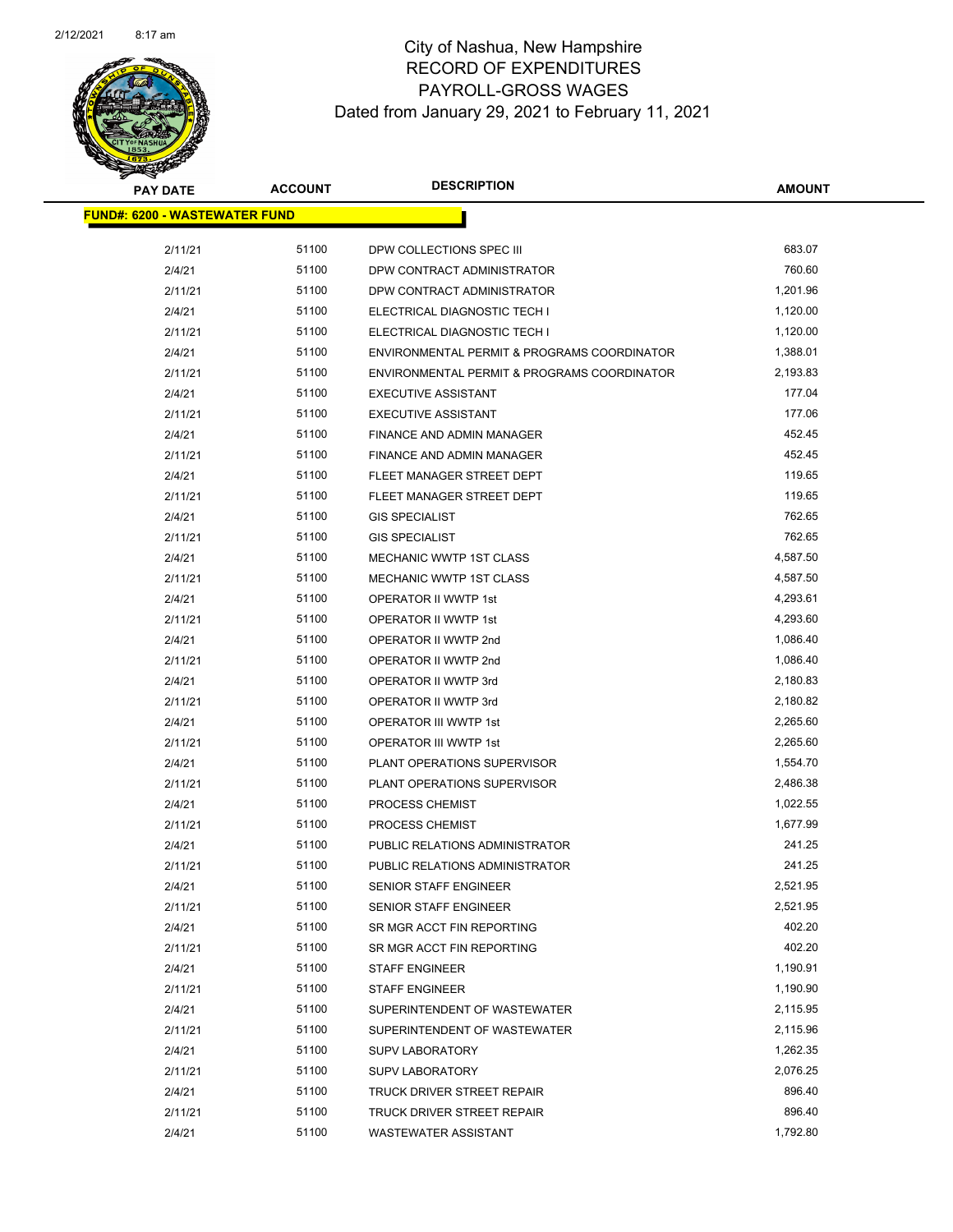# City of Nashua, New Hampshire
## RECORD OF EXPENDITURES
## PAYROLL-GROSS WAGES
### Dated from January 29, 2021 to February 11, 2021

**FUND#: 6200 - WASTEWATER FUND**

| PAY DATE | ACCOUNT | DESCRIPTION | AMOUNT |
|---|---|---|---|
| 2/11/21 | 51100 | DPW COLLECTIONS SPEC III | 683.07 |
| 2/4/21 | 51100 | DPW CONTRACT ADMINISTRATOR | 760.60 |
| 2/11/21 | 51100 | DPW CONTRACT ADMINISTRATOR | 1,201.96 |
| 2/4/21 | 51100 | ELECTRICAL DIAGNOSTIC TECH I | 1,120.00 |
| 2/11/21 | 51100 | ELECTRICAL DIAGNOSTIC TECH I | 1,120.00 |
| 2/4/21 | 51100 | ENVIRONMENTAL PERMIT & PROGRAMS COORDINATOR | 1,388.01 |
| 2/11/21 | 51100 | ENVIRONMENTAL PERMIT & PROGRAMS COORDINATOR | 2,193.83 |
| 2/4/21 | 51100 | EXECUTIVE ASSISTANT | 177.04 |
| 2/11/21 | 51100 | EXECUTIVE ASSISTANT | 177.06 |
| 2/4/21 | 51100 | FINANCE AND ADMIN MANAGER | 452.45 |
| 2/11/21 | 51100 | FINANCE AND ADMIN MANAGER | 452.45 |
| 2/4/21 | 51100 | FLEET MANAGER STREET DEPT | 119.65 |
| 2/11/21 | 51100 | FLEET MANAGER STREET DEPT | 119.65 |
| 2/4/21 | 51100 | GIS SPECIALIST | 762.65 |
| 2/11/21 | 51100 | GIS SPECIALIST | 762.65 |
| 2/4/21 | 51100 | MECHANIC WWTP 1ST CLASS | 4,587.50 |
| 2/11/21 | 51100 | MECHANIC WWTP 1ST CLASS | 4,587.50 |
| 2/4/21 | 51100 | OPERATOR II WWTP 1st | 4,293.61 |
| 2/11/21 | 51100 | OPERATOR II WWTP 1st | 4,293.60 |
| 2/4/21 | 51100 | OPERATOR II WWTP 2nd | 1,086.40 |
| 2/11/21 | 51100 | OPERATOR II WWTP 2nd | 1,086.40 |
| 2/4/21 | 51100 | OPERATOR II WWTP 3rd | 2,180.83 |
| 2/11/21 | 51100 | OPERATOR II WWTP 3rd | 2,180.82 |
| 2/4/21 | 51100 | OPERATOR III WWTP 1st | 2,265.60 |
| 2/11/21 | 51100 | OPERATOR III WWTP 1st | 2,265.60 |
| 2/4/21 | 51100 | PLANT OPERATIONS SUPERVISOR | 1,554.70 |
| 2/11/21 | 51100 | PLANT OPERATIONS SUPERVISOR | 2,486.38 |
| 2/4/21 | 51100 | PROCESS CHEMIST | 1,022.55 |
| 2/11/21 | 51100 | PROCESS CHEMIST | 1,677.99 |
| 2/4/21 | 51100 | PUBLIC RELATIONS ADMINISTRATOR | 241.25 |
| 2/11/21 | 51100 | PUBLIC RELATIONS ADMINISTRATOR | 241.25 |
| 2/4/21 | 51100 | SENIOR STAFF ENGINEER | 2,521.95 |
| 2/11/21 | 51100 | SENIOR STAFF ENGINEER | 2,521.95 |
| 2/4/21 | 51100 | SR MGR ACCT FIN REPORTING | 402.20 |
| 2/11/21 | 51100 | SR MGR ACCT FIN REPORTING | 402.20 |
| 2/4/21 | 51100 | STAFF ENGINEER | 1,190.91 |
| 2/11/21 | 51100 | STAFF ENGINEER | 1,190.90 |
| 2/4/21 | 51100 | SUPERINTENDENT OF WASTEWATER | 2,115.95 |
| 2/11/21 | 51100 | SUPERINTENDENT OF WASTEWATER | 2,115.96 |
| 2/4/21 | 51100 | SUPV LABORATORY | 1,262.35 |
| 2/11/21 | 51100 | SUPV LABORATORY | 2,076.25 |
| 2/4/21 | 51100 | TRUCK DRIVER STREET REPAIR | 896.40 |
| 2/11/21 | 51100 | TRUCK DRIVER STREET REPAIR | 896.40 |
| 2/4/21 | 51100 | WASTEWATER ASSISTANT | 1,792.80 |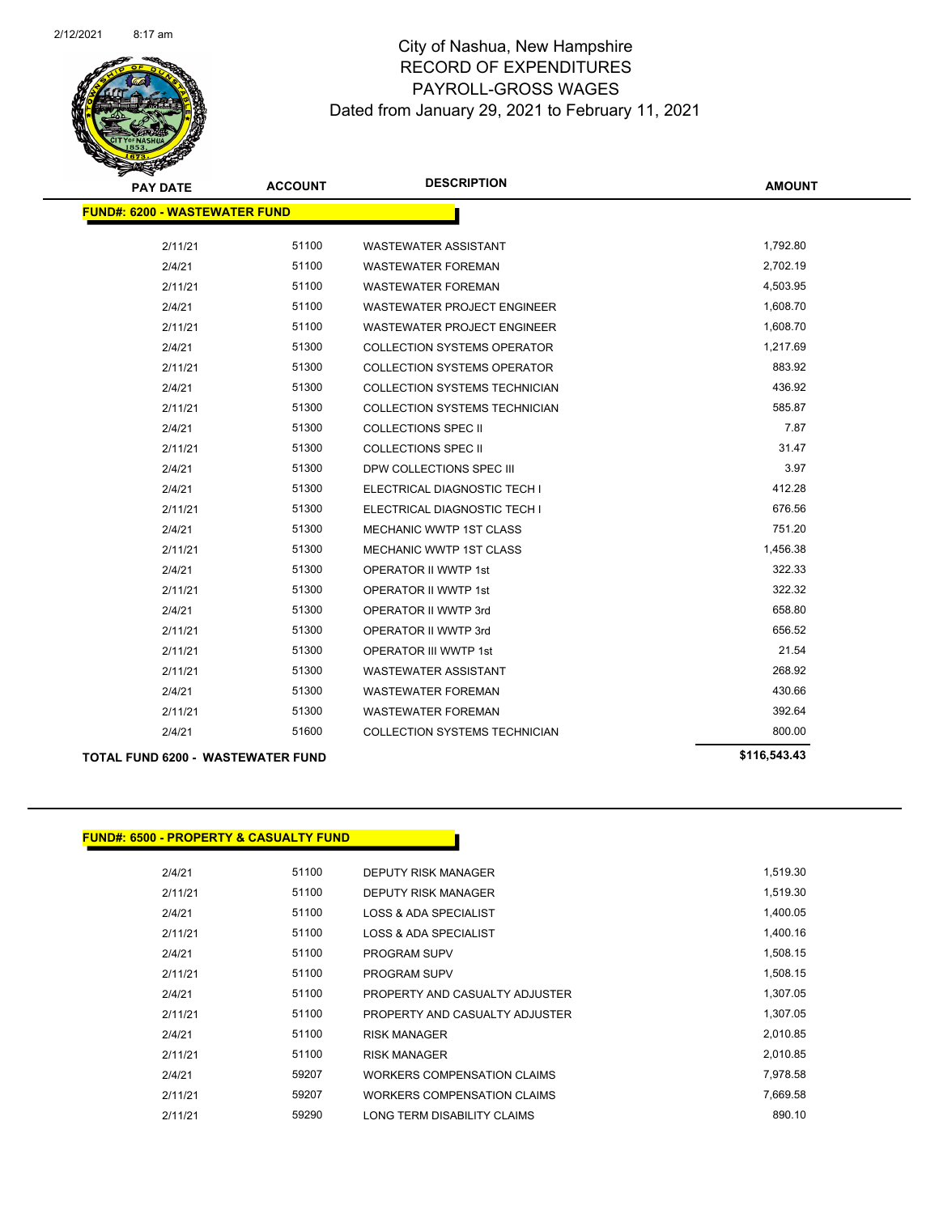# City of Nashua, New Hampshire
## RECORD OF EXPENDITURES
## PAYROLL-GROSS WAGES
### Dated from January 29, 2021 to February 11, 2021

| PAY DATE | ACCOUNT | DESCRIPTION | AMOUNT |
|---|---|---|---|
| **FUND#: 6200 - WASTEWATER FUND** | | | |
| 2/11/21 | 51100 | WASTEWATER ASSISTANT | 1,792.80 |
| 2/4/21 | 51100 | WASTEWATER FOREMAN | 2,702.19 |
| 2/11/21 | 51100 | WASTEWATER FOREMAN | 4,503.95 |
| 2/4/21 | 51100 | WASTEWATER PROJECT ENGINEER | 1,608.70 |
| 2/11/21 | 51100 | WASTEWATER PROJECT ENGINEER | 1,608.70 |
| 2/4/21 | 51300 | COLLECTION SYSTEMS OPERATOR | 1,217.69 |
| 2/11/21 | 51300 | COLLECTION SYSTEMS OPERATOR | 883.92 |
| 2/4/21 | 51300 | COLLECTION SYSTEMS TECHNICIAN | 436.92 |
| 2/11/21 | 51300 | COLLECTION SYSTEMS TECHNICIAN | 585.87 |
| 2/4/21 | 51300 | COLLECTIONS SPEC II | 7.87 |
| 2/11/21 | 51300 | COLLECTIONS SPEC II | 31.47 |
| 2/4/21 | 51300 | DPW COLLECTIONS SPEC III | 3.97 |
| 2/4/21 | 51300 | ELECTRICAL DIAGNOSTIC TECH I | 412.28 |
| 2/11/21 | 51300 | ELECTRICAL DIAGNOSTIC TECH I | 676.56 |
| 2/4/21 | 51300 | MECHANIC WWTP 1ST CLASS | 751.20 |
| 2/11/21 | 51300 | MECHANIC WWTP 1ST CLASS | 1,456.38 |
| 2/4/21 | 51300 | OPERATOR II WWTP 1st | 322.33 |
| 2/11/21 | 51300 | OPERATOR II WWTP 1st | 322.32 |
| 2/4/21 | 51300 | OPERATOR II WWTP 3rd | 658.80 |
| 2/11/21 | 51300 | OPERATOR II WWTP 3rd | 656.52 |
| 2/11/21 | 51300 | OPERATOR III WWTP 1st | 21.54 |
| 2/11/21 | 51300 | WASTEWATER ASSISTANT | 268.92 |
| 2/4/21 | 51300 | WASTEWATER FOREMAN | 430.66 |
| 2/11/21 | 51300 | WASTEWATER FOREMAN | 392.64 |
| 2/4/21 | 51600 | COLLECTION SYSTEMS TECHNICIAN | 800.00 |
| **TOTAL FUND 6200 - WASTEWATER FUND** | | | **$116,543.43** |

| PAY DATE | ACCOUNT | DESCRIPTION | AMOUNT |
|---|---|---|---|
| **FUND#: 6500 - PROPERTY & CASUALTY FUND** | | | |
| 2/4/21 | 51100 | DEPUTY RISK MANAGER | 1,519.30 |
| 2/11/21 | 51100 | DEPUTY RISK MANAGER | 1,519.30 |
| 2/4/21 | 51100 | LOSS & ADA SPECIALIST | 1,400.05 |
| 2/11/21 | 51100 | LOSS & ADA SPECIALIST | 1,400.16 |
| 2/4/21 | 51100 | PROGRAM SUPV | 1,508.15 |
| 2/11/21 | 51100 | PROGRAM SUPV | 1,508.15 |
| 2/4/21 | 51100 | PROPERTY AND CASUALTY ADJUSTER | 1,307.05 |
| 2/11/21 | 51100 | PROPERTY AND CASUALTY ADJUSTER | 1,307.05 |
| 2/4/21 | 51100 | RISK MANAGER | 2,010.85 |
| 2/11/21 | 51100 | RISK MANAGER | 2,010.85 |
| 2/4/21 | 59207 | WORKERS COMPENSATION CLAIMS | 7,978.58 |
| 2/11/21 | 59207 | WORKERS COMPENSATION CLAIMS | 7,669.58 |
| 2/11/21 | 59290 | LONG TERM DISABILITY CLAIMS | 890.10 |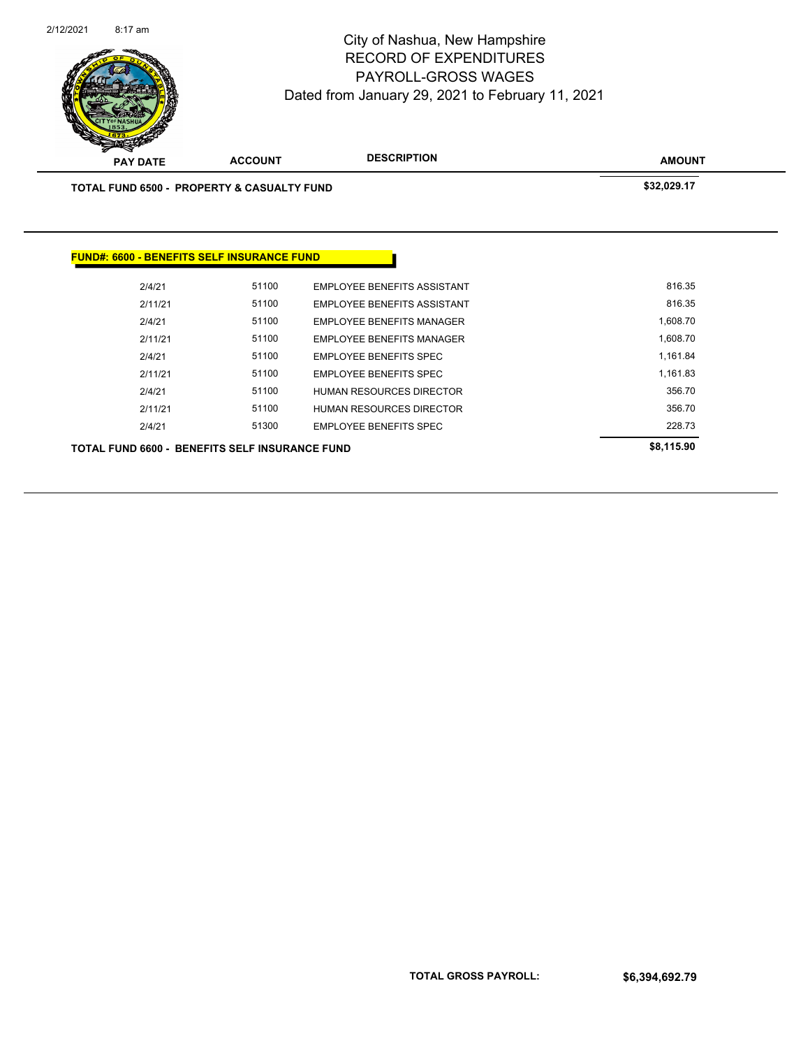2/12/2021 8:17 am

# City of Nashua, New Hampshire
## RECORD OF EXPENDITURES
## PAYROLL-GROSS WAGES
Dated from January 29, 2021 to February 11, 2021

| PAY DATE | ACCOUNT | DESCRIPTION | AMOUNT |
|---|---|---|---|
| **TOTAL FUND 6500 - PROPERTY & CASUALTY FUND** | | | **$32,029.17** |

**FUND#: 6600 - BENEFITS SELF INSURANCE FUND**

| PAY DATE | ACCOUNT | DESCRIPTION | AMOUNT |
|---|---|---|---|
| 2/4/21 | 51100 | EMPLOYEE BENEFITS ASSISTANT | 816.35 |
| 2/11/21 | 51100 | EMPLOYEE BENEFITS ASSISTANT | 816.35 |
| 2/4/21 | 51100 | EMPLOYEE BENEFITS MANAGER | 1,608.70 |
| 2/11/21 | 51100 | EMPLOYEE BENEFITS MANAGER | 1,608.70 |
| 2/4/21 | 51100 | EMPLOYEE BENEFITS SPEC | 1,161.84 |
| 2/11/21 | 51100 | EMPLOYEE BENEFITS SPEC | 1,161.83 |
| 2/4/21 | 51100 | HUMAN RESOURCES DIRECTOR | 356.70 |
| 2/11/21 | 51100 | HUMAN RESOURCES DIRECTOR | 356.70 |
| 2/4/21 | 51300 | EMPLOYEE BENEFITS SPEC | 228.73 |
| **TOTAL FUND 6600 - BENEFITS SELF INSURANCE FUND** | | | **$8,115.90** |

**TOTAL GROSS PAYROLL: $6,394,692.79**